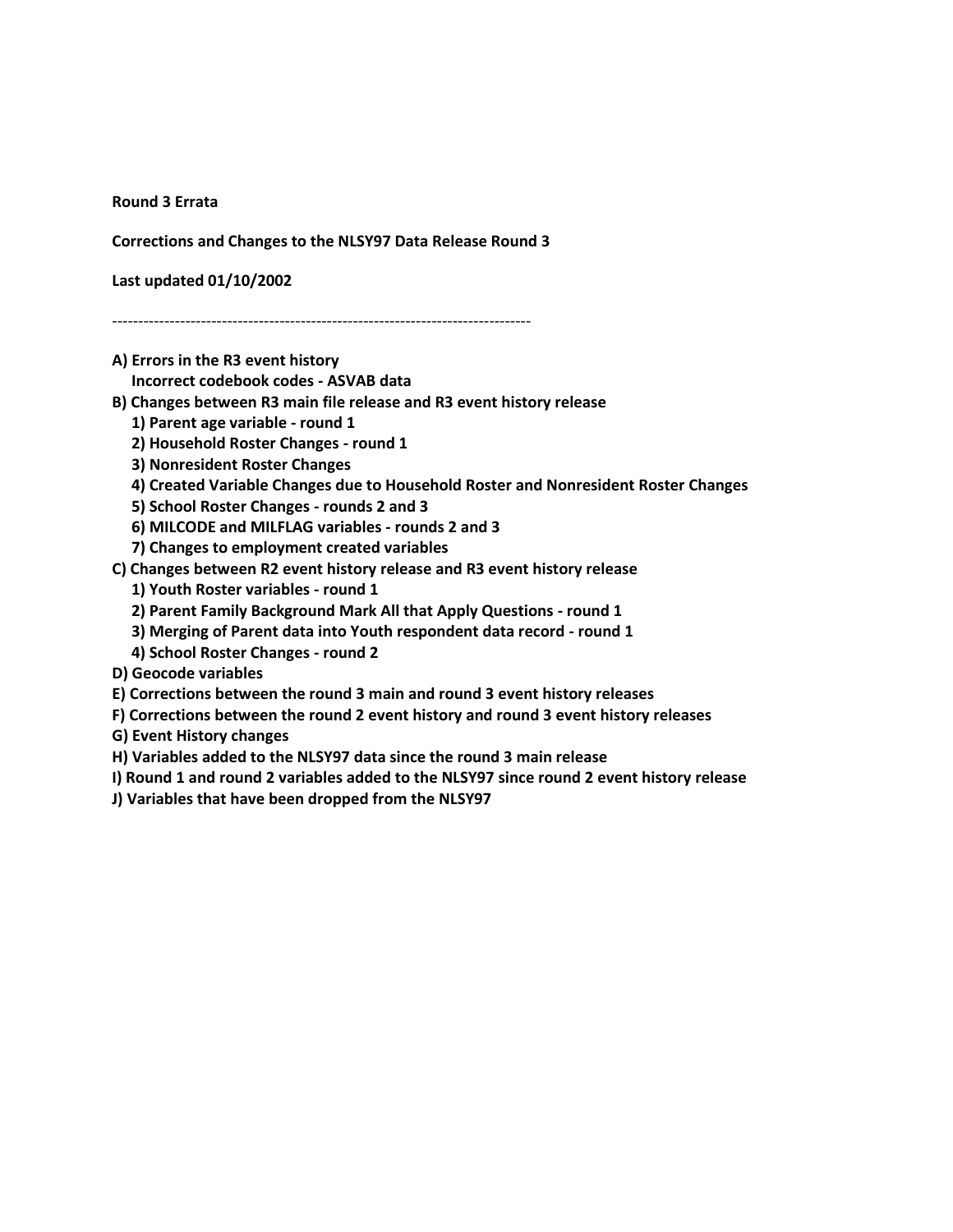**Round 3 Errata**

**Corrections and Changes to the NLSY97 Data Release Round 3**

**Last updated 01/10/2002**

--------------------------------------------------------------------------------

**A) Errors in the R3 event history**
   **Incorrect codebook codes - ASVAB data**

**B) Changes between R3 main file release and R3 event history release**
   **1) Parent age variable - round 1**
   **2) Household Roster Changes - round 1**
   **3) Nonresident Roster Changes**
   **4) Created Variable Changes due to Household Roster and Nonresident Roster Changes**
   **5) School Roster Changes - rounds 2 and 3**
   **6) MILCODE and MILFLAG variables - rounds 2 and 3**
   **7) Changes to employment created variables**

**C) Changes between R2 event history release and R3 event history release**
   **1) Youth Roster variables - round 1**
   **2) Parent Family Background Mark All that Apply Questions - round 1**
   **3) Merging of Parent data into Youth respondent data record - round 1**
   **4) School Roster Changes - round 2**

**D) Geocode variables**

**E) Corrections between the round 3 main and round 3 event history releases**

**F) Corrections between the round 2 event history and round 3 event history releases**

**G) Event History changes**

**H) Variables added to the NLSY97 data since the round 3 main release**

**I) Round 1 and round 2 variables added to the NLSY97 since round 2 event history release**

**J) Variables that have been dropped from the NLSY97**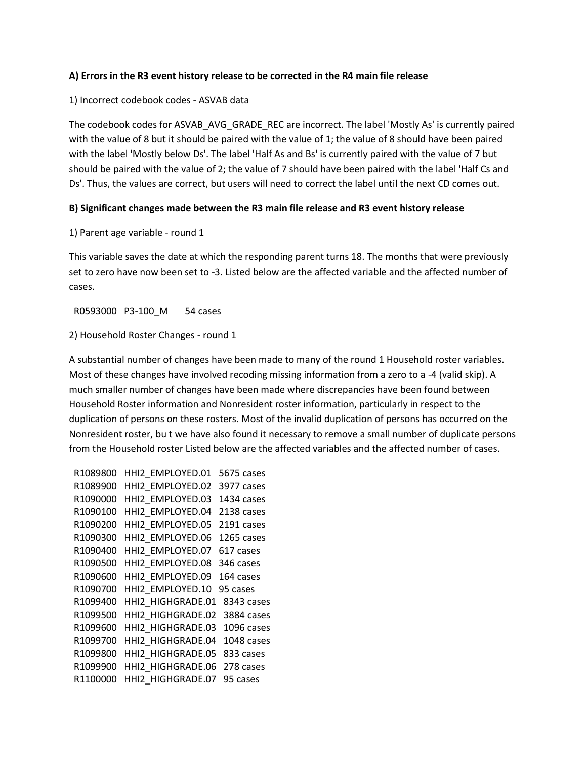**A) Errors in the R3 event history release to be corrected in the R4 main file release**

1) Incorrect codebook codes - ASVAB data

The codebook codes for ASVAB_AVG_GRADE_REC are incorrect. The label 'Mostly As' is currently paired with the value of 8 but it should be paired with the value of 1; the value of 8 should have been paired with the label 'Mostly below Ds'. The label 'Half As and Bs' is currently paired with the value of 7 but should be paired with the value of 2; the value of 7 should have been paired with the label 'Half Cs and Ds'. Thus, the values are correct, but users will need to correct the label until the next CD comes out.

**B) Significant changes made between the R3 main file release and R3 event history release**

1) Parent age variable - round 1

This variable saves the date at which the responding parent turns 18. The months that were previously set to zero have now been set to -3. Listed below are the affected variable and the affected number of cases.

R0593000 P3-100_M 54 cases

2) Household Roster Changes - round 1

A substantial number of changes have been made to many of the round 1 Household roster variables. Most of these changes have involved recoding missing information from a zero to a -4 (valid skip). A much smaller number of changes have been made where discrepancies have been found between Household Roster information and Nonresident roster information, particularly in respect to the duplication of persons on these rosters. Most of the invalid duplication of persons has occurred on the Nonresident roster, bu t we have also found it necessary to remove a small number of duplicate persons from the Household roster Listed below are the affected variables and the affected number of cases.

R1089800 HHI2_EMPLOYED.01 5675 cases
R1089900 HHI2_EMPLOYED.02 3977 cases
R1090000 HHI2_EMPLOYED.03 1434 cases
R1090100 HHI2_EMPLOYED.04 2138 cases
R1090200 HHI2_EMPLOYED.05 2191 cases
R1090300 HHI2_EMPLOYED.06 1265 cases
R1090400 HHI2_EMPLOYED.07 617 cases
R1090500 HHI2_EMPLOYED.08 346 cases
R1090600 HHI2_EMPLOYED.09 164 cases
R1090700 HHI2_EMPLOYED.10 95 cases
R1099400 HHI2_HIGHGRADE.01 8343 cases
R1099500 HHI2_HIGHGRADE.02 3884 cases
R1099600 HHI2_HIGHGRADE.03 1096 cases
R1099700 HHI2_HIGHGRADE.04 1048 cases
R1099800 HHI2_HIGHGRADE.05 833 cases
R1099900 HHI2_HIGHGRADE.06 278 cases
R1100000 HHI2_HIGHGRADE.07 95 cases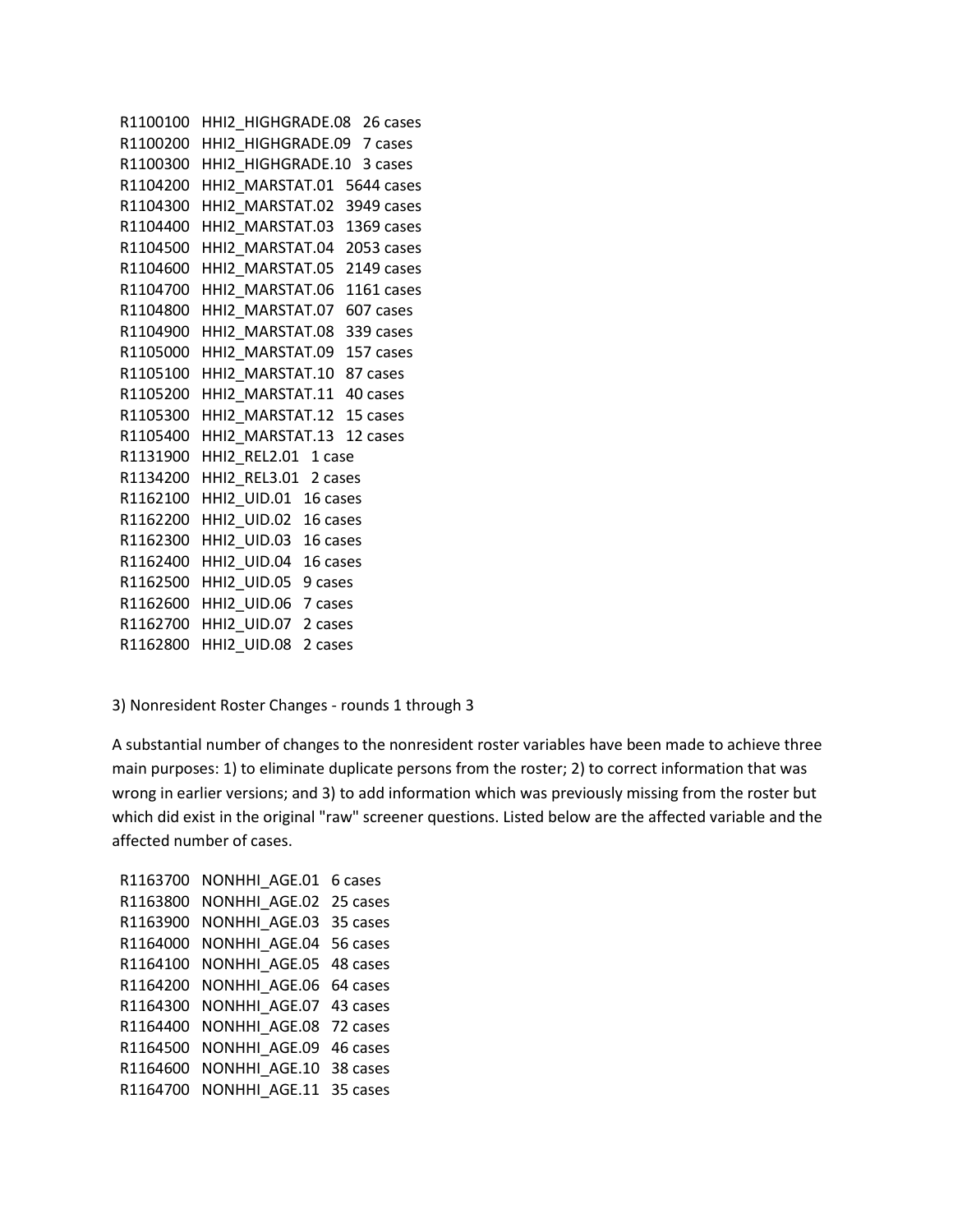R1100100 HHI2_HIGHGRADE.08 26 cases
R1100200 HHI2_HIGHGRADE.09 7 cases
R1100300 HHI2_HIGHGRADE.10 3 cases
R1104200 HHI2_MARSTAT.01 5644 cases
R1104300 HHI2_MARSTAT.02 3949 cases
R1104400 HHI2_MARSTAT.03 1369 cases
R1104500 HHI2_MARSTAT.04 2053 cases
R1104600 HHI2_MARSTAT.05 2149 cases
R1104700 HHI2_MARSTAT.06 1161 cases
R1104800 HHI2_MARSTAT.07 607 cases
R1104900 HHI2_MARSTAT.08 339 cases
R1105000 HHI2_MARSTAT.09 157 cases
R1105100 HHI2_MARSTAT.10 87 cases
R1105200 HHI2_MARSTAT.11 40 cases
R1105300 HHI2_MARSTAT.12 15 cases
R1105400 HHI2_MARSTAT.13 12 cases
R1131900 HHI2_REL2.01 1 case
R1134200 HHI2_REL3.01 2 cases
R1162100 HHI2_UID.01 16 cases
R1162200 HHI2_UID.02 16 cases
R1162300 HHI2_UID.03 16 cases
R1162400 HHI2_UID.04 16 cases
R1162500 HHI2_UID.05 9 cases
R1162600 HHI2_UID.06 7 cases
R1162700 HHI2_UID.07 2 cases
R1162800 HHI2_UID.08 2 cases

3) Nonresident Roster Changes - rounds 1 through 3

A substantial number of changes to the nonresident roster variables have been made to achieve three main purposes: 1) to eliminate duplicate persons from the roster; 2) to correct information that was wrong in earlier versions; and 3) to add information which was previously missing from the roster but which did exist in the original "raw" screener questions. Listed below are the affected variable and the affected number of cases.

R1163700 NONHHI_AGE.01 6 cases
R1163800 NONHHI_AGE.02 25 cases
R1163900 NONHHI_AGE.03 35 cases
R1164000 NONHHI_AGE.04 56 cases
R1164100 NONHHI_AGE.05 48 cases
R1164200 NONHHI_AGE.06 64 cases
R1164300 NONHHI_AGE.07 43 cases
R1164400 NONHHI_AGE.08 72 cases
R1164500 NONHHI_AGE.09 46 cases
R1164600 NONHHI_AGE.10 38 cases
R1164700 NONHHI_AGE.11 35 cases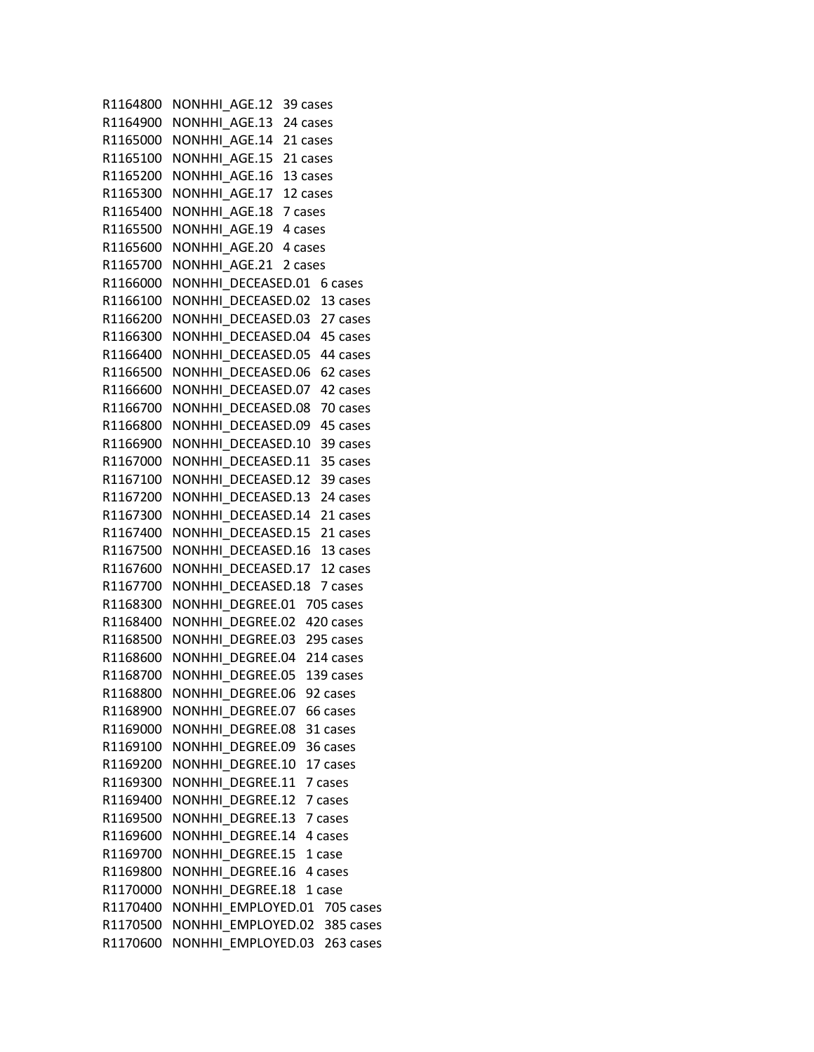R1164800 NONHHI_AGE.12 39 cases
R1164900 NONHHI_AGE.13 24 cases
R1165000 NONHHI_AGE.14 21 cases
R1165100 NONHHI_AGE.15 21 cases
R1165200 NONHHI_AGE.16 13 cases
R1165300 NONHHI_AGE.17 12 cases
R1165400 NONHHI_AGE.18 7 cases
R1165500 NONHHI_AGE.19 4 cases
R1165600 NONHHI_AGE.20 4 cases
R1165700 NONHHI_AGE.21 2 cases
R1166000 NONHHI_DECEASED.01 6 cases
R1166100 NONHHI_DECEASED.02 13 cases
R1166200 NONHHI_DECEASED.03 27 cases
R1166300 NONHHI_DECEASED.04 45 cases
R1166400 NONHHI_DECEASED.05 44 cases
R1166500 NONHHI_DECEASED.06 62 cases
R1166600 NONHHI_DECEASED.07 42 cases
R1166700 NONHHI_DECEASED.08 70 cases
R1166800 NONHHI_DECEASED.09 45 cases
R1166900 NONHHI_DECEASED.10 39 cases
R1167000 NONHHI_DECEASED.11 35 cases
R1167100 NONHHI_DECEASED.12 39 cases
R1167200 NONHHI_DECEASED.13 24 cases
R1167300 NONHHI_DECEASED.14 21 cases
R1167400 NONHHI_DECEASED.15 21 cases
R1167500 NONHHI_DECEASED.16 13 cases
R1167600 NONHHI_DECEASED.17 12 cases
R1167700 NONHHI_DECEASED.18 7 cases
R1168300 NONHHI_DEGREE.01 705 cases
R1168400 NONHHI_DEGREE.02 420 cases
R1168500 NONHHI_DEGREE.03 295 cases
R1168600 NONHHI_DEGREE.04 214 cases
R1168700 NONHHI_DEGREE.05 139 cases
R1168800 NONHHI_DEGREE.06 92 cases
R1168900 NONHHI_DEGREE.07 66 cases
R1169000 NONHHI_DEGREE.08 31 cases
R1169100 NONHHI_DEGREE.09 36 cases
R1169200 NONHHI_DEGREE.10 17 cases
R1169300 NONHHI_DEGREE.11 7 cases
R1169400 NONHHI_DEGREE.12 7 cases
R1169500 NONHHI_DEGREE.13 7 cases
R1169600 NONHHI_DEGREE.14 4 cases
R1169700 NONHHI_DEGREE.15 1 case
R1169800 NONHHI_DEGREE.16 4 cases
R1170000 NONHHI_DEGREE.18 1 case
R1170400 NONHHI_EMPLOYED.01 705 cases
R1170500 NONHHI_EMPLOYED.02 385 cases
R1170600 NONHHI_EMPLOYED.03 263 cases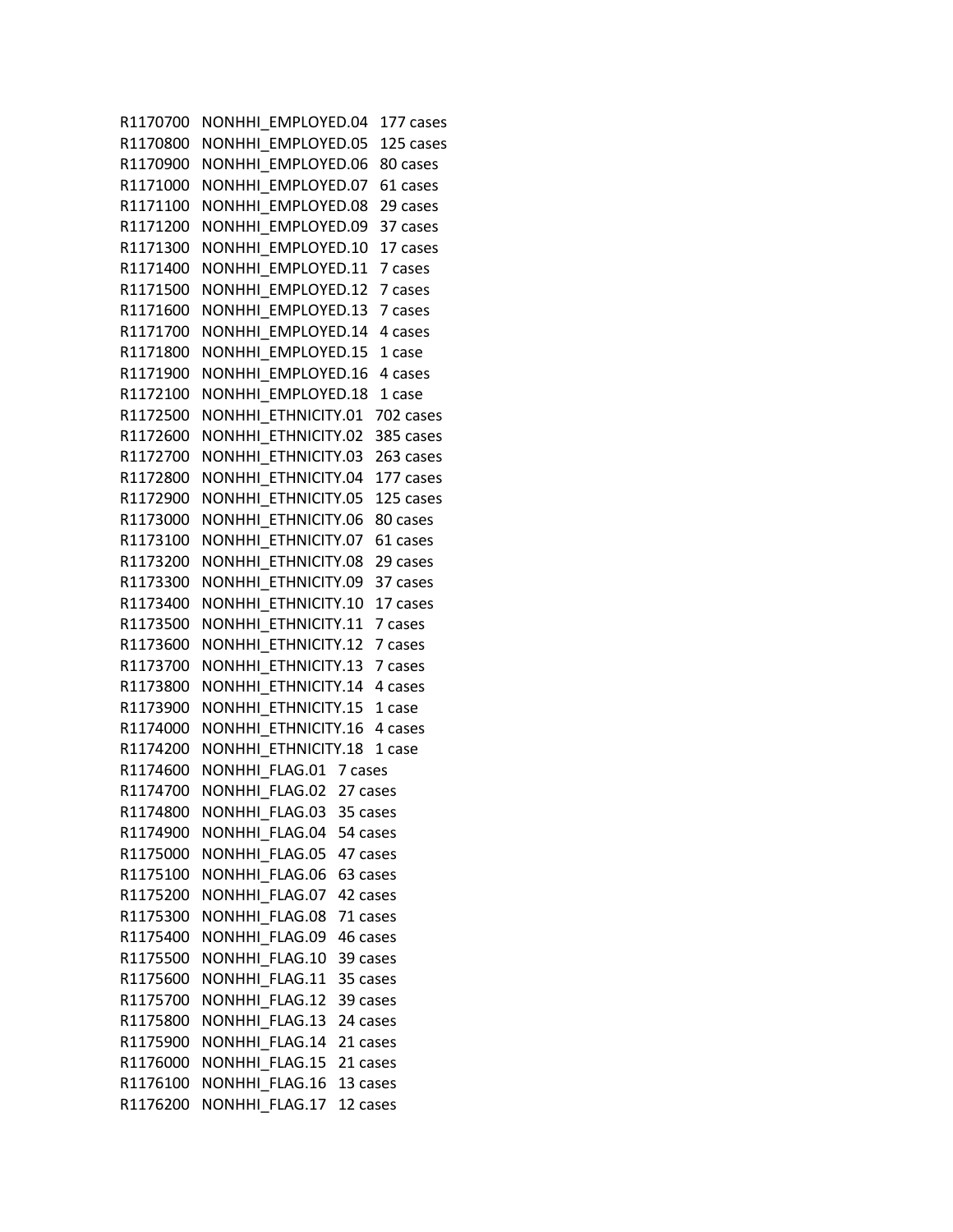R1170700 NONHHI_EMPLOYED.04 177 cases
R1170800 NONHHI_EMPLOYED.05 125 cases
R1170900 NONHHI_EMPLOYED.06 80 cases
R1171000 NONHHI_EMPLOYED.07 61 cases
R1171100 NONHHI_EMPLOYED.08 29 cases
R1171200 NONHHI_EMPLOYED.09 37 cases
R1171300 NONHHI_EMPLOYED.10 17 cases
R1171400 NONHHI_EMPLOYED.11 7 cases
R1171500 NONHHI_EMPLOYED.12 7 cases
R1171600 NONHHI_EMPLOYED.13 7 cases
R1171700 NONHHI_EMPLOYED.14 4 cases
R1171800 NONHHI_EMPLOYED.15 1 case
R1171900 NONHHI_EMPLOYED.16 4 cases
R1172100 NONHHI_EMPLOYED.18 1 case
R1172500 NONHHI_ETHNICITY.01 702 cases
R1172600 NONHHI_ETHNICITY.02 385 cases
R1172700 NONHHI_ETHNICITY.03 263 cases
R1172800 NONHHI_ETHNICITY.04 177 cases
R1172900 NONHHI_ETHNICITY.05 125 cases
R1173000 NONHHI_ETHNICITY.06 80 cases
R1173100 NONHHI_ETHNICITY.07 61 cases
R1173200 NONHHI_ETHNICITY.08 29 cases
R1173300 NONHHI_ETHNICITY.09 37 cases
R1173400 NONHHI_ETHNICITY.10 17 cases
R1173500 NONHHI_ETHNICITY.11 7 cases
R1173600 NONHHI_ETHNICITY.12 7 cases
R1173700 NONHHI_ETHNICITY.13 7 cases
R1173800 NONHHI_ETHNICITY.14 4 cases
R1173900 NONHHI_ETHNICITY.15 1 case
R1174000 NONHHI_ETHNICITY.16 4 cases
R1174200 NONHHI_ETHNICITY.18 1 case
R1174600 NONHHI_FLAG.01 7 cases
R1174700 NONHHI_FLAG.02 27 cases
R1174800 NONHHI_FLAG.03 35 cases
R1174900 NONHHI_FLAG.04 54 cases
R1175000 NONHHI_FLAG.05 47 cases
R1175100 NONHHI_FLAG.06 63 cases
R1175200 NONHHI_FLAG.07 42 cases
R1175300 NONHHI_FLAG.08 71 cases
R1175400 NONHHI_FLAG.09 46 cases
R1175500 NONHHI_FLAG.10 39 cases
R1175600 NONHHI_FLAG.11 35 cases
R1175700 NONHHI_FLAG.12 39 cases
R1175800 NONHHI_FLAG.13 24 cases
R1175900 NONHHI_FLAG.14 21 cases
R1176000 NONHHI_FLAG.15 21 cases
R1176100 NONHHI_FLAG.16 13 cases
R1176200 NONHHI_FLAG.17 12 cases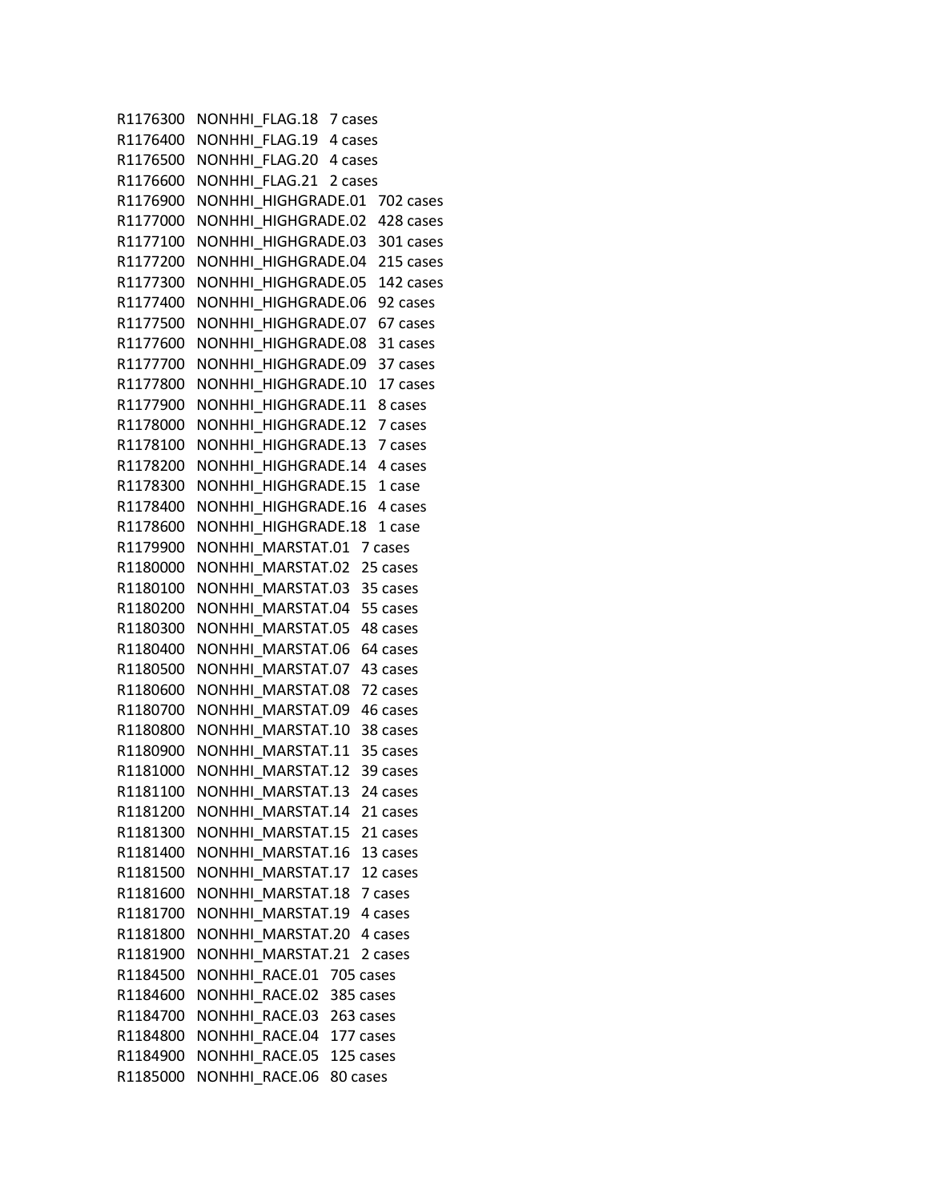R1176300 NONHHI_FLAG.18 7 cases
R1176400 NONHHI_FLAG.19 4 cases
R1176500 NONHHI_FLAG.20 4 cases
R1176600 NONHHI_FLAG.21 2 cases
R1176900 NONHHI_HIGHGRADE.01 702 cases
R1177000 NONHHI_HIGHGRADE.02 428 cases
R1177100 NONHHI_HIGHGRADE.03 301 cases
R1177200 NONHHI_HIGHGRADE.04 215 cases
R1177300 NONHHI_HIGHGRADE.05 142 cases
R1177400 NONHHI_HIGHGRADE.06 92 cases
R1177500 NONHHI_HIGHGRADE.07 67 cases
R1177600 NONHHI_HIGHGRADE.08 31 cases
R1177700 NONHHI_HIGHGRADE.09 37 cases
R1177800 NONHHI_HIGHGRADE.10 17 cases
R1177900 NONHHI_HIGHGRADE.11 8 cases
R1178000 NONHHI_HIGHGRADE.12 7 cases
R1178100 NONHHI_HIGHGRADE.13 7 cases
R1178200 NONHHI_HIGHGRADE.14 4 cases
R1178300 NONHHI_HIGHGRADE.15 1 case
R1178400 NONHHI_HIGHGRADE.16 4 cases
R1178600 NONHHI_HIGHGRADE.18 1 case
R1179900 NONHHI_MARSTAT.01 7 cases
R1180000 NONHHI_MARSTAT.02 25 cases
R1180100 NONHHI_MARSTAT.03 35 cases
R1180200 NONHHI_MARSTAT.04 55 cases
R1180300 NONHHI_MARSTAT.05 48 cases
R1180400 NONHHI_MARSTAT.06 64 cases
R1180500 NONHHI_MARSTAT.07 43 cases
R1180600 NONHHI_MARSTAT.08 72 cases
R1180700 NONHHI_MARSTAT.09 46 cases
R1180800 NONHHI_MARSTAT.10 38 cases
R1180900 NONHHI_MARSTAT.11 35 cases
R1181000 NONHHI_MARSTAT.12 39 cases
R1181100 NONHHI_MARSTAT.13 24 cases
R1181200 NONHHI_MARSTAT.14 21 cases
R1181300 NONHHI_MARSTAT.15 21 cases
R1181400 NONHHI_MARSTAT.16 13 cases
R1181500 NONHHI_MARSTAT.17 12 cases
R1181600 NONHHI_MARSTAT.18 7 cases
R1181700 NONHHI_MARSTAT.19 4 cases
R1181800 NONHHI_MARSTAT.20 4 cases
R1181900 NONHHI_MARSTAT.21 2 cases
R1184500 NONHHI_RACE.01 705 cases
R1184600 NONHHI_RACE.02 385 cases
R1184700 NONHHI_RACE.03 263 cases
R1184800 NONHHI_RACE.04 177 cases
R1184900 NONHHI_RACE.05 125 cases
R1185000 NONHHI_RACE.06 80 cases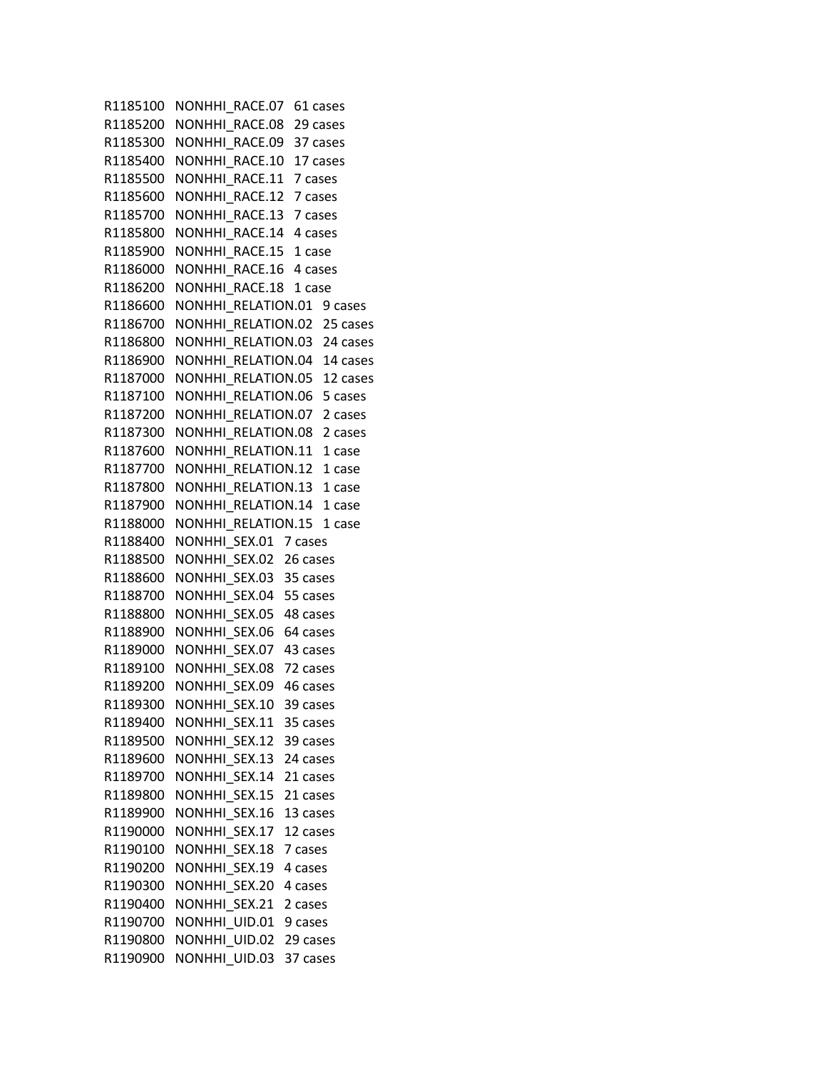R1185100 NONHHI_RACE.07 61 cases
R1185200 NONHHI_RACE.08 29 cases
R1185300 NONHHI_RACE.09 37 cases
R1185400 NONHHI_RACE.10 17 cases
R1185500 NONHHI_RACE.11 7 cases
R1185600 NONHHI_RACE.12 7 cases
R1185700 NONHHI_RACE.13 7 cases
R1185800 NONHHI_RACE.14 4 cases
R1185900 NONHHI_RACE.15 1 case
R1186000 NONHHI_RACE.16 4 cases
R1186200 NONHHI_RACE.18 1 case
R1186600 NONHHI_RELATION.01 9 cases
R1186700 NONHHI_RELATION.02 25 cases
R1186800 NONHHI_RELATION.03 24 cases
R1186900 NONHHI_RELATION.04 14 cases
R1187000 NONHHI_RELATION.05 12 cases
R1187100 NONHHI_RELATION.06 5 cases
R1187200 NONHHI_RELATION.07 2 cases
R1187300 NONHHI_RELATION.08 2 cases
R1187600 NONHHI_RELATION.11 1 case
R1187700 NONHHI_RELATION.12 1 case
R1187800 NONHHI_RELATION.13 1 case
R1187900 NONHHI_RELATION.14 1 case
R1188000 NONHHI_RELATION.15 1 case
R1188400 NONHHI_SEX.01 7 cases
R1188500 NONHHI_SEX.02 26 cases
R1188600 NONHHI_SEX.03 35 cases
R1188700 NONHHI_SEX.04 55 cases
R1188800 NONHHI_SEX.05 48 cases
R1188900 NONHHI_SEX.06 64 cases
R1189000 NONHHI_SEX.07 43 cases
R1189100 NONHHI_SEX.08 72 cases
R1189200 NONHHI_SEX.09 46 cases
R1189300 NONHHI_SEX.10 39 cases
R1189400 NONHHI_SEX.11 35 cases
R1189500 NONHHI_SEX.12 39 cases
R1189600 NONHHI_SEX.13 24 cases
R1189700 NONHHI_SEX.14 21 cases
R1189800 NONHHI_SEX.15 21 cases
R1189900 NONHHI_SEX.16 13 cases
R1190000 NONHHI_SEX.17 12 cases
R1190100 NONHHI_SEX.18 7 cases
R1190200 NONHHI_SEX.19 4 cases
R1190300 NONHHI_SEX.20 4 cases
R1190400 NONHHI_SEX.21 2 cases
R1190700 NONHHI_UID.01 9 cases
R1190800 NONHHI_UID.02 29 cases
R1190900 NONHHI_UID.03 37 cases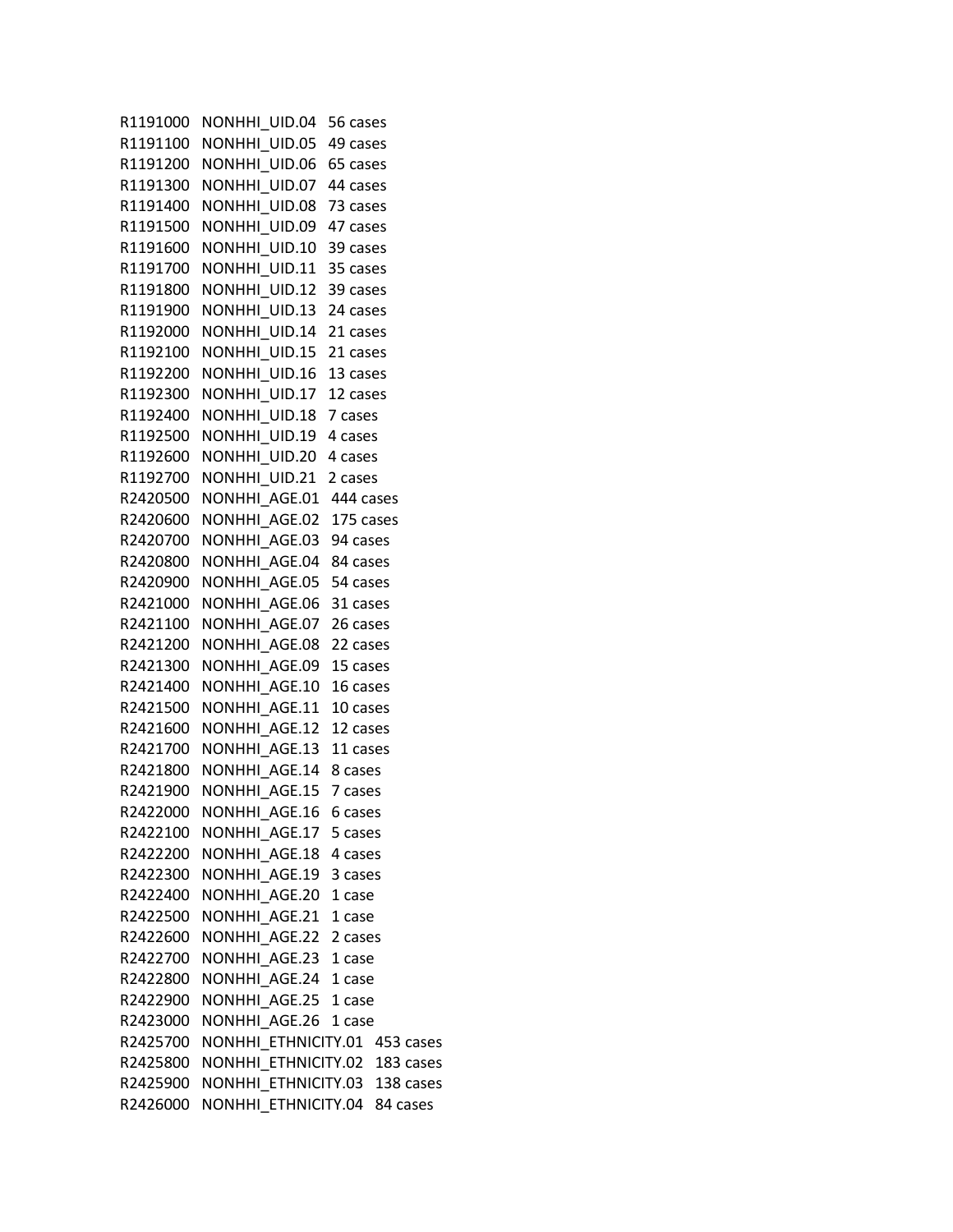R1191000 NONHHI_UID.04 56 cases
R1191100 NONHHI_UID.05 49 cases
R1191200 NONHHI_UID.06 65 cases
R1191300 NONHHI_UID.07 44 cases
R1191400 NONHHI_UID.08 73 cases
R1191500 NONHHI_UID.09 47 cases
R1191600 NONHHI_UID.10 39 cases
R1191700 NONHHI_UID.11 35 cases
R1191800 NONHHI_UID.12 39 cases
R1191900 NONHHI_UID.13 24 cases
R1192000 NONHHI_UID.14 21 cases
R1192100 NONHHI_UID.15 21 cases
R1192200 NONHHI_UID.16 13 cases
R1192300 NONHHI_UID.17 12 cases
R1192400 NONHHI_UID.18 7 cases
R1192500 NONHHI_UID.19 4 cases
R1192600 NONHHI_UID.20 4 cases
R1192700 NONHHI_UID.21 2 cases
R2420500 NONHHI_AGE.01 444 cases
R2420600 NONHHI_AGE.02 175 cases
R2420700 NONHHI_AGE.03 94 cases
R2420800 NONHHI_AGE.04 84 cases
R2420900 NONHHI_AGE.05 54 cases
R2421000 NONHHI_AGE.06 31 cases
R2421100 NONHHI_AGE.07 26 cases
R2421200 NONHHI_AGE.08 22 cases
R2421300 NONHHI_AGE.09 15 cases
R2421400 NONHHI_AGE.10 16 cases
R2421500 NONHHI_AGE.11 10 cases
R2421600 NONHHI_AGE.12 12 cases
R2421700 NONHHI_AGE.13 11 cases
R2421800 NONHHI_AGE.14 8 cases
R2421900 NONHHI_AGE.15 7 cases
R2422000 NONHHI_AGE.16 6 cases
R2422100 NONHHI_AGE.17 5 cases
R2422200 NONHHI_AGE.18 4 cases
R2422300 NONHHI_AGE.19 3 cases
R2422400 NONHHI_AGE.20 1 case
R2422500 NONHHI_AGE.21 1 case
R2422600 NONHHI_AGE.22 2 cases
R2422700 NONHHI_AGE.23 1 case
R2422800 NONHHI_AGE.24 1 case
R2422900 NONHHI_AGE.25 1 case
R2423000 NONHHI_AGE.26 1 case
R2425700 NONHHI_ETHNICITY.01 453 cases
R2425800 NONHHI_ETHNICITY.02 183 cases
R2425900 NONHHI_ETHNICITY.03 138 cases
R2426000 NONHHI_ETHNICITY.04 84 cases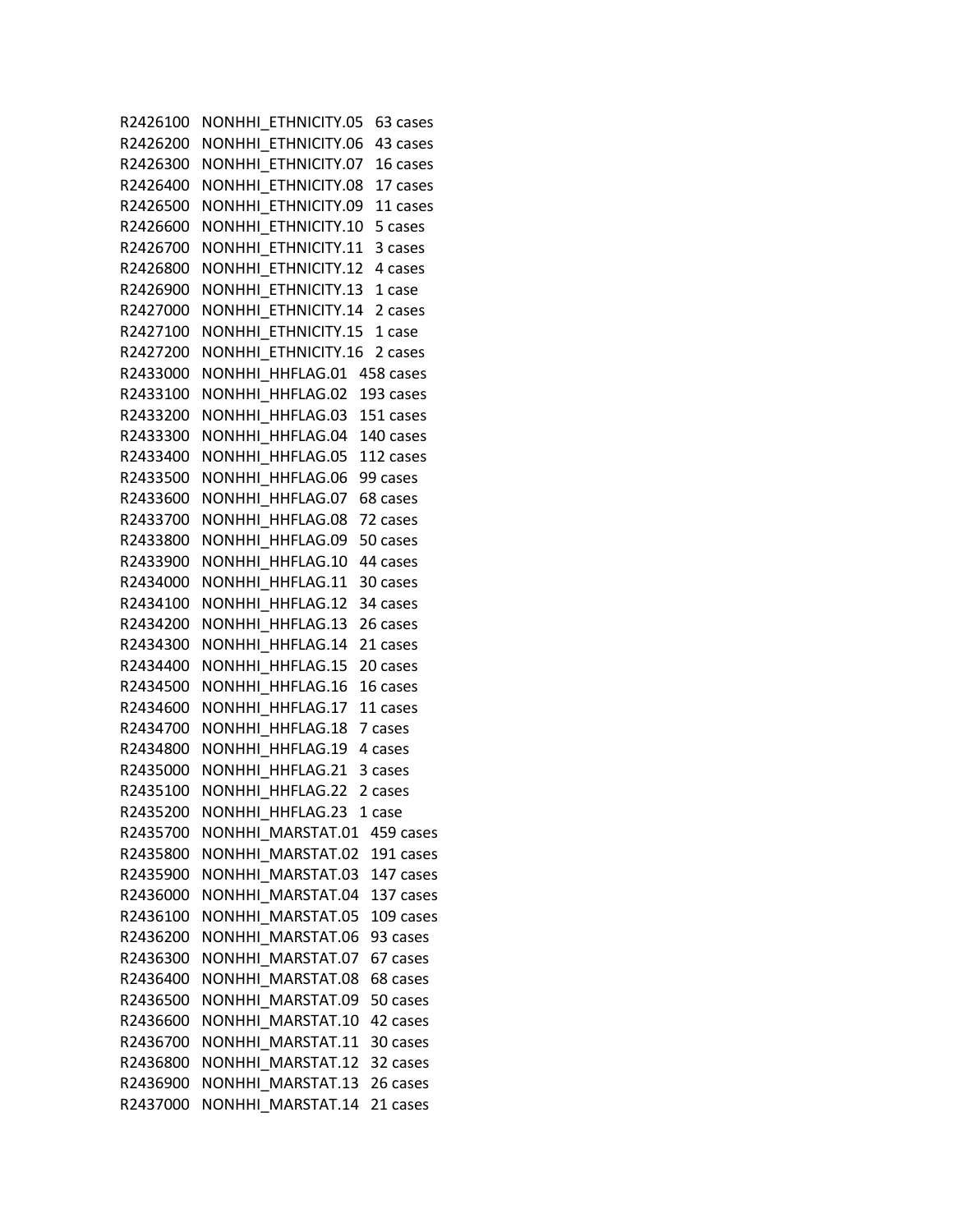R2426100 NONHHI_ETHNICITY.05 63 cases
R2426200 NONHHI_ETHNICITY.06 43 cases
R2426300 NONHHI_ETHNICITY.07 16 cases
R2426400 NONHHI_ETHNICITY.08 17 cases
R2426500 NONHHI_ETHNICITY.09 11 cases
R2426600 NONHHI_ETHNICITY.10 5 cases
R2426700 NONHHI_ETHNICITY.11 3 cases
R2426800 NONHHI_ETHNICITY.12 4 cases
R2426900 NONHHI_ETHNICITY.13 1 case
R2427000 NONHHI_ETHNICITY.14 2 cases
R2427100 NONHHI_ETHNICITY.15 1 case
R2427200 NONHHI_ETHNICITY.16 2 cases
R2433000 NONHHI_HHFLAG.01 458 cases
R2433100 NONHHI_HHFLAG.02 193 cases
R2433200 NONHHI_HHFLAG.03 151 cases
R2433300 NONHHI_HHFLAG.04 140 cases
R2433400 NONHHI_HHFLAG.05 112 cases
R2433500 NONHHI_HHFLAG.06 99 cases
R2433600 NONHHI_HHFLAG.07 68 cases
R2433700 NONHHI_HHFLAG.08 72 cases
R2433800 NONHHI_HHFLAG.09 50 cases
R2433900 NONHHI_HHFLAG.10 44 cases
R2434000 NONHHI_HHFLAG.11 30 cases
R2434100 NONHHI_HHFLAG.12 34 cases
R2434200 NONHHI_HHFLAG.13 26 cases
R2434300 NONHHI_HHFLAG.14 21 cases
R2434400 NONHHI_HHFLAG.15 20 cases
R2434500 NONHHI_HHFLAG.16 16 cases
R2434600 NONHHI_HHFLAG.17 11 cases
R2434700 NONHHI_HHFLAG.18 7 cases
R2434800 NONHHI_HHFLAG.19 4 cases
R2435000 NONHHI_HHFLAG.21 3 cases
R2435100 NONHHI_HHFLAG.22 2 cases
R2435200 NONHHI_HHFLAG.23 1 case
R2435700 NONHHI_MARSTAT.01 459 cases
R2435800 NONHHI_MARSTAT.02 191 cases
R2435900 NONHHI_MARSTAT.03 147 cases
R2436000 NONHHI_MARSTAT.04 137 cases
R2436100 NONHHI_MARSTAT.05 109 cases
R2436200 NONHHI_MARSTAT.06 93 cases
R2436300 NONHHI_MARSTAT.07 67 cases
R2436400 NONHHI_MARSTAT.08 68 cases
R2436500 NONHHI_MARSTAT.09 50 cases
R2436600 NONHHI_MARSTAT.10 42 cases
R2436700 NONHHI_MARSTAT.11 30 cases
R2436800 NONHHI_MARSTAT.12 32 cases
R2436900 NONHHI_MARSTAT.13 26 cases
R2437000 NONHHI_MARSTAT.14 21 cases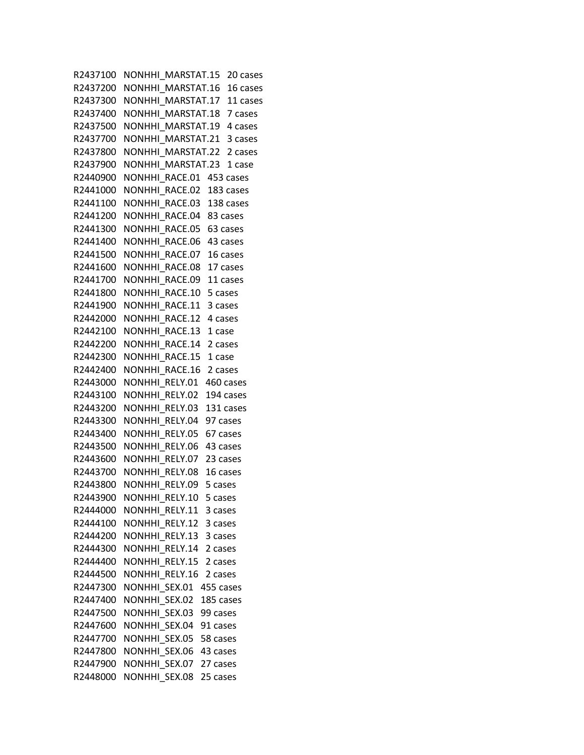R2437100 NONHHI_MARSTAT.15 20 cases
R2437200 NONHHI_MARSTAT.16 16 cases
R2437300 NONHHI_MARSTAT.17 11 cases
R2437400 NONHHI_MARSTAT.18 7 cases
R2437500 NONHHI_MARSTAT.19 4 cases
R2437700 NONHHI_MARSTAT.21 3 cases
R2437800 NONHHI_MARSTAT.22 2 cases
R2437900 NONHHI_MARSTAT.23 1 case
R2440900 NONHHI_RACE.01 453 cases
R2441000 NONHHI_RACE.02 183 cases
R2441100 NONHHI_RACE.03 138 cases
R2441200 NONHHI_RACE.04 83 cases
R2441300 NONHHI_RACE.05 63 cases
R2441400 NONHHI_RACE.06 43 cases
R2441500 NONHHI_RACE.07 16 cases
R2441600 NONHHI_RACE.08 17 cases
R2441700 NONHHI_RACE.09 11 cases
R2441800 NONHHI_RACE.10 5 cases
R2441900 NONHHI_RACE.11 3 cases
R2442000 NONHHI_RACE.12 4 cases
R2442100 NONHHI_RACE.13 1 case
R2442200 NONHHI_RACE.14 2 cases
R2442300 NONHHI_RACE.15 1 case
R2442400 NONHHI_RACE.16 2 cases
R2443000 NONHHI_RELY.01 460 cases
R2443100 NONHHI_RELY.02 194 cases
R2443200 NONHHI_RELY.03 131 cases
R2443300 NONHHI_RELY.04 97 cases
R2443400 NONHHI_RELY.05 67 cases
R2443500 NONHHI_RELY.06 43 cases
R2443600 NONHHI_RELY.07 23 cases
R2443700 NONHHI_RELY.08 16 cases
R2443800 NONHHI_RELY.09 5 cases
R2443900 NONHHI_RELY.10 5 cases
R2444000 NONHHI_RELY.11 3 cases
R2444100 NONHHI_RELY.12 3 cases
R2444200 NONHHI_RELY.13 3 cases
R2444300 NONHHI_RELY.14 2 cases
R2444400 NONHHI_RELY.15 2 cases
R2444500 NONHHI_RELY.16 2 cases
R2447300 NONHHI_SEX.01 455 cases
R2447400 NONHHI_SEX.02 185 cases
R2447500 NONHHI_SEX.03 99 cases
R2447600 NONHHI_SEX.04 91 cases
R2447700 NONHHI_SEX.05 58 cases
R2447800 NONHHI_SEX.06 43 cases
R2447900 NONHHI_SEX.07 27 cases
R2448000 NONHHI_SEX.08 25 cases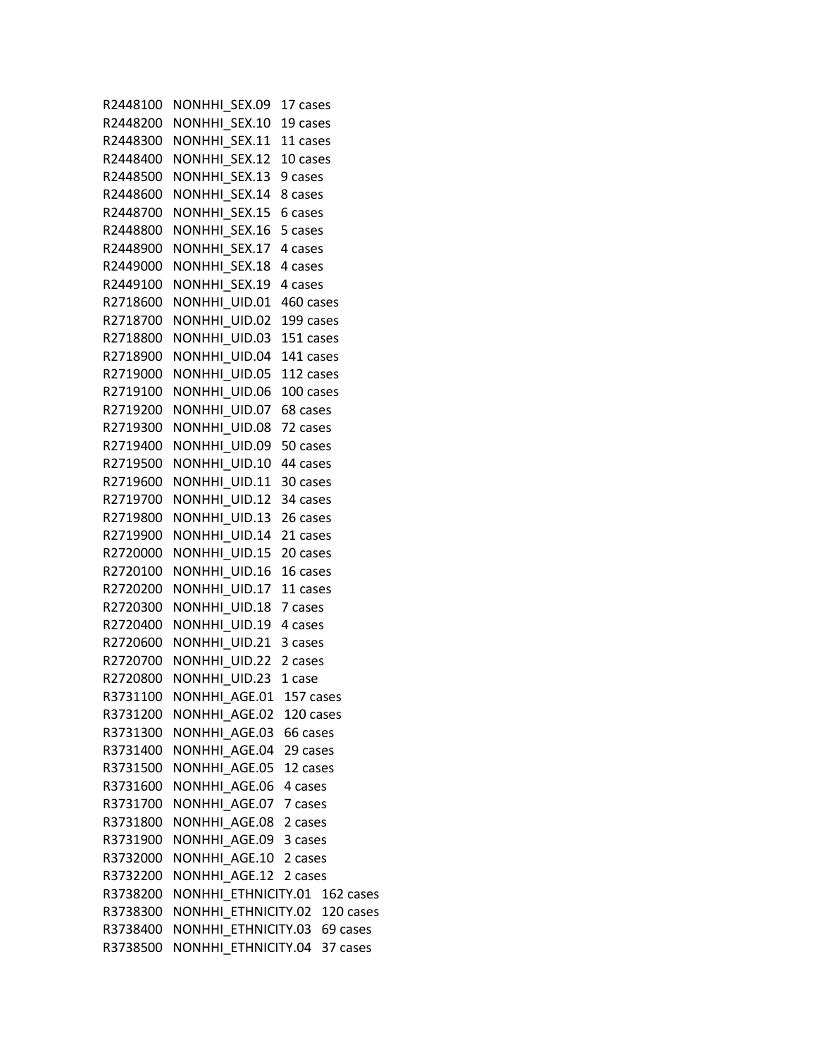R2448100 NONHHI_SEX.09 17 cases
R2448200 NONHHI_SEX.10 19 cases
R2448300 NONHHI_SEX.11 11 cases
R2448400 NONHHI_SEX.12 10 cases
R2448500 NONHHI_SEX.13 9 cases
R2448600 NONHHI_SEX.14 8 cases
R2448700 NONHHI_SEX.15 6 cases
R2448800 NONHHI_SEX.16 5 cases
R2448900 NONHHI_SEX.17 4 cases
R2449000 NONHHI_SEX.18 4 cases
R2449100 NONHHI_SEX.19 4 cases
R2718600 NONHHI_UID.01 460 cases
R2718700 NONHHI_UID.02 199 cases
R2718800 NONHHI_UID.03 151 cases
R2718900 NONHHI_UID.04 141 cases
R2719000 NONHHI_UID.05 112 cases
R2719100 NONHHI_UID.06 100 cases
R2719200 NONHHI_UID.07 68 cases
R2719300 NONHHI_UID.08 72 cases
R2719400 NONHHI_UID.09 50 cases
R2719500 NONHHI_UID.10 44 cases
R2719600 NONHHI_UID.11 30 cases
R2719700 NONHHI_UID.12 34 cases
R2719800 NONHHI_UID.13 26 cases
R2719900 NONHHI_UID.14 21 cases
R2720000 NONHHI_UID.15 20 cases
R2720100 NONHHI_UID.16 16 cases
R2720200 NONHHI_UID.17 11 cases
R2720300 NONHHI_UID.18 7 cases
R2720400 NONHHI_UID.19 4 cases
R2720600 NONHHI_UID.21 3 cases
R2720700 NONHHI_UID.22 2 cases
R2720800 NONHHI_UID.23 1 case
R3731100 NONHHI_AGE.01 157 cases
R3731200 NONHHI_AGE.02 120 cases
R3731300 NONHHI_AGE.03 66 cases
R3731400 NONHHI_AGE.04 29 cases
R3731500 NONHHI_AGE.05 12 cases
R3731600 NONHHI_AGE.06 4 cases
R3731700 NONHHI_AGE.07 7 cases
R3731800 NONHHI_AGE.08 2 cases
R3731900 NONHHI_AGE.09 3 cases
R3732000 NONHHI_AGE.10 2 cases
R3732200 NONHHI_AGE.12 2 cases
R3738200 NONHHI_ETHNICITY.01 162 cases
R3738300 NONHHI_ETHNICITY.02 120 cases
R3738400 NONHHI_ETHNICITY.03 69 cases
R3738500 NONHHI_ETHNICITY.04 37 cases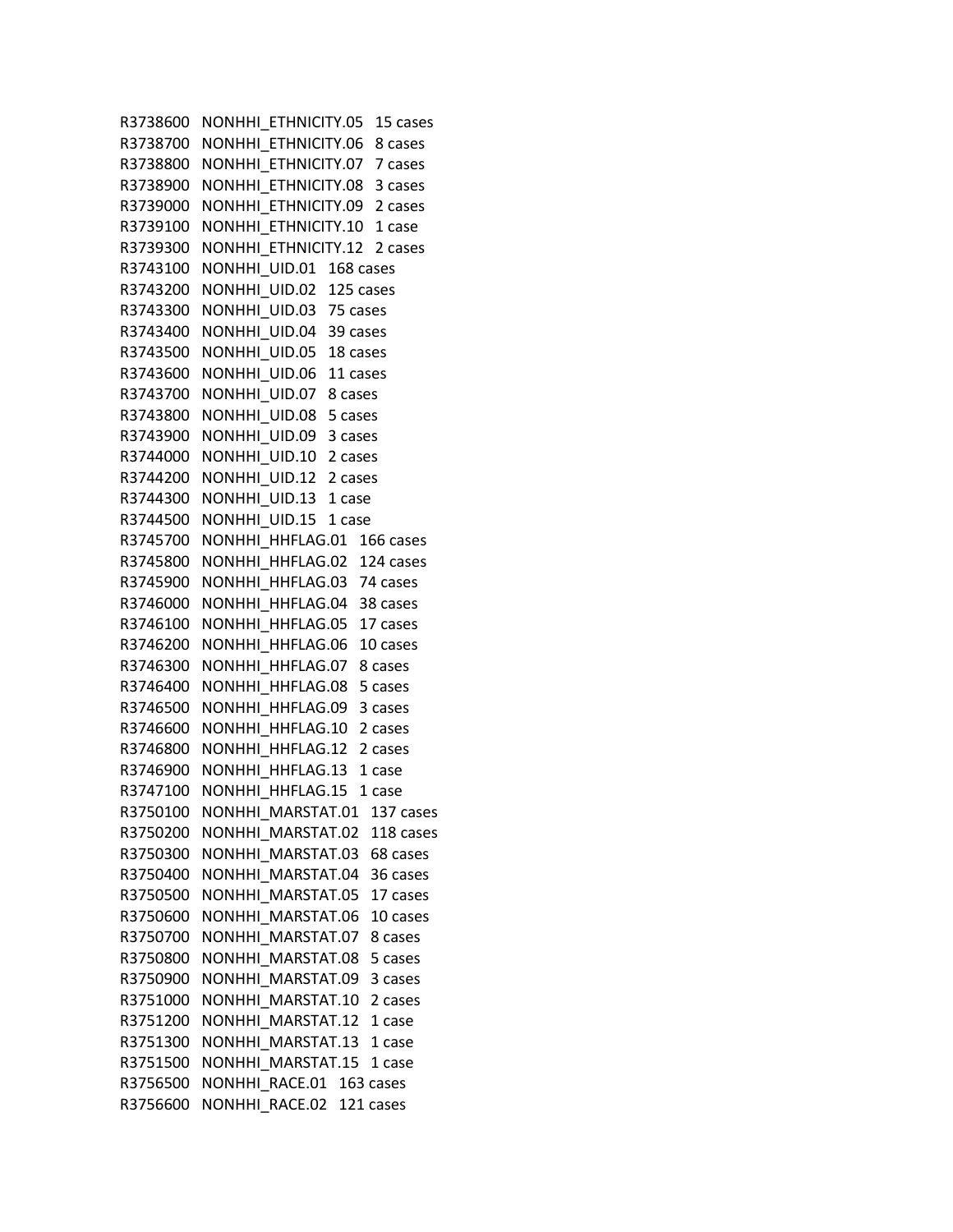R3738600 NONHHI_ETHNICITY.05 15 cases
R3738700 NONHHI_ETHNICITY.06 8 cases
R3738800 NONHHI_ETHNICITY.07 7 cases
R3738900 NONHHI_ETHNICITY.08 3 cases
R3739000 NONHHI_ETHNICITY.09 2 cases
R3739100 NONHHI_ETHNICITY.10 1 case
R3739300 NONHHI_ETHNICITY.12 2 cases
R3743100 NONHHI_UID.01 168 cases
R3743200 NONHHI_UID.02 125 cases
R3743300 NONHHI_UID.03 75 cases
R3743400 NONHHI_UID.04 39 cases
R3743500 NONHHI_UID.05 18 cases
R3743600 NONHHI_UID.06 11 cases
R3743700 NONHHI_UID.07 8 cases
R3743800 NONHHI_UID.08 5 cases
R3743900 NONHHI_UID.09 3 cases
R3744000 NONHHI_UID.10 2 cases
R3744200 NONHHI_UID.12 2 cases
R3744300 NONHHI_UID.13 1 case
R3744500 NONHHI_UID.15 1 case
R3745700 NONHHI_HHFLAG.01 166 cases
R3745800 NONHHI_HHFLAG.02 124 cases
R3745900 NONHHI_HHFLAG.03 74 cases
R3746000 NONHHI_HHFLAG.04 38 cases
R3746100 NONHHI_HHFLAG.05 17 cases
R3746200 NONHHI_HHFLAG.06 10 cases
R3746300 NONHHI_HHFLAG.07 8 cases
R3746400 NONHHI_HHFLAG.08 5 cases
R3746500 NONHHI_HHFLAG.09 3 cases
R3746600 NONHHI_HHFLAG.10 2 cases
R3746800 NONHHI_HHFLAG.12 2 cases
R3746900 NONHHI_HHFLAG.13 1 case
R3747100 NONHHI_HHFLAG.15 1 case
R3750100 NONHHI_MARSTAT.01 137 cases
R3750200 NONHHI_MARSTAT.02 118 cases
R3750300 NONHHI_MARSTAT.03 68 cases
R3750400 NONHHI_MARSTAT.04 36 cases
R3750500 NONHHI_MARSTAT.05 17 cases
R3750600 NONHHI_MARSTAT.06 10 cases
R3750700 NONHHI_MARSTAT.07 8 cases
R3750800 NONHHI_MARSTAT.08 5 cases
R3750900 NONHHI_MARSTAT.09 3 cases
R3751000 NONHHI_MARSTAT.10 2 cases
R3751200 NONHHI_MARSTAT.12 1 case
R3751300 NONHHI_MARSTAT.13 1 case
R3751500 NONHHI_MARSTAT.15 1 case
R3756500 NONHHI_RACE.01 163 cases
R3756600 NONHHI_RACE.02 121 cases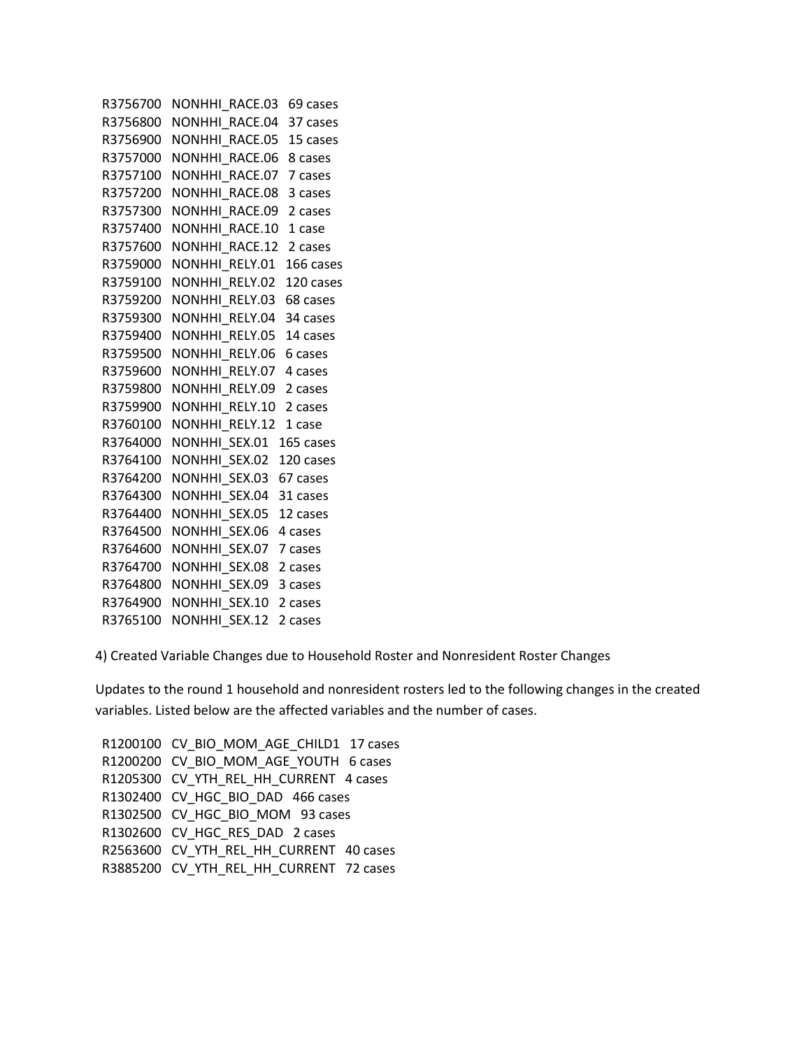R3756700   NONHHI_RACE.03   69 cases
R3756800   NONHHI_RACE.04   37 cases
R3756900   NONHHI_RACE.05   15 cases
R3757000   NONHHI_RACE.06   8 cases
R3757100   NONHHI_RACE.07   7 cases
R3757200   NONHHI_RACE.08   3 cases
R3757300   NONHHI_RACE.09   2 cases
R3757400   NONHHI_RACE.10   1 case
R3757600   NONHHI_RACE.12   2 cases
R3759000   NONHHI_RELY.01   166 cases
R3759100   NONHHI_RELY.02   120 cases
R3759200   NONHHI_RELY.03   68 cases
R3759300   NONHHI_RELY.04   34 cases
R3759400   NONHHI_RELY.05   14 cases
R3759500   NONHHI_RELY.06   6 cases
R3759600   NONHHI_RELY.07   4 cases
R3759800   NONHHI_RELY.09   2 cases
R3759900   NONHHI_RELY.10   2 cases
R3760100   NONHHI_RELY.12   1 case
R3764000   NONHHI_SEX.01   165 cases
R3764100   NONHHI_SEX.02   120 cases
R3764200   NONHHI_SEX.03   67 cases
R3764300   NONHHI_SEX.04   31 cases
R3764400   NONHHI_SEX.05   12 cases
R3764500   NONHHI_SEX.06   4 cases
R3764600   NONHHI_SEX.07   7 cases
R3764700   NONHHI_SEX.08   2 cases
R3764800   NONHHI_SEX.09   3 cases
R3764900   NONHHI_SEX.10   2 cases
R3765100   NONHHI_SEX.12   2 cases

4) Created Variable Changes due to Household Roster and Nonresident Roster Changes

Updates to the round 1 household and nonresident rosters led to the following changes in the created variables. Listed below are the affected variables and the number of cases.

R1200100   CV_BIO_MOM_AGE_CHILD1   17 cases
R1200200   CV_BIO_MOM_AGE_YOUTH   6 cases
R1205300   CV_YTH_REL_HH_CURRENT   4 cases
R1302400   CV_HGC_BIO_DAD   466 cases
R1302500   CV_HGC_BIO_MOM   93 cases
R1302600   CV_HGC_RES_DAD   2 cases
R2563600   CV_YTH_REL_HH_CURRENT   40 cases
R3885200   CV_YTH_REL_HH_CURRENT   72 cases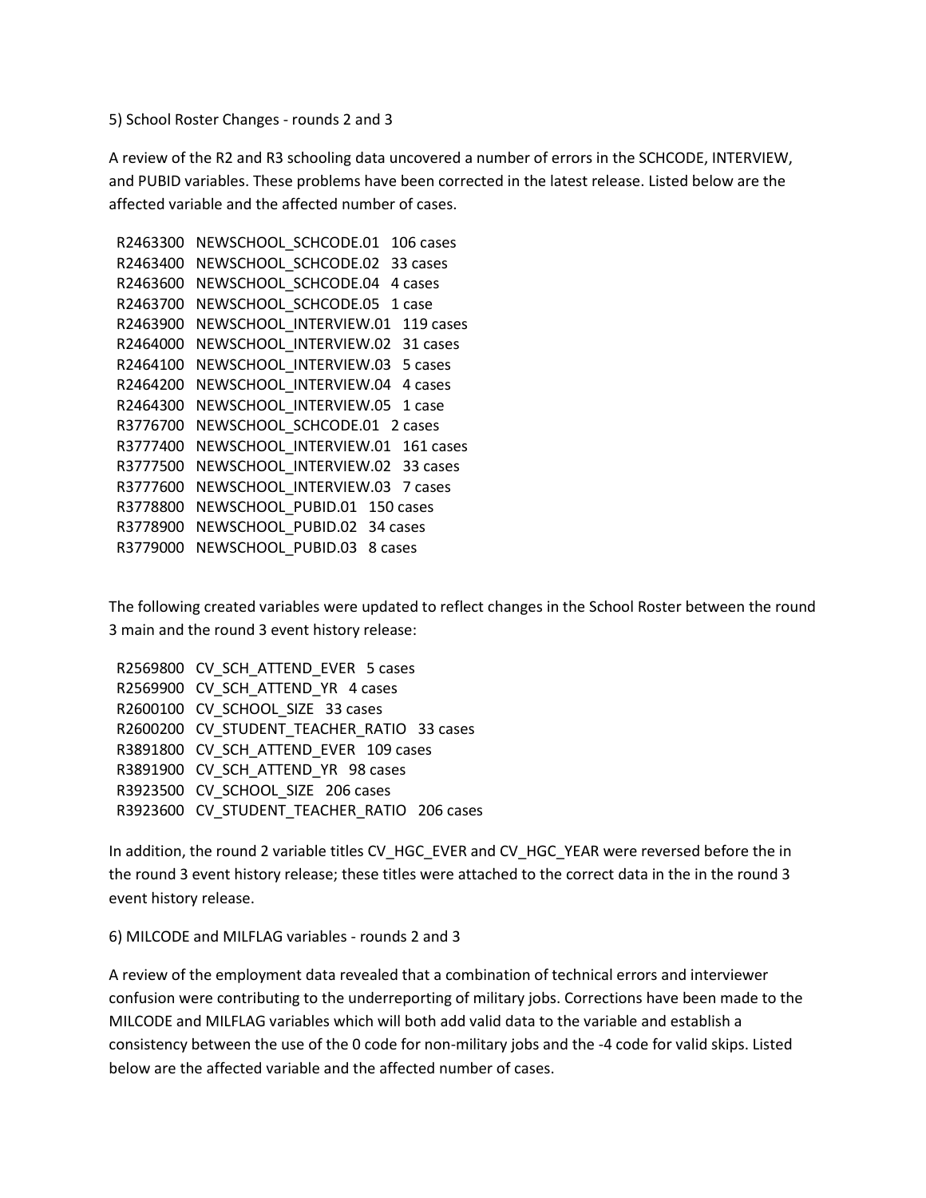5) School Roster Changes - rounds 2 and 3

A review of the R2 and R3 schooling data uncovered a number of errors in the SCHCODE, INTERVIEW, and PUBID variables. These problems have been corrected in the latest release. Listed below are the affected variable and the affected number of cases.

```
R2463300   NEWSCHOOL_SCHCODE.01   106 cases
R2463400   NEWSCHOOL_SCHCODE.02   33 cases
R2463600   NEWSCHOOL_SCHCODE.04   4 cases
R2463700   NEWSCHOOL_SCHCODE.05   1 case
R2463900   NEWSCHOOL_INTERVIEW.01   119 cases
R2464000   NEWSCHOOL_INTERVIEW.02   31 cases
R2464100   NEWSCHOOL_INTERVIEW.03   5 cases
R2464200   NEWSCHOOL_INTERVIEW.04   4 cases
R2464300   NEWSCHOOL_INTERVIEW.05   1 case
R3776700   NEWSCHOOL_SCHCODE.01   2 cases
R3777400   NEWSCHOOL_INTERVIEW.01   161 cases
R3777500   NEWSCHOOL_INTERVIEW.02   33 cases
R3777600   NEWSCHOOL_INTERVIEW.03   7 cases
R3778800   NEWSCHOOL_PUBID.01   150 cases
R3778900   NEWSCHOOL_PUBID.02   34 cases
R3779000   NEWSCHOOL_PUBID.03   8 cases
```

The following created variables were updated to reflect changes in the School Roster between the round 3 main and the round 3 event history release:

```
R2569800   CV_SCH_ATTEND_EVER   5 cases
R2569900   CV_SCH_ATTEND_YR   4 cases
R2600100   CV_SCHOOL_SIZE   33 cases
R2600200   CV_STUDENT_TEACHER_RATIO   33 cases
R3891800   CV_SCH_ATTEND_EVER   109 cases
R3891900   CV_SCH_ATTEND_YR   98 cases
R3923500   CV_SCHOOL_SIZE   206 cases
R3923600   CV_STUDENT_TEACHER_RATIO   206 cases
```

In addition, the round 2 variable titles CV_HGC_EVER and CV_HGC_YEAR were reversed before the in the round 3 event history release; these titles were attached to the correct data in the in the round 3 event history release.

6) MILCODE and MILFLAG variables - rounds 2 and 3

A review of the employment data revealed that a combination of technical errors and interviewer confusion were contributing to the underreporting of military jobs. Corrections have been made to the MILCODE and MILFLAG variables which will both add valid data to the variable and establish a consistency between the use of the 0 code for non-military jobs and the -4 code for valid skips. Listed below are the affected variable and the affected number of cases.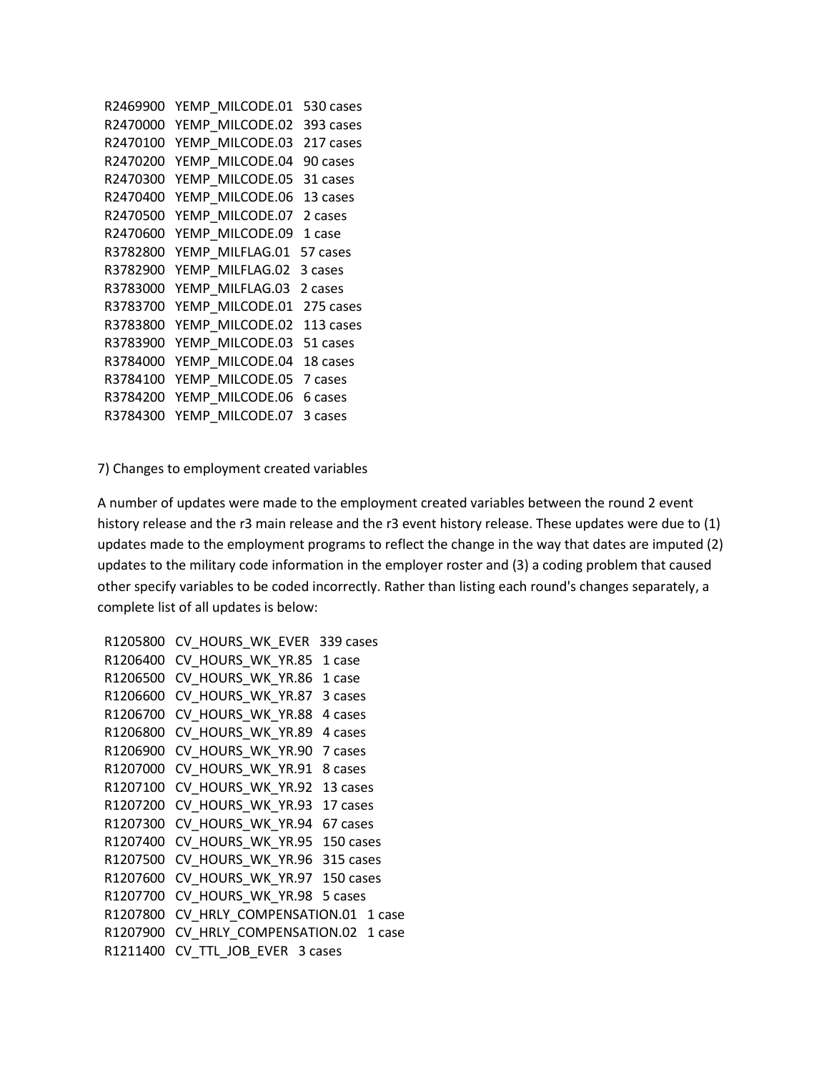R2469900 YEMP_MILCODE.01 530 cases
R2470000 YEMP_MILCODE.02 393 cases
R2470100 YEMP_MILCODE.03 217 cases
R2470200 YEMP_MILCODE.04 90 cases
R2470300 YEMP_MILCODE.05 31 cases
R2470400 YEMP_MILCODE.06 13 cases
R2470500 YEMP_MILCODE.07 2 cases
R2470600 YEMP_MILCODE.09 1 case
R3782800 YEMP_MILFLAG.01 57 cases
R3782900 YEMP_MILFLAG.02 3 cases
R3783000 YEMP_MILFLAG.03 2 cases
R3783700 YEMP_MILCODE.01 275 cases
R3783800 YEMP_MILCODE.02 113 cases
R3783900 YEMP_MILCODE.03 51 cases
R3784000 YEMP_MILCODE.04 18 cases
R3784100 YEMP_MILCODE.05 7 cases
R3784200 YEMP_MILCODE.06 6 cases
R3784300 YEMP_MILCODE.07 3 cases

7) Changes to employment created variables

A number of updates were made to the employment created variables between the round 2 event history release and the r3 main release and the r3 event history release. These updates were due to (1) updates made to the employment programs to reflect the change in the way that dates are imputed (2) updates to the military code information in the employer roster and (3) a coding problem that caused other specify variables to be coded incorrectly. Rather than listing each round's changes separately, a complete list of all updates is below:

R1205800 CV_HOURS_WK_EVER 339 cases
R1206400 CV_HOURS_WK_YR.85 1 case
R1206500 CV_HOURS_WK_YR.86 1 case
R1206600 CV_HOURS_WK_YR.87 3 cases
R1206700 CV_HOURS_WK_YR.88 4 cases
R1206800 CV_HOURS_WK_YR.89 4 cases
R1206900 CV_HOURS_WK_YR.90 7 cases
R1207000 CV_HOURS_WK_YR.91 8 cases
R1207100 CV_HOURS_WK_YR.92 13 cases
R1207200 CV_HOURS_WK_YR.93 17 cases
R1207300 CV_HOURS_WK_YR.94 67 cases
R1207400 CV_HOURS_WK_YR.95 150 cases
R1207500 CV_HOURS_WK_YR.96 315 cases
R1207600 CV_HOURS_WK_YR.97 150 cases
R1207700 CV_HOURS_WK_YR.98 5 cases
R1207800 CV_HRLY_COMPENSATION.01 1 case
R1207900 CV_HRLY_COMPENSATION.02 1 case
R1211400 CV_TTL_JOB_EVER 3 cases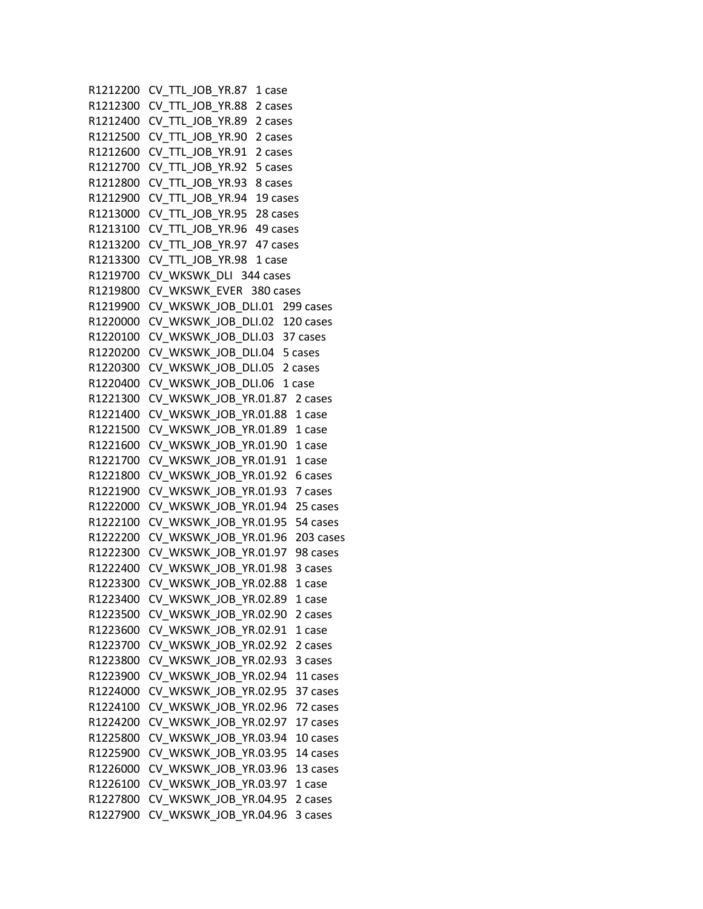R1212200 CV_TTL_JOB_YR.87 1 case
R1212300 CV_TTL_JOB_YR.88 2 cases
R1212400 CV_TTL_JOB_YR.89 2 cases
R1212500 CV_TTL_JOB_YR.90 2 cases
R1212600 CV_TTL_JOB_YR.91 2 cases
R1212700 CV_TTL_JOB_YR.92 5 cases
R1212800 CV_TTL_JOB_YR.93 8 cases
R1212900 CV_TTL_JOB_YR.94 19 cases
R1213000 CV_TTL_JOB_YR.95 28 cases
R1213100 CV_TTL_JOB_YR.96 49 cases
R1213200 CV_TTL_JOB_YR.97 47 cases
R1213300 CV_TTL_JOB_YR.98 1 case
R1219700 CV_WKSWK_DLI 344 cases
R1219800 CV_WKSWK_EVER 380 cases
R1219900 CV_WKSWK_JOB_DLI.01 299 cases
R1220000 CV_WKSWK_JOB_DLI.02 120 cases
R1220100 CV_WKSWK_JOB_DLI.03 37 cases
R1220200 CV_WKSWK_JOB_DLI.04 5 cases
R1220300 CV_WKSWK_JOB_DLI.05 2 cases
R1220400 CV_WKSWK_JOB_DLI.06 1 case
R1221300 CV_WKSWK_JOB_YR.01.87 2 cases
R1221400 CV_WKSWK_JOB_YR.01.88 1 case
R1221500 CV_WKSWK_JOB_YR.01.89 1 case
R1221600 CV_WKSWK_JOB_YR.01.90 1 case
R1221700 CV_WKSWK_JOB_YR.01.91 1 case
R1221800 CV_WKSWK_JOB_YR.01.92 6 cases
R1221900 CV_WKSWK_JOB_YR.01.93 7 cases
R1222000 CV_WKSWK_JOB_YR.01.94 25 cases
R1222100 CV_WKSWK_JOB_YR.01.95 54 cases
R1222200 CV_WKSWK_JOB_YR.01.96 203 cases
R1222300 CV_WKSWK_JOB_YR.01.97 98 cases
R1222400 CV_WKSWK_JOB_YR.01.98 3 cases
R1223300 CV_WKSWK_JOB_YR.02.88 1 case
R1223400 CV_WKSWK_JOB_YR.02.89 1 case
R1223500 CV_WKSWK_JOB_YR.02.90 2 cases
R1223600 CV_WKSWK_JOB_YR.02.91 1 case
R1223700 CV_WKSWK_JOB_YR.02.92 2 cases
R1223800 CV_WKSWK_JOB_YR.02.93 3 cases
R1223900 CV_WKSWK_JOB_YR.02.94 11 cases
R1224000 CV_WKSWK_JOB_YR.02.95 37 cases
R1224100 CV_WKSWK_JOB_YR.02.96 72 cases
R1224200 CV_WKSWK_JOB_YR.02.97 17 cases
R1225800 CV_WKSWK_JOB_YR.03.94 10 cases
R1225900 CV_WKSWK_JOB_YR.03.95 14 cases
R1226000 CV_WKSWK_JOB_YR.03.96 13 cases
R1226100 CV_WKSWK_JOB_YR.03.97 1 case
R1227800 CV_WKSWK_JOB_YR.04.95 2 cases
R1227900 CV_WKSWK_JOB_YR.04.96 3 cases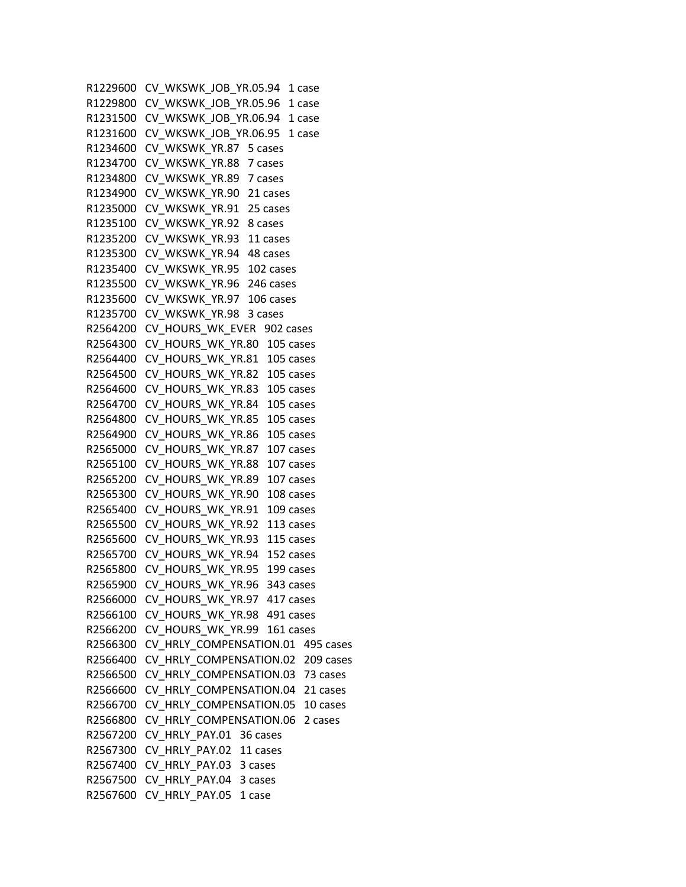R1229600 CV_WKSWK_JOB_YR.05.94 1 case
R1229800 CV_WKSWK_JOB_YR.05.96 1 case
R1231500 CV_WKSWK_JOB_YR.06.94 1 case
R1231600 CV_WKSWK_JOB_YR.06.95 1 case
R1234600 CV_WKSWK_YR.87 5 cases
R1234700 CV_WKSWK_YR.88 7 cases
R1234800 CV_WKSWK_YR.89 7 cases
R1234900 CV_WKSWK_YR.90 21 cases
R1235000 CV_WKSWK_YR.91 25 cases
R1235100 CV_WKSWK_YR.92 8 cases
R1235200 CV_WKSWK_YR.93 11 cases
R1235300 CV_WKSWK_YR.94 48 cases
R1235400 CV_WKSWK_YR.95 102 cases
R1235500 CV_WKSWK_YR.96 246 cases
R1235600 CV_WKSWK_YR.97 106 cases
R1235700 CV_WKSWK_YR.98 3 cases
R2564200 CV_HOURS_WK_EVER 902 cases
R2564300 CV_HOURS_WK_YR.80 105 cases
R2564400 CV_HOURS_WK_YR.81 105 cases
R2564500 CV_HOURS_WK_YR.82 105 cases
R2564600 CV_HOURS_WK_YR.83 105 cases
R2564700 CV_HOURS_WK_YR.84 105 cases
R2564800 CV_HOURS_WK_YR.85 105 cases
R2564900 CV_HOURS_WK_YR.86 105 cases
R2565000 CV_HOURS_WK_YR.87 107 cases
R2565100 CV_HOURS_WK_YR.88 107 cases
R2565200 CV_HOURS_WK_YR.89 107 cases
R2565300 CV_HOURS_WK_YR.90 108 cases
R2565400 CV_HOURS_WK_YR.91 109 cases
R2565500 CV_HOURS_WK_YR.92 113 cases
R2565600 CV_HOURS_WK_YR.93 115 cases
R2565700 CV_HOURS_WK_YR.94 152 cases
R2565800 CV_HOURS_WK_YR.95 199 cases
R2565900 CV_HOURS_WK_YR.96 343 cases
R2566000 CV_HOURS_WK_YR.97 417 cases
R2566100 CV_HOURS_WK_YR.98 491 cases
R2566200 CV_HOURS_WK_YR.99 161 cases
R2566300 CV_HRLY_COMPENSATION.01 495 cases
R2566400 CV_HRLY_COMPENSATION.02 209 cases
R2566500 CV_HRLY_COMPENSATION.03 73 cases
R2566600 CV_HRLY_COMPENSATION.04 21 cases
R2566700 CV_HRLY_COMPENSATION.05 10 cases
R2566800 CV_HRLY_COMPENSATION.06 2 cases
R2567200 CV_HRLY_PAY.01 36 cases
R2567300 CV_HRLY_PAY.02 11 cases
R2567400 CV_HRLY_PAY.03 3 cases
R2567500 CV_HRLY_PAY.04 3 cases
R2567600 CV_HRLY_PAY.05 1 case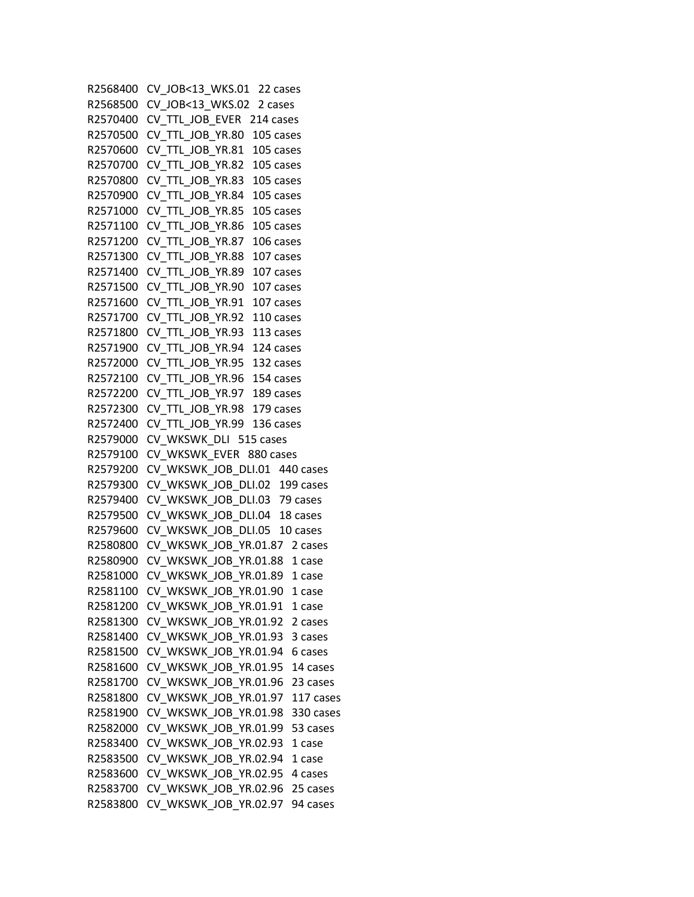R2568400 CV_JOB<13_WKS.01 22 cases
R2568500 CV_JOB<13_WKS.02 2 cases
R2570400 CV_TTL_JOB_EVER 214 cases
R2570500 CV_TTL_JOB_YR.80 105 cases
R2570600 CV_TTL_JOB_YR.81 105 cases
R2570700 CV_TTL_JOB_YR.82 105 cases
R2570800 CV_TTL_JOB_YR.83 105 cases
R2570900 CV_TTL_JOB_YR.84 105 cases
R2571000 CV_TTL_JOB_YR.85 105 cases
R2571100 CV_TTL_JOB_YR.86 105 cases
R2571200 CV_TTL_JOB_YR.87 106 cases
R2571300 CV_TTL_JOB_YR.88 107 cases
R2571400 CV_TTL_JOB_YR.89 107 cases
R2571500 CV_TTL_JOB_YR.90 107 cases
R2571600 CV_TTL_JOB_YR.91 107 cases
R2571700 CV_TTL_JOB_YR.92 110 cases
R2571800 CV_TTL_JOB_YR.93 113 cases
R2571900 CV_TTL_JOB_YR.94 124 cases
R2572000 CV_TTL_JOB_YR.95 132 cases
R2572100 CV_TTL_JOB_YR.96 154 cases
R2572200 CV_TTL_JOB_YR.97 189 cases
R2572300 CV_TTL_JOB_YR.98 179 cases
R2572400 CV_TTL_JOB_YR.99 136 cases
R2579000 CV_WKSWK_DLI 515 cases
R2579100 CV_WKSWK_EVER 880 cases
R2579200 CV_WKSWK_JOB_DLI.01 440 cases
R2579300 CV_WKSWK_JOB_DLI.02 199 cases
R2579400 CV_WKSWK_JOB_DLI.03 79 cases
R2579500 CV_WKSWK_JOB_DLI.04 18 cases
R2579600 CV_WKSWK_JOB_DLI.05 10 cases
R2580800 CV_WKSWK_JOB_YR.01.87 2 cases
R2580900 CV_WKSWK_JOB_YR.01.88 1 case
R2581000 CV_WKSWK_JOB_YR.01.89 1 case
R2581100 CV_WKSWK_JOB_YR.01.90 1 case
R2581200 CV_WKSWK_JOB_YR.01.91 1 case
R2581300 CV_WKSWK_JOB_YR.01.92 2 cases
R2581400 CV_WKSWK_JOB_YR.01.93 3 cases
R2581500 CV_WKSWK_JOB_YR.01.94 6 cases
R2581600 CV_WKSWK_JOB_YR.01.95 14 cases
R2581700 CV_WKSWK_JOB_YR.01.96 23 cases
R2581800 CV_WKSWK_JOB_YR.01.97 117 cases
R2581900 CV_WKSWK_JOB_YR.01.98 330 cases
R2582000 CV_WKSWK_JOB_YR.01.99 53 cases
R2583400 CV_WKSWK_JOB_YR.02.93 1 case
R2583500 CV_WKSWK_JOB_YR.02.94 1 case
R2583600 CV_WKSWK_JOB_YR.02.95 4 cases
R2583700 CV_WKSWK_JOB_YR.02.96 25 cases
R2583800 CV_WKSWK_JOB_YR.02.97 94 cases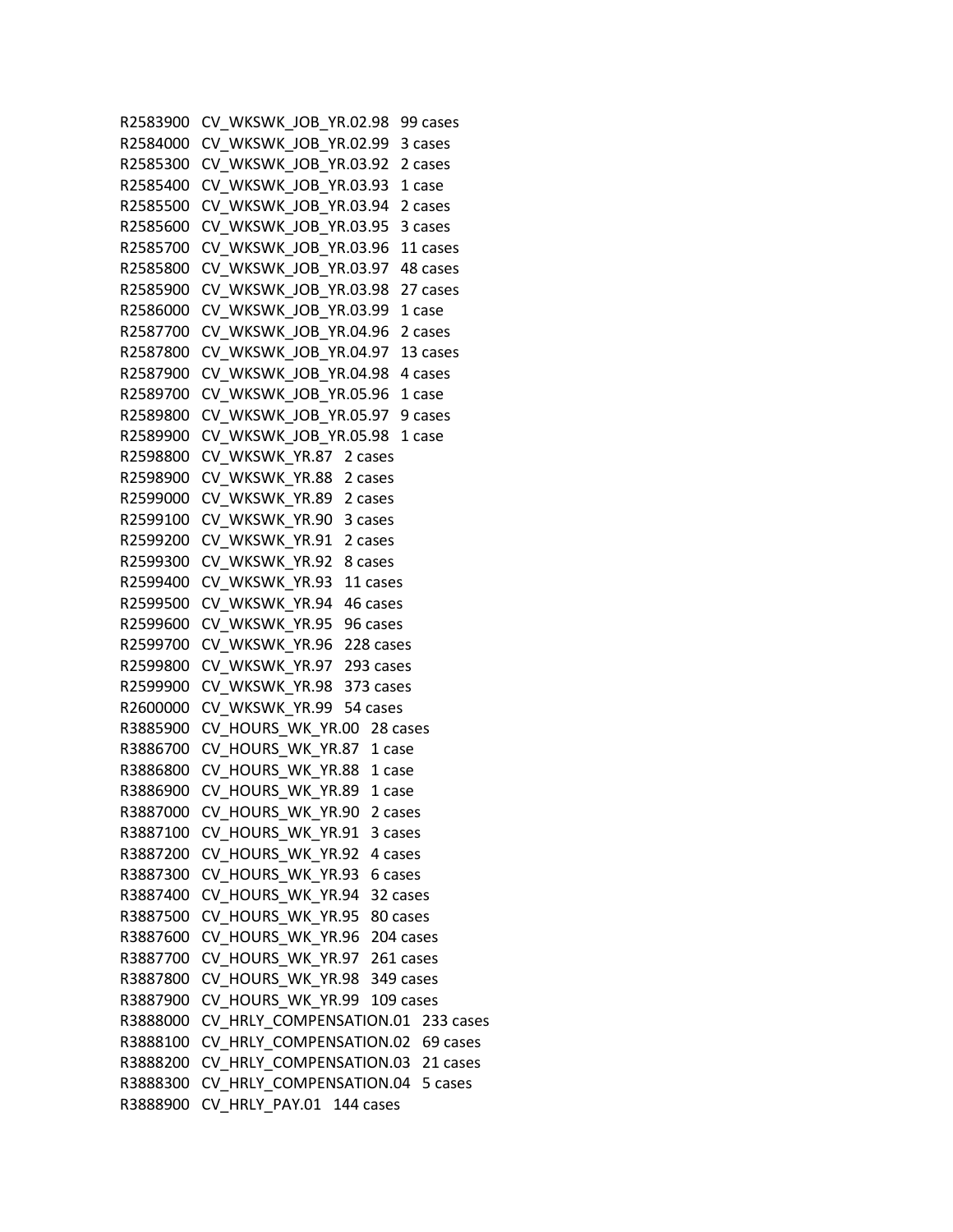R2583900 CV_WKSWK_JOB_YR.02.98 99 cases
R2584000 CV_WKSWK_JOB_YR.02.99 3 cases
R2585300 CV_WKSWK_JOB_YR.03.92 2 cases
R2585400 CV_WKSWK_JOB_YR.03.93 1 case
R2585500 CV_WKSWK_JOB_YR.03.94 2 cases
R2585600 CV_WKSWK_JOB_YR.03.95 3 cases
R2585700 CV_WKSWK_JOB_YR.03.96 11 cases
R2585800 CV_WKSWK_JOB_YR.03.97 48 cases
R2585900 CV_WKSWK_JOB_YR.03.98 27 cases
R2586000 CV_WKSWK_JOB_YR.03.99 1 case
R2587700 CV_WKSWK_JOB_YR.04.96 2 cases
R2587800 CV_WKSWK_JOB_YR.04.97 13 cases
R2587900 CV_WKSWK_JOB_YR.04.98 4 cases
R2589700 CV_WKSWK_JOB_YR.05.96 1 case
R2589800 CV_WKSWK_JOB_YR.05.97 9 cases
R2589900 CV_WKSWK_JOB_YR.05.98 1 case
R2598800 CV_WKSWK_YR.87 2 cases
R2598900 CV_WKSWK_YR.88 2 cases
R2599000 CV_WKSWK_YR.89 2 cases
R2599100 CV_WKSWK_YR.90 3 cases
R2599200 CV_WKSWK_YR.91 2 cases
R2599300 CV_WKSWK_YR.92 8 cases
R2599400 CV_WKSWK_YR.93 11 cases
R2599500 CV_WKSWK_YR.94 46 cases
R2599600 CV_WKSWK_YR.95 96 cases
R2599700 CV_WKSWK_YR.96 228 cases
R2599800 CV_WKSWK_YR.97 293 cases
R2599900 CV_WKSWK_YR.98 373 cases
R2600000 CV_WKSWK_YR.99 54 cases
R3885900 CV_HOURS_WK_YR.00 28 cases
R3886700 CV_HOURS_WK_YR.87 1 case
R3886800 CV_HOURS_WK_YR.88 1 case
R3886900 CV_HOURS_WK_YR.89 1 case
R3887000 CV_HOURS_WK_YR.90 2 cases
R3887100 CV_HOURS_WK_YR.91 3 cases
R3887200 CV_HOURS_WK_YR.92 4 cases
R3887300 CV_HOURS_WK_YR.93 6 cases
R3887400 CV_HOURS_WK_YR.94 32 cases
R3887500 CV_HOURS_WK_YR.95 80 cases
R3887600 CV_HOURS_WK_YR.96 204 cases
R3887700 CV_HOURS_WK_YR.97 261 cases
R3887800 CV_HOURS_WK_YR.98 349 cases
R3887900 CV_HOURS_WK_YR.99 109 cases
R3888000 CV_HRLY_COMPENSATION.01 233 cases
R3888100 CV_HRLY_COMPENSATION.02 69 cases
R3888200 CV_HRLY_COMPENSATION.03 21 cases
R3888300 CV_HRLY_COMPENSATION.04 5 cases
R3888900 CV_HRLY_PAY.01 144 cases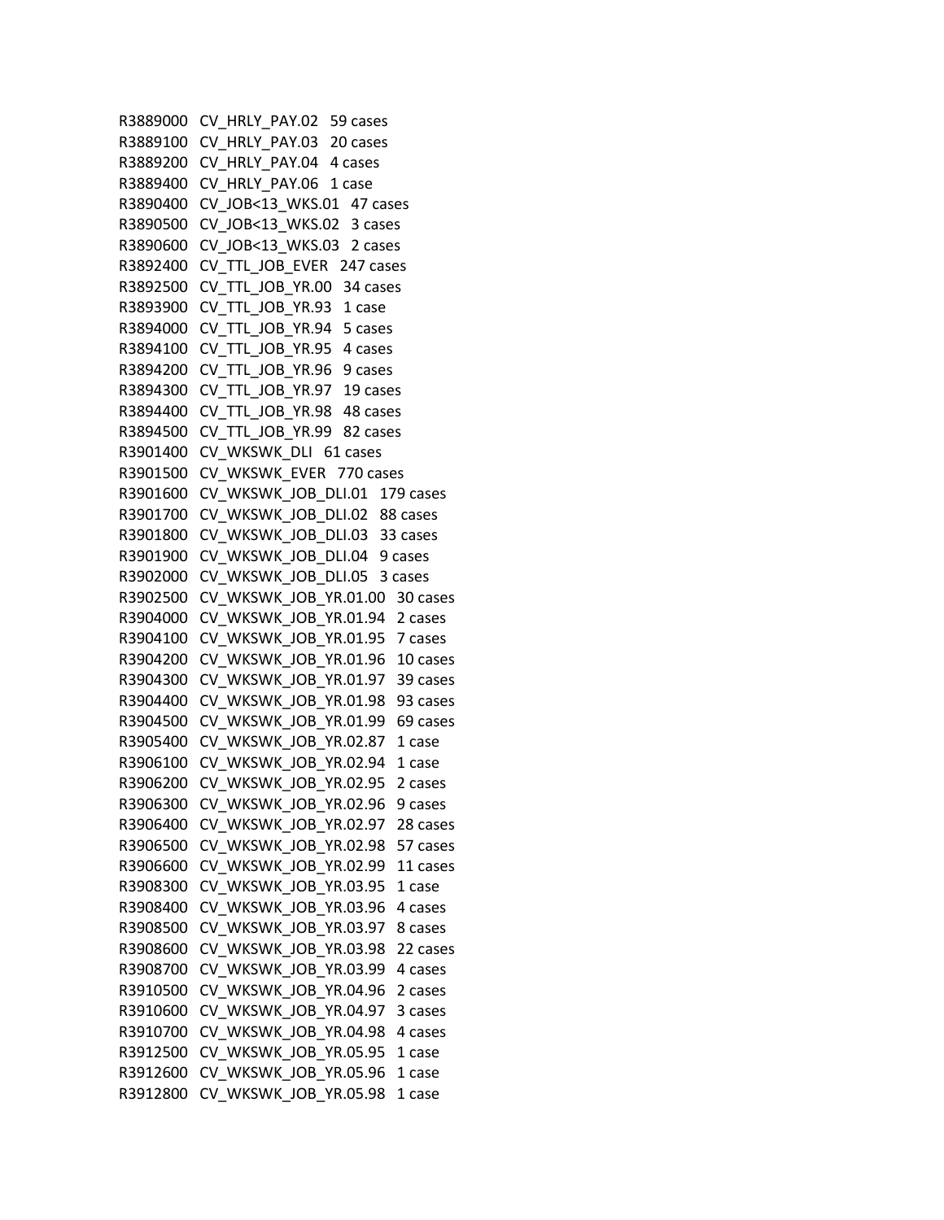R3889000 CV_HRLY_PAY.02 59 cases
R3889100 CV_HRLY_PAY.03 20 cases
R3889200 CV_HRLY_PAY.04 4 cases
R3889400 CV_HRLY_PAY.06 1 case
R3890400 CV_JOB<13_WKS.01 47 cases
R3890500 CV_JOB<13_WKS.02 3 cases
R3890600 CV_JOB<13_WKS.03 2 cases
R3892400 CV_TTL_JOB_EVER 247 cases
R3892500 CV_TTL_JOB_YR.00 34 cases
R3893900 CV_TTL_JOB_YR.93 1 case
R3894000 CV_TTL_JOB_YR.94 5 cases
R3894100 CV_TTL_JOB_YR.95 4 cases
R3894200 CV_TTL_JOB_YR.96 9 cases
R3894300 CV_TTL_JOB_YR.97 19 cases
R3894400 CV_TTL_JOB_YR.98 48 cases
R3894500 CV_TTL_JOB_YR.99 82 cases
R3901400 CV_WKSWK_DLI 61 cases
R3901500 CV_WKSWK_EVER 770 cases
R3901600 CV_WKSWK_JOB_DLI.01 179 cases
R3901700 CV_WKSWK_JOB_DLI.02 88 cases
R3901800 CV_WKSWK_JOB_DLI.03 33 cases
R3901900 CV_WKSWK_JOB_DLI.04 9 cases
R3902000 CV_WKSWK_JOB_DLI.05 3 cases
R3902500 CV_WKSWK_JOB_YR.01.00 30 cases
R3904000 CV_WKSWK_JOB_YR.01.94 2 cases
R3904100 CV_WKSWK_JOB_YR.01.95 7 cases
R3904200 CV_WKSWK_JOB_YR.01.96 10 cases
R3904300 CV_WKSWK_JOB_YR.01.97 39 cases
R3904400 CV_WKSWK_JOB_YR.01.98 93 cases
R3904500 CV_WKSWK_JOB_YR.01.99 69 cases
R3905400 CV_WKSWK_JOB_YR.02.87 1 case
R3906100 CV_WKSWK_JOB_YR.02.94 1 case
R3906200 CV_WKSWK_JOB_YR.02.95 2 cases
R3906300 CV_WKSWK_JOB_YR.02.96 9 cases
R3906400 CV_WKSWK_JOB_YR.02.97 28 cases
R3906500 CV_WKSWK_JOB_YR.02.98 57 cases
R3906600 CV_WKSWK_JOB_YR.02.99 11 cases
R3908300 CV_WKSWK_JOB_YR.03.95 1 case
R3908400 CV_WKSWK_JOB_YR.03.96 4 cases
R3908500 CV_WKSWK_JOB_YR.03.97 8 cases
R3908600 CV_WKSWK_JOB_YR.03.98 22 cases
R3908700 CV_WKSWK_JOB_YR.03.99 4 cases
R3910500 CV_WKSWK_JOB_YR.04.96 2 cases
R3910600 CV_WKSWK_JOB_YR.04.97 3 cases
R3910700 CV_WKSWK_JOB_YR.04.98 4 cases
R3912500 CV_WKSWK_JOB_YR.05.95 1 case
R3912600 CV_WKSWK_JOB_YR.05.96 1 case
R3912800 CV_WKSWK_JOB_YR.05.98 1 case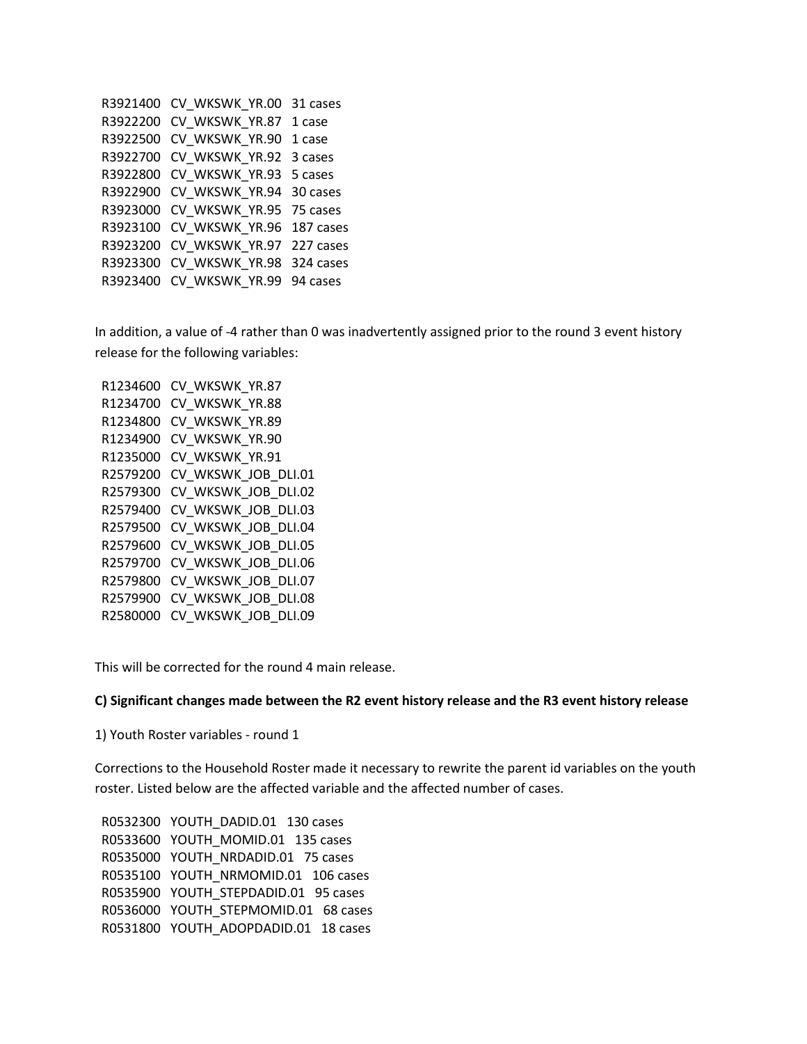R3921400 CV_WKSWK_YR.00 31 cases
R3922200 CV_WKSWK_YR.87 1 case
R3922500 CV_WKSWK_YR.90 1 case
R3922700 CV_WKSWK_YR.92 3 cases
R3922800 CV_WKSWK_YR.93 5 cases
R3922900 CV_WKSWK_YR.94 30 cases
R3923000 CV_WKSWK_YR.95 75 cases
R3923100 CV_WKSWK_YR.96 187 cases
R3923200 CV_WKSWK_YR.97 227 cases
R3923300 CV_WKSWK_YR.98 324 cases
R3923400 CV_WKSWK_YR.99 94 cases

In addition, a value of -4 rather than 0 was inadvertently assigned prior to the round 3 event history release for the following variables:

R1234600 CV_WKSWK_YR.87
R1234700 CV_WKSWK_YR.88
R1234800 CV_WKSWK_YR.89
R1234900 CV_WKSWK_YR.90
R1235000 CV_WKSWK_YR.91
R2579200 CV_WKSWK_JOB_DLI.01
R2579300 CV_WKSWK_JOB_DLI.02
R2579400 CV_WKSWK_JOB_DLI.03
R2579500 CV_WKSWK_JOB_DLI.04
R2579600 CV_WKSWK_JOB_DLI.05
R2579700 CV_WKSWK_JOB_DLI.06
R2579800 CV_WKSWK_JOB_DLI.07
R2579900 CV_WKSWK_JOB_DLI.08
R2580000 CV_WKSWK_JOB_DLI.09

This will be corrected for the round 4 main release.

**C) Significant changes made between the R2 event history release and the R3 event history release**

1) Youth Roster variables - round 1

Corrections to the Household Roster made it necessary to rewrite the parent id variables on the youth roster. Listed below are the affected variable and the affected number of cases.

R0532300 YOUTH_DADID.01 130 cases
R0533600 YOUTH_MOMID.01 135 cases
R0535000 YOUTH_NRDADID.01 75 cases
R0535100 YOUTH_NRMOMID.01 106 cases
R0535900 YOUTH_STEPDADID.01 95 cases
R0536000 YOUTH_STEPMOMID.01 68 cases
R0531800 YOUTH_ADOPDADID.01 18 cases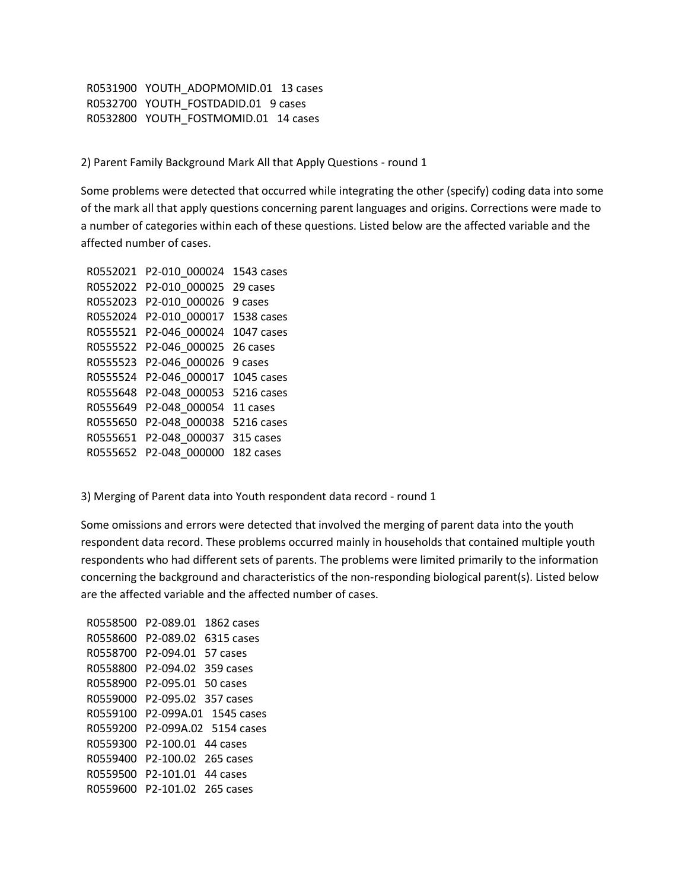R0531900 YOUTH_ADOPMOMID.01 13 cases
R0532700 YOUTH_FOSTDADID.01 9 cases
R0532800 YOUTH_FOSTMOMID.01 14 cases

2) Parent Family Background Mark All that Apply Questions - round 1

Some problems were detected that occurred while integrating the other (specify) coding data into some of the mark all that apply questions concerning parent languages and origins. Corrections were made to a number of categories within each of these questions. Listed below are the affected variable and the affected number of cases.

R0552021 P2-010_000024 1543 cases
R0552022 P2-010_000025 29 cases
R0552023 P2-010_000026 9 cases
R0552024 P2-010_000017 1538 cases
R0555521 P2-046_000024 1047 cases
R0555522 P2-046_000025 26 cases
R0555523 P2-046_000026 9 cases
R0555524 P2-046_000017 1045 cases
R0555648 P2-048_000053 5216 cases
R0555649 P2-048_000054 11 cases
R0555650 P2-048_000038 5216 cases
R0555651 P2-048_000037 315 cases
R0555652 P2-048_000000 182 cases

3) Merging of Parent data into Youth respondent data record - round 1

Some omissions and errors were detected that involved the merging of parent data into the youth respondent data record. These problems occurred mainly in households that contained multiple youth respondents who had different sets of parents. The problems were limited primarily to the information concerning the background and characteristics of the non-responding biological parent(s). Listed below are the affected variable and the affected number of cases.

R0558500 P2-089.01 1862 cases
R0558600 P2-089.02 6315 cases
R0558700 P2-094.01 57 cases
R0558800 P2-094.02 359 cases
R0558900 P2-095.01 50 cases
R0559000 P2-095.02 357 cases
R0559100 P2-099A.01 1545 cases
R0559200 P2-099A.02 5154 cases
R0559300 P2-100.01 44 cases
R0559400 P2-100.02 265 cases
R0559500 P2-101.01 44 cases
R0559600 P2-101.02 265 cases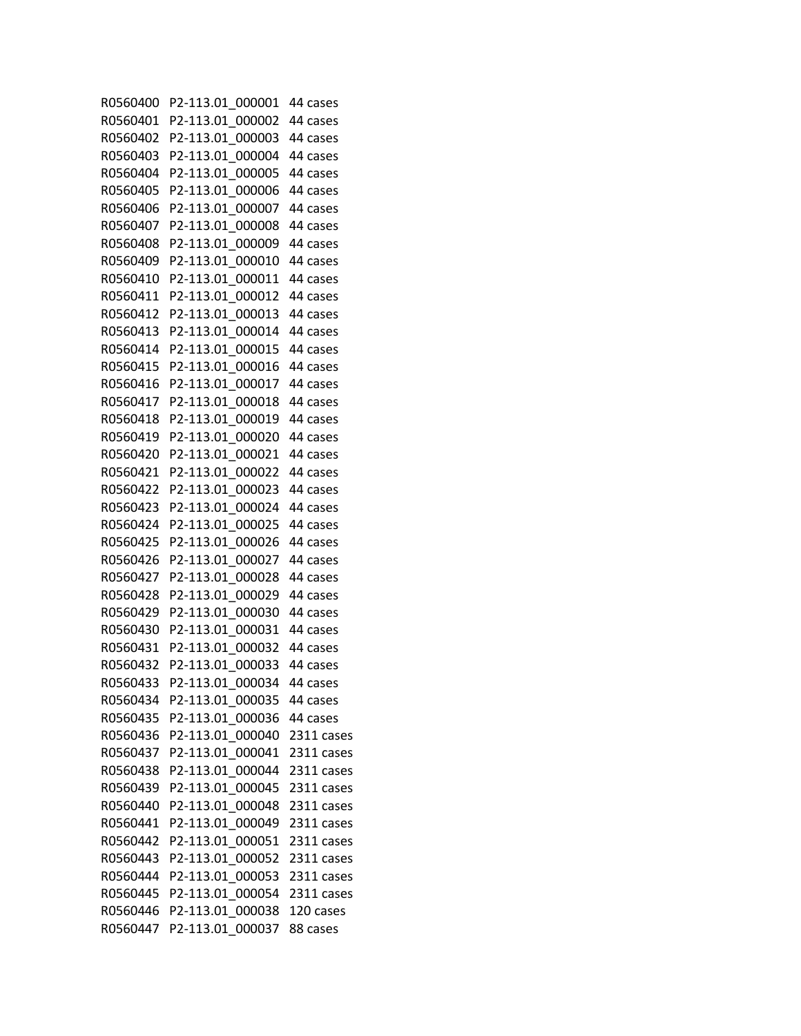| | | |
|---|---|---|
| R0560400 | P2-113.01_000001 | 44 cases |
| R0560401 | P2-113.01_000002 | 44 cases |
| R0560402 | P2-113.01_000003 | 44 cases |
| R0560403 | P2-113.01_000004 | 44 cases |
| R0560404 | P2-113.01_000005 | 44 cases |
| R0560405 | P2-113.01_000006 | 44 cases |
| R0560406 | P2-113.01_000007 | 44 cases |
| R0560407 | P2-113.01_000008 | 44 cases |
| R0560408 | P2-113.01_000009 | 44 cases |
| R0560409 | P2-113.01_000010 | 44 cases |
| R0560410 | P2-113.01_000011 | 44 cases |
| R0560411 | P2-113.01_000012 | 44 cases |
| R0560412 | P2-113.01_000013 | 44 cases |
| R0560413 | P2-113.01_000014 | 44 cases |
| R0560414 | P2-113.01_000015 | 44 cases |
| R0560415 | P2-113.01_000016 | 44 cases |
| R0560416 | P2-113.01_000017 | 44 cases |
| R0560417 | P2-113.01_000018 | 44 cases |
| R0560418 | P2-113.01_000019 | 44 cases |
| R0560419 | P2-113.01_000020 | 44 cases |
| R0560420 | P2-113.01_000021 | 44 cases |
| R0560421 | P2-113.01_000022 | 44 cases |
| R0560422 | P2-113.01_000023 | 44 cases |
| R0560423 | P2-113.01_000024 | 44 cases |
| R0560424 | P2-113.01_000025 | 44 cases |
| R0560425 | P2-113.01_000026 | 44 cases |
| R0560426 | P2-113.01_000027 | 44 cases |
| R0560427 | P2-113.01_000028 | 44 cases |
| R0560428 | P2-113.01_000029 | 44 cases |
| R0560429 | P2-113.01_000030 | 44 cases |
| R0560430 | P2-113.01_000031 | 44 cases |
| R0560431 | P2-113.01_000032 | 44 cases |
| R0560432 | P2-113.01_000033 | 44 cases |
| R0560433 | P2-113.01_000034 | 44 cases |
| R0560434 | P2-113.01_000035 | 44 cases |
| R0560435 | P2-113.01_000036 | 44 cases |
| R0560436 | P2-113.01_000040 | 2311 cases |
| R0560437 | P2-113.01_000041 | 2311 cases |
| R0560438 | P2-113.01_000044 | 2311 cases |
| R0560439 | P2-113.01_000045 | 2311 cases |
| R0560440 | P2-113.01_000048 | 2311 cases |
| R0560441 | P2-113.01_000049 | 2311 cases |
| R0560442 | P2-113.01_000051 | 2311 cases |
| R0560443 | P2-113.01_000052 | 2311 cases |
| R0560444 | P2-113.01_000053 | 2311 cases |
| R0560445 | P2-113.01_000054 | 2311 cases |
| R0560446 | P2-113.01_000038 | 120 cases |
| R0560447 | P2-113.01_000037 | 88 cases |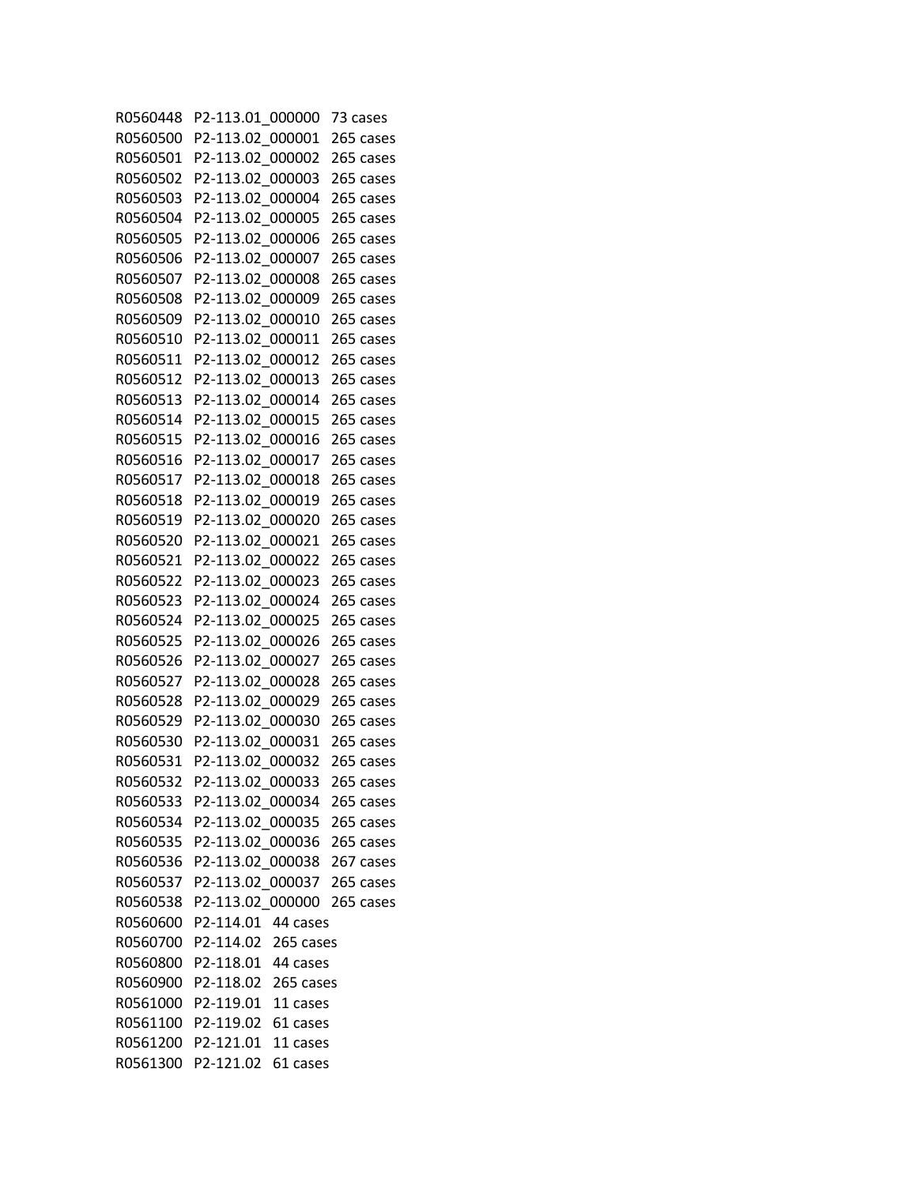R0560448 P2-113.01_000000 73 cases
R0560500 P2-113.02_000001 265 cases
R0560501 P2-113.02_000002 265 cases
R0560502 P2-113.02_000003 265 cases
R0560503 P2-113.02_000004 265 cases
R0560504 P2-113.02_000005 265 cases
R0560505 P2-113.02_000006 265 cases
R0560506 P2-113.02_000007 265 cases
R0560507 P2-113.02_000008 265 cases
R0560508 P2-113.02_000009 265 cases
R0560509 P2-113.02_000010 265 cases
R0560510 P2-113.02_000011 265 cases
R0560511 P2-113.02_000012 265 cases
R0560512 P2-113.02_000013 265 cases
R0560513 P2-113.02_000014 265 cases
R0560514 P2-113.02_000015 265 cases
R0560515 P2-113.02_000016 265 cases
R0560516 P2-113.02_000017 265 cases
R0560517 P2-113.02_000018 265 cases
R0560518 P2-113.02_000019 265 cases
R0560519 P2-113.02_000020 265 cases
R0560520 P2-113.02_000021 265 cases
R0560521 P2-113.02_000022 265 cases
R0560522 P2-113.02_000023 265 cases
R0560523 P2-113.02_000024 265 cases
R0560524 P2-113.02_000025 265 cases
R0560525 P2-113.02_000026 265 cases
R0560526 P2-113.02_000027 265 cases
R0560527 P2-113.02_000028 265 cases
R0560528 P2-113.02_000029 265 cases
R0560529 P2-113.02_000030 265 cases
R0560530 P2-113.02_000031 265 cases
R0560531 P2-113.02_000032 265 cases
R0560532 P2-113.02_000033 265 cases
R0560533 P2-113.02_000034 265 cases
R0560534 P2-113.02_000035 265 cases
R0560535 P2-113.02_000036 265 cases
R0560536 P2-113.02_000038 267 cases
R0560537 P2-113.02_000037 265 cases
R0560538 P2-113.02_000000 265 cases
R0560600 P2-114.01 44 cases
R0560700 P2-114.02 265 cases
R0560800 P2-118.01 44 cases
R0560900 P2-118.02 265 cases
R0561000 P2-119.01 11 cases
R0561100 P2-119.02 61 cases
R0561200 P2-121.01 11 cases
R0561300 P2-121.02 61 cases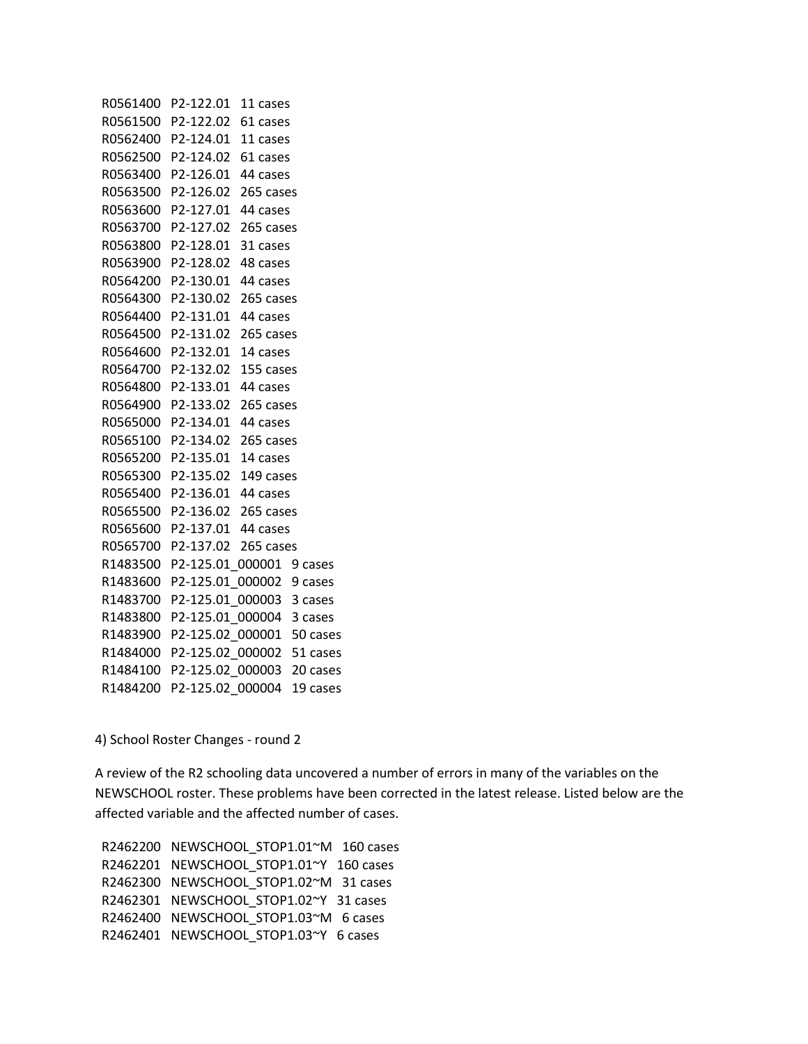R0561400 P2-122.01 11 cases
R0561500 P2-122.02 61 cases
R0562400 P2-124.01 11 cases
R0562500 P2-124.02 61 cases
R0563400 P2-126.01 44 cases
R0563500 P2-126.02 265 cases
R0563600 P2-127.01 44 cases
R0563700 P2-127.02 265 cases
R0563800 P2-128.01 31 cases
R0563900 P2-128.02 48 cases
R0564200 P2-130.01 44 cases
R0564300 P2-130.02 265 cases
R0564400 P2-131.01 44 cases
R0564500 P2-131.02 265 cases
R0564600 P2-132.01 14 cases
R0564700 P2-132.02 155 cases
R0564800 P2-133.01 44 cases
R0564900 P2-133.02 265 cases
R0565000 P2-134.01 44 cases
R0565100 P2-134.02 265 cases
R0565200 P2-135.01 14 cases
R0565300 P2-135.02 149 cases
R0565400 P2-136.01 44 cases
R0565500 P2-136.02 265 cases
R0565600 P2-137.01 44 cases
R0565700 P2-137.02 265 cases
R1483500 P2-125.01_000001 9 cases
R1483600 P2-125.01_000002 9 cases
R1483700 P2-125.01_000003 3 cases
R1483800 P2-125.01_000004 3 cases
R1483900 P2-125.02_000001 50 cases
R1484000 P2-125.02_000002 51 cases
R1484100 P2-125.02_000003 20 cases
R1484200 P2-125.02_000004 19 cases

4) School Roster Changes - round 2

A review of the R2 schooling data uncovered a number of errors in many of the variables on the NEWSCHOOL roster. These problems have been corrected in the latest release. Listed below are the affected variable and the affected number of cases.

R2462200 NEWSCHOOL_STOP1.01~M 160 cases
R2462201 NEWSCHOOL_STOP1.01~Y 160 cases
R2462300 NEWSCHOOL_STOP1.02~M 31 cases
R2462301 NEWSCHOOL_STOP1.02~Y 31 cases
R2462400 NEWSCHOOL_STOP1.03~M 6 cases
R2462401 NEWSCHOOL_STOP1.03~Y 6 cases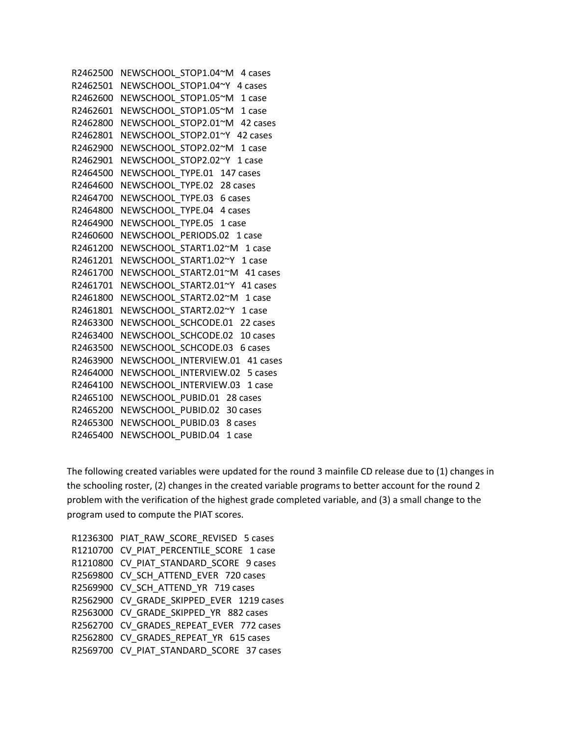R2462500 NEWSCHOOL_STOP1.04~M 4 cases
R2462501 NEWSCHOOL_STOP1.04~Y 4 cases
R2462600 NEWSCHOOL_STOP1.05~M 1 case
R2462601 NEWSCHOOL_STOP1.05~M 1 case
R2462800 NEWSCHOOL_STOP2.01~M 42 cases
R2462801 NEWSCHOOL_STOP2.01~Y 42 cases
R2462900 NEWSCHOOL_STOP2.02~M 1 case
R2462901 NEWSCHOOL_STOP2.02~Y 1 case
R2464500 NEWSCHOOL_TYPE.01 147 cases
R2464600 NEWSCHOOL_TYPE.02 28 cases
R2464700 NEWSCHOOL_TYPE.03 6 cases
R2464800 NEWSCHOOL_TYPE.04 4 cases
R2464900 NEWSCHOOL_TYPE.05 1 case
R2460600 NEWSCHOOL_PERIODS.02 1 case
R2461200 NEWSCHOOL_START1.02~M 1 case
R2461201 NEWSCHOOL_START1.02~Y 1 case
R2461700 NEWSCHOOL_START2.01~M 41 cases
R2461701 NEWSCHOOL_START2.01~Y 41 cases
R2461800 NEWSCHOOL_START2.02~M 1 case
R2461801 NEWSCHOOL_START2.02~Y 1 case
R2463300 NEWSCHOOL_SCHCODE.01 22 cases
R2463400 NEWSCHOOL_SCHCODE.02 10 cases
R2463500 NEWSCHOOL_SCHCODE.03 6 cases
R2463900 NEWSCHOOL_INTERVIEW.01 41 cases
R2464000 NEWSCHOOL_INTERVIEW.02 5 cases
R2464100 NEWSCHOOL_INTERVIEW.03 1 case
R2465100 NEWSCHOOL_PUBID.01 28 cases
R2465200 NEWSCHOOL_PUBID.02 30 cases
R2465300 NEWSCHOOL_PUBID.03 8 cases
R2465400 NEWSCHOOL_PUBID.04 1 case

The following created variables were updated for the round 3 mainfile CD release due to (1) changes in the schooling roster, (2) changes in the created variable programs to better account for the round 2 problem with the verification of the highest grade completed variable, and (3) a small change to the program used to compute the PIAT scores.

R1236300 PIAT_RAW_SCORE_REVISED 5 cases
R1210700 CV_PIAT_PERCENTILE_SCORE 1 case
R1210800 CV_PIAT_STANDARD_SCORE 9 cases
R2569800 CV_SCH_ATTEND_EVER 720 cases
R2569900 CV_SCH_ATTEND_YR 719 cases
R2562900 CV_GRADE_SKIPPED_EVER 1219 cases
R2563000 CV_GRADE_SKIPPED_YR 882 cases
R2562700 CV_GRADES_REPEAT_EVER 772 cases
R2562800 CV_GRADES_REPEAT_YR 615 cases
R2569700 CV_PIAT_STANDARD_SCORE 37 cases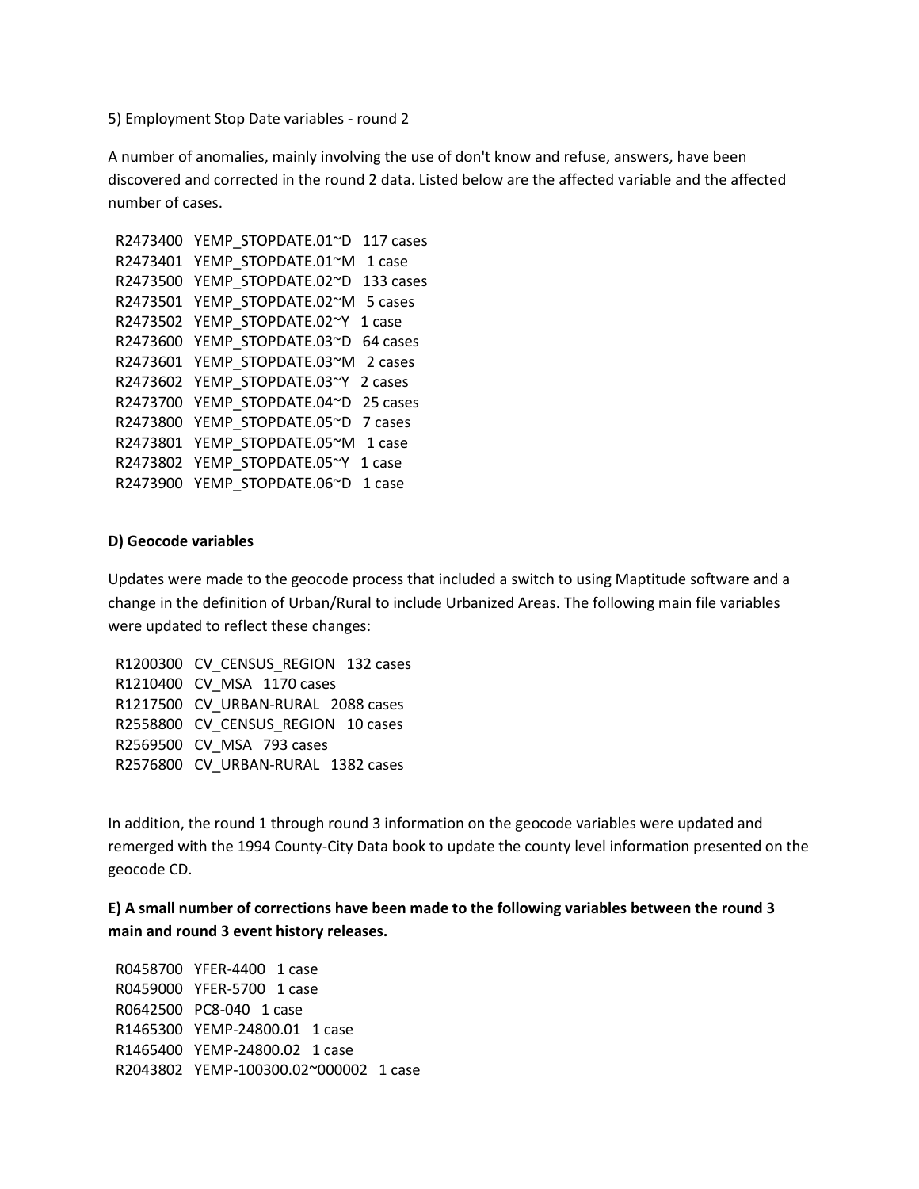5) Employment Stop Date variables - round 2

A number of anomalies, mainly involving the use of don't know and refuse, answers, have been discovered and corrected in the round 2 data. Listed below are the affected variable and the affected number of cases.

```
R2473400   YEMP_STOPDATE.01~D   117 cases
R2473401   YEMP_STOPDATE.01~M   1 case
R2473500   YEMP_STOPDATE.02~D   133 cases
R2473501   YEMP_STOPDATE.02~M   5 cases
R2473502   YEMP_STOPDATE.02~Y   1 case
R2473600   YEMP_STOPDATE.03~D   64 cases
R2473601   YEMP_STOPDATE.03~M   2 cases
R2473602   YEMP_STOPDATE.03~Y   2 cases
R2473700   YEMP_STOPDATE.04~D   25 cases
R2473800   YEMP_STOPDATE.05~D   7 cases
R2473801   YEMP_STOPDATE.05~M   1 case
R2473802   YEMP_STOPDATE.05~Y   1 case
R2473900   YEMP_STOPDATE.06~D   1 case
```

**D) Geocode variables**

Updates were made to the geocode process that included a switch to using Maptitude software and a change in the definition of Urban/Rural to include Urbanized Areas. The following main file variables were updated to reflect these changes:

```
R1200300   CV_CENSUS_REGION   132 cases
R1210400   CV_MSA   1170 cases
R1217500   CV_URBAN-RURAL   2088 cases
R2558800   CV_CENSUS_REGION   10 cases
R2569500   CV_MSA   793 cases
R2576800   CV_URBAN-RURAL   1382 cases
```

In addition, the round 1 through round 3 information on the geocode variables were updated and remerged with the 1994 County-City Data book to update the county level information presented on the geocode CD.

**E) A small number of corrections have been made to the following variables between the round 3 main and round 3 event history releases.**

```
R0458700   YFER-4400   1 case
R0459000   YFER-5700   1 case
R0642500   PC8-040   1 case
R1465300   YEMP-24800.01   1 case
R1465400   YEMP-24800.02   1 case
R2043802   YEMP-100300.02~000002   1 case
```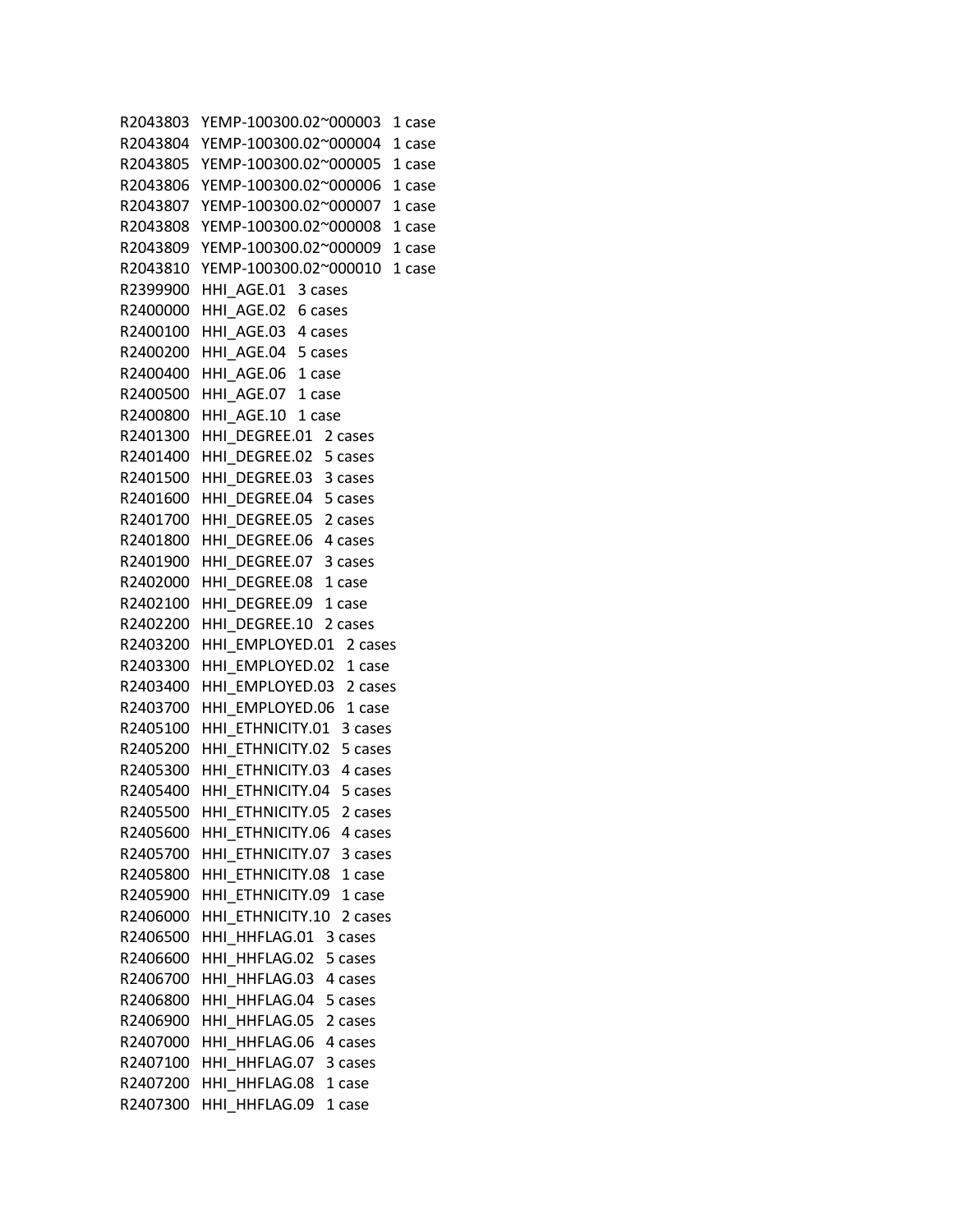R2043803 YEMP-100300.02~000003 1 case
R2043804 YEMP-100300.02~000004 1 case
R2043805 YEMP-100300.02~000005 1 case
R2043806 YEMP-100300.02~000006 1 case
R2043807 YEMP-100300.02~000007 1 case
R2043808 YEMP-100300.02~000008 1 case
R2043809 YEMP-100300.02~000009 1 case
R2043810 YEMP-100300.02~000010 1 case
R2399900 HHI_AGE.01 3 cases
R2400000 HHI_AGE.02 6 cases
R2400100 HHI_AGE.03 4 cases
R2400200 HHI_AGE.04 5 cases
R2400400 HHI_AGE.06 1 case
R2400500 HHI_AGE.07 1 case
R2400800 HHI_AGE.10 1 case
R2401300 HHI_DEGREE.01 2 cases
R2401400 HHI_DEGREE.02 5 cases
R2401500 HHI_DEGREE.03 3 cases
R2401600 HHI_DEGREE.04 5 cases
R2401700 HHI_DEGREE.05 2 cases
R2401800 HHI_DEGREE.06 4 cases
R2401900 HHI_DEGREE.07 3 cases
R2402000 HHI_DEGREE.08 1 case
R2402100 HHI_DEGREE.09 1 case
R2402200 HHI_DEGREE.10 2 cases
R2403200 HHI_EMPLOYED.01 2 cases
R2403300 HHI_EMPLOYED.02 1 case
R2403400 HHI_EMPLOYED.03 2 cases
R2403700 HHI_EMPLOYED.06 1 case
R2405100 HHI_ETHNICITY.01 3 cases
R2405200 HHI_ETHNICITY.02 5 cases
R2405300 HHI_ETHNICITY.03 4 cases
R2405400 HHI_ETHNICITY.04 5 cases
R2405500 HHI_ETHNICITY.05 2 cases
R2405600 HHI_ETHNICITY.06 4 cases
R2405700 HHI_ETHNICITY.07 3 cases
R2405800 HHI_ETHNICITY.08 1 case
R2405900 HHI_ETHNICITY.09 1 case
R2406000 HHI_ETHNICITY.10 2 cases
R2406500 HHI_HHFLAG.01 3 cases
R2406600 HHI_HHFLAG.02 5 cases
R2406700 HHI_HHFLAG.03 4 cases
R2406800 HHI_HHFLAG.04 5 cases
R2406900 HHI_HHFLAG.05 2 cases
R2407000 HHI_HHFLAG.06 4 cases
R2407100 HHI_HHFLAG.07 3 cases
R2407200 HHI_HHFLAG.08 1 case
R2407300 HHI_HHFLAG.09 1 case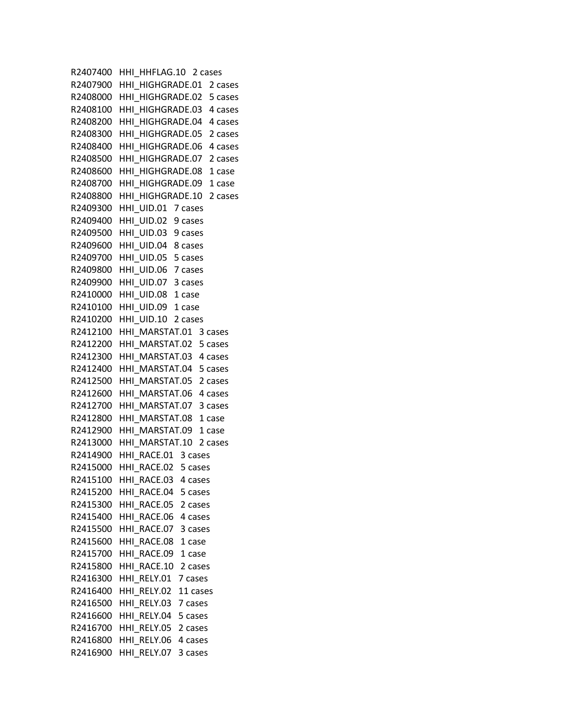R2407400   HHI_HHFLAG.10   2 cases
R2407900   HHI_HIGHGRADE.01   2 cases
R2408000   HHI_HIGHGRADE.02   5 cases
R2408100   HHI_HIGHGRADE.03   4 cases
R2408200   HHI_HIGHGRADE.04   4 cases
R2408300   HHI_HIGHGRADE.05   2 cases
R2408400   HHI_HIGHGRADE.06   4 cases
R2408500   HHI_HIGHGRADE.07   2 cases
R2408600   HHI_HIGHGRADE.08   1 case
R2408700   HHI_HIGHGRADE.09   1 case
R2408800   HHI_HIGHGRADE.10   2 cases
R2409300   HHI_UID.01   7 cases
R2409400   HHI_UID.02   9 cases
R2409500   HHI_UID.03   9 cases
R2409600   HHI_UID.04   8 cases
R2409700   HHI_UID.05   5 cases
R2409800   HHI_UID.06   7 cases
R2409900   HHI_UID.07   3 cases
R2410000   HHI_UID.08   1 case
R2410100   HHI_UID.09   1 case
R2410200   HHI_UID.10   2 cases
R2412100   HHI_MARSTAT.01   3 cases
R2412200   HHI_MARSTAT.02   5 cases
R2412300   HHI_MARSTAT.03   4 cases
R2412400   HHI_MARSTAT.04   5 cases
R2412500   HHI_MARSTAT.05   2 cases
R2412600   HHI_MARSTAT.06   4 cases
R2412700   HHI_MARSTAT.07   3 cases
R2412800   HHI_MARSTAT.08   1 case
R2412900   HHI_MARSTAT.09   1 case
R2413000   HHI_MARSTAT.10   2 cases
R2414900   HHI_RACE.01   3 cases
R2415000   HHI_RACE.02   5 cases
R2415100   HHI_RACE.03   4 cases
R2415200   HHI_RACE.04   5 cases
R2415300   HHI_RACE.05   2 cases
R2415400   HHI_RACE.06   4 cases
R2415500   HHI_RACE.07   3 cases
R2415600   HHI_RACE.08   1 case
R2415700   HHI_RACE.09   1 case
R2415800   HHI_RACE.10   2 cases
R2416300   HHI_RELY.01   7 cases
R2416400   HHI_RELY.02   11 cases
R2416500   HHI_RELY.03   7 cases
R2416600   HHI_RELY.04   5 cases
R2416700   HHI_RELY.05   2 cases
R2416800   HHI_RELY.06   4 cases
R2416900   HHI_RELY.07   3 cases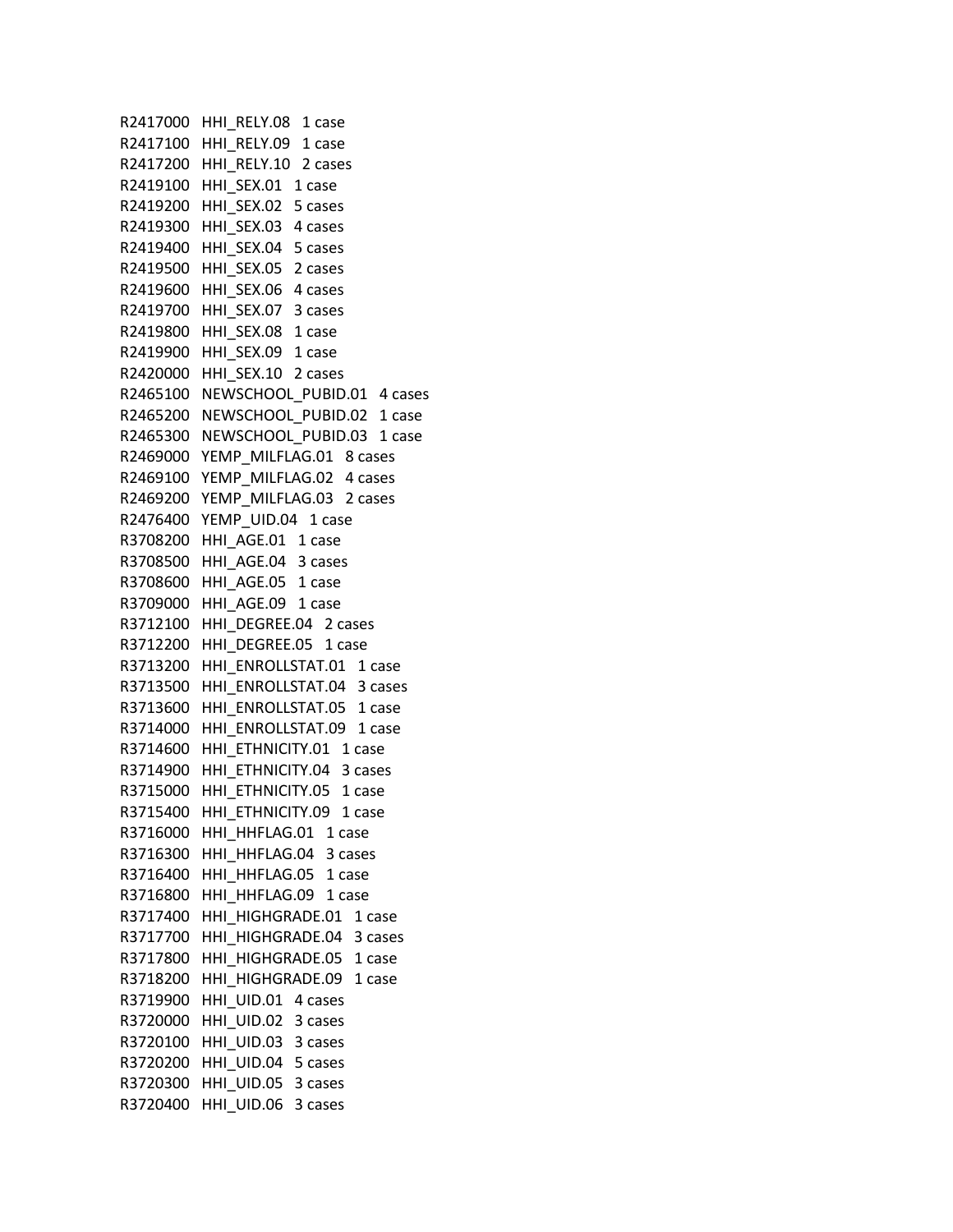R2417000 HHI_RELY.08 1 case
R2417100 HHI_RELY.09 1 case
R2417200 HHI_RELY.10 2 cases
R2419100 HHI_SEX.01 1 case
R2419200 HHI_SEX.02 5 cases
R2419300 HHI_SEX.03 4 cases
R2419400 HHI_SEX.04 5 cases
R2419500 HHI_SEX.05 2 cases
R2419600 HHI_SEX.06 4 cases
R2419700 HHI_SEX.07 3 cases
R2419800 HHI_SEX.08 1 case
R2419900 HHI_SEX.09 1 case
R2420000 HHI_SEX.10 2 cases
R2465100 NEWSCHOOL_PUBID.01 4 cases
R2465200 NEWSCHOOL_PUBID.02 1 case
R2465300 NEWSCHOOL_PUBID.03 1 case
R2469000 YEMP_MILFLAG.01 8 cases
R2469100 YEMP_MILFLAG.02 4 cases
R2469200 YEMP_MILFLAG.03 2 cases
R2476400 YEMP_UID.04 1 case
R3708200 HHI_AGE.01 1 case
R3708500 HHI_AGE.04 3 cases
R3708600 HHI_AGE.05 1 case
R3709000 HHI_AGE.09 1 case
R3712100 HHI_DEGREE.04 2 cases
R3712200 HHI_DEGREE.05 1 case
R3713200 HHI_ENROLLSTAT.01 1 case
R3713500 HHI_ENROLLSTAT.04 3 cases
R3713600 HHI_ENROLLSTAT.05 1 case
R3714000 HHI_ENROLLSTAT.09 1 case
R3714600 HHI_ETHNICITY.01 1 case
R3714900 HHI_ETHNICITY.04 3 cases
R3715000 HHI_ETHNICITY.05 1 case
R3715400 HHI_ETHNICITY.09 1 case
R3716000 HHI_HHFLAG.01 1 case
R3716300 HHI_HHFLAG.04 3 cases
R3716400 HHI_HHFLAG.05 1 case
R3716800 HHI_HHFLAG.09 1 case
R3717400 HHI_HIGHGRADE.01 1 case
R3717700 HHI_HIGHGRADE.04 3 cases
R3717800 HHI_HIGHGRADE.05 1 case
R3718200 HHI_HIGHGRADE.09 1 case
R3719900 HHI_UID.01 4 cases
R3720000 HHI_UID.02 3 cases
R3720100 HHI_UID.03 3 cases
R3720200 HHI_UID.04 5 cases
R3720300 HHI_UID.05 3 cases
R3720400 HHI_UID.06 3 cases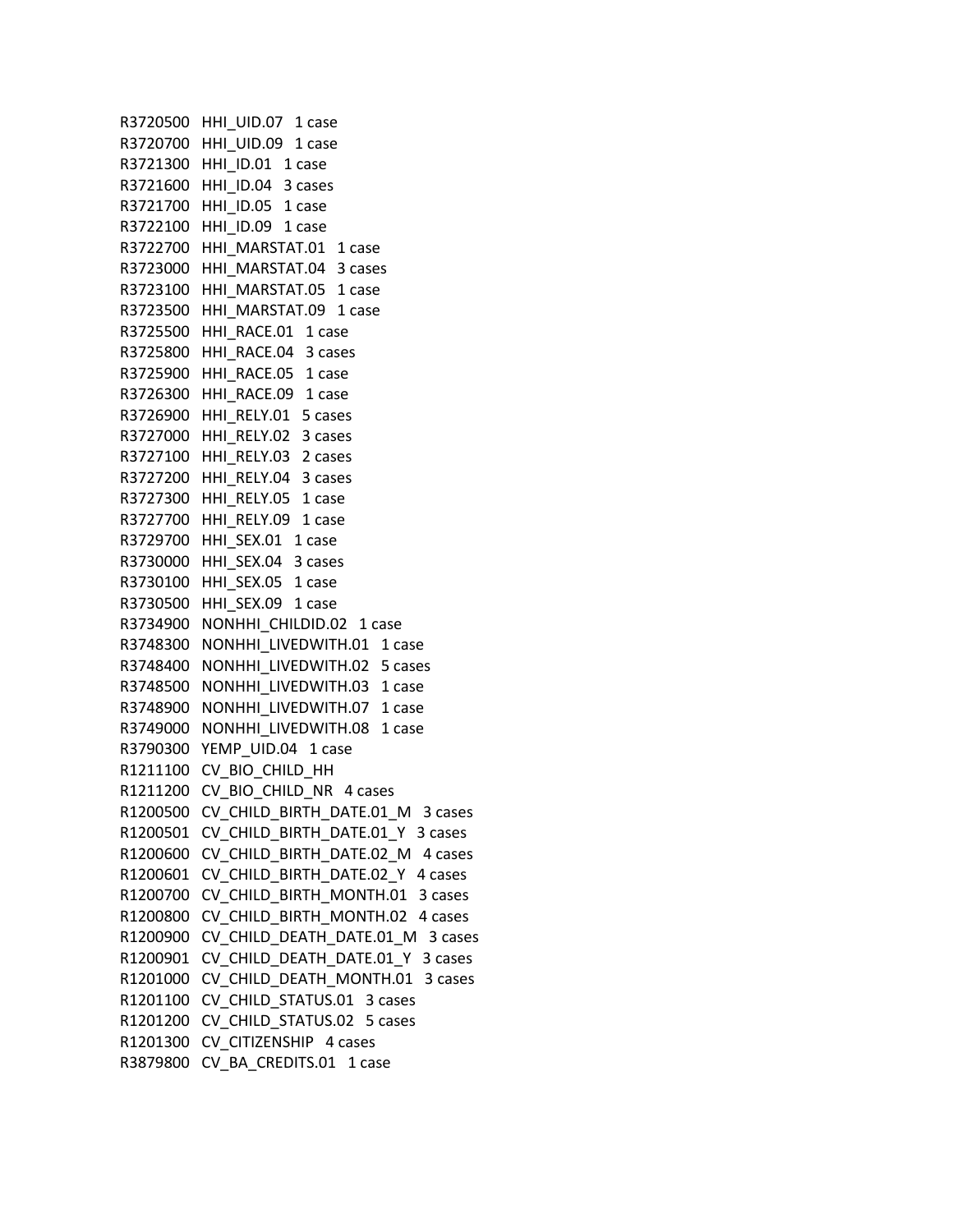R3720500 HHI_UID.07 1 case
R3720700 HHI_UID.09 1 case
R3721300 HHI_ID.01 1 case
R3721600 HHI_ID.04 3 cases
R3721700 HHI_ID.05 1 case
R3722100 HHI_ID.09 1 case
R3722700 HHI_MARSTAT.01 1 case
R3723000 HHI_MARSTAT.04 3 cases
R3723100 HHI_MARSTAT.05 1 case
R3723500 HHI_MARSTAT.09 1 case
R3725500 HHI_RACE.01 1 case
R3725800 HHI_RACE.04 3 cases
R3725900 HHI_RACE.05 1 case
R3726300 HHI_RACE.09 1 case
R3726900 HHI_RELY.01 5 cases
R3727000 HHI_RELY.02 3 cases
R3727100 HHI_RELY.03 2 cases
R3727200 HHI_RELY.04 3 cases
R3727300 HHI_RELY.05 1 case
R3727700 HHI_RELY.09 1 case
R3729700 HHI_SEX.01 1 case
R3730000 HHI_SEX.04 3 cases
R3730100 HHI_SEX.05 1 case
R3730500 HHI_SEX.09 1 case
R3734900 NONHHI_CHILDID.02 1 case
R3748300 NONHHI_LIVEDWITH.01 1 case
R3748400 NONHHI_LIVEDWITH.02 5 cases
R3748500 NONHHI_LIVEDWITH.03 1 case
R3748900 NONHHI_LIVEDWITH.07 1 case
R3749000 NONHHI_LIVEDWITH.08 1 case
R3790300 YEMP_UID.04 1 case
R1211100 CV_BIO_CHILD_HH
R1211200 CV_BIO_CHILD_NR 4 cases
R1200500 CV_CHILD_BIRTH_DATE.01_M 3 cases
R1200501 CV_CHILD_BIRTH_DATE.01_Y 3 cases
R1200600 CV_CHILD_BIRTH_DATE.02_M 4 cases
R1200601 CV_CHILD_BIRTH_DATE.02_Y 4 cases
R1200700 CV_CHILD_BIRTH_MONTH.01 3 cases
R1200800 CV_CHILD_BIRTH_MONTH.02 4 cases
R1200900 CV_CHILD_DEATH_DATE.01_M 3 cases
R1200901 CV_CHILD_DEATH_DATE.01_Y 3 cases
R1201000 CV_CHILD_DEATH_MONTH.01 3 cases
R1201100 CV_CHILD_STATUS.01 3 cases
R1201200 CV_CHILD_STATUS.02 5 cases
R1201300 CV_CITIZENSHIP 4 cases
R3879800 CV_BA_CREDITS.01 1 case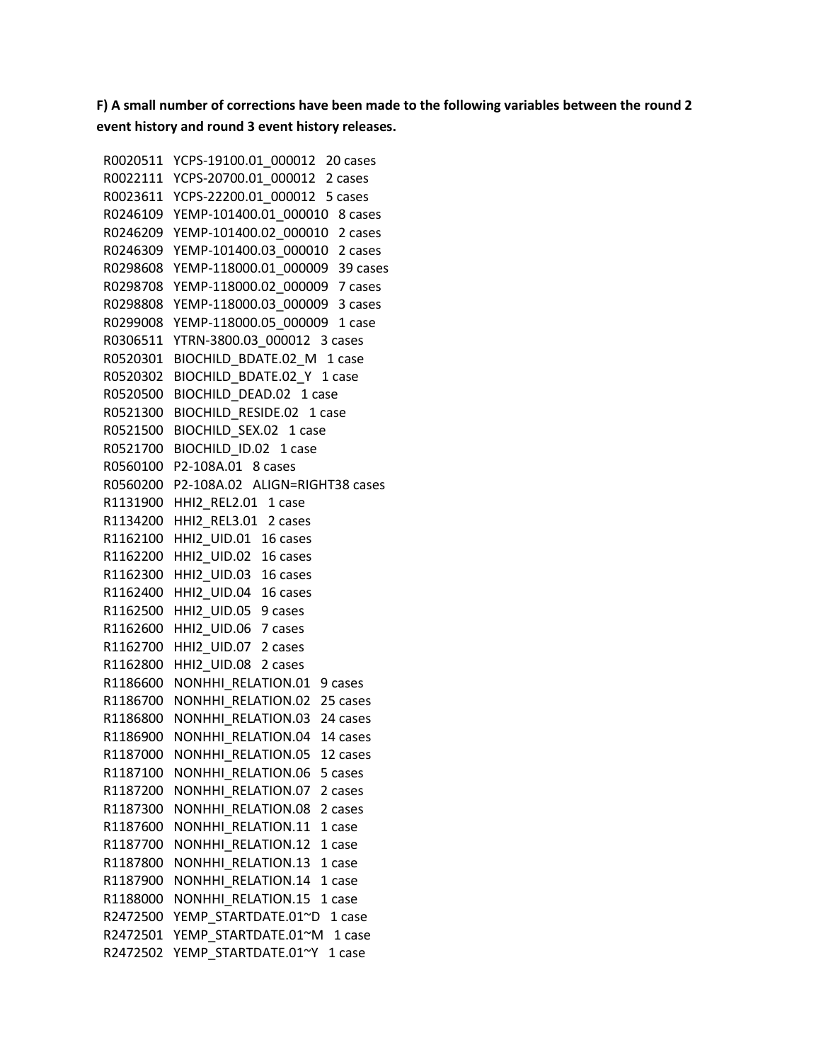**F) A small number of corrections have been made to the following variables between the round 2 event history and round 3 event history releases.**

```
R0020511   YCPS-19100.01_000012   20 cases
R0022111   YCPS-20700.01_000012   2 cases
R0023611   YCPS-22200.01_000012   5 cases
R0246109   YEMP-101400.01_000010   8 cases
R0246209   YEMP-101400.02_000010   2 cases
R0246309   YEMP-101400.03_000010   2 cases
R0298608   YEMP-118000.01_000009   39 cases
R0298708   YEMP-118000.02_000009   7 cases
R0298808   YEMP-118000.03_000009   3 cases
R0299008   YEMP-118000.05_000009   1 case
R0306511   YTRN-3800.03_000012   3 cases
R0520301   BIOCHILD_BDATE.02_M   1 case
R0520302   BIOCHILD_BDATE.02_Y   1 case
R0520500   BIOCHILD_DEAD.02   1 case
R0521300   BIOCHILD_RESIDE.02   1 case
R0521500   BIOCHILD_SEX.02   1 case
R0521700   BIOCHILD_ID.02   1 case
R0560100   P2-108A.01   8 cases
R0560200   P2-108A.02   ALIGN=RIGHT38 cases
R1131900   HHI2_REL2.01   1 case
R1134200   HHI2_REL3.01   2 cases
R1162100   HHI2_UID.01   16 cases
R1162200   HHI2_UID.02   16 cases
R1162300   HHI2_UID.03   16 cases
R1162400   HHI2_UID.04   16 cases
R1162500   HHI2_UID.05   9 cases
R1162600   HHI2_UID.06   7 cases
R1162700   HHI2_UID.07   2 cases
R1162800   HHI2_UID.08   2 cases
R1186600   NONHHI_RELATION.01   9 cases
R1186700   NONHHI_RELATION.02   25 cases
R1186800   NONHHI_RELATION.03   24 cases
R1186900   NONHHI_RELATION.04   14 cases
R1187000   NONHHI_RELATION.05   12 cases
R1187100   NONHHI_RELATION.06   5 cases
R1187200   NONHHI_RELATION.07   2 cases
R1187300   NONHHI_RELATION.08   2 cases
R1187600   NONHHI_RELATION.11   1 case
R1187700   NONHHI_RELATION.12   1 case
R1187800   NONHHI_RELATION.13   1 case
R1187900   NONHHI_RELATION.14   1 case
R1188000   NONHHI_RELATION.15   1 case
R2472500   YEMP_STARTDATE.01~D   1 case
R2472501   YEMP_STARTDATE.01~M   1 case
R2472502   YEMP_STARTDATE.01~Y   1 case
```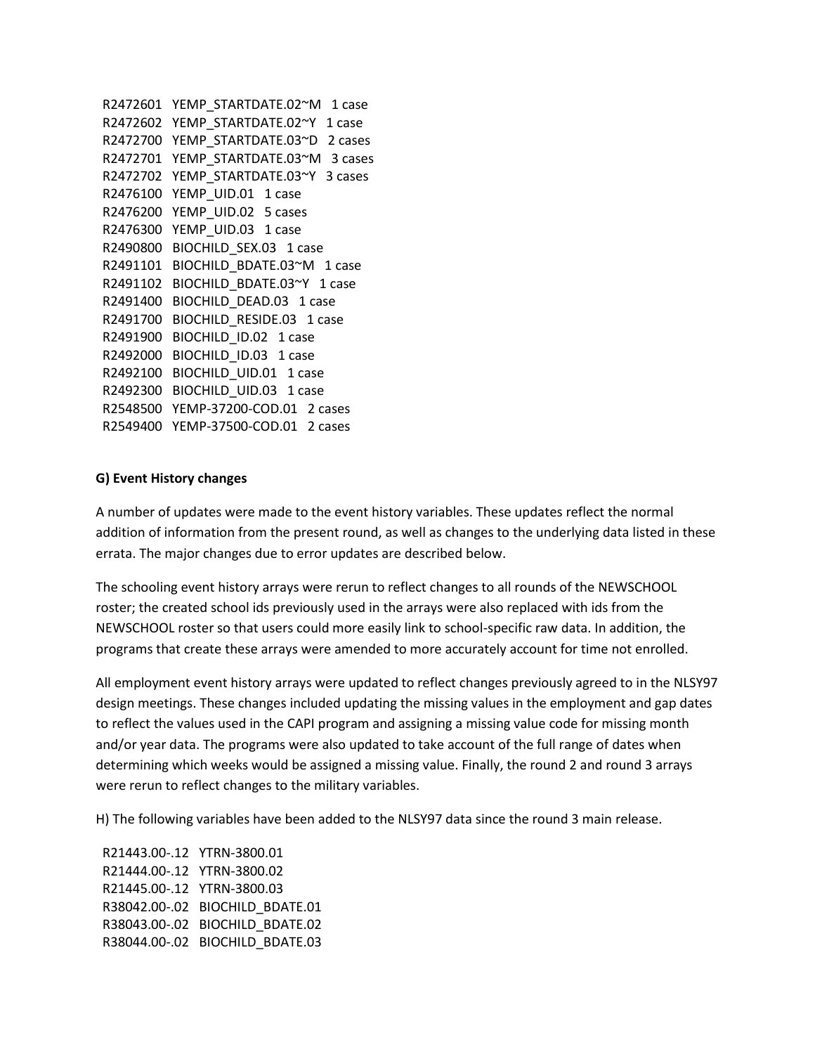R2472601   YEMP_STARTDATE.02~M   1 case
R2472602   YEMP_STARTDATE.02~Y   1 case
R2472700   YEMP_STARTDATE.03~D   2 cases
R2472701   YEMP_STARTDATE.03~M   3 cases
R2472702   YEMP_STARTDATE.03~Y   3 cases
R2476100   YEMP_UID.01   1 case
R2476200   YEMP_UID.02   5 cases
R2476300   YEMP_UID.03   1 case
R2490800   BIOCHILD_SEX.03   1 case
R2491101   BIOCHILD_BDATE.03~M   1 case
R2491102   BIOCHILD_BDATE.03~Y   1 case
R2491400   BIOCHILD_DEAD.03   1 case
R2491700   BIOCHILD_RESIDE.03   1 case
R2491900   BIOCHILD_ID.02   1 case
R2492000   BIOCHILD_ID.03   1 case
R2492100   BIOCHILD_UID.01   1 case
R2492300   BIOCHILD_UID.03   1 case
R2548500   YEMP-37200-COD.01   2 cases
R2549400   YEMP-37500-COD.01   2 cases

**G) Event History changes**

A number of updates were made to the event history variables. These updates reflect the normal addition of information from the present round, as well as changes to the underlying data listed in these errata. The major changes due to error updates are described below.

The schooling event history arrays were rerun to reflect changes to all rounds of the NEWSCHOOL roster; the created school ids previously used in the arrays were also replaced with ids from the NEWSCHOOL roster so that users could more easily link to school-specific raw data. In addition, the programs that create these arrays were amended to more accurately account for time not enrolled.

All employment event history arrays were updated to reflect changes previously agreed to in the NLSY97 design meetings. These changes included updating the missing values in the employment and gap dates to reflect the values used in the CAPI program and assigning a missing value code for missing month and/or year data. The programs were also updated to take account of the full range of dates when determining which weeks would be assigned a missing value. Finally, the round 2 and round 3 arrays were rerun to reflect changes to the military variables.

H) The following variables have been added to the NLSY97 data since the round 3 main release.

R21443.00-.12   YTRN-3800.01
R21444.00-.12   YTRN-3800.02
R21445.00-.12   YTRN-3800.03
R38042.00-.02   BIOCHILD_BDATE.01
R38043.00-.02   BIOCHILD_BDATE.02
R38044.00-.02   BIOCHILD_BDATE.03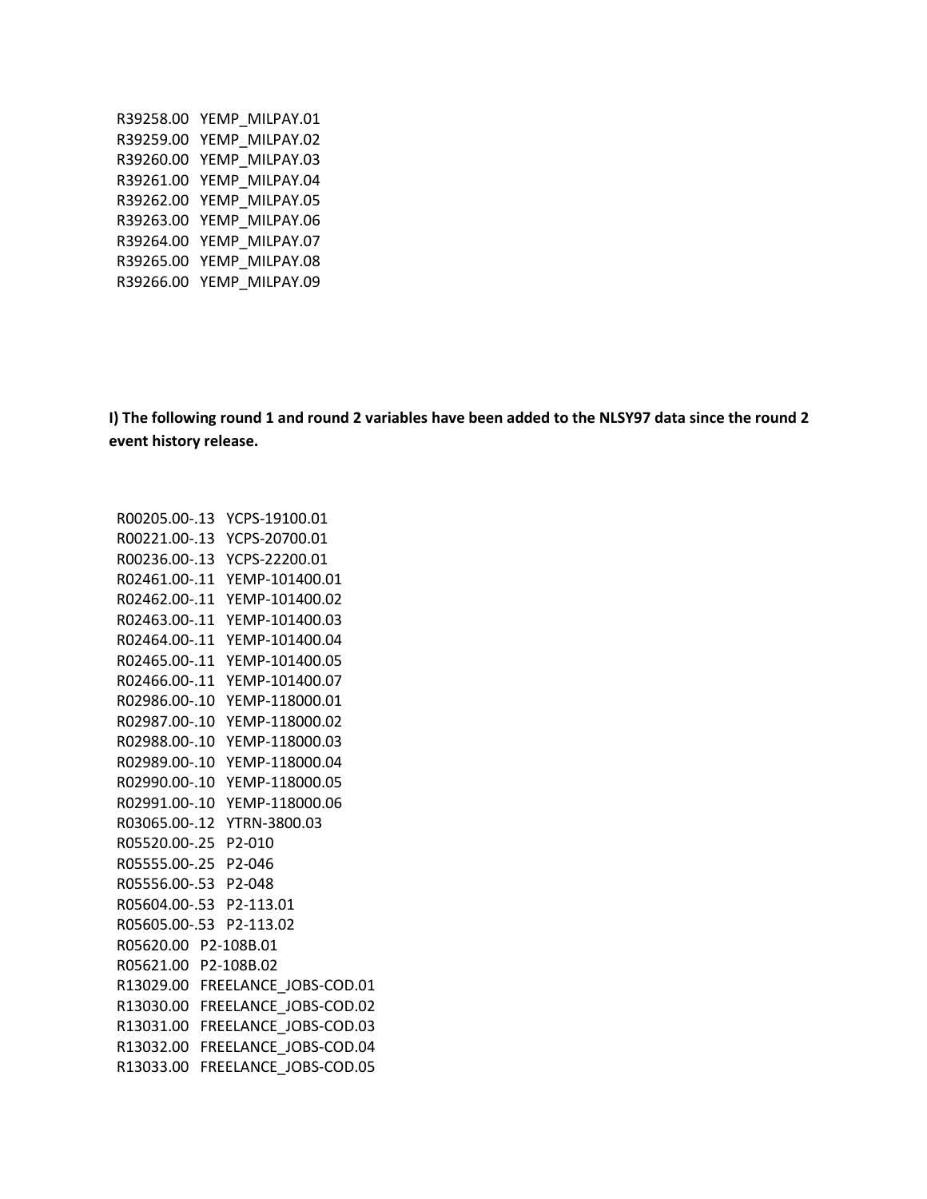R39258.00 YEMP_MILPAY.01
R39259.00 YEMP_MILPAY.02
R39260.00 YEMP_MILPAY.03
R39261.00 YEMP_MILPAY.04
R39262.00 YEMP_MILPAY.05
R39263.00 YEMP_MILPAY.06
R39264.00 YEMP_MILPAY.07
R39265.00 YEMP_MILPAY.08
R39266.00 YEMP_MILPAY.09

**I) The following round 1 and round 2 variables have been added to the NLSY97 data since the round 2 event history release.**

R00205.00-.13 YCPS-19100.01
R00221.00-.13 YCPS-20700.01
R00236.00-.13 YCPS-22200.01
R02461.00-.11 YEMP-101400.01
R02462.00-.11 YEMP-101400.02
R02463.00-.11 YEMP-101400.03
R02464.00-.11 YEMP-101400.04
R02465.00-.11 YEMP-101400.05
R02466.00-.11 YEMP-101400.07
R02986.00-.10 YEMP-118000.01
R02987.00-.10 YEMP-118000.02
R02988.00-.10 YEMP-118000.03
R02989.00-.10 YEMP-118000.04
R02990.00-.10 YEMP-118000.05
R02991.00-.10 YEMP-118000.06
R03065.00-.12 YTRN-3800.03
R05520.00-.25 P2-010
R05555.00-.25 P2-046
R05556.00-.53 P2-048
R05604.00-.53 P2-113.01
R05605.00-.53 P2-113.02
R05620.00 P2-108B.01
R05621.00 P2-108B.02
R13029.00 FREELANCE_JOBS-COD.01
R13030.00 FREELANCE_JOBS-COD.02
R13031.00 FREELANCE_JOBS-COD.03
R13032.00 FREELANCE_JOBS-COD.04
R13033.00 FREELANCE_JOBS-COD.05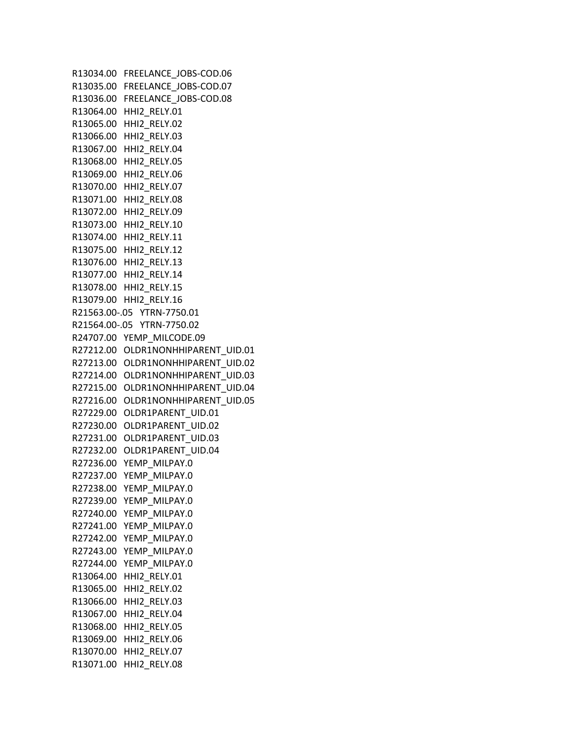R13034.00 FREELANCE_JOBS-COD.06
R13035.00 FREELANCE_JOBS-COD.07
R13036.00 FREELANCE_JOBS-COD.08
R13064.00 HHI2_RELY.01
R13065.00 HHI2_RELY.02
R13066.00 HHI2_RELY.03
R13067.00 HHI2_RELY.04
R13068.00 HHI2_RELY.05
R13069.00 HHI2_RELY.06
R13070.00 HHI2_RELY.07
R13071.00 HHI2_RELY.08
R13072.00 HHI2_RELY.09
R13073.00 HHI2_RELY.10
R13074.00 HHI2_RELY.11
R13075.00 HHI2_RELY.12
R13076.00 HHI2_RELY.13
R13077.00 HHI2_RELY.14
R13078.00 HHI2_RELY.15
R13079.00 HHI2_RELY.16
R21563.00-.05 YTRN-7750.01
R21564.00-.05 YTRN-7750.02
R24707.00 YEMP_MILCODE.09
R27212.00 OLDR1NONHHIPARENT_UID.01
R27213.00 OLDR1NONHHIPARENT_UID.02
R27214.00 OLDR1NONHHIPARENT_UID.03
R27215.00 OLDR1NONHHIPARENT_UID.04
R27216.00 OLDR1NONHHIPARENT_UID.05
R27229.00 OLDR1PARENT_UID.01
R27230.00 OLDR1PARENT_UID.02
R27231.00 OLDR1PARENT_UID.03
R27232.00 OLDR1PARENT_UID.04
R27236.00 YEMP_MILPAY.0
R27237.00 YEMP_MILPAY.0
R27238.00 YEMP_MILPAY.0
R27239.00 YEMP_MILPAY.0
R27240.00 YEMP_MILPAY.0
R27241.00 YEMP_MILPAY.0
R27242.00 YEMP_MILPAY.0
R27243.00 YEMP_MILPAY.0
R27244.00 YEMP_MILPAY.0
R13064.00 HHI2_RELY.01
R13065.00 HHI2_RELY.02
R13066.00 HHI2_RELY.03
R13067.00 HHI2_RELY.04
R13068.00 HHI2_RELY.05
R13069.00 HHI2_RELY.06
R13070.00 HHI2_RELY.07
R13071.00 HHI2_RELY.08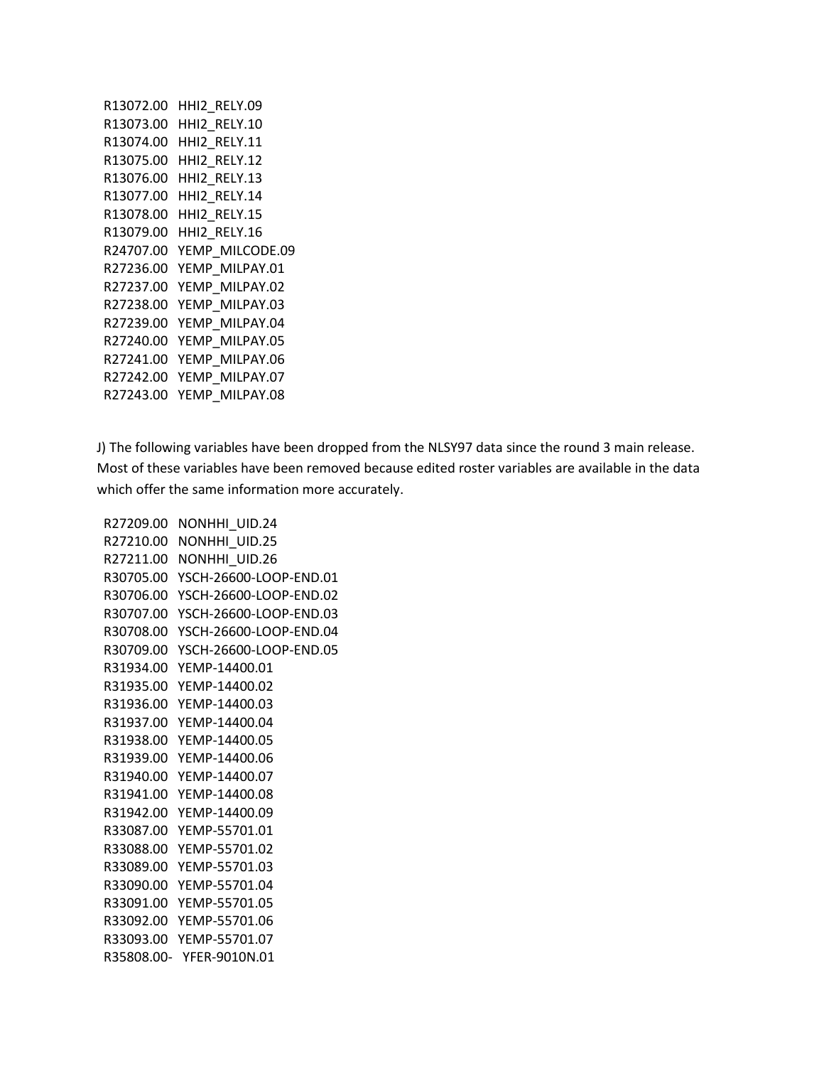R13072.00 HHI2_RELY.09
R13073.00 HHI2_RELY.10
R13074.00 HHI2_RELY.11
R13075.00 HHI2_RELY.12
R13076.00 HHI2_RELY.13
R13077.00 HHI2_RELY.14
R13078.00 HHI2_RELY.15
R13079.00 HHI2_RELY.16
R24707.00 YEMP_MILCODE.09
R27236.00 YEMP_MILPAY.01
R27237.00 YEMP_MILPAY.02
R27238.00 YEMP_MILPAY.03
R27239.00 YEMP_MILPAY.04
R27240.00 YEMP_MILPAY.05
R27241.00 YEMP_MILPAY.06
R27242.00 YEMP_MILPAY.07
R27243.00 YEMP_MILPAY.08

J) The following variables have been dropped from the NLSY97 data since the round 3 main release. Most of these variables have been removed because edited roster variables are available in the data which offer the same information more accurately.

R27209.00 NONHHI_UID.24
R27210.00 NONHHI_UID.25
R27211.00 NONHHI_UID.26
R30705.00 YSCH-26600-LOOP-END.01
R30706.00 YSCH-26600-LOOP-END.02
R30707.00 YSCH-26600-LOOP-END.03
R30708.00 YSCH-26600-LOOP-END.04
R30709.00 YSCH-26600-LOOP-END.05
R31934.00 YEMP-14400.01
R31935.00 YEMP-14400.02
R31936.00 YEMP-14400.03
R31937.00 YEMP-14400.04
R31938.00 YEMP-14400.05
R31939.00 YEMP-14400.06
R31940.00 YEMP-14400.07
R31941.00 YEMP-14400.08
R31942.00 YEMP-14400.09
R33087.00 YEMP-55701.01
R33088.00 YEMP-55701.02
R33089.00 YEMP-55701.03
R33090.00 YEMP-55701.04
R33091.00 YEMP-55701.05
R33092.00 YEMP-55701.06
R33093.00 YEMP-55701.07
R35808.00- YFER-9010N.01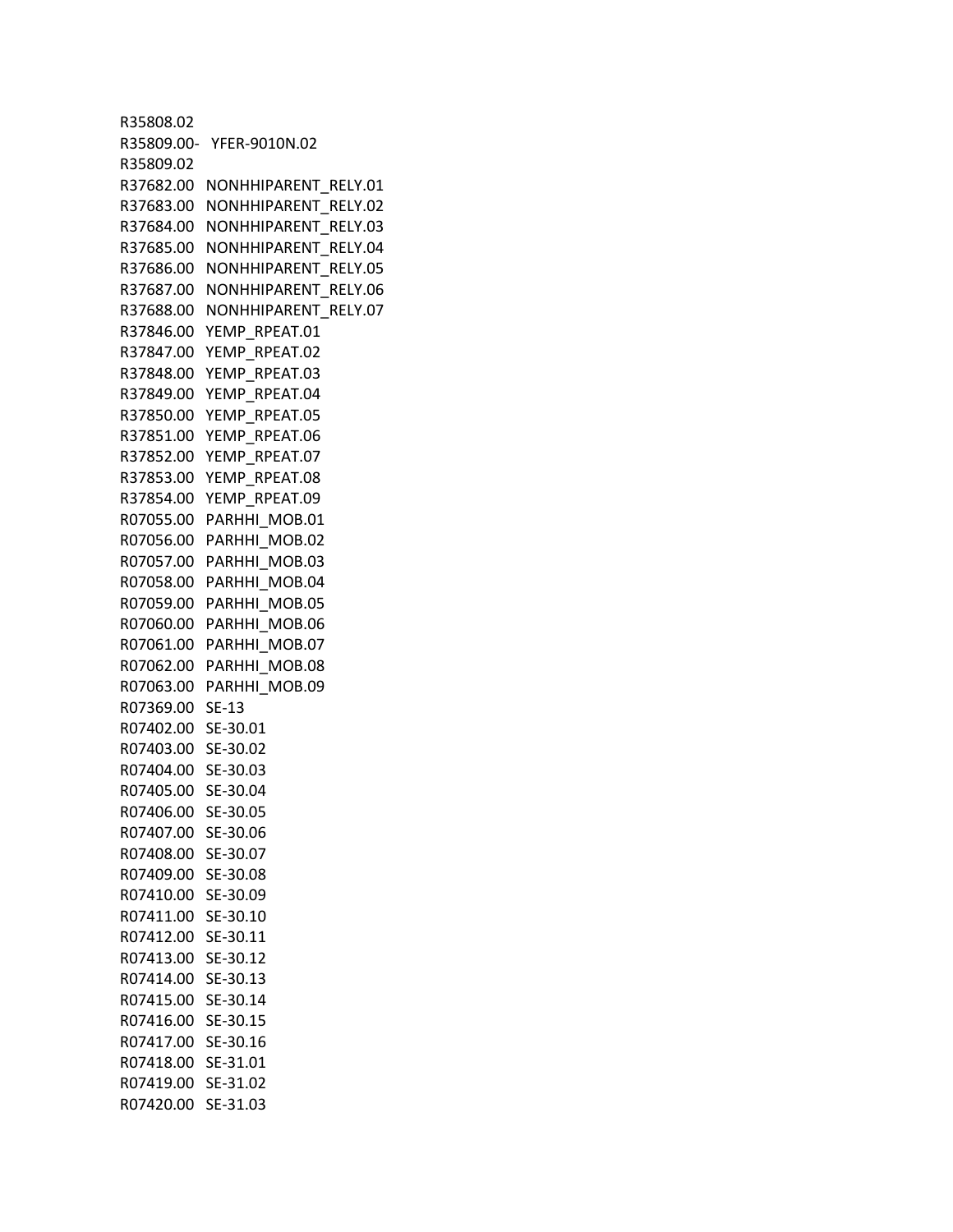R35808.02
R35809.00- YFER-9010N.02
R35809.02
R37682.00 NONHHIPARENT_RELY.01
R37683.00 NONHHIPARENT_RELY.02
R37684.00 NONHHIPARENT_RELY.03
R37685.00 NONHHIPARENT_RELY.04
R37686.00 NONHHIPARENT_RELY.05
R37687.00 NONHHIPARENT_RELY.06
R37688.00 NONHHIPARENT_RELY.07
R37846.00 YEMP_RPEAT.01
R37847.00 YEMP_RPEAT.02
R37848.00 YEMP_RPEAT.03
R37849.00 YEMP_RPEAT.04
R37850.00 YEMP_RPEAT.05
R37851.00 YEMP_RPEAT.06
R37852.00 YEMP_RPEAT.07
R37853.00 YEMP_RPEAT.08
R37854.00 YEMP_RPEAT.09
R07055.00 PARHHI_MOB.01
R07056.00 PARHHI_MOB.02
R07057.00 PARHHI_MOB.03
R07058.00 PARHHI_MOB.04
R07059.00 PARHHI_MOB.05
R07060.00 PARHHI_MOB.06
R07061.00 PARHHI_MOB.07
R07062.00 PARHHI_MOB.08
R07063.00 PARHHI_MOB.09
R07369.00 SE-13
R07402.00 SE-30.01
R07403.00 SE-30.02
R07404.00 SE-30.03
R07405.00 SE-30.04
R07406.00 SE-30.05
R07407.00 SE-30.06
R07408.00 SE-30.07
R07409.00 SE-30.08
R07410.00 SE-30.09
R07411.00 SE-30.10
R07412.00 SE-30.11
R07413.00 SE-30.12
R07414.00 SE-30.13
R07415.00 SE-30.14
R07416.00 SE-30.15
R07417.00 SE-30.16
R07418.00 SE-31.01
R07419.00 SE-31.02
R07420.00 SE-31.03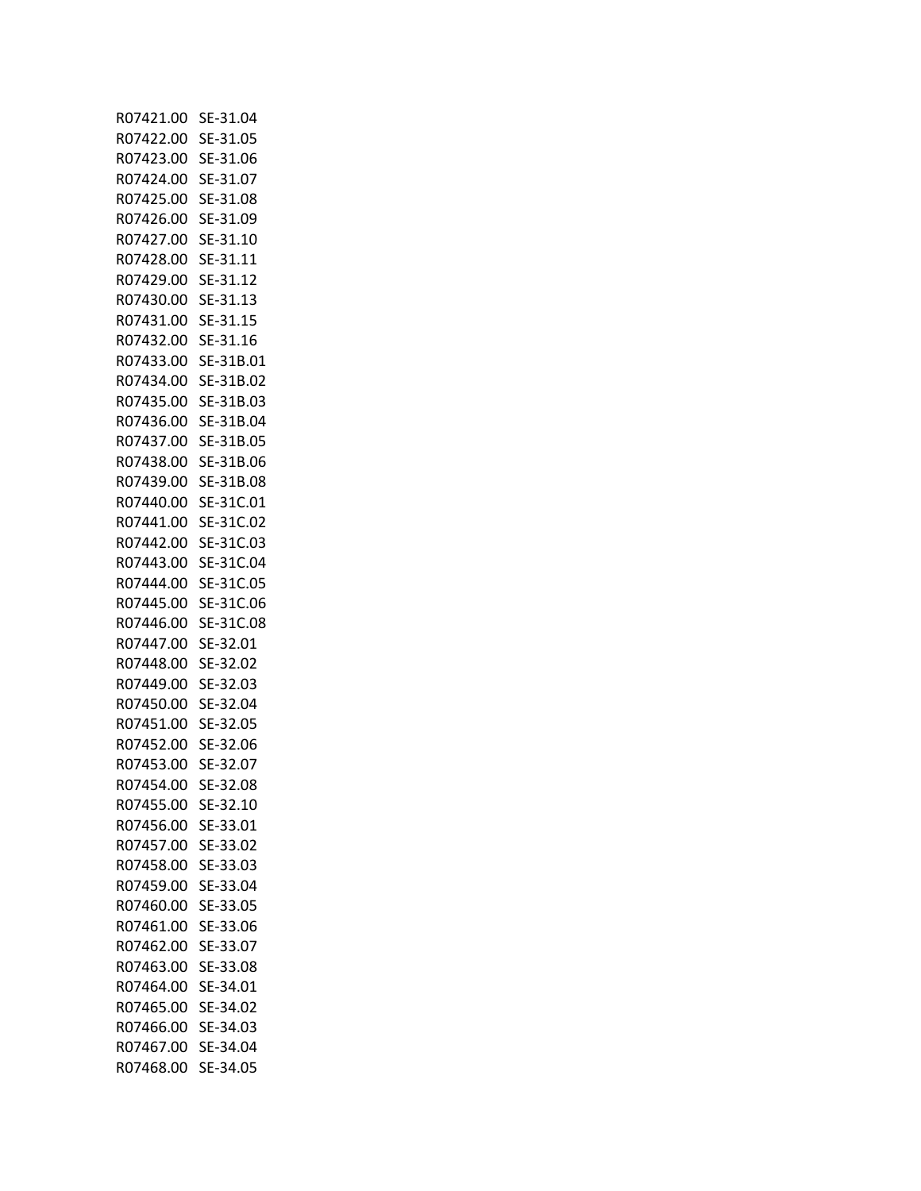| | |
|---|---|
| R07421.00 | SE-31.04 |
| R07422.00 | SE-31.05 |
| R07423.00 | SE-31.06 |
| R07424.00 | SE-31.07 |
| R07425.00 | SE-31.08 |
| R07426.00 | SE-31.09 |
| R07427.00 | SE-31.10 |
| R07428.00 | SE-31.11 |
| R07429.00 | SE-31.12 |
| R07430.00 | SE-31.13 |
| R07431.00 | SE-31.15 |
| R07432.00 | SE-31.16 |
| R07433.00 | SE-31B.01 |
| R07434.00 | SE-31B.02 |
| R07435.00 | SE-31B.03 |
| R07436.00 | SE-31B.04 |
| R07437.00 | SE-31B.05 |
| R07438.00 | SE-31B.06 |
| R07439.00 | SE-31B.08 |
| R07440.00 | SE-31C.01 |
| R07441.00 | SE-31C.02 |
| R07442.00 | SE-31C.03 |
| R07443.00 | SE-31C.04 |
| R07444.00 | SE-31C.05 |
| R07445.00 | SE-31C.06 |
| R07446.00 | SE-31C.08 |
| R07447.00 | SE-32.01 |
| R07448.00 | SE-32.02 |
| R07449.00 | SE-32.03 |
| R07450.00 | SE-32.04 |
| R07451.00 | SE-32.05 |
| R07452.00 | SE-32.06 |
| R07453.00 | SE-32.07 |
| R07454.00 | SE-32.08 |
| R07455.00 | SE-32.10 |
| R07456.00 | SE-33.01 |
| R07457.00 | SE-33.02 |
| R07458.00 | SE-33.03 |
| R07459.00 | SE-33.04 |
| R07460.00 | SE-33.05 |
| R07461.00 | SE-33.06 |
| R07462.00 | SE-33.07 |
| R07463.00 | SE-33.08 |
| R07464.00 | SE-34.01 |
| R07465.00 | SE-34.02 |
| R07466.00 | SE-34.03 |
| R07467.00 | SE-34.04 |
| R07468.00 | SE-34.05 |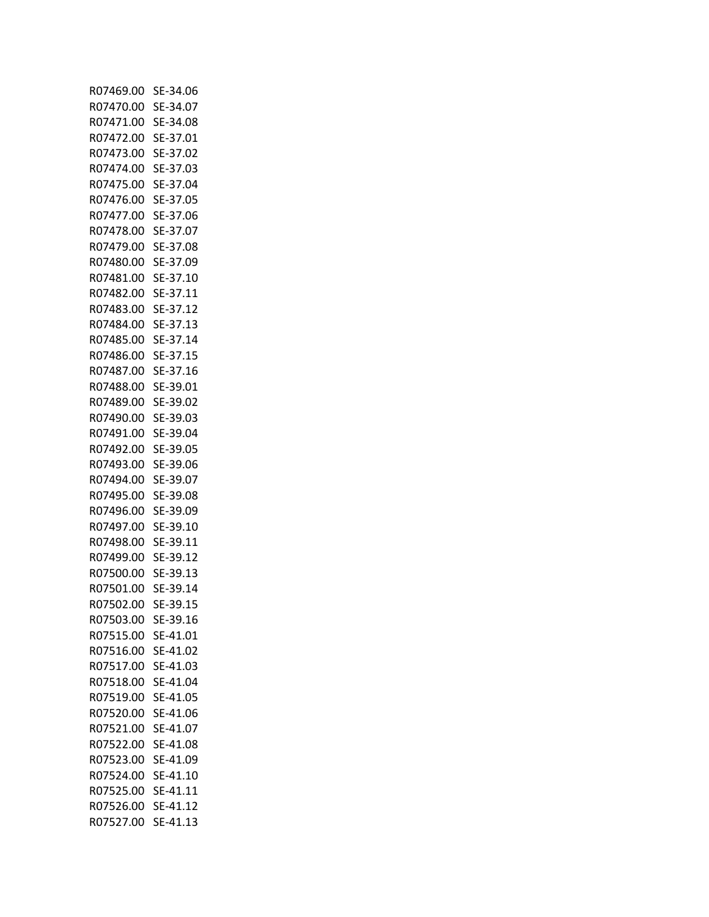R07469.00 SE-34.06
R07470.00 SE-34.07
R07471.00 SE-34.08
R07472.00 SE-37.01
R07473.00 SE-37.02
R07474.00 SE-37.03
R07475.00 SE-37.04
R07476.00 SE-37.05
R07477.00 SE-37.06
R07478.00 SE-37.07
R07479.00 SE-37.08
R07480.00 SE-37.09
R07481.00 SE-37.10
R07482.00 SE-37.11
R07483.00 SE-37.12
R07484.00 SE-37.13
R07485.00 SE-37.14
R07486.00 SE-37.15
R07487.00 SE-37.16
R07488.00 SE-39.01
R07489.00 SE-39.02
R07490.00 SE-39.03
R07491.00 SE-39.04
R07492.00 SE-39.05
R07493.00 SE-39.06
R07494.00 SE-39.07
R07495.00 SE-39.08
R07496.00 SE-39.09
R07497.00 SE-39.10
R07498.00 SE-39.11
R07499.00 SE-39.12
R07500.00 SE-39.13
R07501.00 SE-39.14
R07502.00 SE-39.15
R07503.00 SE-39.16
R07515.00 SE-41.01
R07516.00 SE-41.02
R07517.00 SE-41.03
R07518.00 SE-41.04
R07519.00 SE-41.05
R07520.00 SE-41.06
R07521.00 SE-41.07
R07522.00 SE-41.08
R07523.00 SE-41.09
R07524.00 SE-41.10
R07525.00 SE-41.11
R07526.00 SE-41.12
R07527.00 SE-41.13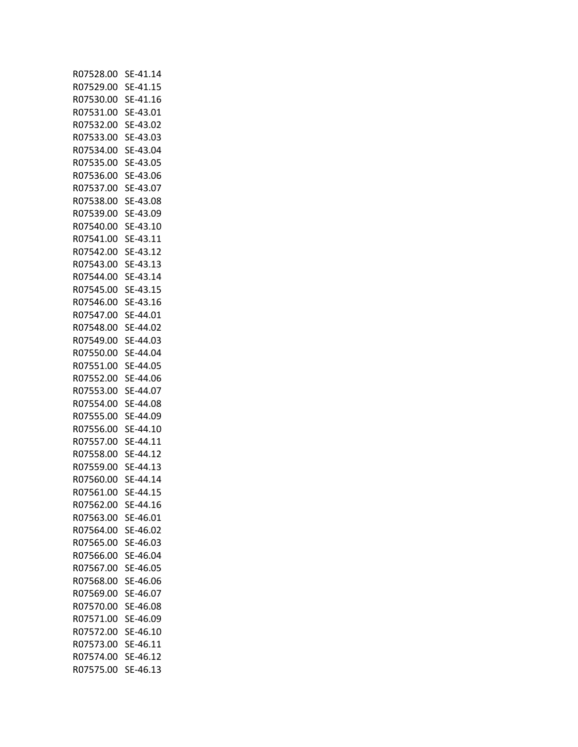R07528.00 SE-41.14
R07529.00 SE-41.15
R07530.00 SE-41.16
R07531.00 SE-43.01
R07532.00 SE-43.02
R07533.00 SE-43.03
R07534.00 SE-43.04
R07535.00 SE-43.05
R07536.00 SE-43.06
R07537.00 SE-43.07
R07538.00 SE-43.08
R07539.00 SE-43.09
R07540.00 SE-43.10
R07541.00 SE-43.11
R07542.00 SE-43.12
R07543.00 SE-43.13
R07544.00 SE-43.14
R07545.00 SE-43.15
R07546.00 SE-43.16
R07547.00 SE-44.01
R07548.00 SE-44.02
R07549.00 SE-44.03
R07550.00 SE-44.04
R07551.00 SE-44.05
R07552.00 SE-44.06
R07553.00 SE-44.07
R07554.00 SE-44.08
R07555.00 SE-44.09
R07556.00 SE-44.10
R07557.00 SE-44.11
R07558.00 SE-44.12
R07559.00 SE-44.13
R07560.00 SE-44.14
R07561.00 SE-44.15
R07562.00 SE-44.16
R07563.00 SE-46.01
R07564.00 SE-46.02
R07565.00 SE-46.03
R07566.00 SE-46.04
R07567.00 SE-46.05
R07568.00 SE-46.06
R07569.00 SE-46.07
R07570.00 SE-46.08
R07571.00 SE-46.09
R07572.00 SE-46.10
R07573.00 SE-46.11
R07574.00 SE-46.12
R07575.00 SE-46.13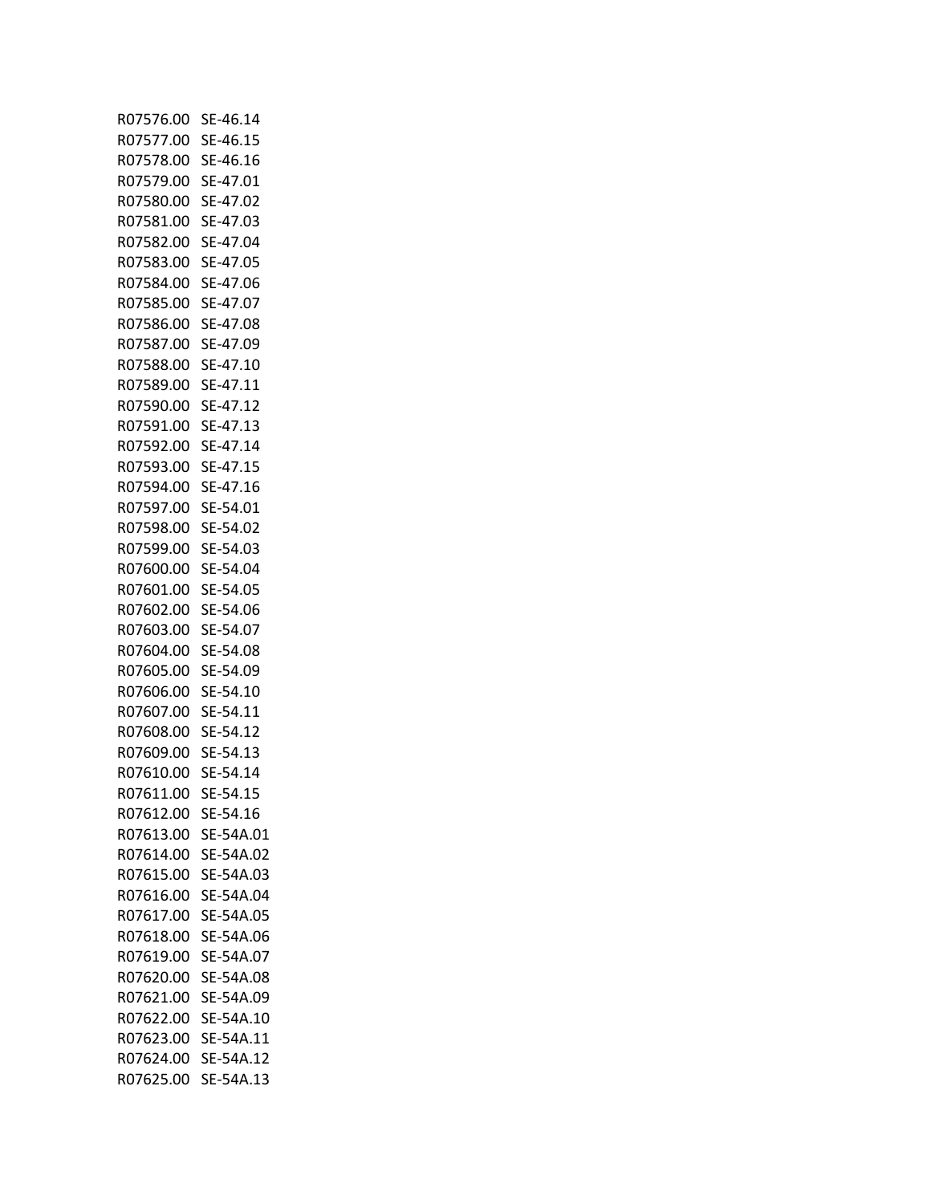| | |
|---|---|
| R07576.00 | SE-46.14 |
| R07577.00 | SE-46.15 |
| R07578.00 | SE-46.16 |
| R07579.00 | SE-47.01 |
| R07580.00 | SE-47.02 |
| R07581.00 | SE-47.03 |
| R07582.00 | SE-47.04 |
| R07583.00 | SE-47.05 |
| R07584.00 | SE-47.06 |
| R07585.00 | SE-47.07 |
| R07586.00 | SE-47.08 |
| R07587.00 | SE-47.09 |
| R07588.00 | SE-47.10 |
| R07589.00 | SE-47.11 |
| R07590.00 | SE-47.12 |
| R07591.00 | SE-47.13 |
| R07592.00 | SE-47.14 |
| R07593.00 | SE-47.15 |
| R07594.00 | SE-47.16 |
| R07597.00 | SE-54.01 |
| R07598.00 | SE-54.02 |
| R07599.00 | SE-54.03 |
| R07600.00 | SE-54.04 |
| R07601.00 | SE-54.05 |
| R07602.00 | SE-54.06 |
| R07603.00 | SE-54.07 |
| R07604.00 | SE-54.08 |
| R07605.00 | SE-54.09 |
| R07606.00 | SE-54.10 |
| R07607.00 | SE-54.11 |
| R07608.00 | SE-54.12 |
| R07609.00 | SE-54.13 |
| R07610.00 | SE-54.14 |
| R07611.00 | SE-54.15 |
| R07612.00 | SE-54.16 |
| R07613.00 | SE-54A.01 |
| R07614.00 | SE-54A.02 |
| R07615.00 | SE-54A.03 |
| R07616.00 | SE-54A.04 |
| R07617.00 | SE-54A.05 |
| R07618.00 | SE-54A.06 |
| R07619.00 | SE-54A.07 |
| R07620.00 | SE-54A.08 |
| R07621.00 | SE-54A.09 |
| R07622.00 | SE-54A.10 |
| R07623.00 | SE-54A.11 |
| R07624.00 | SE-54A.12 |
| R07625.00 | SE-54A.13 |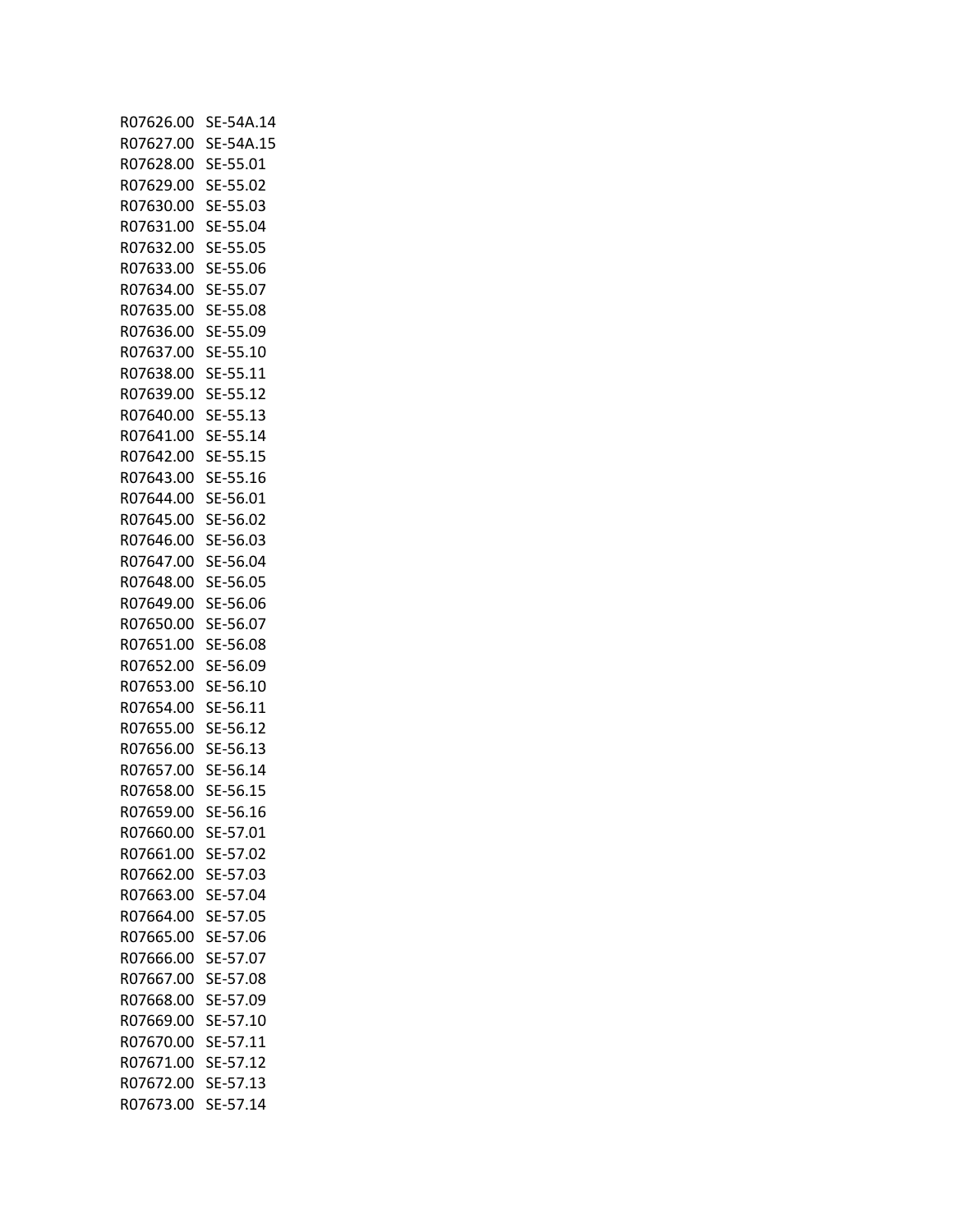| | |
|---|---|
| R07626.00 | SE-54A.14 |
| R07627.00 | SE-54A.15 |
| R07628.00 | SE-55.01 |
| R07629.00 | SE-55.02 |
| R07630.00 | SE-55.03 |
| R07631.00 | SE-55.04 |
| R07632.00 | SE-55.05 |
| R07633.00 | SE-55.06 |
| R07634.00 | SE-55.07 |
| R07635.00 | SE-55.08 |
| R07636.00 | SE-55.09 |
| R07637.00 | SE-55.10 |
| R07638.00 | SE-55.11 |
| R07639.00 | SE-55.12 |
| R07640.00 | SE-55.13 |
| R07641.00 | SE-55.14 |
| R07642.00 | SE-55.15 |
| R07643.00 | SE-55.16 |
| R07644.00 | SE-56.01 |
| R07645.00 | SE-56.02 |
| R07646.00 | SE-56.03 |
| R07647.00 | SE-56.04 |
| R07648.00 | SE-56.05 |
| R07649.00 | SE-56.06 |
| R07650.00 | SE-56.07 |
| R07651.00 | SE-56.08 |
| R07652.00 | SE-56.09 |
| R07653.00 | SE-56.10 |
| R07654.00 | SE-56.11 |
| R07655.00 | SE-56.12 |
| R07656.00 | SE-56.13 |
| R07657.00 | SE-56.14 |
| R07658.00 | SE-56.15 |
| R07659.00 | SE-56.16 |
| R07660.00 | SE-57.01 |
| R07661.00 | SE-57.02 |
| R07662.00 | SE-57.03 |
| R07663.00 | SE-57.04 |
| R07664.00 | SE-57.05 |
| R07665.00 | SE-57.06 |
| R07666.00 | SE-57.07 |
| R07667.00 | SE-57.08 |
| R07668.00 | SE-57.09 |
| R07669.00 | SE-57.10 |
| R07670.00 | SE-57.11 |
| R07671.00 | SE-57.12 |
| R07672.00 | SE-57.13 |
| R07673.00 | SE-57.14 |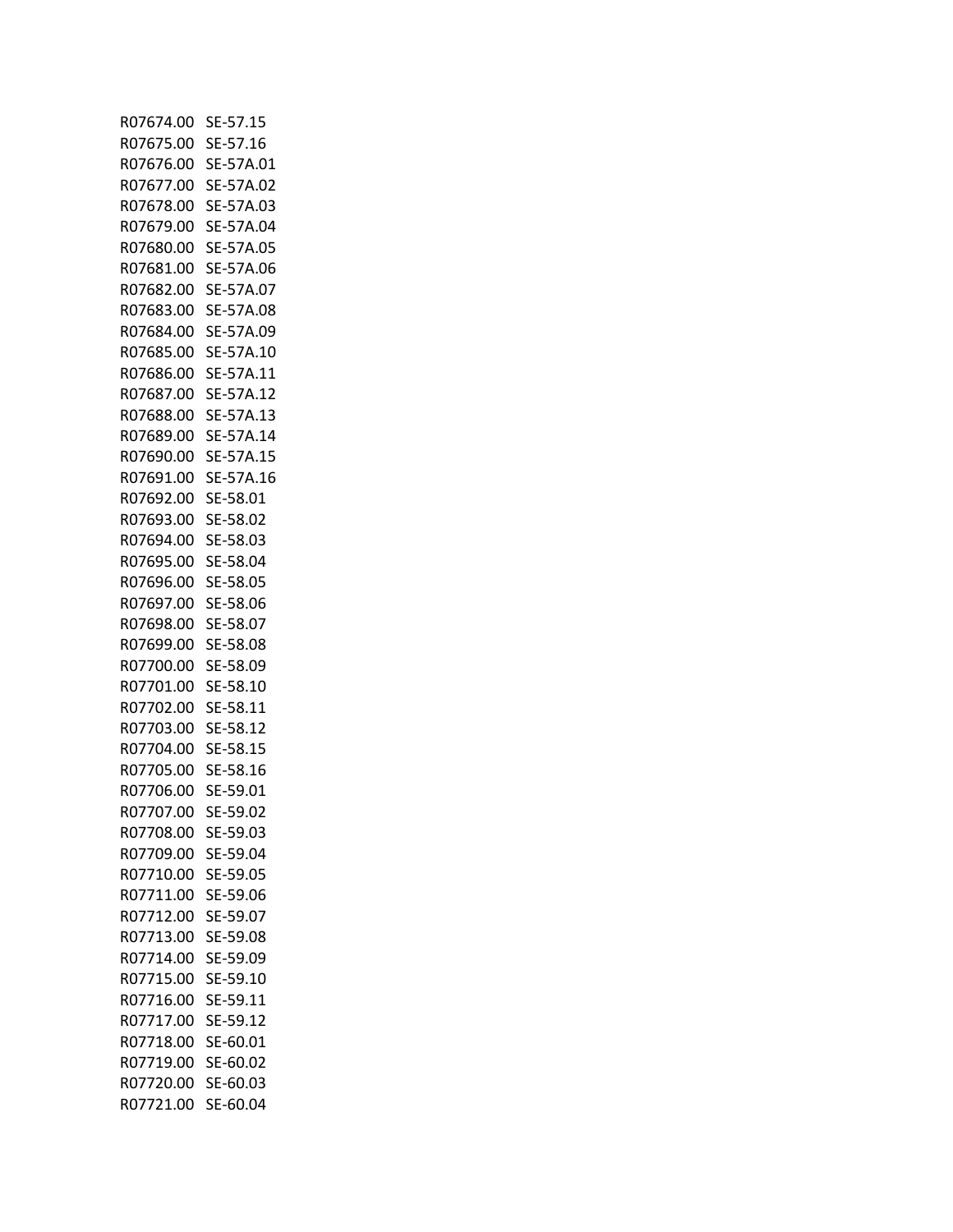R07674.00 SE-57.15
R07675.00 SE-57.16
R07676.00 SE-57A.01
R07677.00 SE-57A.02
R07678.00 SE-57A.03
R07679.00 SE-57A.04
R07680.00 SE-57A.05
R07681.00 SE-57A.06
R07682.00 SE-57A.07
R07683.00 SE-57A.08
R07684.00 SE-57A.09
R07685.00 SE-57A.10
R07686.00 SE-57A.11
R07687.00 SE-57A.12
R07688.00 SE-57A.13
R07689.00 SE-57A.14
R07690.00 SE-57A.15
R07691.00 SE-57A.16
R07692.00 SE-58.01
R07693.00 SE-58.02
R07694.00 SE-58.03
R07695.00 SE-58.04
R07696.00 SE-58.05
R07697.00 SE-58.06
R07698.00 SE-58.07
R07699.00 SE-58.08
R07700.00 SE-58.09
R07701.00 SE-58.10
R07702.00 SE-58.11
R07703.00 SE-58.12
R07704.00 SE-58.15
R07705.00 SE-58.16
R07706.00 SE-59.01
R07707.00 SE-59.02
R07708.00 SE-59.03
R07709.00 SE-59.04
R07710.00 SE-59.05
R07711.00 SE-59.06
R07712.00 SE-59.07
R07713.00 SE-59.08
R07714.00 SE-59.09
R07715.00 SE-59.10
R07716.00 SE-59.11
R07717.00 SE-59.12
R07718.00 SE-60.01
R07719.00 SE-60.02
R07720.00 SE-60.03
R07721.00 SE-60.04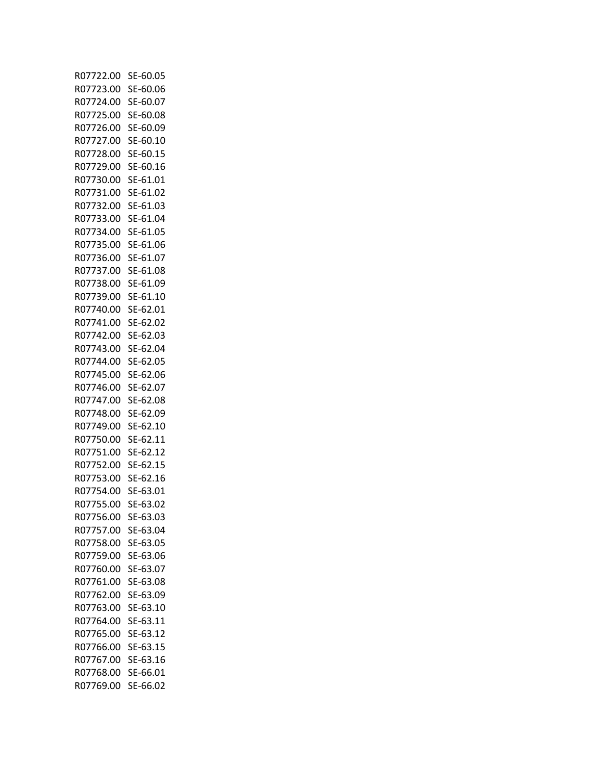| | |
|---|---|
| R07722.00 | SE-60.05 |
| R07723.00 | SE-60.06 |
| R07724.00 | SE-60.07 |
| R07725.00 | SE-60.08 |
| R07726.00 | SE-60.09 |
| R07727.00 | SE-60.10 |
| R07728.00 | SE-60.15 |
| R07729.00 | SE-60.16 |
| R07730.00 | SE-61.01 |
| R07731.00 | SE-61.02 |
| R07732.00 | SE-61.03 |
| R07733.00 | SE-61.04 |
| R07734.00 | SE-61.05 |
| R07735.00 | SE-61.06 |
| R07736.00 | SE-61.07 |
| R07737.00 | SE-61.08 |
| R07738.00 | SE-61.09 |
| R07739.00 | SE-61.10 |
| R07740.00 | SE-62.01 |
| R07741.00 | SE-62.02 |
| R07742.00 | SE-62.03 |
| R07743.00 | SE-62.04 |
| R07744.00 | SE-62.05 |
| R07745.00 | SE-62.06 |
| R07746.00 | SE-62.07 |
| R07747.00 | SE-62.08 |
| R07748.00 | SE-62.09 |
| R07749.00 | SE-62.10 |
| R07750.00 | SE-62.11 |
| R07751.00 | SE-62.12 |
| R07752.00 | SE-62.15 |
| R07753.00 | SE-62.16 |
| R07754.00 | SE-63.01 |
| R07755.00 | SE-63.02 |
| R07756.00 | SE-63.03 |
| R07757.00 | SE-63.04 |
| R07758.00 | SE-63.05 |
| R07759.00 | SE-63.06 |
| R07760.00 | SE-63.07 |
| R07761.00 | SE-63.08 |
| R07762.00 | SE-63.09 |
| R07763.00 | SE-63.10 |
| R07764.00 | SE-63.11 |
| R07765.00 | SE-63.12 |
| R07766.00 | SE-63.15 |
| R07767.00 | SE-63.16 |
| R07768.00 | SE-66.01 |
| R07769.00 | SE-66.02 |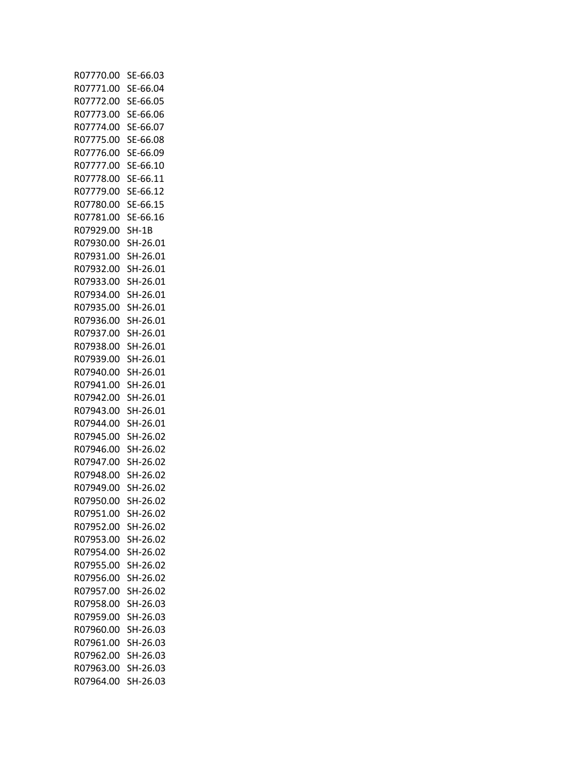| | |
|---|---|
| R07770.00 | SE-66.03 |
| R07771.00 | SE-66.04 |
| R07772.00 | SE-66.05 |
| R07773.00 | SE-66.06 |
| R07774.00 | SE-66.07 |
| R07775.00 | SE-66.08 |
| R07776.00 | SE-66.09 |
| R07777.00 | SE-66.10 |
| R07778.00 | SE-66.11 |
| R07779.00 | SE-66.12 |
| R07780.00 | SE-66.15 |
| R07781.00 | SE-66.16 |
| R07929.00 | SH-1B |
| R07930.00 | SH-26.01 |
| R07931.00 | SH-26.01 |
| R07932.00 | SH-26.01 |
| R07933.00 | SH-26.01 |
| R07934.00 | SH-26.01 |
| R07935.00 | SH-26.01 |
| R07936.00 | SH-26.01 |
| R07937.00 | SH-26.01 |
| R07938.00 | SH-26.01 |
| R07939.00 | SH-26.01 |
| R07940.00 | SH-26.01 |
| R07941.00 | SH-26.01 |
| R07942.00 | SH-26.01 |
| R07943.00 | SH-26.01 |
| R07944.00 | SH-26.01 |
| R07945.00 | SH-26.02 |
| R07946.00 | SH-26.02 |
| R07947.00 | SH-26.02 |
| R07948.00 | SH-26.02 |
| R07949.00 | SH-26.02 |
| R07950.00 | SH-26.02 |
| R07951.00 | SH-26.02 |
| R07952.00 | SH-26.02 |
| R07953.00 | SH-26.02 |
| R07954.00 | SH-26.02 |
| R07955.00 | SH-26.02 |
| R07956.00 | SH-26.02 |
| R07957.00 | SH-26.02 |
| R07958.00 | SH-26.03 |
| R07959.00 | SH-26.03 |
| R07960.00 | SH-26.03 |
| R07961.00 | SH-26.03 |
| R07962.00 | SH-26.03 |
| R07963.00 | SH-26.03 |
| R07964.00 | SH-26.03 |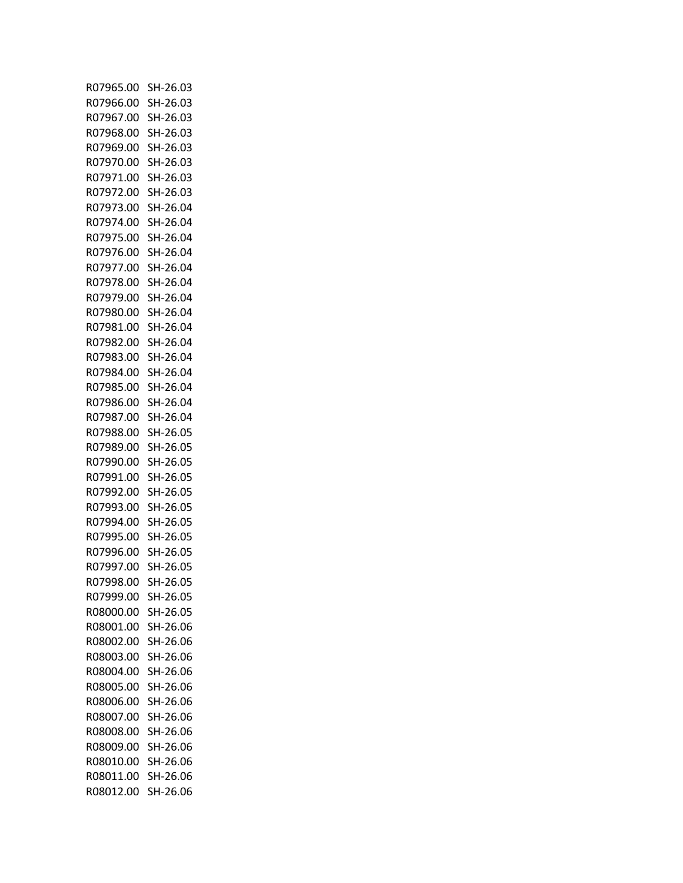| | |
|---|---|
| R07965.00 | SH-26.03 |
| R07966.00 | SH-26.03 |
| R07967.00 | SH-26.03 |
| R07968.00 | SH-26.03 |
| R07969.00 | SH-26.03 |
| R07970.00 | SH-26.03 |
| R07971.00 | SH-26.03 |
| R07972.00 | SH-26.03 |
| R07973.00 | SH-26.04 |
| R07974.00 | SH-26.04 |
| R07975.00 | SH-26.04 |
| R07976.00 | SH-26.04 |
| R07977.00 | SH-26.04 |
| R07978.00 | SH-26.04 |
| R07979.00 | SH-26.04 |
| R07980.00 | SH-26.04 |
| R07981.00 | SH-26.04 |
| R07982.00 | SH-26.04 |
| R07983.00 | SH-26.04 |
| R07984.00 | SH-26.04 |
| R07985.00 | SH-26.04 |
| R07986.00 | SH-26.04 |
| R07987.00 | SH-26.04 |
| R07988.00 | SH-26.05 |
| R07989.00 | SH-26.05 |
| R07990.00 | SH-26.05 |
| R07991.00 | SH-26.05 |
| R07992.00 | SH-26.05 |
| R07993.00 | SH-26.05 |
| R07994.00 | SH-26.05 |
| R07995.00 | SH-26.05 |
| R07996.00 | SH-26.05 |
| R07997.00 | SH-26.05 |
| R07998.00 | SH-26.05 |
| R07999.00 | SH-26.05 |
| R08000.00 | SH-26.05 |
| R08001.00 | SH-26.06 |
| R08002.00 | SH-26.06 |
| R08003.00 | SH-26.06 |
| R08004.00 | SH-26.06 |
| R08005.00 | SH-26.06 |
| R08006.00 | SH-26.06 |
| R08007.00 | SH-26.06 |
| R08008.00 | SH-26.06 |
| R08009.00 | SH-26.06 |
| R08010.00 | SH-26.06 |
| R08011.00 | SH-26.06 |
| R08012.00 | SH-26.06 |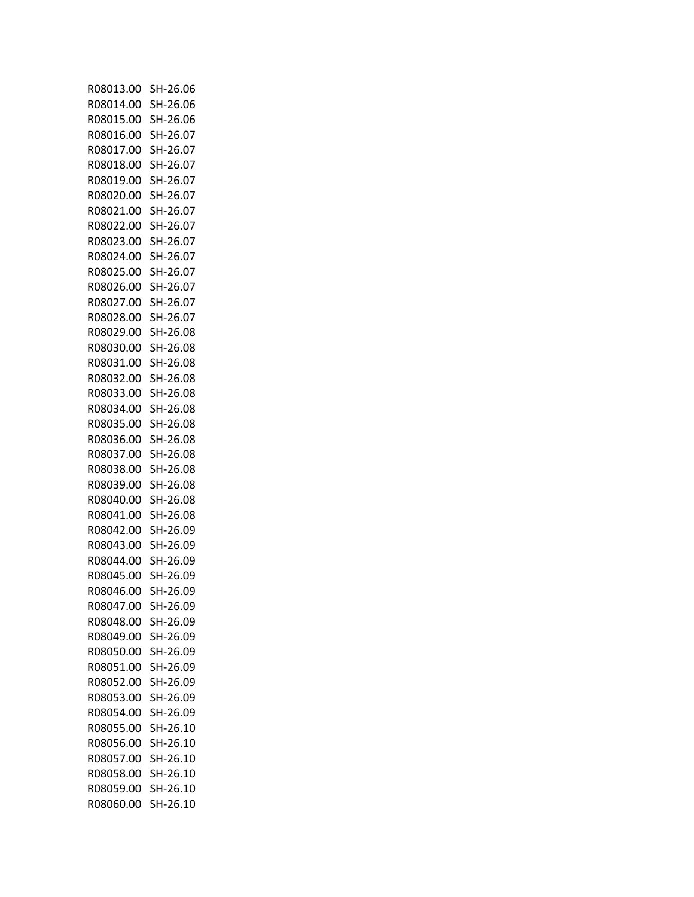| | |
|---|---|
| R08013.00 | SH-26.06 |
| R08014.00 | SH-26.06 |
| R08015.00 | SH-26.06 |
| R08016.00 | SH-26.07 |
| R08017.00 | SH-26.07 |
| R08018.00 | SH-26.07 |
| R08019.00 | SH-26.07 |
| R08020.00 | SH-26.07 |
| R08021.00 | SH-26.07 |
| R08022.00 | SH-26.07 |
| R08023.00 | SH-26.07 |
| R08024.00 | SH-26.07 |
| R08025.00 | SH-26.07 |
| R08026.00 | SH-26.07 |
| R08027.00 | SH-26.07 |
| R08028.00 | SH-26.07 |
| R08029.00 | SH-26.08 |
| R08030.00 | SH-26.08 |
| R08031.00 | SH-26.08 |
| R08032.00 | SH-26.08 |
| R08033.00 | SH-26.08 |
| R08034.00 | SH-26.08 |
| R08035.00 | SH-26.08 |
| R08036.00 | SH-26.08 |
| R08037.00 | SH-26.08 |
| R08038.00 | SH-26.08 |
| R08039.00 | SH-26.08 |
| R08040.00 | SH-26.08 |
| R08041.00 | SH-26.08 |
| R08042.00 | SH-26.09 |
| R08043.00 | SH-26.09 |
| R08044.00 | SH-26.09 |
| R08045.00 | SH-26.09 |
| R08046.00 | SH-26.09 |
| R08047.00 | SH-26.09 |
| R08048.00 | SH-26.09 |
| R08049.00 | SH-26.09 |
| R08050.00 | SH-26.09 |
| R08051.00 | SH-26.09 |
| R08052.00 | SH-26.09 |
| R08053.00 | SH-26.09 |
| R08054.00 | SH-26.09 |
| R08055.00 | SH-26.10 |
| R08056.00 | SH-26.10 |
| R08057.00 | SH-26.10 |
| R08058.00 | SH-26.10 |
| R08059.00 | SH-26.10 |
| R08060.00 | SH-26.10 |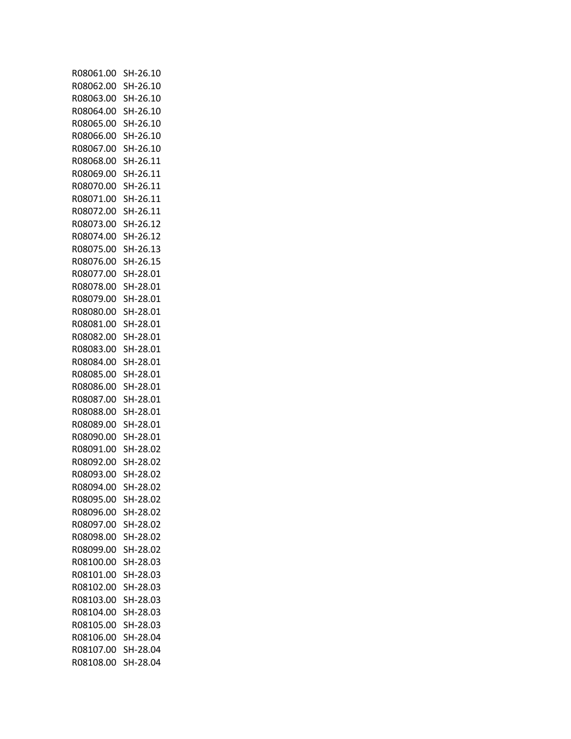| | |
|---|---|
| R08061.00 | SH-26.10 |
| R08062.00 | SH-26.10 |
| R08063.00 | SH-26.10 |
| R08064.00 | SH-26.10 |
| R08065.00 | SH-26.10 |
| R08066.00 | SH-26.10 |
| R08067.00 | SH-26.10 |
| R08068.00 | SH-26.11 |
| R08069.00 | SH-26.11 |
| R08070.00 | SH-26.11 |
| R08071.00 | SH-26.11 |
| R08072.00 | SH-26.11 |
| R08073.00 | SH-26.12 |
| R08074.00 | SH-26.12 |
| R08075.00 | SH-26.13 |
| R08076.00 | SH-26.15 |
| R08077.00 | SH-28.01 |
| R08078.00 | SH-28.01 |
| R08079.00 | SH-28.01 |
| R08080.00 | SH-28.01 |
| R08081.00 | SH-28.01 |
| R08082.00 | SH-28.01 |
| R08083.00 | SH-28.01 |
| R08084.00 | SH-28.01 |
| R08085.00 | SH-28.01 |
| R08086.00 | SH-28.01 |
| R08087.00 | SH-28.01 |
| R08088.00 | SH-28.01 |
| R08089.00 | SH-28.01 |
| R08090.00 | SH-28.01 |
| R08091.00 | SH-28.02 |
| R08092.00 | SH-28.02 |
| R08093.00 | SH-28.02 |
| R08094.00 | SH-28.02 |
| R08095.00 | SH-28.02 |
| R08096.00 | SH-28.02 |
| R08097.00 | SH-28.02 |
| R08098.00 | SH-28.02 |
| R08099.00 | SH-28.02 |
| R08100.00 | SH-28.03 |
| R08101.00 | SH-28.03 |
| R08102.00 | SH-28.03 |
| R08103.00 | SH-28.03 |
| R08104.00 | SH-28.03 |
| R08105.00 | SH-28.03 |
| R08106.00 | SH-28.04 |
| R08107.00 | SH-28.04 |
| R08108.00 | SH-28.04 |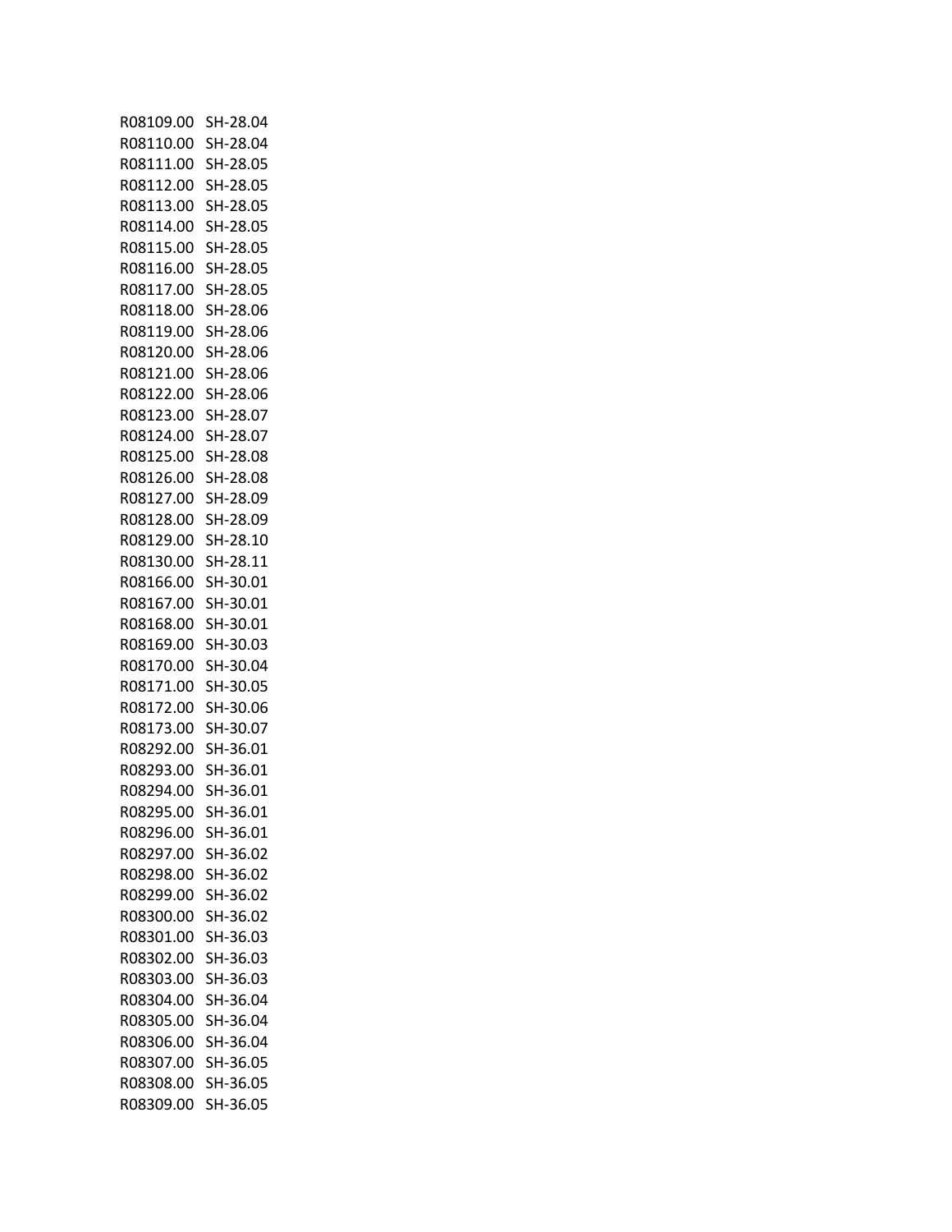| | |
|---|---|
| R08109.00 | SH-28.04 |
| R08110.00 | SH-28.04 |
| R08111.00 | SH-28.05 |
| R08112.00 | SH-28.05 |
| R08113.00 | SH-28.05 |
| R08114.00 | SH-28.05 |
| R08115.00 | SH-28.05 |
| R08116.00 | SH-28.05 |
| R08117.00 | SH-28.05 |
| R08118.00 | SH-28.06 |
| R08119.00 | SH-28.06 |
| R08120.00 | SH-28.06 |
| R08121.00 | SH-28.06 |
| R08122.00 | SH-28.06 |
| R08123.00 | SH-28.07 |
| R08124.00 | SH-28.07 |
| R08125.00 | SH-28.08 |
| R08126.00 | SH-28.08 |
| R08127.00 | SH-28.09 |
| R08128.00 | SH-28.09 |
| R08129.00 | SH-28.10 |
| R08130.00 | SH-28.11 |
| R08166.00 | SH-30.01 |
| R08167.00 | SH-30.01 |
| R08168.00 | SH-30.01 |
| R08169.00 | SH-30.03 |
| R08170.00 | SH-30.04 |
| R08171.00 | SH-30.05 |
| R08172.00 | SH-30.06 |
| R08173.00 | SH-30.07 |
| R08292.00 | SH-36.01 |
| R08293.00 | SH-36.01 |
| R08294.00 | SH-36.01 |
| R08295.00 | SH-36.01 |
| R08296.00 | SH-36.01 |
| R08297.00 | SH-36.02 |
| R08298.00 | SH-36.02 |
| R08299.00 | SH-36.02 |
| R08300.00 | SH-36.02 |
| R08301.00 | SH-36.03 |
| R08302.00 | SH-36.03 |
| R08303.00 | SH-36.03 |
| R08304.00 | SH-36.04 |
| R08305.00 | SH-36.04 |
| R08306.00 | SH-36.04 |
| R08307.00 | SH-36.05 |
| R08308.00 | SH-36.05 |
| R08309.00 | SH-36.05 |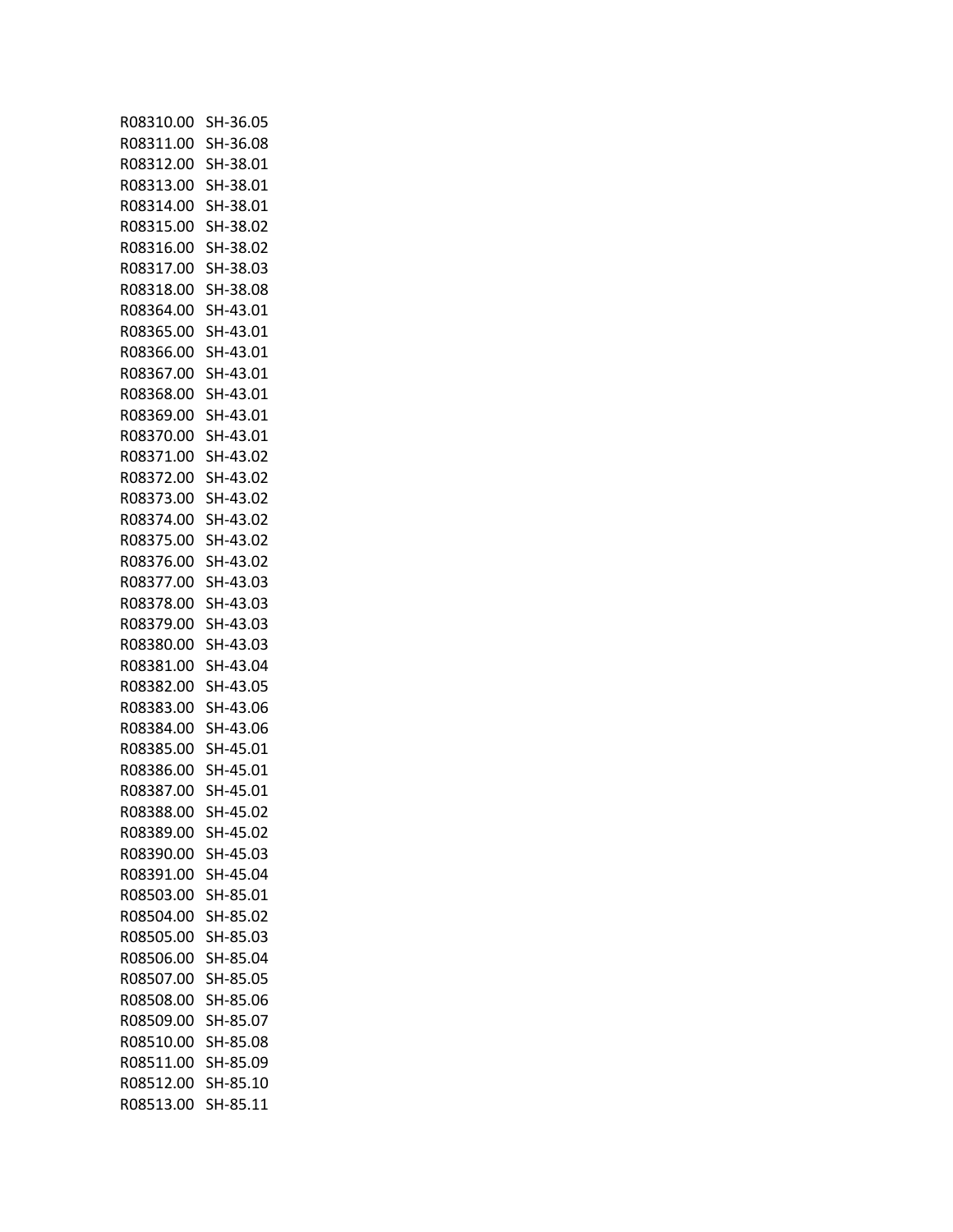| | |
|---|---|
| R08310.00 | SH-36.05 |
| R08311.00 | SH-36.08 |
| R08312.00 | SH-38.01 |
| R08313.00 | SH-38.01 |
| R08314.00 | SH-38.01 |
| R08315.00 | SH-38.02 |
| R08316.00 | SH-38.02 |
| R08317.00 | SH-38.03 |
| R08318.00 | SH-38.08 |
| R08364.00 | SH-43.01 |
| R08365.00 | SH-43.01 |
| R08366.00 | SH-43.01 |
| R08367.00 | SH-43.01 |
| R08368.00 | SH-43.01 |
| R08369.00 | SH-43.01 |
| R08370.00 | SH-43.01 |
| R08371.00 | SH-43.02 |
| R08372.00 | SH-43.02 |
| R08373.00 | SH-43.02 |
| R08374.00 | SH-43.02 |
| R08375.00 | SH-43.02 |
| R08376.00 | SH-43.02 |
| R08377.00 | SH-43.03 |
| R08378.00 | SH-43.03 |
| R08379.00 | SH-43.03 |
| R08380.00 | SH-43.03 |
| R08381.00 | SH-43.04 |
| R08382.00 | SH-43.05 |
| R08383.00 | SH-43.06 |
| R08384.00 | SH-43.06 |
| R08385.00 | SH-45.01 |
| R08386.00 | SH-45.01 |
| R08387.00 | SH-45.01 |
| R08388.00 | SH-45.02 |
| R08389.00 | SH-45.02 |
| R08390.00 | SH-45.03 |
| R08391.00 | SH-45.04 |
| R08503.00 | SH-85.01 |
| R08504.00 | SH-85.02 |
| R08505.00 | SH-85.03 |
| R08506.00 | SH-85.04 |
| R08507.00 | SH-85.05 |
| R08508.00 | SH-85.06 |
| R08509.00 | SH-85.07 |
| R08510.00 | SH-85.08 |
| R08511.00 | SH-85.09 |
| R08512.00 | SH-85.10 |
| R08513.00 | SH-85.11 |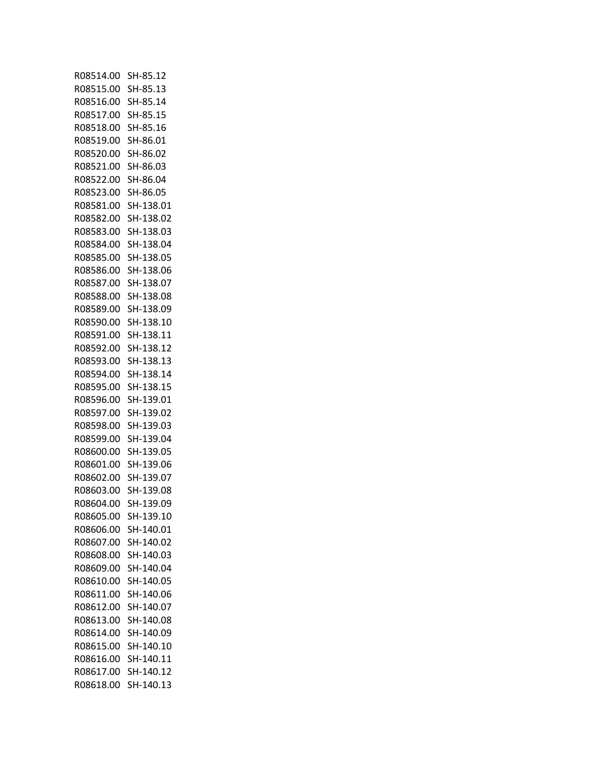| | |
|---|---|
| R08514.00 | SH-85.12 |
| R08515.00 | SH-85.13 |
| R08516.00 | SH-85.14 |
| R08517.00 | SH-85.15 |
| R08518.00 | SH-85.16 |
| R08519.00 | SH-86.01 |
| R08520.00 | SH-86.02 |
| R08521.00 | SH-86.03 |
| R08522.00 | SH-86.04 |
| R08523.00 | SH-86.05 |
| R08581.00 | SH-138.01 |
| R08582.00 | SH-138.02 |
| R08583.00 | SH-138.03 |
| R08584.00 | SH-138.04 |
| R08585.00 | SH-138.05 |
| R08586.00 | SH-138.06 |
| R08587.00 | SH-138.07 |
| R08588.00 | SH-138.08 |
| R08589.00 | SH-138.09 |
| R08590.00 | SH-138.10 |
| R08591.00 | SH-138.11 |
| R08592.00 | SH-138.12 |
| R08593.00 | SH-138.13 |
| R08594.00 | SH-138.14 |
| R08595.00 | SH-138.15 |
| R08596.00 | SH-139.01 |
| R08597.00 | SH-139.02 |
| R08598.00 | SH-139.03 |
| R08599.00 | SH-139.04 |
| R08600.00 | SH-139.05 |
| R08601.00 | SH-139.06 |
| R08602.00 | SH-139.07 |
| R08603.00 | SH-139.08 |
| R08604.00 | SH-139.09 |
| R08605.00 | SH-139.10 |
| R08606.00 | SH-140.01 |
| R08607.00 | SH-140.02 |
| R08608.00 | SH-140.03 |
| R08609.00 | SH-140.04 |
| R08610.00 | SH-140.05 |
| R08611.00 | SH-140.06 |
| R08612.00 | SH-140.07 |
| R08613.00 | SH-140.08 |
| R08614.00 | SH-140.09 |
| R08615.00 | SH-140.10 |
| R08616.00 | SH-140.11 |
| R08617.00 | SH-140.12 |
| R08618.00 | SH-140.13 |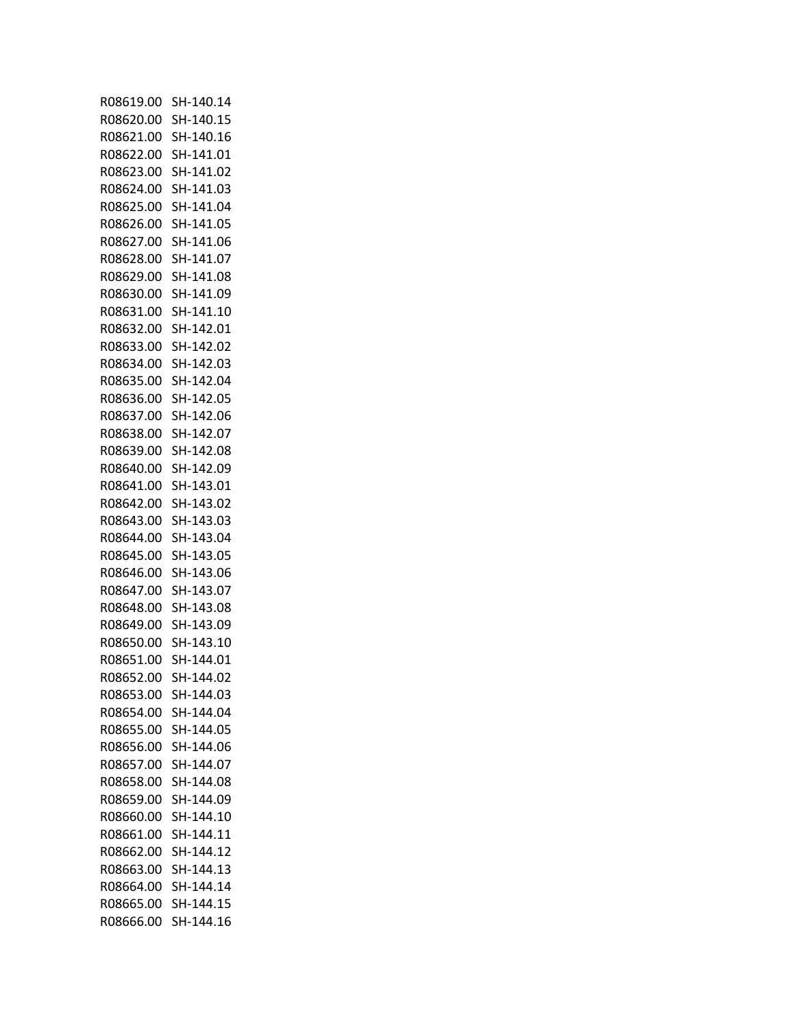| | |
|---|---|
| R08619.00 | SH-140.14 |
| R08620.00 | SH-140.15 |
| R08621.00 | SH-140.16 |
| R08622.00 | SH-141.01 |
| R08623.00 | SH-141.02 |
| R08624.00 | SH-141.03 |
| R08625.00 | SH-141.04 |
| R08626.00 | SH-141.05 |
| R08627.00 | SH-141.06 |
| R08628.00 | SH-141.07 |
| R08629.00 | SH-141.08 |
| R08630.00 | SH-141.09 |
| R08631.00 | SH-141.10 |
| R08632.00 | SH-142.01 |
| R08633.00 | SH-142.02 |
| R08634.00 | SH-142.03 |
| R08635.00 | SH-142.04 |
| R08636.00 | SH-142.05 |
| R08637.00 | SH-142.06 |
| R08638.00 | SH-142.07 |
| R08639.00 | SH-142.08 |
| R08640.00 | SH-142.09 |
| R08641.00 | SH-143.01 |
| R08642.00 | SH-143.02 |
| R08643.00 | SH-143.03 |
| R08644.00 | SH-143.04 |
| R08645.00 | SH-143.05 |
| R08646.00 | SH-143.06 |
| R08647.00 | SH-143.07 |
| R08648.00 | SH-143.08 |
| R08649.00 | SH-143.09 |
| R08650.00 | SH-143.10 |
| R08651.00 | SH-144.01 |
| R08652.00 | SH-144.02 |
| R08653.00 | SH-144.03 |
| R08654.00 | SH-144.04 |
| R08655.00 | SH-144.05 |
| R08656.00 | SH-144.06 |
| R08657.00 | SH-144.07 |
| R08658.00 | SH-144.08 |
| R08659.00 | SH-144.09 |
| R08660.00 | SH-144.10 |
| R08661.00 | SH-144.11 |
| R08662.00 | SH-144.12 |
| R08663.00 | SH-144.13 |
| R08664.00 | SH-144.14 |
| R08665.00 | SH-144.15 |
| R08666.00 | SH-144.16 |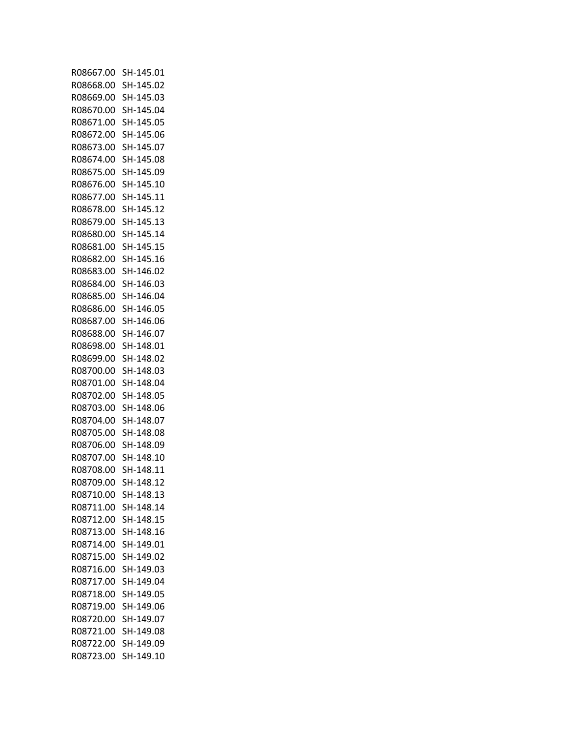R08667.00 SH-145.01
R08668.00 SH-145.02
R08669.00 SH-145.03
R08670.00 SH-145.04
R08671.00 SH-145.05
R08672.00 SH-145.06
R08673.00 SH-145.07
R08674.00 SH-145.08
R08675.00 SH-145.09
R08676.00 SH-145.10
R08677.00 SH-145.11
R08678.00 SH-145.12
R08679.00 SH-145.13
R08680.00 SH-145.14
R08681.00 SH-145.15
R08682.00 SH-145.16
R08683.00 SH-146.02
R08684.00 SH-146.03
R08685.00 SH-146.04
R08686.00 SH-146.05
R08687.00 SH-146.06
R08688.00 SH-146.07
R08698.00 SH-148.01
R08699.00 SH-148.02
R08700.00 SH-148.03
R08701.00 SH-148.04
R08702.00 SH-148.05
R08703.00 SH-148.06
R08704.00 SH-148.07
R08705.00 SH-148.08
R08706.00 SH-148.09
R08707.00 SH-148.10
R08708.00 SH-148.11
R08709.00 SH-148.12
R08710.00 SH-148.13
R08711.00 SH-148.14
R08712.00 SH-148.15
R08713.00 SH-148.16
R08714.00 SH-149.01
R08715.00 SH-149.02
R08716.00 SH-149.03
R08717.00 SH-149.04
R08718.00 SH-149.05
R08719.00 SH-149.06
R08720.00 SH-149.07
R08721.00 SH-149.08
R08722.00 SH-149.09
R08723.00 SH-149.10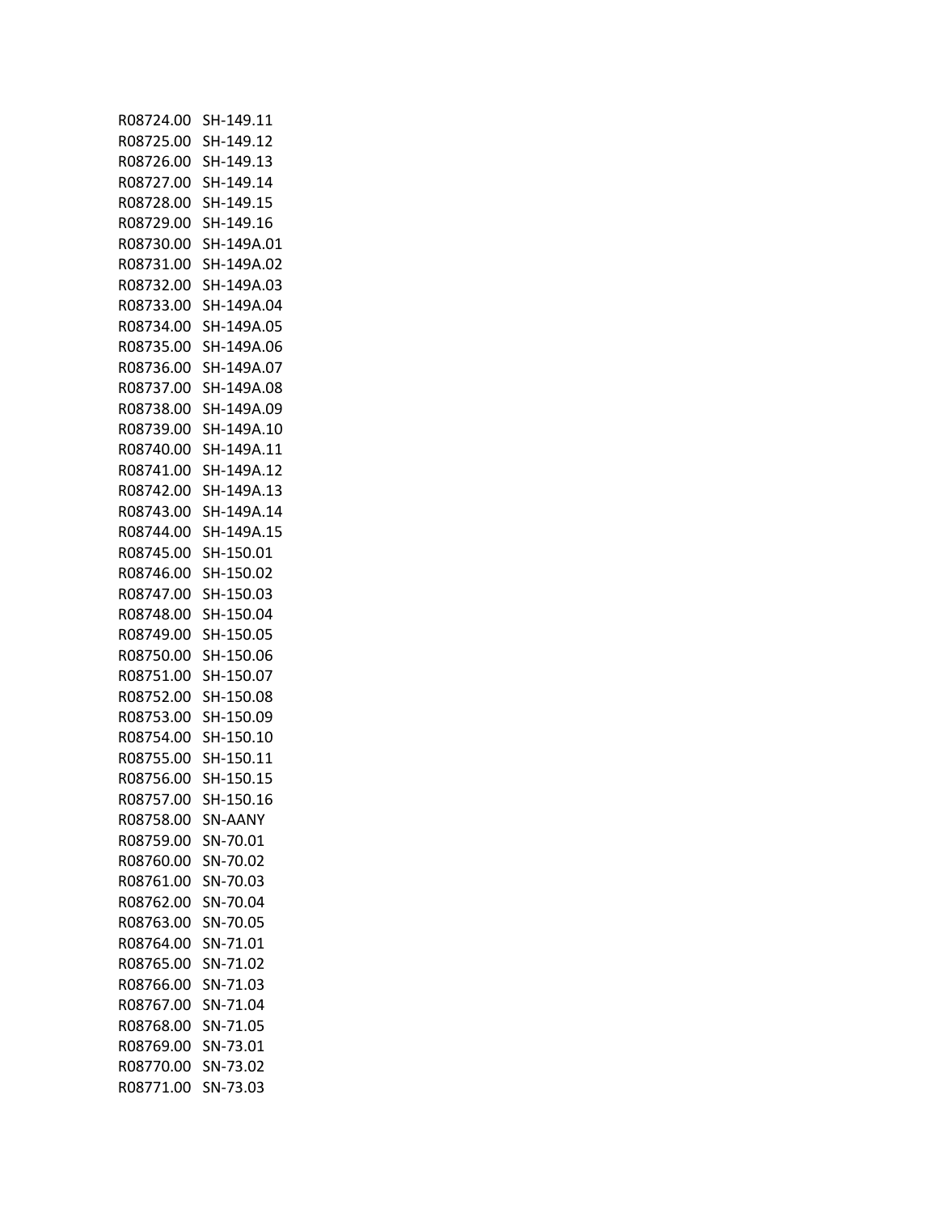| | |
|---|---|
| R08724.00 | SH-149.11 |
| R08725.00 | SH-149.12 |
| R08726.00 | SH-149.13 |
| R08727.00 | SH-149.14 |
| R08728.00 | SH-149.15 |
| R08729.00 | SH-149.16 |
| R08730.00 | SH-149A.01 |
| R08731.00 | SH-149A.02 |
| R08732.00 | SH-149A.03 |
| R08733.00 | SH-149A.04 |
| R08734.00 | SH-149A.05 |
| R08735.00 | SH-149A.06 |
| R08736.00 | SH-149A.07 |
| R08737.00 | SH-149A.08 |
| R08738.00 | SH-149A.09 |
| R08739.00 | SH-149A.10 |
| R08740.00 | SH-149A.11 |
| R08741.00 | SH-149A.12 |
| R08742.00 | SH-149A.13 |
| R08743.00 | SH-149A.14 |
| R08744.00 | SH-149A.15 |
| R08745.00 | SH-150.01 |
| R08746.00 | SH-150.02 |
| R08747.00 | SH-150.03 |
| R08748.00 | SH-150.04 |
| R08749.00 | SH-150.05 |
| R08750.00 | SH-150.06 |
| R08751.00 | SH-150.07 |
| R08752.00 | SH-150.08 |
| R08753.00 | SH-150.09 |
| R08754.00 | SH-150.10 |
| R08755.00 | SH-150.11 |
| R08756.00 | SH-150.15 |
| R08757.00 | SH-150.16 |
| R08758.00 | SN-AANY |
| R08759.00 | SN-70.01 |
| R08760.00 | SN-70.02 |
| R08761.00 | SN-70.03 |
| R08762.00 | SN-70.04 |
| R08763.00 | SN-70.05 |
| R08764.00 | SN-71.01 |
| R08765.00 | SN-71.02 |
| R08766.00 | SN-71.03 |
| R08767.00 | SN-71.04 |
| R08768.00 | SN-71.05 |
| R08769.00 | SN-73.01 |
| R08770.00 | SN-73.02 |
| R08771.00 | SN-73.03 |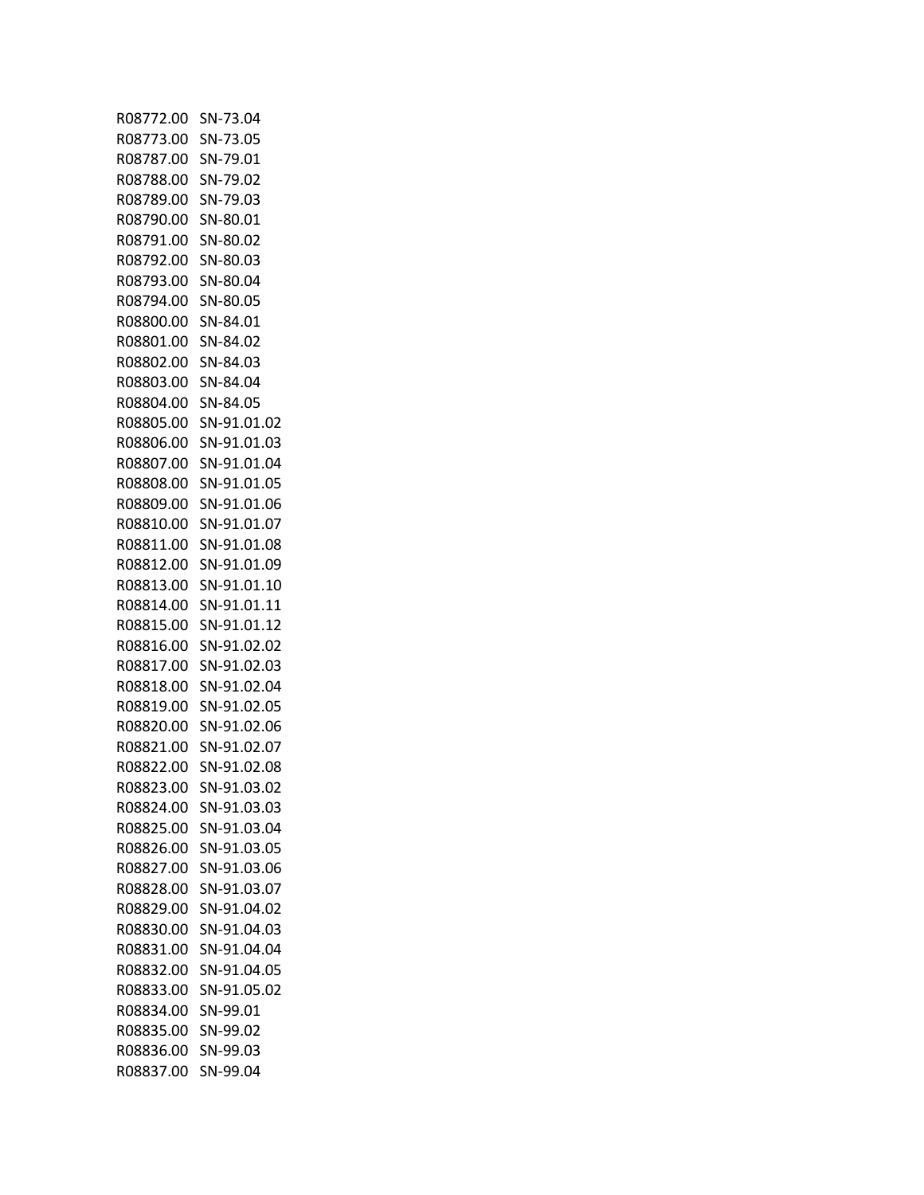| | |
|---|---|
| R08772.00 | SN-73.04 |
| R08773.00 | SN-73.05 |
| R08787.00 | SN-79.01 |
| R08788.00 | SN-79.02 |
| R08789.00 | SN-79.03 |
| R08790.00 | SN-80.01 |
| R08791.00 | SN-80.02 |
| R08792.00 | SN-80.03 |
| R08793.00 | SN-80.04 |
| R08794.00 | SN-80.05 |
| R08800.00 | SN-84.01 |
| R08801.00 | SN-84.02 |
| R08802.00 | SN-84.03 |
| R08803.00 | SN-84.04 |
| R08804.00 | SN-84.05 |
| R08805.00 | SN-91.01.02 |
| R08806.00 | SN-91.01.03 |
| R08807.00 | SN-91.01.04 |
| R08808.00 | SN-91.01.05 |
| R08809.00 | SN-91.01.06 |
| R08810.00 | SN-91.01.07 |
| R08811.00 | SN-91.01.08 |
| R08812.00 | SN-91.01.09 |
| R08813.00 | SN-91.01.10 |
| R08814.00 | SN-91.01.11 |
| R08815.00 | SN-91.01.12 |
| R08816.00 | SN-91.02.02 |
| R08817.00 | SN-91.02.03 |
| R08818.00 | SN-91.02.04 |
| R08819.00 | SN-91.02.05 |
| R08820.00 | SN-91.02.06 |
| R08821.00 | SN-91.02.07 |
| R08822.00 | SN-91.02.08 |
| R08823.00 | SN-91.03.02 |
| R08824.00 | SN-91.03.03 |
| R08825.00 | SN-91.03.04 |
| R08826.00 | SN-91.03.05 |
| R08827.00 | SN-91.03.06 |
| R08828.00 | SN-91.03.07 |
| R08829.00 | SN-91.04.02 |
| R08830.00 | SN-91.04.03 |
| R08831.00 | SN-91.04.04 |
| R08832.00 | SN-91.04.05 |
| R08833.00 | SN-91.05.02 |
| R08834.00 | SN-99.01 |
| R08835.00 | SN-99.02 |
| R08836.00 | SN-99.03 |
| R08837.00 | SN-99.04 |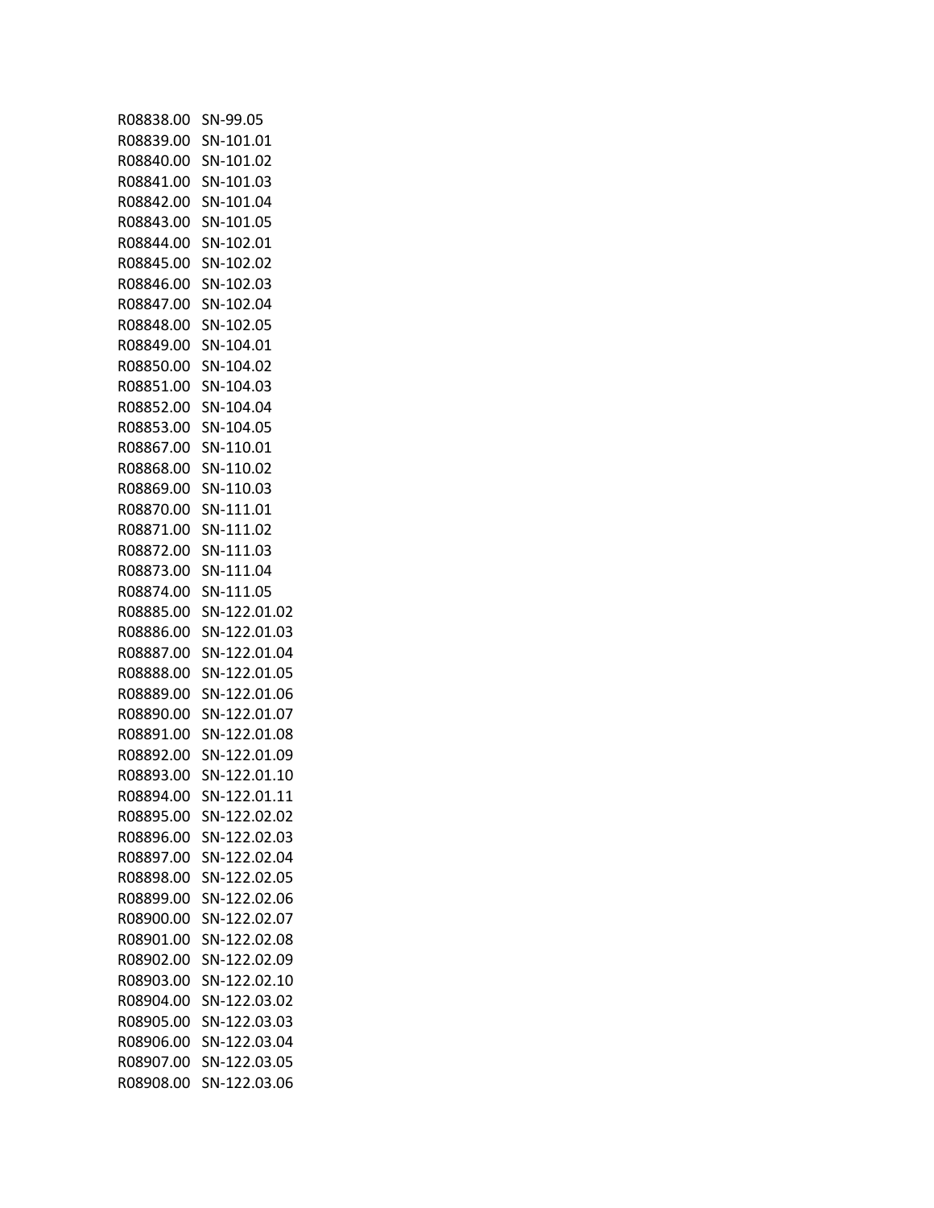| | |
|---|---|
| R08838.00 | SN-99.05 |
| R08839.00 | SN-101.01 |
| R08840.00 | SN-101.02 |
| R08841.00 | SN-101.03 |
| R08842.00 | SN-101.04 |
| R08843.00 | SN-101.05 |
| R08844.00 | SN-102.01 |
| R08845.00 | SN-102.02 |
| R08846.00 | SN-102.03 |
| R08847.00 | SN-102.04 |
| R08848.00 | SN-102.05 |
| R08849.00 | SN-104.01 |
| R08850.00 | SN-104.02 |
| R08851.00 | SN-104.03 |
| R08852.00 | SN-104.04 |
| R08853.00 | SN-104.05 |
| R08867.00 | SN-110.01 |
| R08868.00 | SN-110.02 |
| R08869.00 | SN-110.03 |
| R08870.00 | SN-111.01 |
| R08871.00 | SN-111.02 |
| R08872.00 | SN-111.03 |
| R08873.00 | SN-111.04 |
| R08874.00 | SN-111.05 |
| R08885.00 | SN-122.01.02 |
| R08886.00 | SN-122.01.03 |
| R08887.00 | SN-122.01.04 |
| R08888.00 | SN-122.01.05 |
| R08889.00 | SN-122.01.06 |
| R08890.00 | SN-122.01.07 |
| R08891.00 | SN-122.01.08 |
| R08892.00 | SN-122.01.09 |
| R08893.00 | SN-122.01.10 |
| R08894.00 | SN-122.01.11 |
| R08895.00 | SN-122.02.02 |
| R08896.00 | SN-122.02.03 |
| R08897.00 | SN-122.02.04 |
| R08898.00 | SN-122.02.05 |
| R08899.00 | SN-122.02.06 |
| R08900.00 | SN-122.02.07 |
| R08901.00 | SN-122.02.08 |
| R08902.00 | SN-122.02.09 |
| R08903.00 | SN-122.02.10 |
| R08904.00 | SN-122.03.02 |
| R08905.00 | SN-122.03.03 |
| R08906.00 | SN-122.03.04 |
| R08907.00 | SN-122.03.05 |
| R08908.00 | SN-122.03.06 |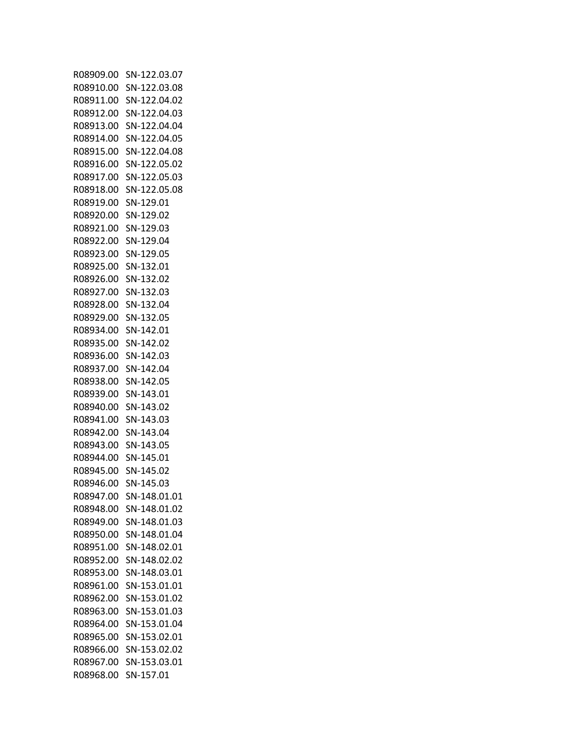| | |
|---|---|
| R08909.00 | SN-122.03.07 |
| R08910.00 | SN-122.03.08 |
| R08911.00 | SN-122.04.02 |
| R08912.00 | SN-122.04.03 |
| R08913.00 | SN-122.04.04 |
| R08914.00 | SN-122.04.05 |
| R08915.00 | SN-122.04.08 |
| R08916.00 | SN-122.05.02 |
| R08917.00 | SN-122.05.03 |
| R08918.00 | SN-122.05.08 |
| R08919.00 | SN-129.01 |
| R08920.00 | SN-129.02 |
| R08921.00 | SN-129.03 |
| R08922.00 | SN-129.04 |
| R08923.00 | SN-129.05 |
| R08925.00 | SN-132.01 |
| R08926.00 | SN-132.02 |
| R08927.00 | SN-132.03 |
| R08928.00 | SN-132.04 |
| R08929.00 | SN-132.05 |
| R08934.00 | SN-142.01 |
| R08935.00 | SN-142.02 |
| R08936.00 | SN-142.03 |
| R08937.00 | SN-142.04 |
| R08938.00 | SN-142.05 |
| R08939.00 | SN-143.01 |
| R08940.00 | SN-143.02 |
| R08941.00 | SN-143.03 |
| R08942.00 | SN-143.04 |
| R08943.00 | SN-143.05 |
| R08944.00 | SN-145.01 |
| R08945.00 | SN-145.02 |
| R08946.00 | SN-145.03 |
| R08947.00 | SN-148.01.01 |
| R08948.00 | SN-148.01.02 |
| R08949.00 | SN-148.01.03 |
| R08950.00 | SN-148.01.04 |
| R08951.00 | SN-148.02.01 |
| R08952.00 | SN-148.02.02 |
| R08953.00 | SN-148.03.01 |
| R08961.00 | SN-153.01.01 |
| R08962.00 | SN-153.01.02 |
| R08963.00 | SN-153.01.03 |
| R08964.00 | SN-153.01.04 |
| R08965.00 | SN-153.02.01 |
| R08966.00 | SN-153.02.02 |
| R08967.00 | SN-153.03.01 |
| R08968.00 | SN-157.01 |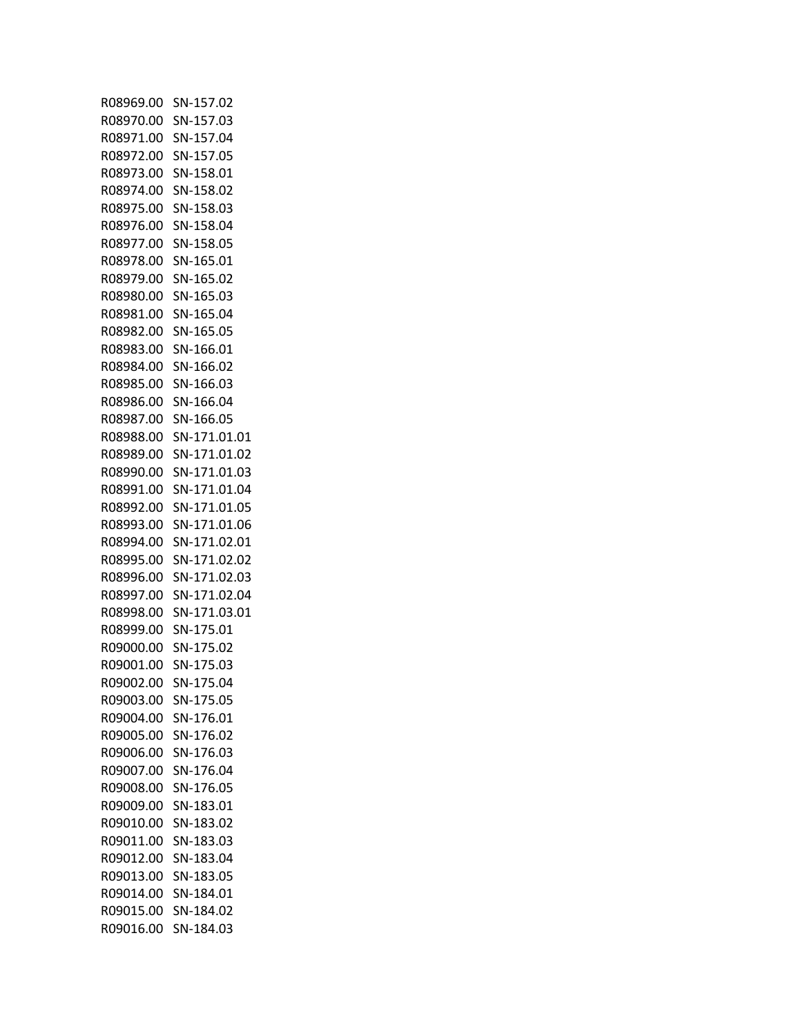| | |
|---|---|
| R08969.00 | SN-157.02 |
| R08970.00 | SN-157.03 |
| R08971.00 | SN-157.04 |
| R08972.00 | SN-157.05 |
| R08973.00 | SN-158.01 |
| R08974.00 | SN-158.02 |
| R08975.00 | SN-158.03 |
| R08976.00 | SN-158.04 |
| R08977.00 | SN-158.05 |
| R08978.00 | SN-165.01 |
| R08979.00 | SN-165.02 |
| R08980.00 | SN-165.03 |
| R08981.00 | SN-165.04 |
| R08982.00 | SN-165.05 |
| R08983.00 | SN-166.01 |
| R08984.00 | SN-166.02 |
| R08985.00 | SN-166.03 |
| R08986.00 | SN-166.04 |
| R08987.00 | SN-166.05 |
| R08988.00 | SN-171.01.01 |
| R08989.00 | SN-171.01.02 |
| R08990.00 | SN-171.01.03 |
| R08991.00 | SN-171.01.04 |
| R08992.00 | SN-171.01.05 |
| R08993.00 | SN-171.01.06 |
| R08994.00 | SN-171.02.01 |
| R08995.00 | SN-171.02.02 |
| R08996.00 | SN-171.02.03 |
| R08997.00 | SN-171.02.04 |
| R08998.00 | SN-171.03.01 |
| R08999.00 | SN-175.01 |
| R09000.00 | SN-175.02 |
| R09001.00 | SN-175.03 |
| R09002.00 | SN-175.04 |
| R09003.00 | SN-175.05 |
| R09004.00 | SN-176.01 |
| R09005.00 | SN-176.02 |
| R09006.00 | SN-176.03 |
| R09007.00 | SN-176.04 |
| R09008.00 | SN-176.05 |
| R09009.00 | SN-183.01 |
| R09010.00 | SN-183.02 |
| R09011.00 | SN-183.03 |
| R09012.00 | SN-183.04 |
| R09013.00 | SN-183.05 |
| R09014.00 | SN-184.01 |
| R09015.00 | SN-184.02 |
| R09016.00 | SN-184.03 |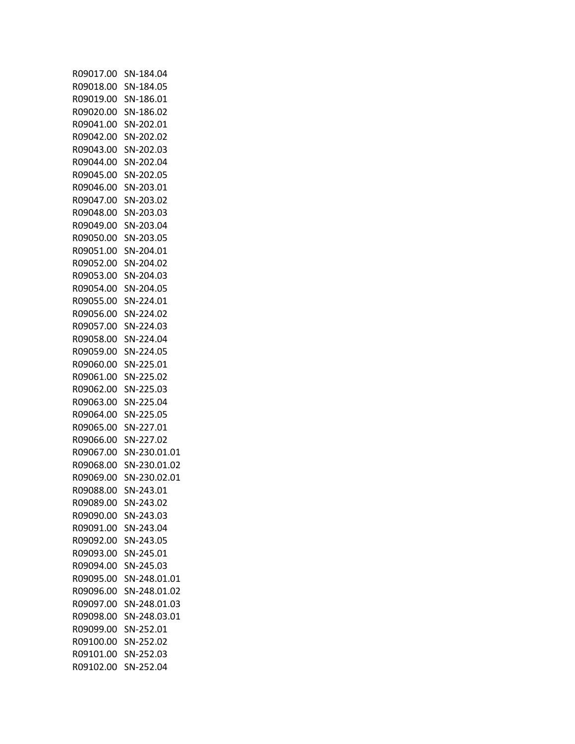| | |
|---|---|
| R09017.00 | SN-184.04 |
| R09018.00 | SN-184.05 |
| R09019.00 | SN-186.01 |
| R09020.00 | SN-186.02 |
| R09041.00 | SN-202.01 |
| R09042.00 | SN-202.02 |
| R09043.00 | SN-202.03 |
| R09044.00 | SN-202.04 |
| R09045.00 | SN-202.05 |
| R09046.00 | SN-203.01 |
| R09047.00 | SN-203.02 |
| R09048.00 | SN-203.03 |
| R09049.00 | SN-203.04 |
| R09050.00 | SN-203.05 |
| R09051.00 | SN-204.01 |
| R09052.00 | SN-204.02 |
| R09053.00 | SN-204.03 |
| R09054.00 | SN-204.05 |
| R09055.00 | SN-224.01 |
| R09056.00 | SN-224.02 |
| R09057.00 | SN-224.03 |
| R09058.00 | SN-224.04 |
| R09059.00 | SN-224.05 |
| R09060.00 | SN-225.01 |
| R09061.00 | SN-225.02 |
| R09062.00 | SN-225.03 |
| R09063.00 | SN-225.04 |
| R09064.00 | SN-225.05 |
| R09065.00 | SN-227.01 |
| R09066.00 | SN-227.02 |
| R09067.00 | SN-230.01.01 |
| R09068.00 | SN-230.01.02 |
| R09069.00 | SN-230.02.01 |
| R09088.00 | SN-243.01 |
| R09089.00 | SN-243.02 |
| R09090.00 | SN-243.03 |
| R09091.00 | SN-243.04 |
| R09092.00 | SN-243.05 |
| R09093.00 | SN-245.01 |
| R09094.00 | SN-245.03 |
| R09095.00 | SN-248.01.01 |
| R09096.00 | SN-248.01.02 |
| R09097.00 | SN-248.01.03 |
| R09098.00 | SN-248.03.01 |
| R09099.00 | SN-252.01 |
| R09100.00 | SN-252.02 |
| R09101.00 | SN-252.03 |
| R09102.00 | SN-252.04 |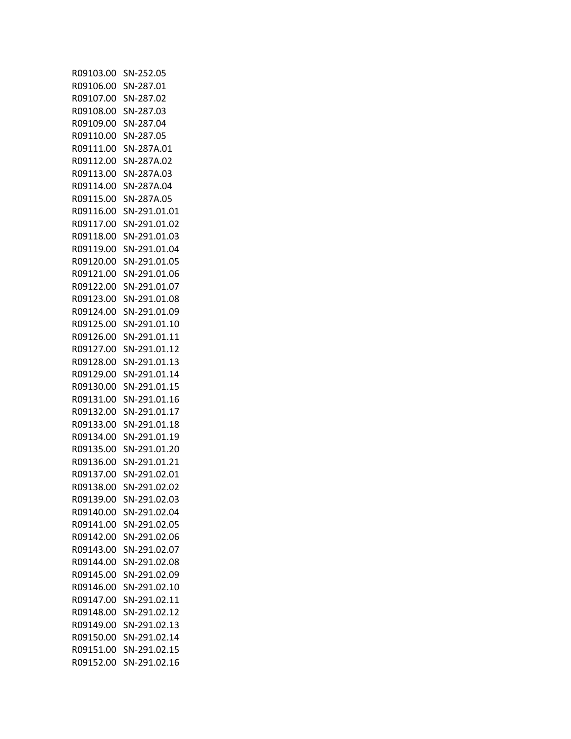| | |
|---|---|
| R09103.00 | SN-252.05 |
| R09106.00 | SN-287.01 |
| R09107.00 | SN-287.02 |
| R09108.00 | SN-287.03 |
| R09109.00 | SN-287.04 |
| R09110.00 | SN-287.05 |
| R09111.00 | SN-287A.01 |
| R09112.00 | SN-287A.02 |
| R09113.00 | SN-287A.03 |
| R09114.00 | SN-287A.04 |
| R09115.00 | SN-287A.05 |
| R09116.00 | SN-291.01.01 |
| R09117.00 | SN-291.01.02 |
| R09118.00 | SN-291.01.03 |
| R09119.00 | SN-291.01.04 |
| R09120.00 | SN-291.01.05 |
| R09121.00 | SN-291.01.06 |
| R09122.00 | SN-291.01.07 |
| R09123.00 | SN-291.01.08 |
| R09124.00 | SN-291.01.09 |
| R09125.00 | SN-291.01.10 |
| R09126.00 | SN-291.01.11 |
| R09127.00 | SN-291.01.12 |
| R09128.00 | SN-291.01.13 |
| R09129.00 | SN-291.01.14 |
| R09130.00 | SN-291.01.15 |
| R09131.00 | SN-291.01.16 |
| R09132.00 | SN-291.01.17 |
| R09133.00 | SN-291.01.18 |
| R09134.00 | SN-291.01.19 |
| R09135.00 | SN-291.01.20 |
| R09136.00 | SN-291.01.21 |
| R09137.00 | SN-291.02.01 |
| R09138.00 | SN-291.02.02 |
| R09139.00 | SN-291.02.03 |
| R09140.00 | SN-291.02.04 |
| R09141.00 | SN-291.02.05 |
| R09142.00 | SN-291.02.06 |
| R09143.00 | SN-291.02.07 |
| R09144.00 | SN-291.02.08 |
| R09145.00 | SN-291.02.09 |
| R09146.00 | SN-291.02.10 |
| R09147.00 | SN-291.02.11 |
| R09148.00 | SN-291.02.12 |
| R09149.00 | SN-291.02.13 |
| R09150.00 | SN-291.02.14 |
| R09151.00 | SN-291.02.15 |
| R09152.00 | SN-291.02.16 |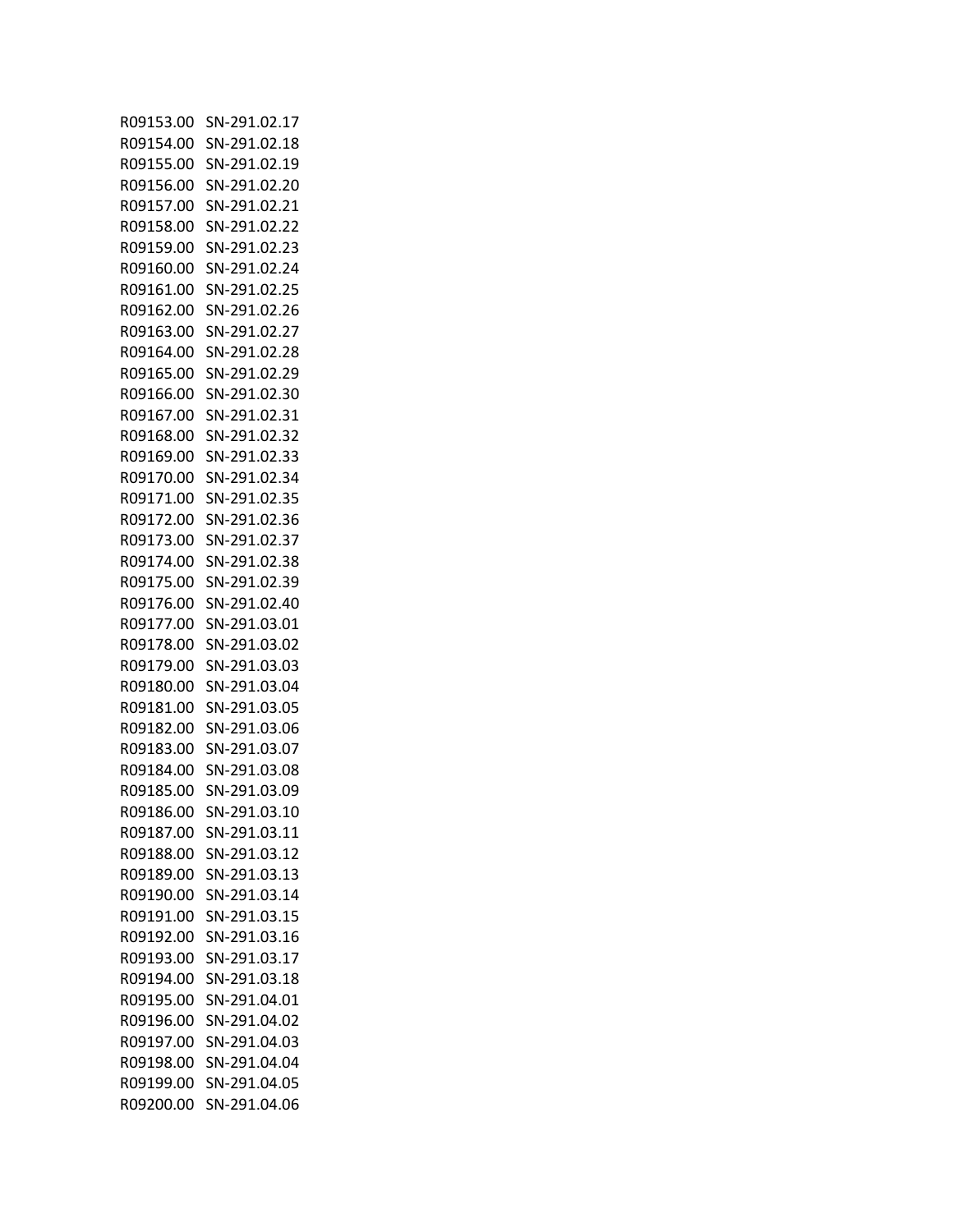| | |
|---|---|
| R09153.00 | SN-291.02.17 |
| R09154.00 | SN-291.02.18 |
| R09155.00 | SN-291.02.19 |
| R09156.00 | SN-291.02.20 |
| R09157.00 | SN-291.02.21 |
| R09158.00 | SN-291.02.22 |
| R09159.00 | SN-291.02.23 |
| R09160.00 | SN-291.02.24 |
| R09161.00 | SN-291.02.25 |
| R09162.00 | SN-291.02.26 |
| R09163.00 | SN-291.02.27 |
| R09164.00 | SN-291.02.28 |
| R09165.00 | SN-291.02.29 |
| R09166.00 | SN-291.02.30 |
| R09167.00 | SN-291.02.31 |
| R09168.00 | SN-291.02.32 |
| R09169.00 | SN-291.02.33 |
| R09170.00 | SN-291.02.34 |
| R09171.00 | SN-291.02.35 |
| R09172.00 | SN-291.02.36 |
| R09173.00 | SN-291.02.37 |
| R09174.00 | SN-291.02.38 |
| R09175.00 | SN-291.02.39 |
| R09176.00 | SN-291.02.40 |
| R09177.00 | SN-291.03.01 |
| R09178.00 | SN-291.03.02 |
| R09179.00 | SN-291.03.03 |
| R09180.00 | SN-291.03.04 |
| R09181.00 | SN-291.03.05 |
| R09182.00 | SN-291.03.06 |
| R09183.00 | SN-291.03.07 |
| R09184.00 | SN-291.03.08 |
| R09185.00 | SN-291.03.09 |
| R09186.00 | SN-291.03.10 |
| R09187.00 | SN-291.03.11 |
| R09188.00 | SN-291.03.12 |
| R09189.00 | SN-291.03.13 |
| R09190.00 | SN-291.03.14 |
| R09191.00 | SN-291.03.15 |
| R09192.00 | SN-291.03.16 |
| R09193.00 | SN-291.03.17 |
| R09194.00 | SN-291.03.18 |
| R09195.00 | SN-291.04.01 |
| R09196.00 | SN-291.04.02 |
| R09197.00 | SN-291.04.03 |
| R09198.00 | SN-291.04.04 |
| R09199.00 | SN-291.04.05 |
| R09200.00 | SN-291.04.06 |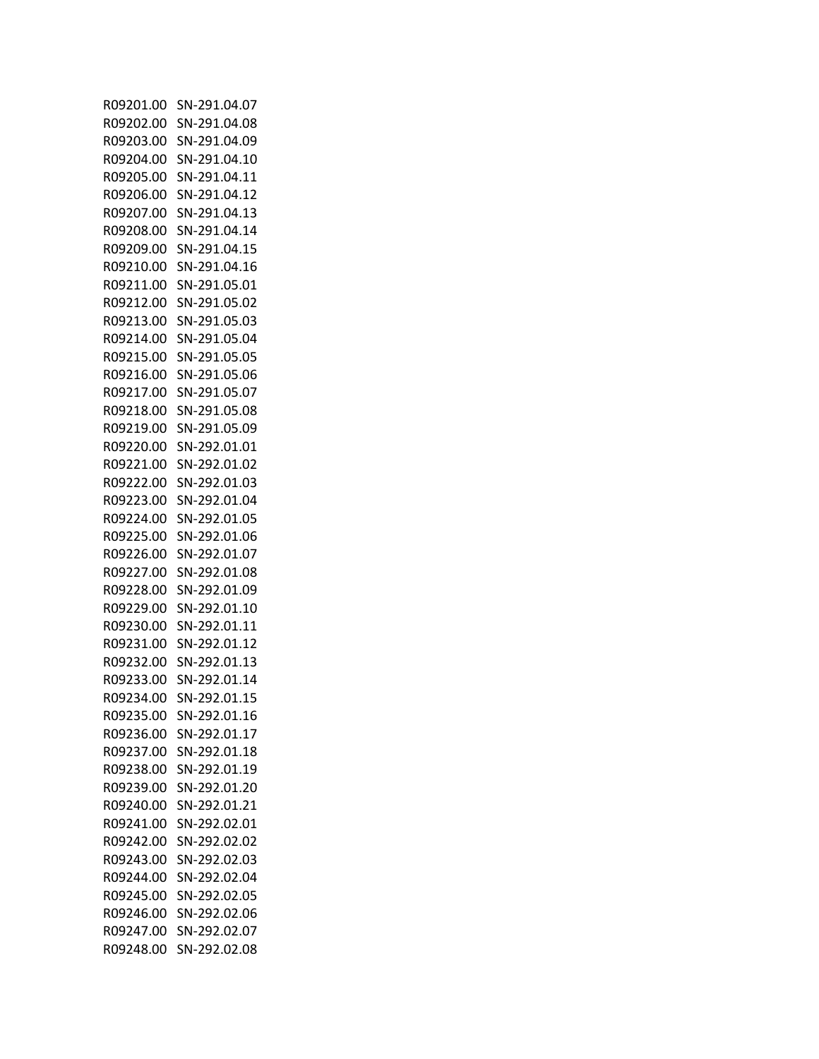| | |
|---|---|
| R09201.00 | SN-291.04.07 |
| R09202.00 | SN-291.04.08 |
| R09203.00 | SN-291.04.09 |
| R09204.00 | SN-291.04.10 |
| R09205.00 | SN-291.04.11 |
| R09206.00 | SN-291.04.12 |
| R09207.00 | SN-291.04.13 |
| R09208.00 | SN-291.04.14 |
| R09209.00 | SN-291.04.15 |
| R09210.00 | SN-291.04.16 |
| R09211.00 | SN-291.05.01 |
| R09212.00 | SN-291.05.02 |
| R09213.00 | SN-291.05.03 |
| R09214.00 | SN-291.05.04 |
| R09215.00 | SN-291.05.05 |
| R09216.00 | SN-291.05.06 |
| R09217.00 | SN-291.05.07 |
| R09218.00 | SN-291.05.08 |
| R09219.00 | SN-291.05.09 |
| R09220.00 | SN-292.01.01 |
| R09221.00 | SN-292.01.02 |
| R09222.00 | SN-292.01.03 |
| R09223.00 | SN-292.01.04 |
| R09224.00 | SN-292.01.05 |
| R09225.00 | SN-292.01.06 |
| R09226.00 | SN-292.01.07 |
| R09227.00 | SN-292.01.08 |
| R09228.00 | SN-292.01.09 |
| R09229.00 | SN-292.01.10 |
| R09230.00 | SN-292.01.11 |
| R09231.00 | SN-292.01.12 |
| R09232.00 | SN-292.01.13 |
| R09233.00 | SN-292.01.14 |
| R09234.00 | SN-292.01.15 |
| R09235.00 | SN-292.01.16 |
| R09236.00 | SN-292.01.17 |
| R09237.00 | SN-292.01.18 |
| R09238.00 | SN-292.01.19 |
| R09239.00 | SN-292.01.20 |
| R09240.00 | SN-292.01.21 |
| R09241.00 | SN-292.02.01 |
| R09242.00 | SN-292.02.02 |
| R09243.00 | SN-292.02.03 |
| R09244.00 | SN-292.02.04 |
| R09245.00 | SN-292.02.05 |
| R09246.00 | SN-292.02.06 |
| R09247.00 | SN-292.02.07 |
| R09248.00 | SN-292.02.08 |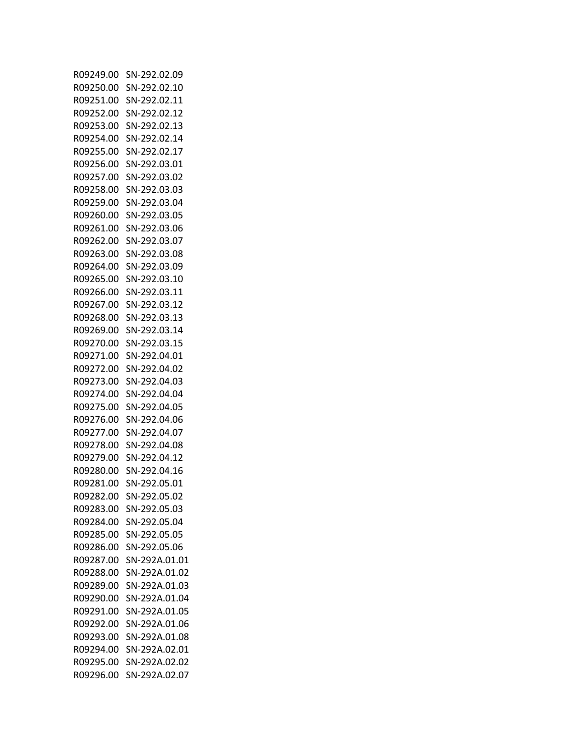| | |
|---|---|
| R09249.00 | SN-292.02.09 |
| R09250.00 | SN-292.02.10 |
| R09251.00 | SN-292.02.11 |
| R09252.00 | SN-292.02.12 |
| R09253.00 | SN-292.02.13 |
| R09254.00 | SN-292.02.14 |
| R09255.00 | SN-292.02.17 |
| R09256.00 | SN-292.03.01 |
| R09257.00 | SN-292.03.02 |
| R09258.00 | SN-292.03.03 |
| R09259.00 | SN-292.03.04 |
| R09260.00 | SN-292.03.05 |
| R09261.00 | SN-292.03.06 |
| R09262.00 | SN-292.03.07 |
| R09263.00 | SN-292.03.08 |
| R09264.00 | SN-292.03.09 |
| R09265.00 | SN-292.03.10 |
| R09266.00 | SN-292.03.11 |
| R09267.00 | SN-292.03.12 |
| R09268.00 | SN-292.03.13 |
| R09269.00 | SN-292.03.14 |
| R09270.00 | SN-292.03.15 |
| R09271.00 | SN-292.04.01 |
| R09272.00 | SN-292.04.02 |
| R09273.00 | SN-292.04.03 |
| R09274.00 | SN-292.04.04 |
| R09275.00 | SN-292.04.05 |
| R09276.00 | SN-292.04.06 |
| R09277.00 | SN-292.04.07 |
| R09278.00 | SN-292.04.08 |
| R09279.00 | SN-292.04.12 |
| R09280.00 | SN-292.04.16 |
| R09281.00 | SN-292.05.01 |
| R09282.00 | SN-292.05.02 |
| R09283.00 | SN-292.05.03 |
| R09284.00 | SN-292.05.04 |
| R09285.00 | SN-292.05.05 |
| R09286.00 | SN-292.05.06 |
| R09287.00 | SN-292A.01.01 |
| R09288.00 | SN-292A.01.02 |
| R09289.00 | SN-292A.01.03 |
| R09290.00 | SN-292A.01.04 |
| R09291.00 | SN-292A.01.05 |
| R09292.00 | SN-292A.01.06 |
| R09293.00 | SN-292A.01.08 |
| R09294.00 | SN-292A.02.01 |
| R09295.00 | SN-292A.02.02 |
| R09296.00 | SN-292A.02.07 |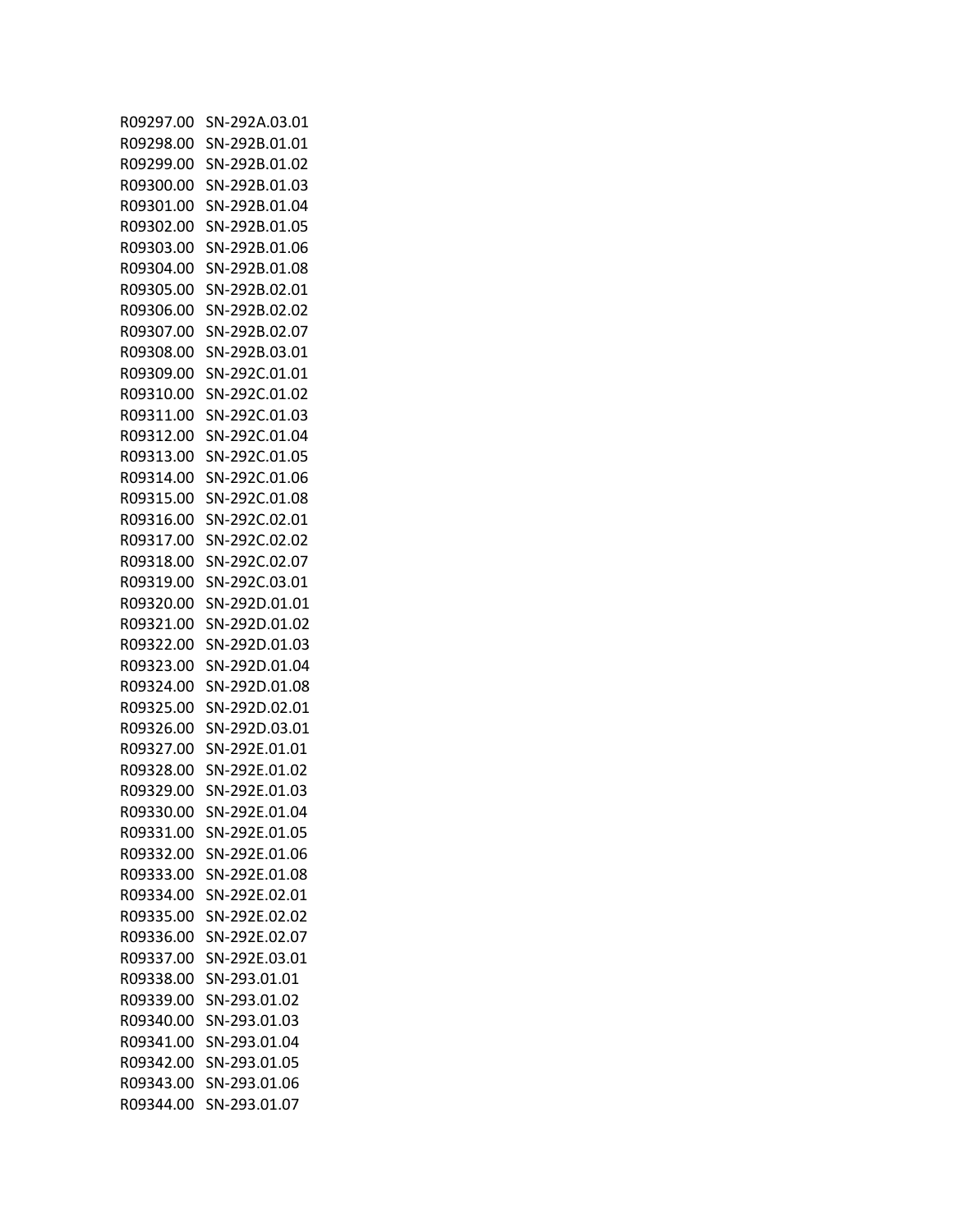| | |
|---|---|
| R09297.00 | SN-292A.03.01 |
| R09298.00 | SN-292B.01.01 |
| R09299.00 | SN-292B.01.02 |
| R09300.00 | SN-292B.01.03 |
| R09301.00 | SN-292B.01.04 |
| R09302.00 | SN-292B.01.05 |
| R09303.00 | SN-292B.01.06 |
| R09304.00 | SN-292B.01.08 |
| R09305.00 | SN-292B.02.01 |
| R09306.00 | SN-292B.02.02 |
| R09307.00 | SN-292B.02.07 |
| R09308.00 | SN-292B.03.01 |
| R09309.00 | SN-292C.01.01 |
| R09310.00 | SN-292C.01.02 |
| R09311.00 | SN-292C.01.03 |
| R09312.00 | SN-292C.01.04 |
| R09313.00 | SN-292C.01.05 |
| R09314.00 | SN-292C.01.06 |
| R09315.00 | SN-292C.01.08 |
| R09316.00 | SN-292C.02.01 |
| R09317.00 | SN-292C.02.02 |
| R09318.00 | SN-292C.02.07 |
| R09319.00 | SN-292C.03.01 |
| R09320.00 | SN-292D.01.01 |
| R09321.00 | SN-292D.01.02 |
| R09322.00 | SN-292D.01.03 |
| R09323.00 | SN-292D.01.04 |
| R09324.00 | SN-292D.01.08 |
| R09325.00 | SN-292D.02.01 |
| R09326.00 | SN-292D.03.01 |
| R09327.00 | SN-292E.01.01 |
| R09328.00 | SN-292E.01.02 |
| R09329.00 | SN-292E.01.03 |
| R09330.00 | SN-292E.01.04 |
| R09331.00 | SN-292E.01.05 |
| R09332.00 | SN-292E.01.06 |
| R09333.00 | SN-292E.01.08 |
| R09334.00 | SN-292E.02.01 |
| R09335.00 | SN-292E.02.02 |
| R09336.00 | SN-292E.02.07 |
| R09337.00 | SN-292E.03.01 |
| R09338.00 | SN-293.01.01 |
| R09339.00 | SN-293.01.02 |
| R09340.00 | SN-293.01.03 |
| R09341.00 | SN-293.01.04 |
| R09342.00 | SN-293.01.05 |
| R09343.00 | SN-293.01.06 |
| R09344.00 | SN-293.01.07 |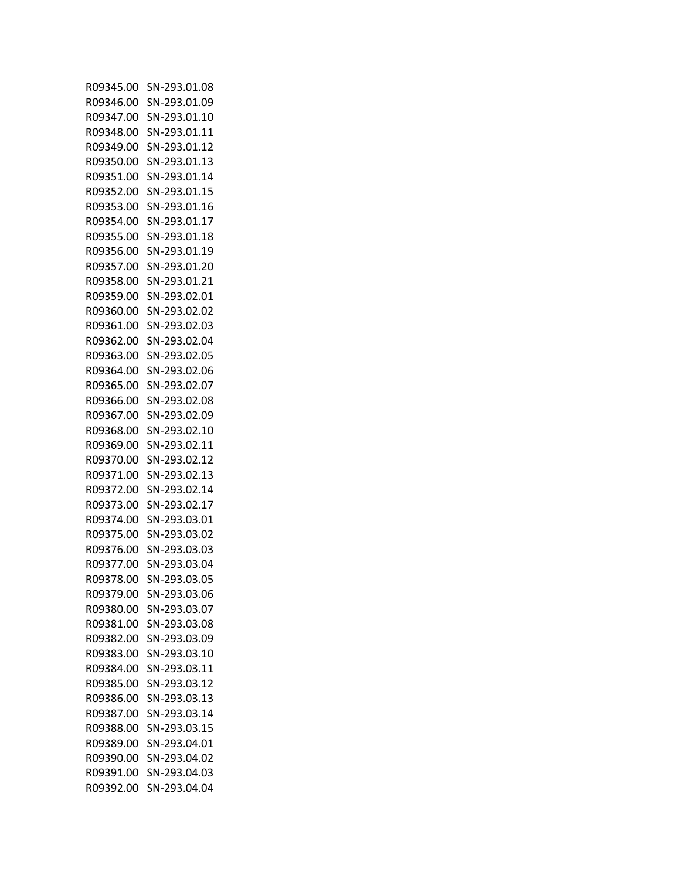| | |
|---|---|
| R09345.00 | SN-293.01.08 |
| R09346.00 | SN-293.01.09 |
| R09347.00 | SN-293.01.10 |
| R09348.00 | SN-293.01.11 |
| R09349.00 | SN-293.01.12 |
| R09350.00 | SN-293.01.13 |
| R09351.00 | SN-293.01.14 |
| R09352.00 | SN-293.01.15 |
| R09353.00 | SN-293.01.16 |
| R09354.00 | SN-293.01.17 |
| R09355.00 | SN-293.01.18 |
| R09356.00 | SN-293.01.19 |
| R09357.00 | SN-293.01.20 |
| R09358.00 | SN-293.01.21 |
| R09359.00 | SN-293.02.01 |
| R09360.00 | SN-293.02.02 |
| R09361.00 | SN-293.02.03 |
| R09362.00 | SN-293.02.04 |
| R09363.00 | SN-293.02.05 |
| R09364.00 | SN-293.02.06 |
| R09365.00 | SN-293.02.07 |
| R09366.00 | SN-293.02.08 |
| R09367.00 | SN-293.02.09 |
| R09368.00 | SN-293.02.10 |
| R09369.00 | SN-293.02.11 |
| R09370.00 | SN-293.02.12 |
| R09371.00 | SN-293.02.13 |
| R09372.00 | SN-293.02.14 |
| R09373.00 | SN-293.02.17 |
| R09374.00 | SN-293.03.01 |
| R09375.00 | SN-293.03.02 |
| R09376.00 | SN-293.03.03 |
| R09377.00 | SN-293.03.04 |
| R09378.00 | SN-293.03.05 |
| R09379.00 | SN-293.03.06 |
| R09380.00 | SN-293.03.07 |
| R09381.00 | SN-293.03.08 |
| R09382.00 | SN-293.03.09 |
| R09383.00 | SN-293.03.10 |
| R09384.00 | SN-293.03.11 |
| R09385.00 | SN-293.03.12 |
| R09386.00 | SN-293.03.13 |
| R09387.00 | SN-293.03.14 |
| R09388.00 | SN-293.03.15 |
| R09389.00 | SN-293.04.01 |
| R09390.00 | SN-293.04.02 |
| R09391.00 | SN-293.04.03 |
| R09392.00 | SN-293.04.04 |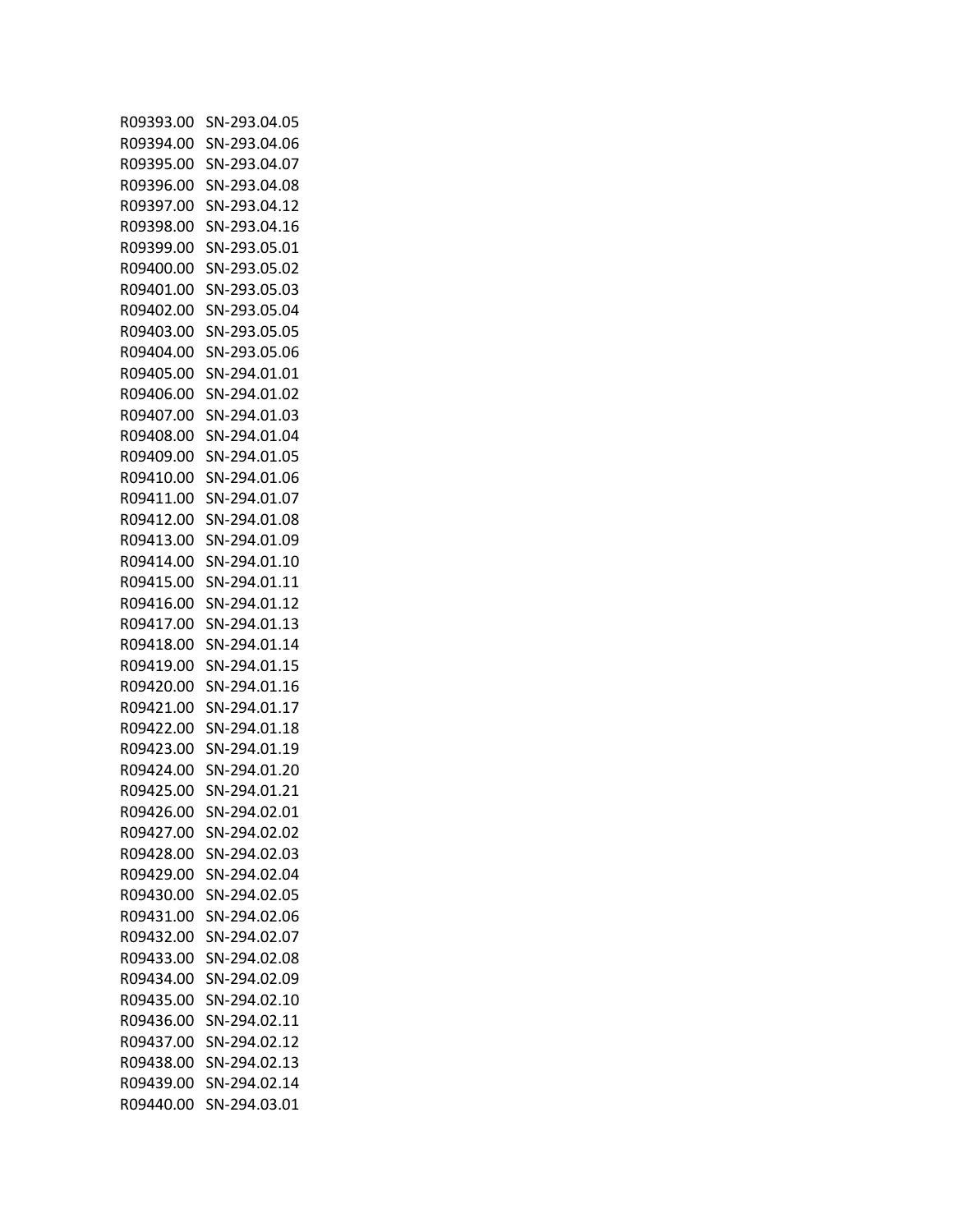| | |
|---|---|
| R09393.00 | SN-293.04.05 |
| R09394.00 | SN-293.04.06 |
| R09395.00 | SN-293.04.07 |
| R09396.00 | SN-293.04.08 |
| R09397.00 | SN-293.04.12 |
| R09398.00 | SN-293.04.16 |
| R09399.00 | SN-293.05.01 |
| R09400.00 | SN-293.05.02 |
| R09401.00 | SN-293.05.03 |
| R09402.00 | SN-293.05.04 |
| R09403.00 | SN-293.05.05 |
| R09404.00 | SN-293.05.06 |
| R09405.00 | SN-294.01.01 |
| R09406.00 | SN-294.01.02 |
| R09407.00 | SN-294.01.03 |
| R09408.00 | SN-294.01.04 |
| R09409.00 | SN-294.01.05 |
| R09410.00 | SN-294.01.06 |
| R09411.00 | SN-294.01.07 |
| R09412.00 | SN-294.01.08 |
| R09413.00 | SN-294.01.09 |
| R09414.00 | SN-294.01.10 |
| R09415.00 | SN-294.01.11 |
| R09416.00 | SN-294.01.12 |
| R09417.00 | SN-294.01.13 |
| R09418.00 | SN-294.01.14 |
| R09419.00 | SN-294.01.15 |
| R09420.00 | SN-294.01.16 |
| R09421.00 | SN-294.01.17 |
| R09422.00 | SN-294.01.18 |
| R09423.00 | SN-294.01.19 |
| R09424.00 | SN-294.01.20 |
| R09425.00 | SN-294.01.21 |
| R09426.00 | SN-294.02.01 |
| R09427.00 | SN-294.02.02 |
| R09428.00 | SN-294.02.03 |
| R09429.00 | SN-294.02.04 |
| R09430.00 | SN-294.02.05 |
| R09431.00 | SN-294.02.06 |
| R09432.00 | SN-294.02.07 |
| R09433.00 | SN-294.02.08 |
| R09434.00 | SN-294.02.09 |
| R09435.00 | SN-294.02.10 |
| R09436.00 | SN-294.02.11 |
| R09437.00 | SN-294.02.12 |
| R09438.00 | SN-294.02.13 |
| R09439.00 | SN-294.02.14 |
| R09440.00 | SN-294.03.01 |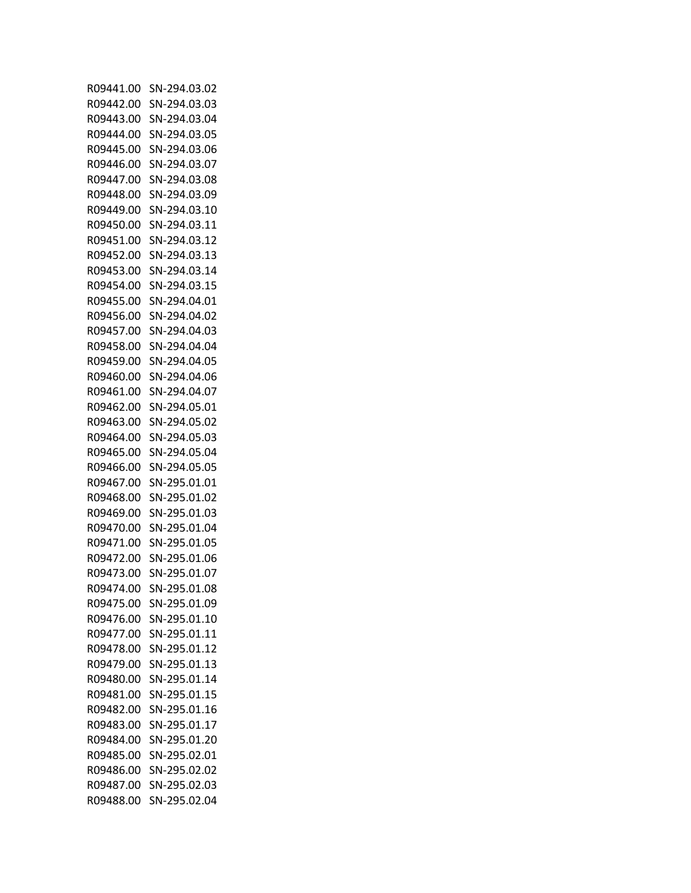| | |
|---|---|
| R09441.00 | SN-294.03.02 |
| R09442.00 | SN-294.03.03 |
| R09443.00 | SN-294.03.04 |
| R09444.00 | SN-294.03.05 |
| R09445.00 | SN-294.03.06 |
| R09446.00 | SN-294.03.07 |
| R09447.00 | SN-294.03.08 |
| R09448.00 | SN-294.03.09 |
| R09449.00 | SN-294.03.10 |
| R09450.00 | SN-294.03.11 |
| R09451.00 | SN-294.03.12 |
| R09452.00 | SN-294.03.13 |
| R09453.00 | SN-294.03.14 |
| R09454.00 | SN-294.03.15 |
| R09455.00 | SN-294.04.01 |
| R09456.00 | SN-294.04.02 |
| R09457.00 | SN-294.04.03 |
| R09458.00 | SN-294.04.04 |
| R09459.00 | SN-294.04.05 |
| R09460.00 | SN-294.04.06 |
| R09461.00 | SN-294.04.07 |
| R09462.00 | SN-294.05.01 |
| R09463.00 | SN-294.05.02 |
| R09464.00 | SN-294.05.03 |
| R09465.00 | SN-294.05.04 |
| R09466.00 | SN-294.05.05 |
| R09467.00 | SN-295.01.01 |
| R09468.00 | SN-295.01.02 |
| R09469.00 | SN-295.01.03 |
| R09470.00 | SN-295.01.04 |
| R09471.00 | SN-295.01.05 |
| R09472.00 | SN-295.01.06 |
| R09473.00 | SN-295.01.07 |
| R09474.00 | SN-295.01.08 |
| R09475.00 | SN-295.01.09 |
| R09476.00 | SN-295.01.10 |
| R09477.00 | SN-295.01.11 |
| R09478.00 | SN-295.01.12 |
| R09479.00 | SN-295.01.13 |
| R09480.00 | SN-295.01.14 |
| R09481.00 | SN-295.01.15 |
| R09482.00 | SN-295.01.16 |
| R09483.00 | SN-295.01.17 |
| R09484.00 | SN-295.01.20 |
| R09485.00 | SN-295.02.01 |
| R09486.00 | SN-295.02.02 |
| R09487.00 | SN-295.02.03 |
| R09488.00 | SN-295.02.04 |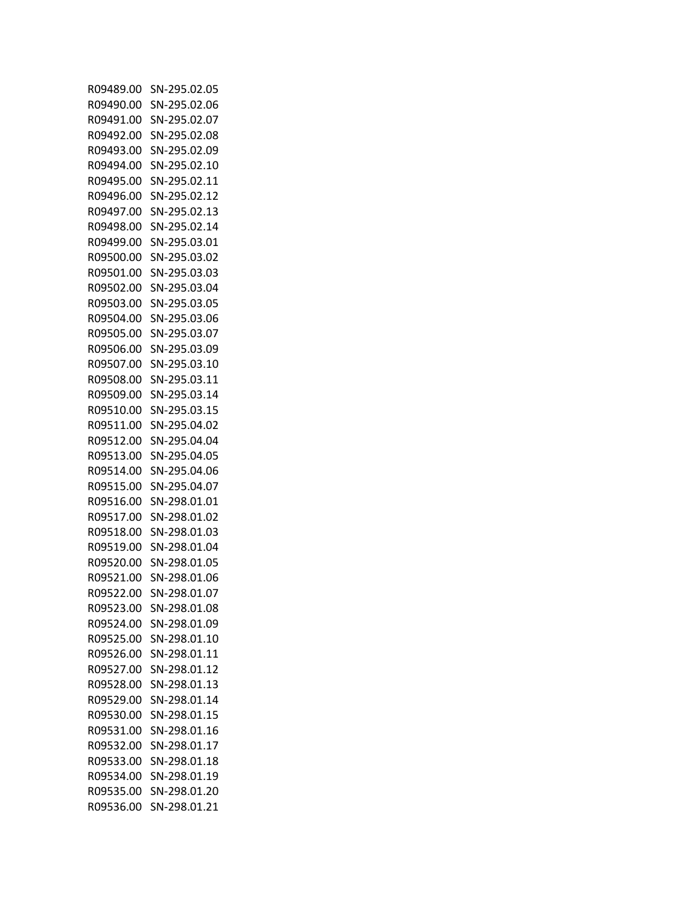| | |
|---|---|
| R09489.00 | SN-295.02.05 |
| R09490.00 | SN-295.02.06 |
| R09491.00 | SN-295.02.07 |
| R09492.00 | SN-295.02.08 |
| R09493.00 | SN-295.02.09 |
| R09494.00 | SN-295.02.10 |
| R09495.00 | SN-295.02.11 |
| R09496.00 | SN-295.02.12 |
| R09497.00 | SN-295.02.13 |
| R09498.00 | SN-295.02.14 |
| R09499.00 | SN-295.03.01 |
| R09500.00 | SN-295.03.02 |
| R09501.00 | SN-295.03.03 |
| R09502.00 | SN-295.03.04 |
| R09503.00 | SN-295.03.05 |
| R09504.00 | SN-295.03.06 |
| R09505.00 | SN-295.03.07 |
| R09506.00 | SN-295.03.09 |
| R09507.00 | SN-295.03.10 |
| R09508.00 | SN-295.03.11 |
| R09509.00 | SN-295.03.14 |
| R09510.00 | SN-295.03.15 |
| R09511.00 | SN-295.04.02 |
| R09512.00 | SN-295.04.04 |
| R09513.00 | SN-295.04.05 |
| R09514.00 | SN-295.04.06 |
| R09515.00 | SN-295.04.07 |
| R09516.00 | SN-298.01.01 |
| R09517.00 | SN-298.01.02 |
| R09518.00 | SN-298.01.03 |
| R09519.00 | SN-298.01.04 |
| R09520.00 | SN-298.01.05 |
| R09521.00 | SN-298.01.06 |
| R09522.00 | SN-298.01.07 |
| R09523.00 | SN-298.01.08 |
| R09524.00 | SN-298.01.09 |
| R09525.00 | SN-298.01.10 |
| R09526.00 | SN-298.01.11 |
| R09527.00 | SN-298.01.12 |
| R09528.00 | SN-298.01.13 |
| R09529.00 | SN-298.01.14 |
| R09530.00 | SN-298.01.15 |
| R09531.00 | SN-298.01.16 |
| R09532.00 | SN-298.01.17 |
| R09533.00 | SN-298.01.18 |
| R09534.00 | SN-298.01.19 |
| R09535.00 | SN-298.01.20 |
| R09536.00 | SN-298.01.21 |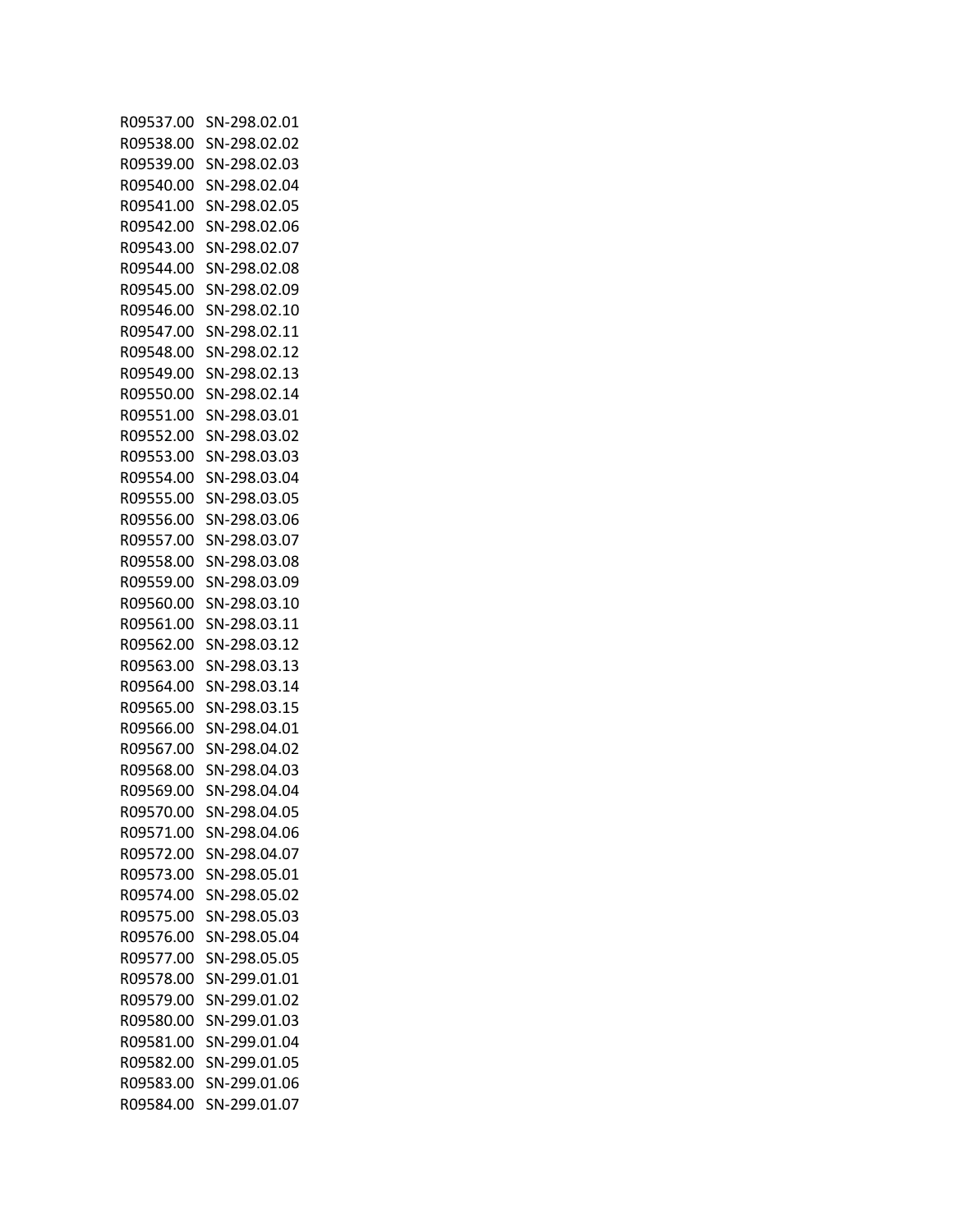| | |
|---|---|
| R09537.00 | SN-298.02.01 |
| R09538.00 | SN-298.02.02 |
| R09539.00 | SN-298.02.03 |
| R09540.00 | SN-298.02.04 |
| R09541.00 | SN-298.02.05 |
| R09542.00 | SN-298.02.06 |
| R09543.00 | SN-298.02.07 |
| R09544.00 | SN-298.02.08 |
| R09545.00 | SN-298.02.09 |
| R09546.00 | SN-298.02.10 |
| R09547.00 | SN-298.02.11 |
| R09548.00 | SN-298.02.12 |
| R09549.00 | SN-298.02.13 |
| R09550.00 | SN-298.02.14 |
| R09551.00 | SN-298.03.01 |
| R09552.00 | SN-298.03.02 |
| R09553.00 | SN-298.03.03 |
| R09554.00 | SN-298.03.04 |
| R09555.00 | SN-298.03.05 |
| R09556.00 | SN-298.03.06 |
| R09557.00 | SN-298.03.07 |
| R09558.00 | SN-298.03.08 |
| R09559.00 | SN-298.03.09 |
| R09560.00 | SN-298.03.10 |
| R09561.00 | SN-298.03.11 |
| R09562.00 | SN-298.03.12 |
| R09563.00 | SN-298.03.13 |
| R09564.00 | SN-298.03.14 |
| R09565.00 | SN-298.03.15 |
| R09566.00 | SN-298.04.01 |
| R09567.00 | SN-298.04.02 |
| R09568.00 | SN-298.04.03 |
| R09569.00 | SN-298.04.04 |
| R09570.00 | SN-298.04.05 |
| R09571.00 | SN-298.04.06 |
| R09572.00 | SN-298.04.07 |
| R09573.00 | SN-298.05.01 |
| R09574.00 | SN-298.05.02 |
| R09575.00 | SN-298.05.03 |
| R09576.00 | SN-298.05.04 |
| R09577.00 | SN-298.05.05 |
| R09578.00 | SN-299.01.01 |
| R09579.00 | SN-299.01.02 |
| R09580.00 | SN-299.01.03 |
| R09581.00 | SN-299.01.04 |
| R09582.00 | SN-299.01.05 |
| R09583.00 | SN-299.01.06 |
| R09584.00 | SN-299.01.07 |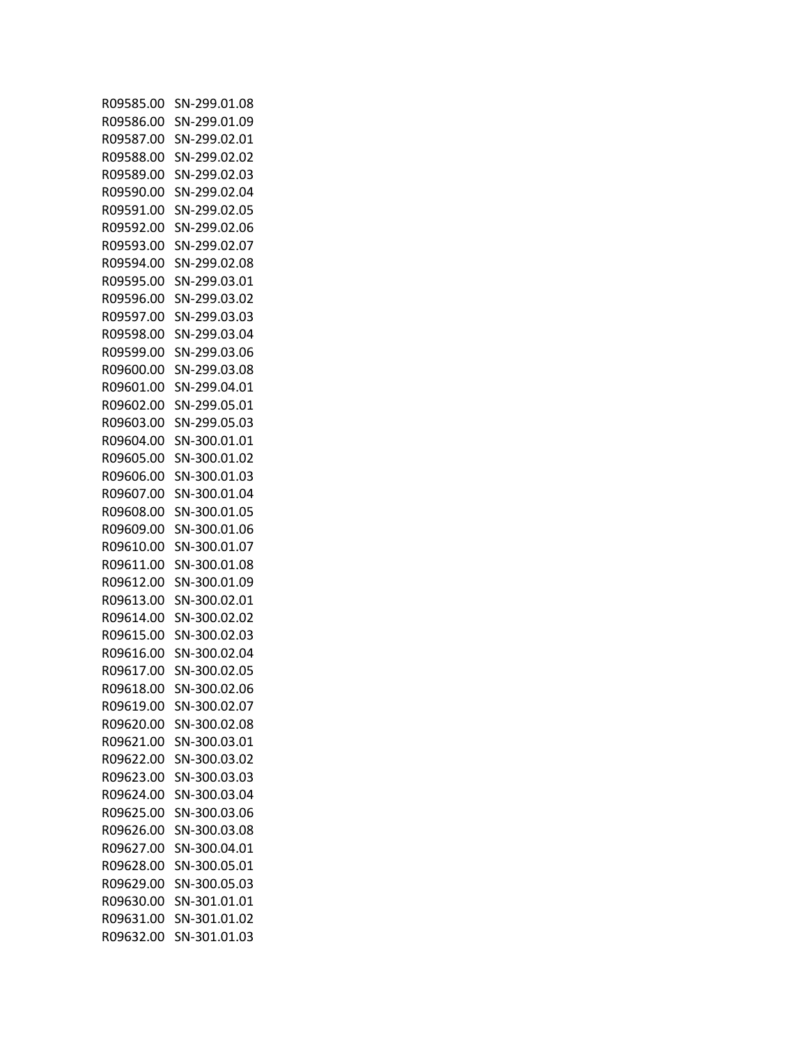| | |
|---|---|
| R09585.00 | SN-299.01.08 |
| R09586.00 | SN-299.01.09 |
| R09587.00 | SN-299.02.01 |
| R09588.00 | SN-299.02.02 |
| R09589.00 | SN-299.02.03 |
| R09590.00 | SN-299.02.04 |
| R09591.00 | SN-299.02.05 |
| R09592.00 | SN-299.02.06 |
| R09593.00 | SN-299.02.07 |
| R09594.00 | SN-299.02.08 |
| R09595.00 | SN-299.03.01 |
| R09596.00 | SN-299.03.02 |
| R09597.00 | SN-299.03.03 |
| R09598.00 | SN-299.03.04 |
| R09599.00 | SN-299.03.06 |
| R09600.00 | SN-299.03.08 |
| R09601.00 | SN-299.04.01 |
| R09602.00 | SN-299.05.01 |
| R09603.00 | SN-299.05.03 |
| R09604.00 | SN-300.01.01 |
| R09605.00 | SN-300.01.02 |
| R09606.00 | SN-300.01.03 |
| R09607.00 | SN-300.01.04 |
| R09608.00 | SN-300.01.05 |
| R09609.00 | SN-300.01.06 |
| R09610.00 | SN-300.01.07 |
| R09611.00 | SN-300.01.08 |
| R09612.00 | SN-300.01.09 |
| R09613.00 | SN-300.02.01 |
| R09614.00 | SN-300.02.02 |
| R09615.00 | SN-300.02.03 |
| R09616.00 | SN-300.02.04 |
| R09617.00 | SN-300.02.05 |
| R09618.00 | SN-300.02.06 |
| R09619.00 | SN-300.02.07 |
| R09620.00 | SN-300.02.08 |
| R09621.00 | SN-300.03.01 |
| R09622.00 | SN-300.03.02 |
| R09623.00 | SN-300.03.03 |
| R09624.00 | SN-300.03.04 |
| R09625.00 | SN-300.03.06 |
| R09626.00 | SN-300.03.08 |
| R09627.00 | SN-300.04.01 |
| R09628.00 | SN-300.05.01 |
| R09629.00 | SN-300.05.03 |
| R09630.00 | SN-301.01.01 |
| R09631.00 | SN-301.01.02 |
| R09632.00 | SN-301.01.03 |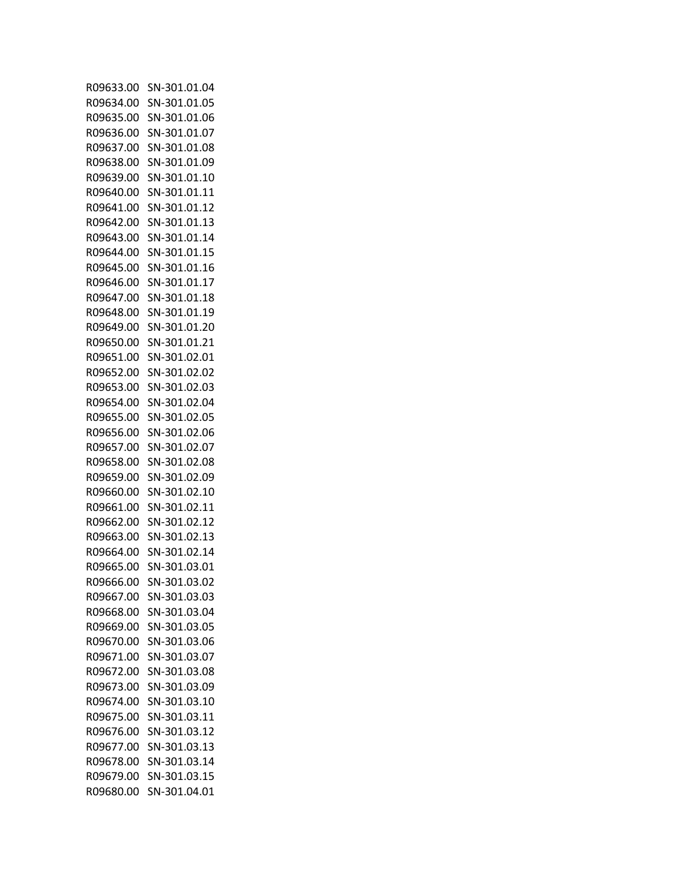| | |
|---|---|
| R09633.00 | SN-301.01.04 |
| R09634.00 | SN-301.01.05 |
| R09635.00 | SN-301.01.06 |
| R09636.00 | SN-301.01.07 |
| R09637.00 | SN-301.01.08 |
| R09638.00 | SN-301.01.09 |
| R09639.00 | SN-301.01.10 |
| R09640.00 | SN-301.01.11 |
| R09641.00 | SN-301.01.12 |
| R09642.00 | SN-301.01.13 |
| R09643.00 | SN-301.01.14 |
| R09644.00 | SN-301.01.15 |
| R09645.00 | SN-301.01.16 |
| R09646.00 | SN-301.01.17 |
| R09647.00 | SN-301.01.18 |
| R09648.00 | SN-301.01.19 |
| R09649.00 | SN-301.01.20 |
| R09650.00 | SN-301.01.21 |
| R09651.00 | SN-301.02.01 |
| R09652.00 | SN-301.02.02 |
| R09653.00 | SN-301.02.03 |
| R09654.00 | SN-301.02.04 |
| R09655.00 | SN-301.02.05 |
| R09656.00 | SN-301.02.06 |
| R09657.00 | SN-301.02.07 |
| R09658.00 | SN-301.02.08 |
| R09659.00 | SN-301.02.09 |
| R09660.00 | SN-301.02.10 |
| R09661.00 | SN-301.02.11 |
| R09662.00 | SN-301.02.12 |
| R09663.00 | SN-301.02.13 |
| R09664.00 | SN-301.02.14 |
| R09665.00 | SN-301.03.01 |
| R09666.00 | SN-301.03.02 |
| R09667.00 | SN-301.03.03 |
| R09668.00 | SN-301.03.04 |
| R09669.00 | SN-301.03.05 |
| R09670.00 | SN-301.03.06 |
| R09671.00 | SN-301.03.07 |
| R09672.00 | SN-301.03.08 |
| R09673.00 | SN-301.03.09 |
| R09674.00 | SN-301.03.10 |
| R09675.00 | SN-301.03.11 |
| R09676.00 | SN-301.03.12 |
| R09677.00 | SN-301.03.13 |
| R09678.00 | SN-301.03.14 |
| R09679.00 | SN-301.03.15 |
| R09680.00 | SN-301.04.01 |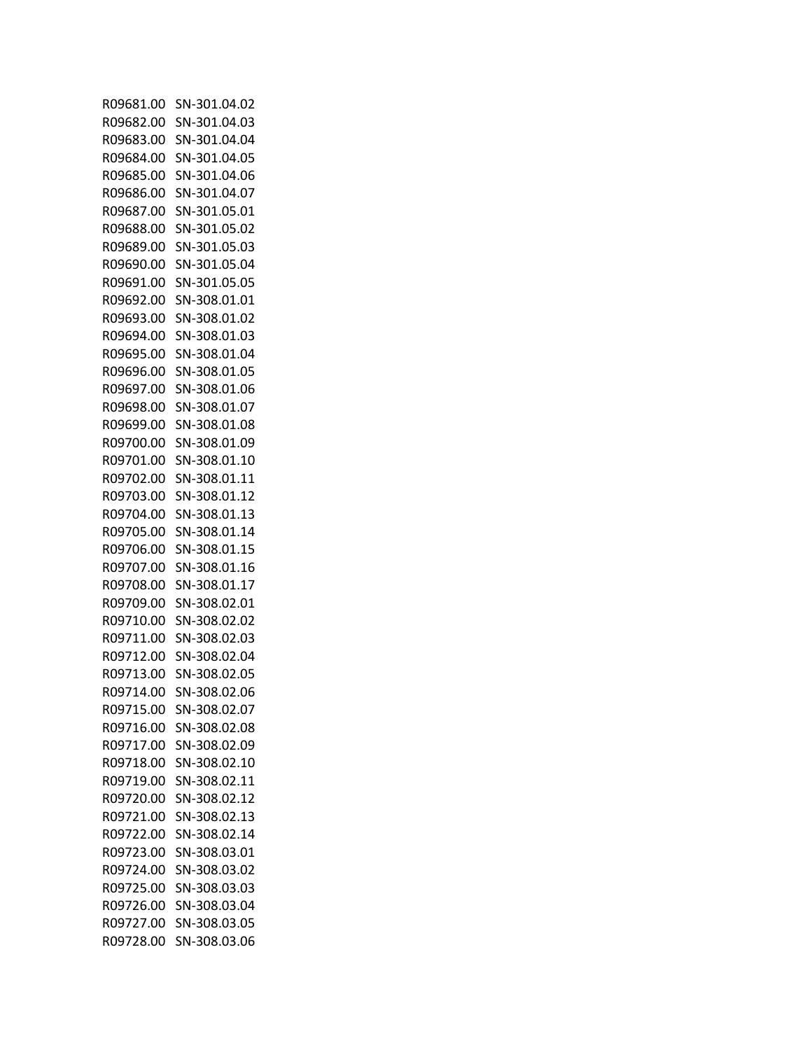R09681.00 SN-301.04.02
R09682.00 SN-301.04.03
R09683.00 SN-301.04.04
R09684.00 SN-301.04.05
R09685.00 SN-301.04.06
R09686.00 SN-301.04.07
R09687.00 SN-301.05.01
R09688.00 SN-301.05.02
R09689.00 SN-301.05.03
R09690.00 SN-301.05.04
R09691.00 SN-301.05.05
R09692.00 SN-308.01.01
R09693.00 SN-308.01.02
R09694.00 SN-308.01.03
R09695.00 SN-308.01.04
R09696.00 SN-308.01.05
R09697.00 SN-308.01.06
R09698.00 SN-308.01.07
R09699.00 SN-308.01.08
R09700.00 SN-308.01.09
R09701.00 SN-308.01.10
R09702.00 SN-308.01.11
R09703.00 SN-308.01.12
R09704.00 SN-308.01.13
R09705.00 SN-308.01.14
R09706.00 SN-308.01.15
R09707.00 SN-308.01.16
R09708.00 SN-308.01.17
R09709.00 SN-308.02.01
R09710.00 SN-308.02.02
R09711.00 SN-308.02.03
R09712.00 SN-308.02.04
R09713.00 SN-308.02.05
R09714.00 SN-308.02.06
R09715.00 SN-308.02.07
R09716.00 SN-308.02.08
R09717.00 SN-308.02.09
R09718.00 SN-308.02.10
R09719.00 SN-308.02.11
R09720.00 SN-308.02.12
R09721.00 SN-308.02.13
R09722.00 SN-308.02.14
R09723.00 SN-308.03.01
R09724.00 SN-308.03.02
R09725.00 SN-308.03.03
R09726.00 SN-308.03.04
R09727.00 SN-308.03.05
R09728.00 SN-308.03.06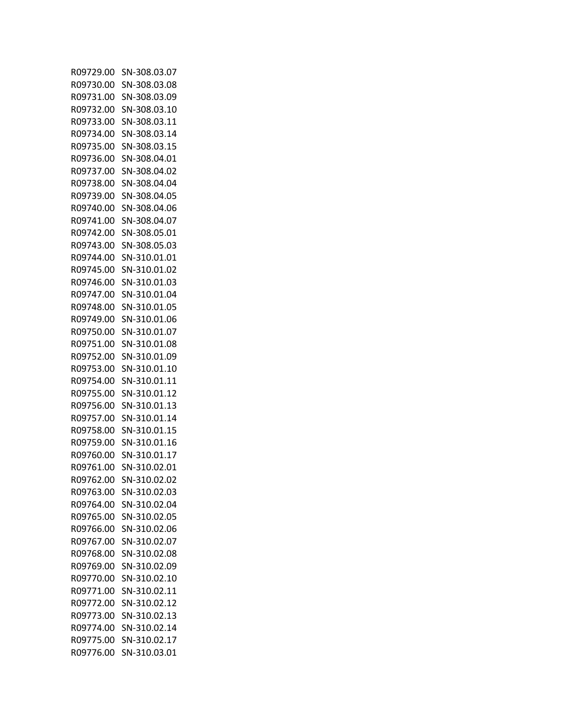| | |
|---|---|
| R09729.00 | SN-308.03.07 |
| R09730.00 | SN-308.03.08 |
| R09731.00 | SN-308.03.09 |
| R09732.00 | SN-308.03.10 |
| R09733.00 | SN-308.03.11 |
| R09734.00 | SN-308.03.14 |
| R09735.00 | SN-308.03.15 |
| R09736.00 | SN-308.04.01 |
| R09737.00 | SN-308.04.02 |
| R09738.00 | SN-308.04.04 |
| R09739.00 | SN-308.04.05 |
| R09740.00 | SN-308.04.06 |
| R09741.00 | SN-308.04.07 |
| R09742.00 | SN-308.05.01 |
| R09743.00 | SN-308.05.03 |
| R09744.00 | SN-310.01.01 |
| R09745.00 | SN-310.01.02 |
| R09746.00 | SN-310.01.03 |
| R09747.00 | SN-310.01.04 |
| R09748.00 | SN-310.01.05 |
| R09749.00 | SN-310.01.06 |
| R09750.00 | SN-310.01.07 |
| R09751.00 | SN-310.01.08 |
| R09752.00 | SN-310.01.09 |
| R09753.00 | SN-310.01.10 |
| R09754.00 | SN-310.01.11 |
| R09755.00 | SN-310.01.12 |
| R09756.00 | SN-310.01.13 |
| R09757.00 | SN-310.01.14 |
| R09758.00 | SN-310.01.15 |
| R09759.00 | SN-310.01.16 |
| R09760.00 | SN-310.01.17 |
| R09761.00 | SN-310.02.01 |
| R09762.00 | SN-310.02.02 |
| R09763.00 | SN-310.02.03 |
| R09764.00 | SN-310.02.04 |
| R09765.00 | SN-310.02.05 |
| R09766.00 | SN-310.02.06 |
| R09767.00 | SN-310.02.07 |
| R09768.00 | SN-310.02.08 |
| R09769.00 | SN-310.02.09 |
| R09770.00 | SN-310.02.10 |
| R09771.00 | SN-310.02.11 |
| R09772.00 | SN-310.02.12 |
| R09773.00 | SN-310.02.13 |
| R09774.00 | SN-310.02.14 |
| R09775.00 | SN-310.02.17 |
| R09776.00 | SN-310.03.01 |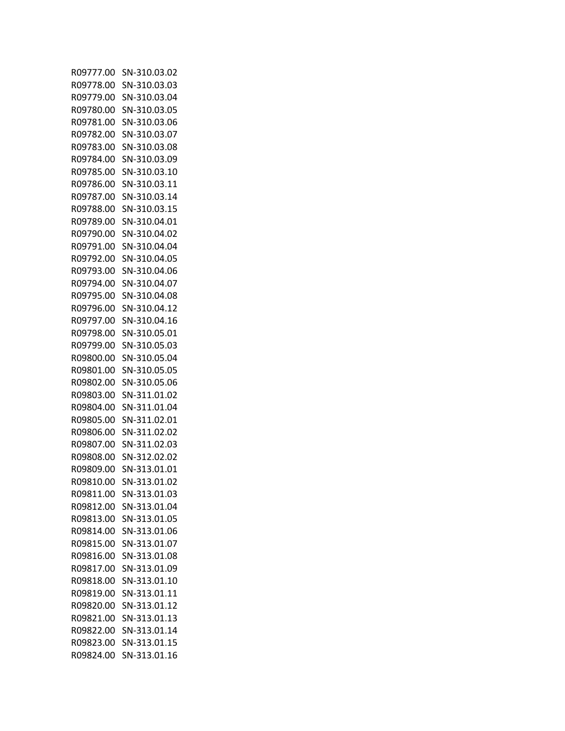| | |
|---|---|
| R09777.00 | SN-310.03.02 |
| R09778.00 | SN-310.03.03 |
| R09779.00 | SN-310.03.04 |
| R09780.00 | SN-310.03.05 |
| R09781.00 | SN-310.03.06 |
| R09782.00 | SN-310.03.07 |
| R09783.00 | SN-310.03.08 |
| R09784.00 | SN-310.03.09 |
| R09785.00 | SN-310.03.10 |
| R09786.00 | SN-310.03.11 |
| R09787.00 | SN-310.03.14 |
| R09788.00 | SN-310.03.15 |
| R09789.00 | SN-310.04.01 |
| R09790.00 | SN-310.04.02 |
| R09791.00 | SN-310.04.04 |
| R09792.00 | SN-310.04.05 |
| R09793.00 | SN-310.04.06 |
| R09794.00 | SN-310.04.07 |
| R09795.00 | SN-310.04.08 |
| R09796.00 | SN-310.04.12 |
| R09797.00 | SN-310.04.16 |
| R09798.00 | SN-310.05.01 |
| R09799.00 | SN-310.05.03 |
| R09800.00 | SN-310.05.04 |
| R09801.00 | SN-310.05.05 |
| R09802.00 | SN-310.05.06 |
| R09803.00 | SN-311.01.02 |
| R09804.00 | SN-311.01.04 |
| R09805.00 | SN-311.02.01 |
| R09806.00 | SN-311.02.02 |
| R09807.00 | SN-311.02.03 |
| R09808.00 | SN-312.02.02 |
| R09809.00 | SN-313.01.01 |
| R09810.00 | SN-313.01.02 |
| R09811.00 | SN-313.01.03 |
| R09812.00 | SN-313.01.04 |
| R09813.00 | SN-313.01.05 |
| R09814.00 | SN-313.01.06 |
| R09815.00 | SN-313.01.07 |
| R09816.00 | SN-313.01.08 |
| R09817.00 | SN-313.01.09 |
| R09818.00 | SN-313.01.10 |
| R09819.00 | SN-313.01.11 |
| R09820.00 | SN-313.01.12 |
| R09821.00 | SN-313.01.13 |
| R09822.00 | SN-313.01.14 |
| R09823.00 | SN-313.01.15 |
| R09824.00 | SN-313.01.16 |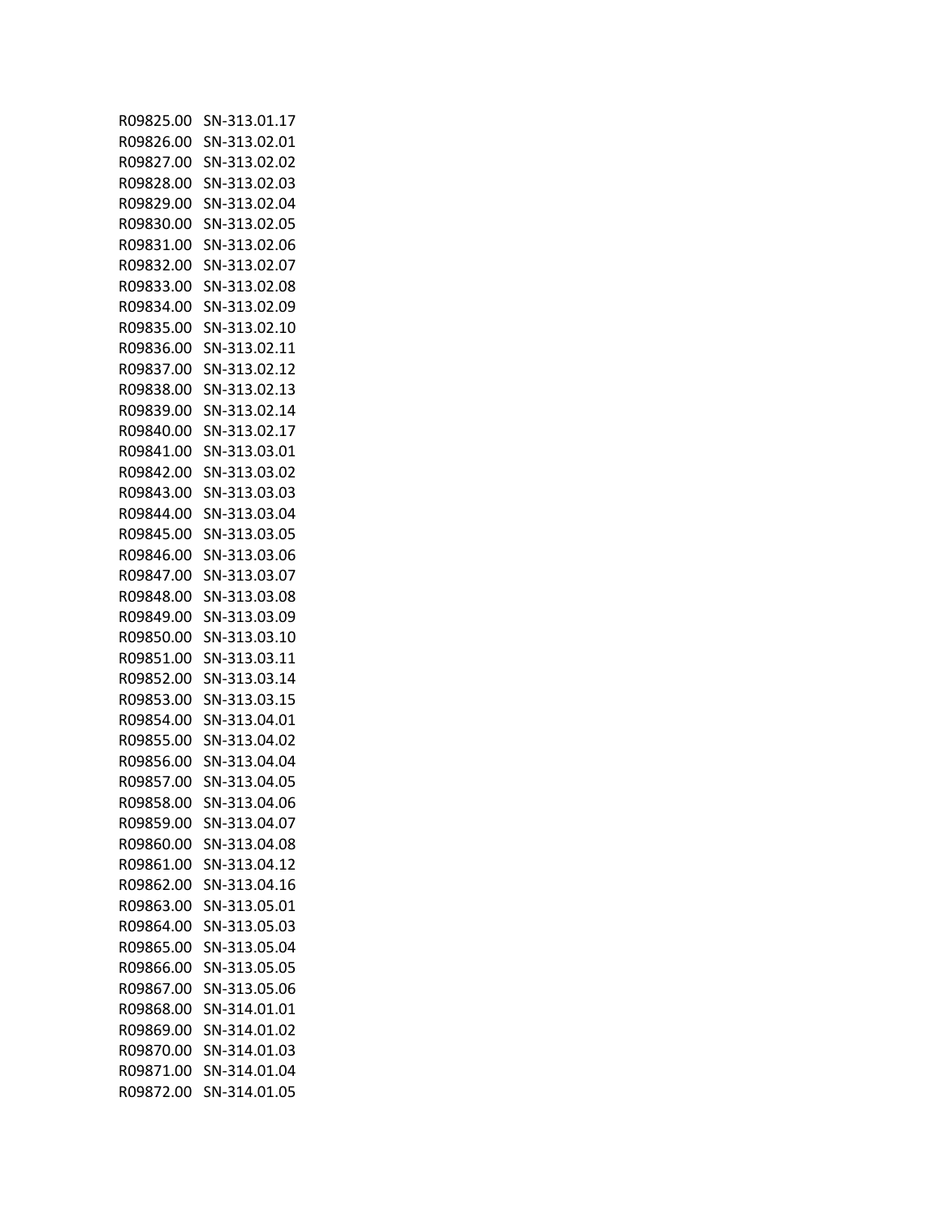| | |
|---|---|
| R09825.00 | SN-313.01.17 |
| R09826.00 | SN-313.02.01 |
| R09827.00 | SN-313.02.02 |
| R09828.00 | SN-313.02.03 |
| R09829.00 | SN-313.02.04 |
| R09830.00 | SN-313.02.05 |
| R09831.00 | SN-313.02.06 |
| R09832.00 | SN-313.02.07 |
| R09833.00 | SN-313.02.08 |
| R09834.00 | SN-313.02.09 |
| R09835.00 | SN-313.02.10 |
| R09836.00 | SN-313.02.11 |
| R09837.00 | SN-313.02.12 |
| R09838.00 | SN-313.02.13 |
| R09839.00 | SN-313.02.14 |
| R09840.00 | SN-313.02.17 |
| R09841.00 | SN-313.03.01 |
| R09842.00 | SN-313.03.02 |
| R09843.00 | SN-313.03.03 |
| R09844.00 | SN-313.03.04 |
| R09845.00 | SN-313.03.05 |
| R09846.00 | SN-313.03.06 |
| R09847.00 | SN-313.03.07 |
| R09848.00 | SN-313.03.08 |
| R09849.00 | SN-313.03.09 |
| R09850.00 | SN-313.03.10 |
| R09851.00 | SN-313.03.11 |
| R09852.00 | SN-313.03.14 |
| R09853.00 | SN-313.03.15 |
| R09854.00 | SN-313.04.01 |
| R09855.00 | SN-313.04.02 |
| R09856.00 | SN-313.04.04 |
| R09857.00 | SN-313.04.05 |
| R09858.00 | SN-313.04.06 |
| R09859.00 | SN-313.04.07 |
| R09860.00 | SN-313.04.08 |
| R09861.00 | SN-313.04.12 |
| R09862.00 | SN-313.04.16 |
| R09863.00 | SN-313.05.01 |
| R09864.00 | SN-313.05.03 |
| R09865.00 | SN-313.05.04 |
| R09866.00 | SN-313.05.05 |
| R09867.00 | SN-313.05.06 |
| R09868.00 | SN-314.01.01 |
| R09869.00 | SN-314.01.02 |
| R09870.00 | SN-314.01.03 |
| R09871.00 | SN-314.01.04 |
| R09872.00 | SN-314.01.05 |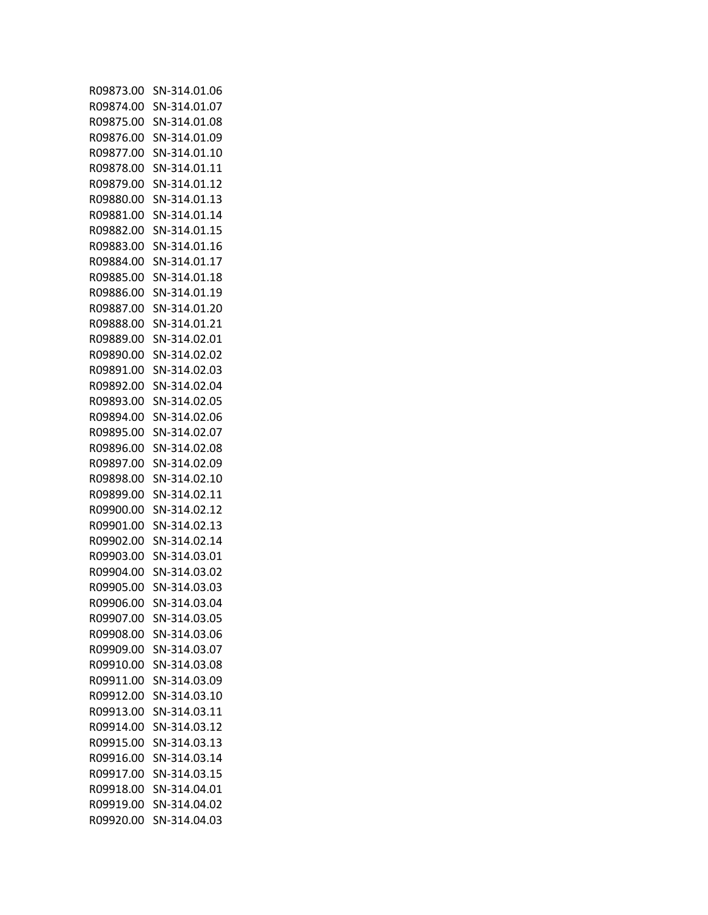| | |
|---|---|
| R09873.00 | SN-314.01.06 |
| R09874.00 | SN-314.01.07 |
| R09875.00 | SN-314.01.08 |
| R09876.00 | SN-314.01.09 |
| R09877.00 | SN-314.01.10 |
| R09878.00 | SN-314.01.11 |
| R09879.00 | SN-314.01.12 |
| R09880.00 | SN-314.01.13 |
| R09881.00 | SN-314.01.14 |
| R09882.00 | SN-314.01.15 |
| R09883.00 | SN-314.01.16 |
| R09884.00 | SN-314.01.17 |
| R09885.00 | SN-314.01.18 |
| R09886.00 | SN-314.01.19 |
| R09887.00 | SN-314.01.20 |
| R09888.00 | SN-314.01.21 |
| R09889.00 | SN-314.02.01 |
| R09890.00 | SN-314.02.02 |
| R09891.00 | SN-314.02.03 |
| R09892.00 | SN-314.02.04 |
| R09893.00 | SN-314.02.05 |
| R09894.00 | SN-314.02.06 |
| R09895.00 | SN-314.02.07 |
| R09896.00 | SN-314.02.08 |
| R09897.00 | SN-314.02.09 |
| R09898.00 | SN-314.02.10 |
| R09899.00 | SN-314.02.11 |
| R09900.00 | SN-314.02.12 |
| R09901.00 | SN-314.02.13 |
| R09902.00 | SN-314.02.14 |
| R09903.00 | SN-314.03.01 |
| R09904.00 | SN-314.03.02 |
| R09905.00 | SN-314.03.03 |
| R09906.00 | SN-314.03.04 |
| R09907.00 | SN-314.03.05 |
| R09908.00 | SN-314.03.06 |
| R09909.00 | SN-314.03.07 |
| R09910.00 | SN-314.03.08 |
| R09911.00 | SN-314.03.09 |
| R09912.00 | SN-314.03.10 |
| R09913.00 | SN-314.03.11 |
| R09914.00 | SN-314.03.12 |
| R09915.00 | SN-314.03.13 |
| R09916.00 | SN-314.03.14 |
| R09917.00 | SN-314.03.15 |
| R09918.00 | SN-314.04.01 |
| R09919.00 | SN-314.04.02 |
| R09920.00 | SN-314.04.03 |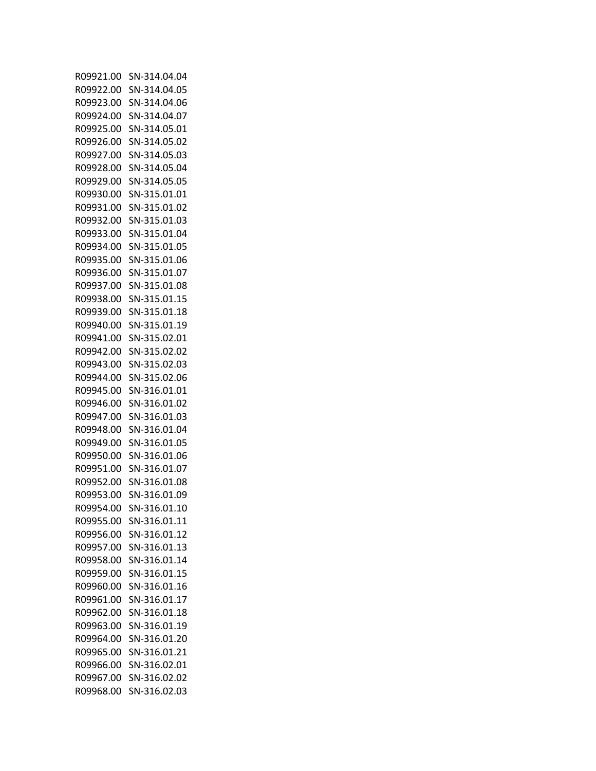| | |
|---|---|
| R09921.00 | SN-314.04.04 |
| R09922.00 | SN-314.04.05 |
| R09923.00 | SN-314.04.06 |
| R09924.00 | SN-314.04.07 |
| R09925.00 | SN-314.05.01 |
| R09926.00 | SN-314.05.02 |
| R09927.00 | SN-314.05.03 |
| R09928.00 | SN-314.05.04 |
| R09929.00 | SN-314.05.05 |
| R09930.00 | SN-315.01.01 |
| R09931.00 | SN-315.01.02 |
| R09932.00 | SN-315.01.03 |
| R09933.00 | SN-315.01.04 |
| R09934.00 | SN-315.01.05 |
| R09935.00 | SN-315.01.06 |
| R09936.00 | SN-315.01.07 |
| R09937.00 | SN-315.01.08 |
| R09938.00 | SN-315.01.15 |
| R09939.00 | SN-315.01.18 |
| R09940.00 | SN-315.01.19 |
| R09941.00 | SN-315.02.01 |
| R09942.00 | SN-315.02.02 |
| R09943.00 | SN-315.02.03 |
| R09944.00 | SN-315.02.06 |
| R09945.00 | SN-316.01.01 |
| R09946.00 | SN-316.01.02 |
| R09947.00 | SN-316.01.03 |
| R09948.00 | SN-316.01.04 |
| R09949.00 | SN-316.01.05 |
| R09950.00 | SN-316.01.06 |
| R09951.00 | SN-316.01.07 |
| R09952.00 | SN-316.01.08 |
| R09953.00 | SN-316.01.09 |
| R09954.00 | SN-316.01.10 |
| R09955.00 | SN-316.01.11 |
| R09956.00 | SN-316.01.12 |
| R09957.00 | SN-316.01.13 |
| R09958.00 | SN-316.01.14 |
| R09959.00 | SN-316.01.15 |
| R09960.00 | SN-316.01.16 |
| R09961.00 | SN-316.01.17 |
| R09962.00 | SN-316.01.18 |
| R09963.00 | SN-316.01.19 |
| R09964.00 | SN-316.01.20 |
| R09965.00 | SN-316.01.21 |
| R09966.00 | SN-316.02.01 |
| R09967.00 | SN-316.02.02 |
| R09968.00 | SN-316.02.03 |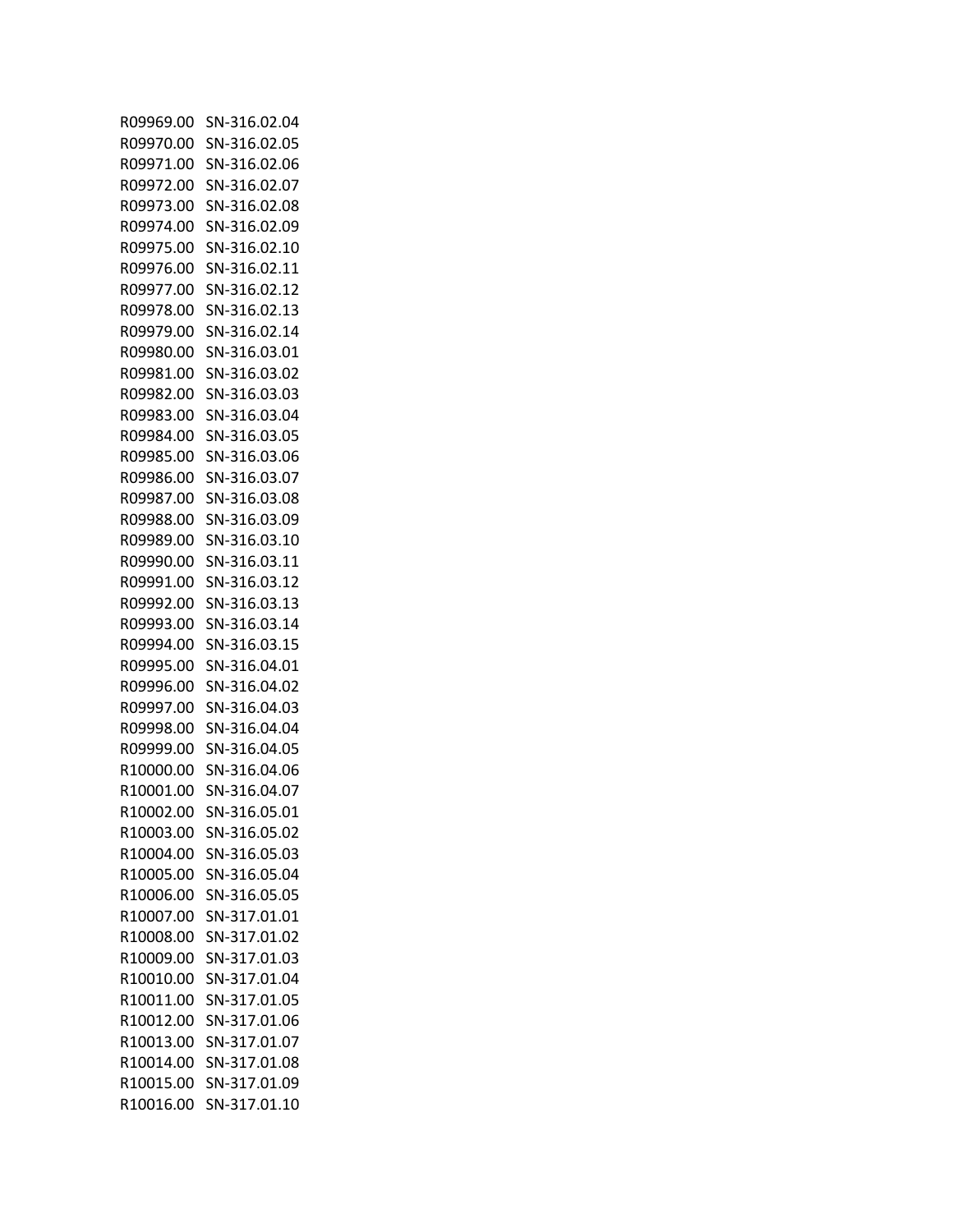| | |
|---|---|
| R09969.00 | SN-316.02.04 |
| R09970.00 | SN-316.02.05 |
| R09971.00 | SN-316.02.06 |
| R09972.00 | SN-316.02.07 |
| R09973.00 | SN-316.02.08 |
| R09974.00 | SN-316.02.09 |
| R09975.00 | SN-316.02.10 |
| R09976.00 | SN-316.02.11 |
| R09977.00 | SN-316.02.12 |
| R09978.00 | SN-316.02.13 |
| R09979.00 | SN-316.02.14 |
| R09980.00 | SN-316.03.01 |
| R09981.00 | SN-316.03.02 |
| R09982.00 | SN-316.03.03 |
| R09983.00 | SN-316.03.04 |
| R09984.00 | SN-316.03.05 |
| R09985.00 | SN-316.03.06 |
| R09986.00 | SN-316.03.07 |
| R09987.00 | SN-316.03.08 |
| R09988.00 | SN-316.03.09 |
| R09989.00 | SN-316.03.10 |
| R09990.00 | SN-316.03.11 |
| R09991.00 | SN-316.03.12 |
| R09992.00 | SN-316.03.13 |
| R09993.00 | SN-316.03.14 |
| R09994.00 | SN-316.03.15 |
| R09995.00 | SN-316.04.01 |
| R09996.00 | SN-316.04.02 |
| R09997.00 | SN-316.04.03 |
| R09998.00 | SN-316.04.04 |
| R09999.00 | SN-316.04.05 |
| R10000.00 | SN-316.04.06 |
| R10001.00 | SN-316.04.07 |
| R10002.00 | SN-316.05.01 |
| R10003.00 | SN-316.05.02 |
| R10004.00 | SN-316.05.03 |
| R10005.00 | SN-316.05.04 |
| R10006.00 | SN-316.05.05 |
| R10007.00 | SN-317.01.01 |
| R10008.00 | SN-317.01.02 |
| R10009.00 | SN-317.01.03 |
| R10010.00 | SN-317.01.04 |
| R10011.00 | SN-317.01.05 |
| R10012.00 | SN-317.01.06 |
| R10013.00 | SN-317.01.07 |
| R10014.00 | SN-317.01.08 |
| R10015.00 | SN-317.01.09 |
| R10016.00 | SN-317.01.10 |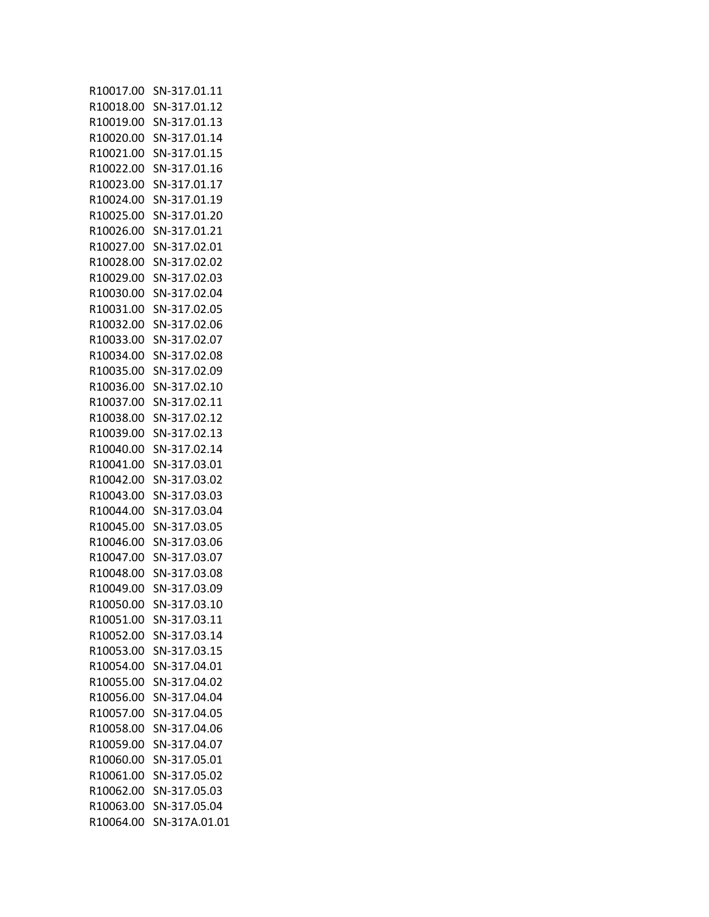| | |
|---|---|
| R10017.00 | SN-317.01.11 |
| R10018.00 | SN-317.01.12 |
| R10019.00 | SN-317.01.13 |
| R10020.00 | SN-317.01.14 |
| R10021.00 | SN-317.01.15 |
| R10022.00 | SN-317.01.16 |
| R10023.00 | SN-317.01.17 |
| R10024.00 | SN-317.01.19 |
| R10025.00 | SN-317.01.20 |
| R10026.00 | SN-317.01.21 |
| R10027.00 | SN-317.02.01 |
| R10028.00 | SN-317.02.02 |
| R10029.00 | SN-317.02.03 |
| R10030.00 | SN-317.02.04 |
| R10031.00 | SN-317.02.05 |
| R10032.00 | SN-317.02.06 |
| R10033.00 | SN-317.02.07 |
| R10034.00 | SN-317.02.08 |
| R10035.00 | SN-317.02.09 |
| R10036.00 | SN-317.02.10 |
| R10037.00 | SN-317.02.11 |
| R10038.00 | SN-317.02.12 |
| R10039.00 | SN-317.02.13 |
| R10040.00 | SN-317.02.14 |
| R10041.00 | SN-317.03.01 |
| R10042.00 | SN-317.03.02 |
| R10043.00 | SN-317.03.03 |
| R10044.00 | SN-317.03.04 |
| R10045.00 | SN-317.03.05 |
| R10046.00 | SN-317.03.06 |
| R10047.00 | SN-317.03.07 |
| R10048.00 | SN-317.03.08 |
| R10049.00 | SN-317.03.09 |
| R10050.00 | SN-317.03.10 |
| R10051.00 | SN-317.03.11 |
| R10052.00 | SN-317.03.14 |
| R10053.00 | SN-317.03.15 |
| R10054.00 | SN-317.04.01 |
| R10055.00 | SN-317.04.02 |
| R10056.00 | SN-317.04.04 |
| R10057.00 | SN-317.04.05 |
| R10058.00 | SN-317.04.06 |
| R10059.00 | SN-317.04.07 |
| R10060.00 | SN-317.05.01 |
| R10061.00 | SN-317.05.02 |
| R10062.00 | SN-317.05.03 |
| R10063.00 | SN-317.05.04 |
| R10064.00 | SN-317A.01.01 |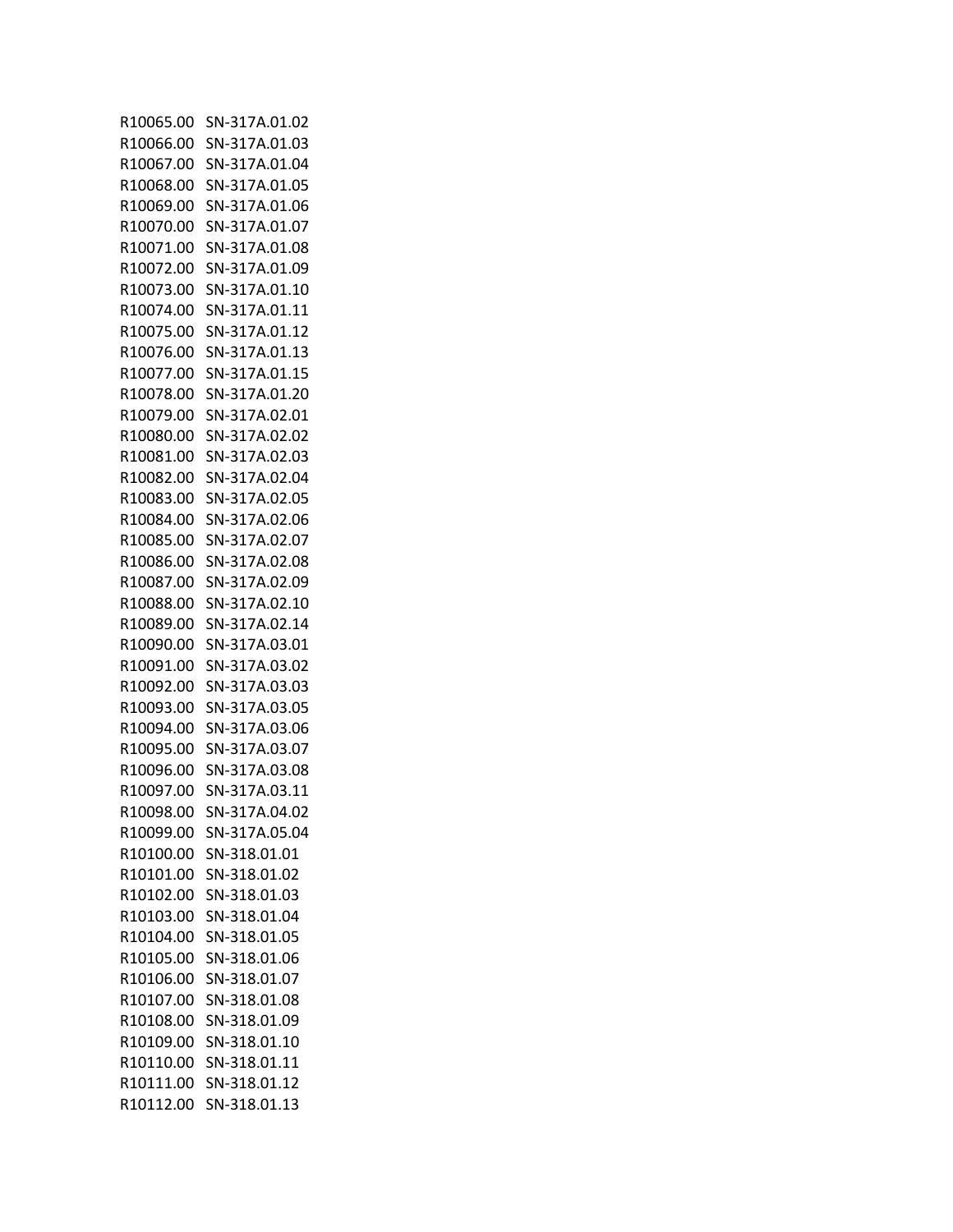| | |
|---|---|
| R10065.00 | SN-317A.01.02 |
| R10066.00 | SN-317A.01.03 |
| R10067.00 | SN-317A.01.04 |
| R10068.00 | SN-317A.01.05 |
| R10069.00 | SN-317A.01.06 |
| R10070.00 | SN-317A.01.07 |
| R10071.00 | SN-317A.01.08 |
| R10072.00 | SN-317A.01.09 |
| R10073.00 | SN-317A.01.10 |
| R10074.00 | SN-317A.01.11 |
| R10075.00 | SN-317A.01.12 |
| R10076.00 | SN-317A.01.13 |
| R10077.00 | SN-317A.01.15 |
| R10078.00 | SN-317A.01.20 |
| R10079.00 | SN-317A.02.01 |
| R10080.00 | SN-317A.02.02 |
| R10081.00 | SN-317A.02.03 |
| R10082.00 | SN-317A.02.04 |
| R10083.00 | SN-317A.02.05 |
| R10084.00 | SN-317A.02.06 |
| R10085.00 | SN-317A.02.07 |
| R10086.00 | SN-317A.02.08 |
| R10087.00 | SN-317A.02.09 |
| R10088.00 | SN-317A.02.10 |
| R10089.00 | SN-317A.02.14 |
| R10090.00 | SN-317A.03.01 |
| R10091.00 | SN-317A.03.02 |
| R10092.00 | SN-317A.03.03 |
| R10093.00 | SN-317A.03.05 |
| R10094.00 | SN-317A.03.06 |
| R10095.00 | SN-317A.03.07 |
| R10096.00 | SN-317A.03.08 |
| R10097.00 | SN-317A.03.11 |
| R10098.00 | SN-317A.04.02 |
| R10099.00 | SN-317A.05.04 |
| R10100.00 | SN-318.01.01 |
| R10101.00 | SN-318.01.02 |
| R10102.00 | SN-318.01.03 |
| R10103.00 | SN-318.01.04 |
| R10104.00 | SN-318.01.05 |
| R10105.00 | SN-318.01.06 |
| R10106.00 | SN-318.01.07 |
| R10107.00 | SN-318.01.08 |
| R10108.00 | SN-318.01.09 |
| R10109.00 | SN-318.01.10 |
| R10110.00 | SN-318.01.11 |
| R10111.00 | SN-318.01.12 |
| R10112.00 | SN-318.01.13 |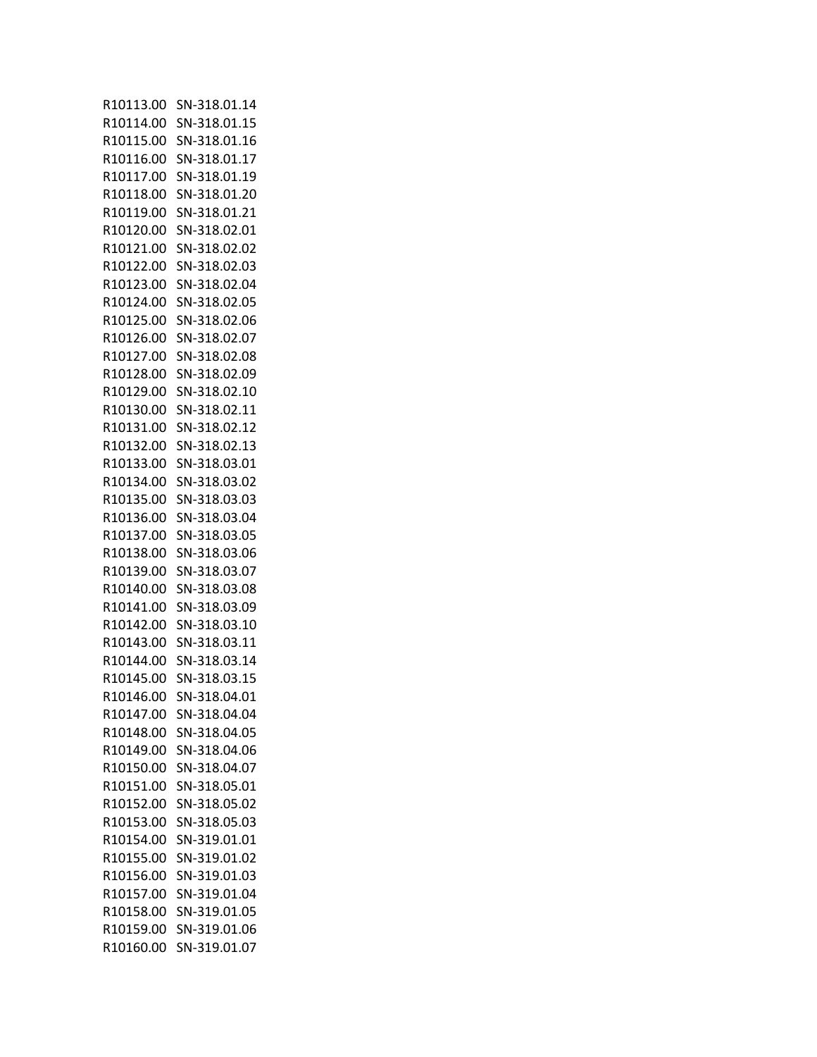| | |
|---|---|
| R10113.00 | SN-318.01.14 |
| R10114.00 | SN-318.01.15 |
| R10115.00 | SN-318.01.16 |
| R10116.00 | SN-318.01.17 |
| R10117.00 | SN-318.01.19 |
| R10118.00 | SN-318.01.20 |
| R10119.00 | SN-318.01.21 |
| R10120.00 | SN-318.02.01 |
| R10121.00 | SN-318.02.02 |
| R10122.00 | SN-318.02.03 |
| R10123.00 | SN-318.02.04 |
| R10124.00 | SN-318.02.05 |
| R10125.00 | SN-318.02.06 |
| R10126.00 | SN-318.02.07 |
| R10127.00 | SN-318.02.08 |
| R10128.00 | SN-318.02.09 |
| R10129.00 | SN-318.02.10 |
| R10130.00 | SN-318.02.11 |
| R10131.00 | SN-318.02.12 |
| R10132.00 | SN-318.02.13 |
| R10133.00 | SN-318.03.01 |
| R10134.00 | SN-318.03.02 |
| R10135.00 | SN-318.03.03 |
| R10136.00 | SN-318.03.04 |
| R10137.00 | SN-318.03.05 |
| R10138.00 | SN-318.03.06 |
| R10139.00 | SN-318.03.07 |
| R10140.00 | SN-318.03.08 |
| R10141.00 | SN-318.03.09 |
| R10142.00 | SN-318.03.10 |
| R10143.00 | SN-318.03.11 |
| R10144.00 | SN-318.03.14 |
| R10145.00 | SN-318.03.15 |
| R10146.00 | SN-318.04.01 |
| R10147.00 | SN-318.04.04 |
| R10148.00 | SN-318.04.05 |
| R10149.00 | SN-318.04.06 |
| R10150.00 | SN-318.04.07 |
| R10151.00 | SN-318.05.01 |
| R10152.00 | SN-318.05.02 |
| R10153.00 | SN-318.05.03 |
| R10154.00 | SN-319.01.01 |
| R10155.00 | SN-319.01.02 |
| R10156.00 | SN-319.01.03 |
| R10157.00 | SN-319.01.04 |
| R10158.00 | SN-319.01.05 |
| R10159.00 | SN-319.01.06 |
| R10160.00 | SN-319.01.07 |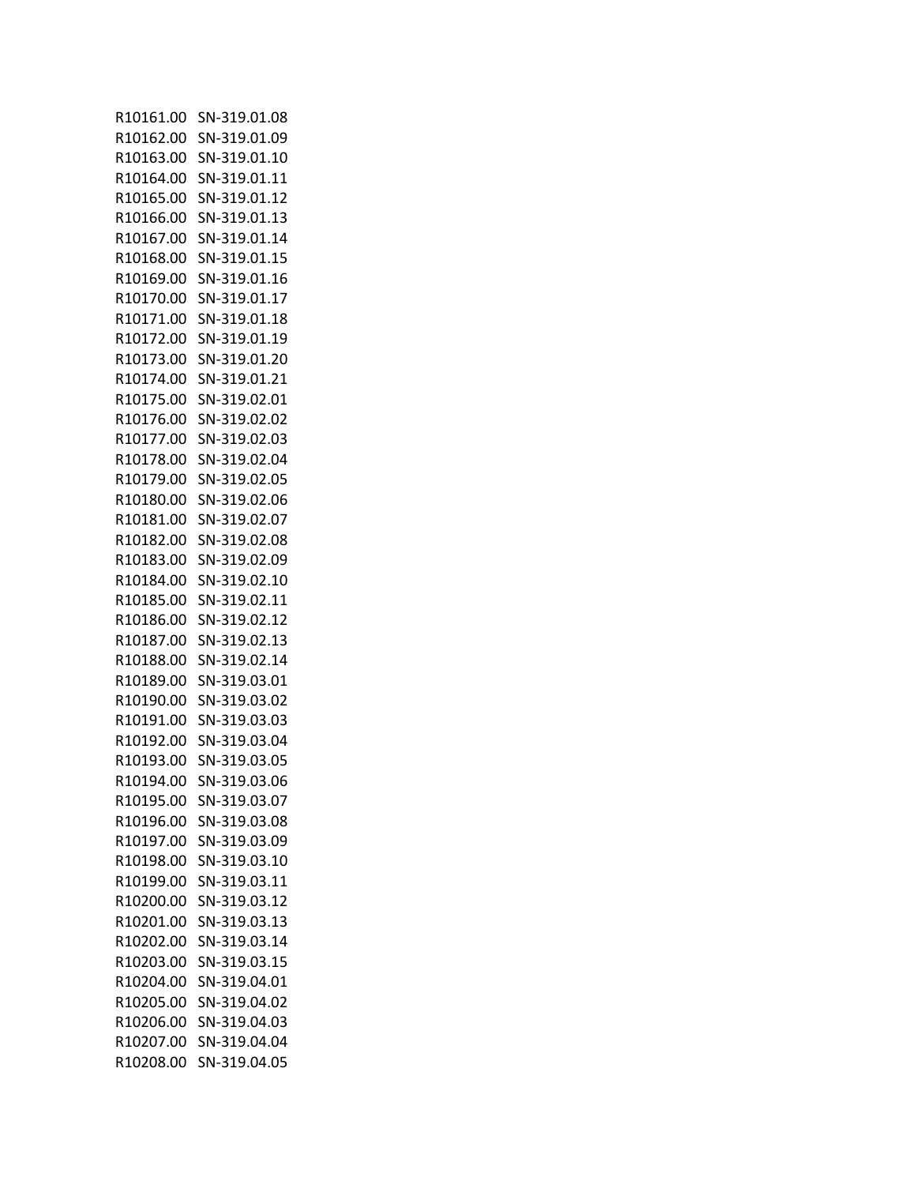| R10161.00 | SN-319.01.08 |
|---|---|
| R10162.00 | SN-319.01.09 |
| R10163.00 | SN-319.01.10 |
| R10164.00 | SN-319.01.11 |
| R10165.00 | SN-319.01.12 |
| R10166.00 | SN-319.01.13 |
| R10167.00 | SN-319.01.14 |
| R10168.00 | SN-319.01.15 |
| R10169.00 | SN-319.01.16 |
| R10170.00 | SN-319.01.17 |
| R10171.00 | SN-319.01.18 |
| R10172.00 | SN-319.01.19 |
| R10173.00 | SN-319.01.20 |
| R10174.00 | SN-319.01.21 |
| R10175.00 | SN-319.02.01 |
| R10176.00 | SN-319.02.02 |
| R10177.00 | SN-319.02.03 |
| R10178.00 | SN-319.02.04 |
| R10179.00 | SN-319.02.05 |
| R10180.00 | SN-319.02.06 |
| R10181.00 | SN-319.02.07 |
| R10182.00 | SN-319.02.08 |
| R10183.00 | SN-319.02.09 |
| R10184.00 | SN-319.02.10 |
| R10185.00 | SN-319.02.11 |
| R10186.00 | SN-319.02.12 |
| R10187.00 | SN-319.02.13 |
| R10188.00 | SN-319.02.14 |
| R10189.00 | SN-319.03.01 |
| R10190.00 | SN-319.03.02 |
| R10191.00 | SN-319.03.03 |
| R10192.00 | SN-319.03.04 |
| R10193.00 | SN-319.03.05 |
| R10194.00 | SN-319.03.06 |
| R10195.00 | SN-319.03.07 |
| R10196.00 | SN-319.03.08 |
| R10197.00 | SN-319.03.09 |
| R10198.00 | SN-319.03.10 |
| R10199.00 | SN-319.03.11 |
| R10200.00 | SN-319.03.12 |
| R10201.00 | SN-319.03.13 |
| R10202.00 | SN-319.03.14 |
| R10203.00 | SN-319.03.15 |
| R10204.00 | SN-319.04.01 |
| R10205.00 | SN-319.04.02 |
| R10206.00 | SN-319.04.03 |
| R10207.00 | SN-319.04.04 |
| R10208.00 | SN-319.04.05 |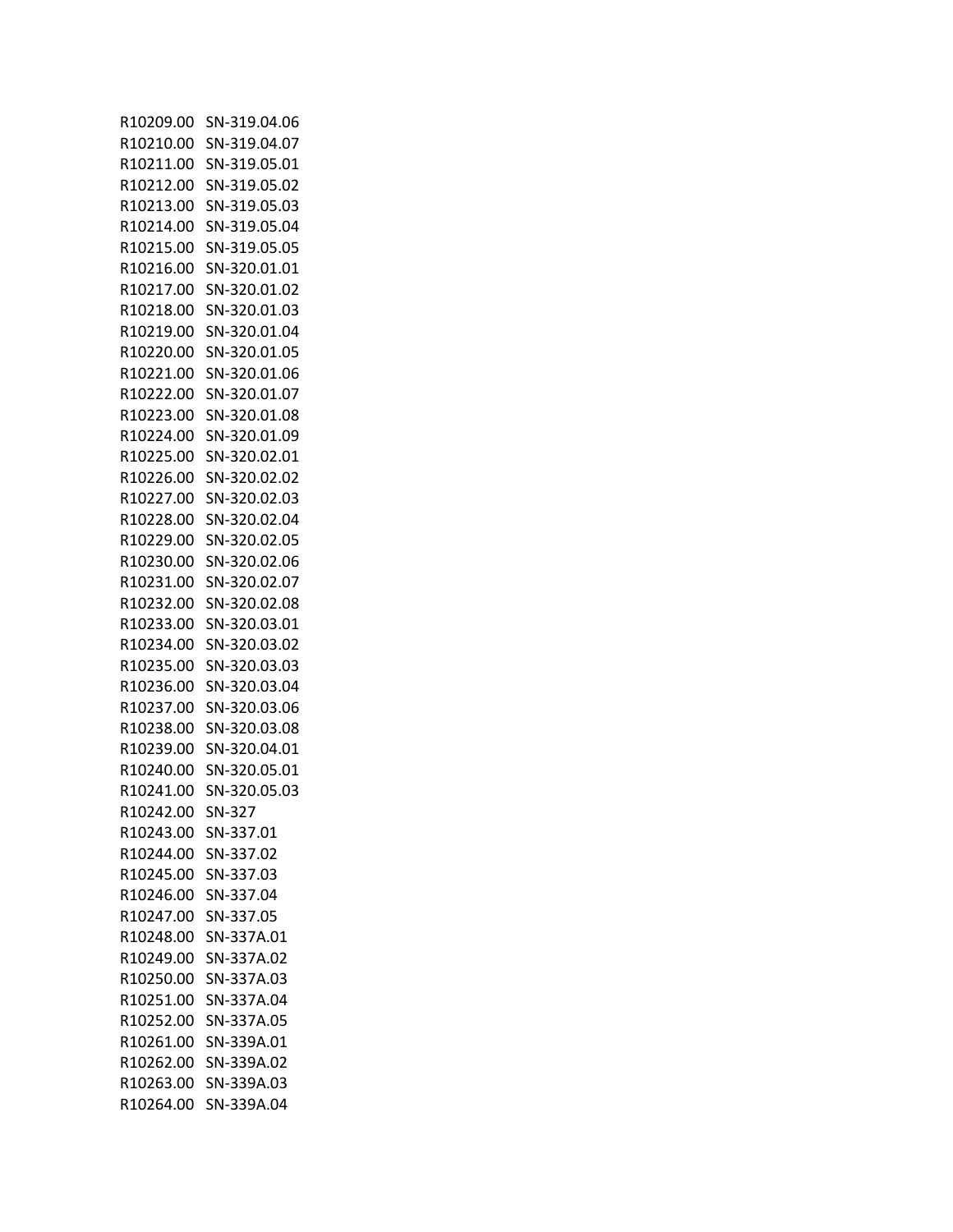| | |
|---|---|
| R10209.00 | SN-319.04.06 |
| R10210.00 | SN-319.04.07 |
| R10211.00 | SN-319.05.01 |
| R10212.00 | SN-319.05.02 |
| R10213.00 | SN-319.05.03 |
| R10214.00 | SN-319.05.04 |
| R10215.00 | SN-319.05.05 |
| R10216.00 | SN-320.01.01 |
| R10217.00 | SN-320.01.02 |
| R10218.00 | SN-320.01.03 |
| R10219.00 | SN-320.01.04 |
| R10220.00 | SN-320.01.05 |
| R10221.00 | SN-320.01.06 |
| R10222.00 | SN-320.01.07 |
| R10223.00 | SN-320.01.08 |
| R10224.00 | SN-320.01.09 |
| R10225.00 | SN-320.02.01 |
| R10226.00 | SN-320.02.02 |
| R10227.00 | SN-320.02.03 |
| R10228.00 | SN-320.02.04 |
| R10229.00 | SN-320.02.05 |
| R10230.00 | SN-320.02.06 |
| R10231.00 | SN-320.02.07 |
| R10232.00 | SN-320.02.08 |
| R10233.00 | SN-320.03.01 |
| R10234.00 | SN-320.03.02 |
| R10235.00 | SN-320.03.03 |
| R10236.00 | SN-320.03.04 |
| R10237.00 | SN-320.03.06 |
| R10238.00 | SN-320.03.08 |
| R10239.00 | SN-320.04.01 |
| R10240.00 | SN-320.05.01 |
| R10241.00 | SN-320.05.03 |
| R10242.00 | SN-327 |
| R10243.00 | SN-337.01 |
| R10244.00 | SN-337.02 |
| R10245.00 | SN-337.03 |
| R10246.00 | SN-337.04 |
| R10247.00 | SN-337.05 |
| R10248.00 | SN-337A.01 |
| R10249.00 | SN-337A.02 |
| R10250.00 | SN-337A.03 |
| R10251.00 | SN-337A.04 |
| R10252.00 | SN-337A.05 |
| R10261.00 | SN-339A.01 |
| R10262.00 | SN-339A.02 |
| R10263.00 | SN-339A.03 |
| R10264.00 | SN-339A.04 |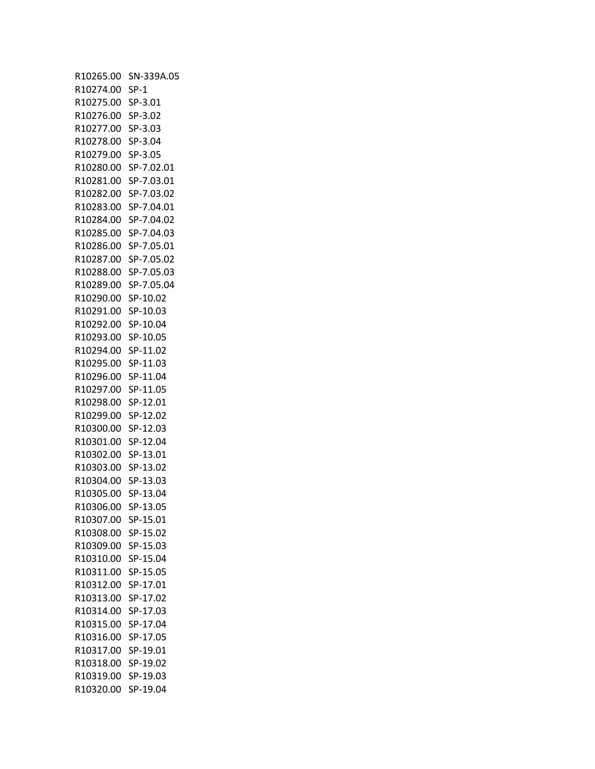| | |
|---|---|
| R10265.00 | SN-339A.05 |
| R10274.00 | SP-1 |
| R10275.00 | SP-3.01 |
| R10276.00 | SP-3.02 |
| R10277.00 | SP-3.03 |
| R10278.00 | SP-3.04 |
| R10279.00 | SP-3.05 |
| R10280.00 | SP-7.02.01 |
| R10281.00 | SP-7.03.01 |
| R10282.00 | SP-7.03.02 |
| R10283.00 | SP-7.04.01 |
| R10284.00 | SP-7.04.02 |
| R10285.00 | SP-7.04.03 |
| R10286.00 | SP-7.05.01 |
| R10287.00 | SP-7.05.02 |
| R10288.00 | SP-7.05.03 |
| R10289.00 | SP-7.05.04 |
| R10290.00 | SP-10.02 |
| R10291.00 | SP-10.03 |
| R10292.00 | SP-10.04 |
| R10293.00 | SP-10.05 |
| R10294.00 | SP-11.02 |
| R10295.00 | SP-11.03 |
| R10296.00 | SP-11.04 |
| R10297.00 | SP-11.05 |
| R10298.00 | SP-12.01 |
| R10299.00 | SP-12.02 |
| R10300.00 | SP-12.03 |
| R10301.00 | SP-12.04 |
| R10302.00 | SP-13.01 |
| R10303.00 | SP-13.02 |
| R10304.00 | SP-13.03 |
| R10305.00 | SP-13.04 |
| R10306.00 | SP-13.05 |
| R10307.00 | SP-15.01 |
| R10308.00 | SP-15.02 |
| R10309.00 | SP-15.03 |
| R10310.00 | SP-15.04 |
| R10311.00 | SP-15.05 |
| R10312.00 | SP-17.01 |
| R10313.00 | SP-17.02 |
| R10314.00 | SP-17.03 |
| R10315.00 | SP-17.04 |
| R10316.00 | SP-17.05 |
| R10317.00 | SP-19.01 |
| R10318.00 | SP-19.02 |
| R10319.00 | SP-19.03 |
| R10320.00 | SP-19.04 |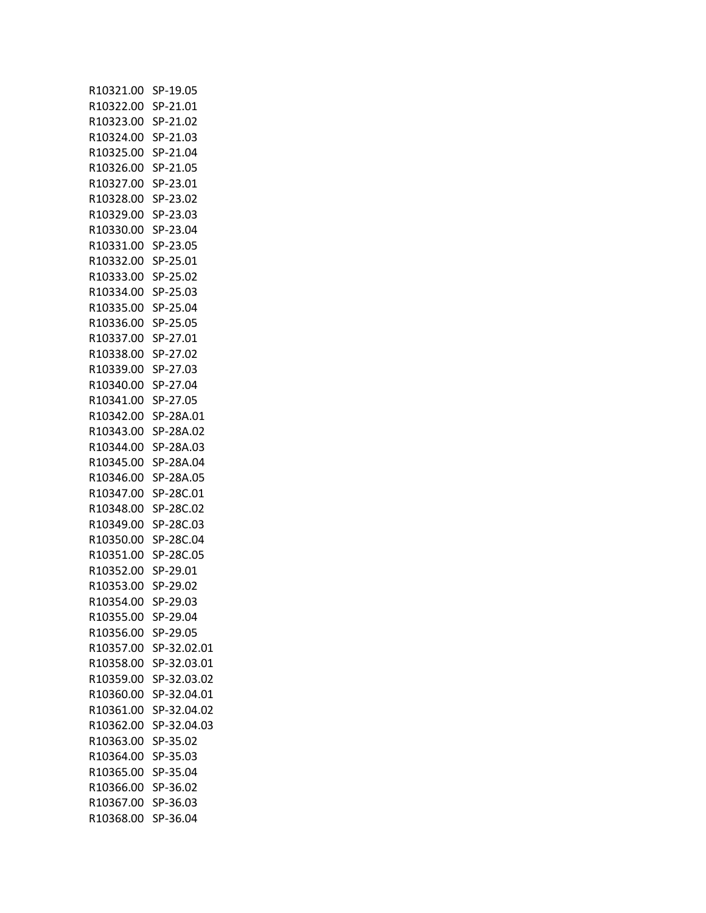R10321.00 SP-19.05
R10322.00 SP-21.01
R10323.00 SP-21.02
R10324.00 SP-21.03
R10325.00 SP-21.04
R10326.00 SP-21.05
R10327.00 SP-23.01
R10328.00 SP-23.02
R10329.00 SP-23.03
R10330.00 SP-23.04
R10331.00 SP-23.05
R10332.00 SP-25.01
R10333.00 SP-25.02
R10334.00 SP-25.03
R10335.00 SP-25.04
R10336.00 SP-25.05
R10337.00 SP-27.01
R10338.00 SP-27.02
R10339.00 SP-27.03
R10340.00 SP-27.04
R10341.00 SP-27.05
R10342.00 SP-28A.01
R10343.00 SP-28A.02
R10344.00 SP-28A.03
R10345.00 SP-28A.04
R10346.00 SP-28A.05
R10347.00 SP-28C.01
R10348.00 SP-28C.02
R10349.00 SP-28C.03
R10350.00 SP-28C.04
R10351.00 SP-28C.05
R10352.00 SP-29.01
R10353.00 SP-29.02
R10354.00 SP-29.03
R10355.00 SP-29.04
R10356.00 SP-29.05
R10357.00 SP-32.02.01
R10358.00 SP-32.03.01
R10359.00 SP-32.03.02
R10360.00 SP-32.04.01
R10361.00 SP-32.04.02
R10362.00 SP-32.04.03
R10363.00 SP-35.02
R10364.00 SP-35.03
R10365.00 SP-35.04
R10366.00 SP-36.02
R10367.00 SP-36.03
R10368.00 SP-36.04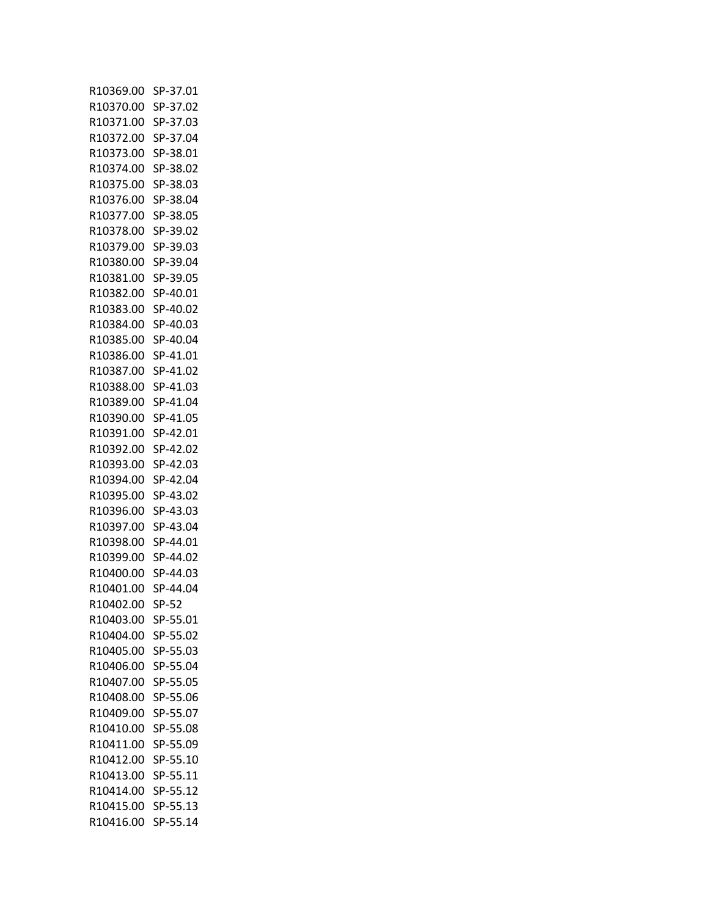| | |
|---|---|
| R10369.00 | SP-37.01 |
| R10370.00 | SP-37.02 |
| R10371.00 | SP-37.03 |
| R10372.00 | SP-37.04 |
| R10373.00 | SP-38.01 |
| R10374.00 | SP-38.02 |
| R10375.00 | SP-38.03 |
| R10376.00 | SP-38.04 |
| R10377.00 | SP-38.05 |
| R10378.00 | SP-39.02 |
| R10379.00 | SP-39.03 |
| R10380.00 | SP-39.04 |
| R10381.00 | SP-39.05 |
| R10382.00 | SP-40.01 |
| R10383.00 | SP-40.02 |
| R10384.00 | SP-40.03 |
| R10385.00 | SP-40.04 |
| R10386.00 | SP-41.01 |
| R10387.00 | SP-41.02 |
| R10388.00 | SP-41.03 |
| R10389.00 | SP-41.04 |
| R10390.00 | SP-41.05 |
| R10391.00 | SP-42.01 |
| R10392.00 | SP-42.02 |
| R10393.00 | SP-42.03 |
| R10394.00 | SP-42.04 |
| R10395.00 | SP-43.02 |
| R10396.00 | SP-43.03 |
| R10397.00 | SP-43.04 |
| R10398.00 | SP-44.01 |
| R10399.00 | SP-44.02 |
| R10400.00 | SP-44.03 |
| R10401.00 | SP-44.04 |
| R10402.00 | SP-52 |
| R10403.00 | SP-55.01 |
| R10404.00 | SP-55.02 |
| R10405.00 | SP-55.03 |
| R10406.00 | SP-55.04 |
| R10407.00 | SP-55.05 |
| R10408.00 | SP-55.06 |
| R10409.00 | SP-55.07 |
| R10410.00 | SP-55.08 |
| R10411.00 | SP-55.09 |
| R10412.00 | SP-55.10 |
| R10413.00 | SP-55.11 |
| R10414.00 | SP-55.12 |
| R10415.00 | SP-55.13 |
| R10416.00 | SP-55.14 |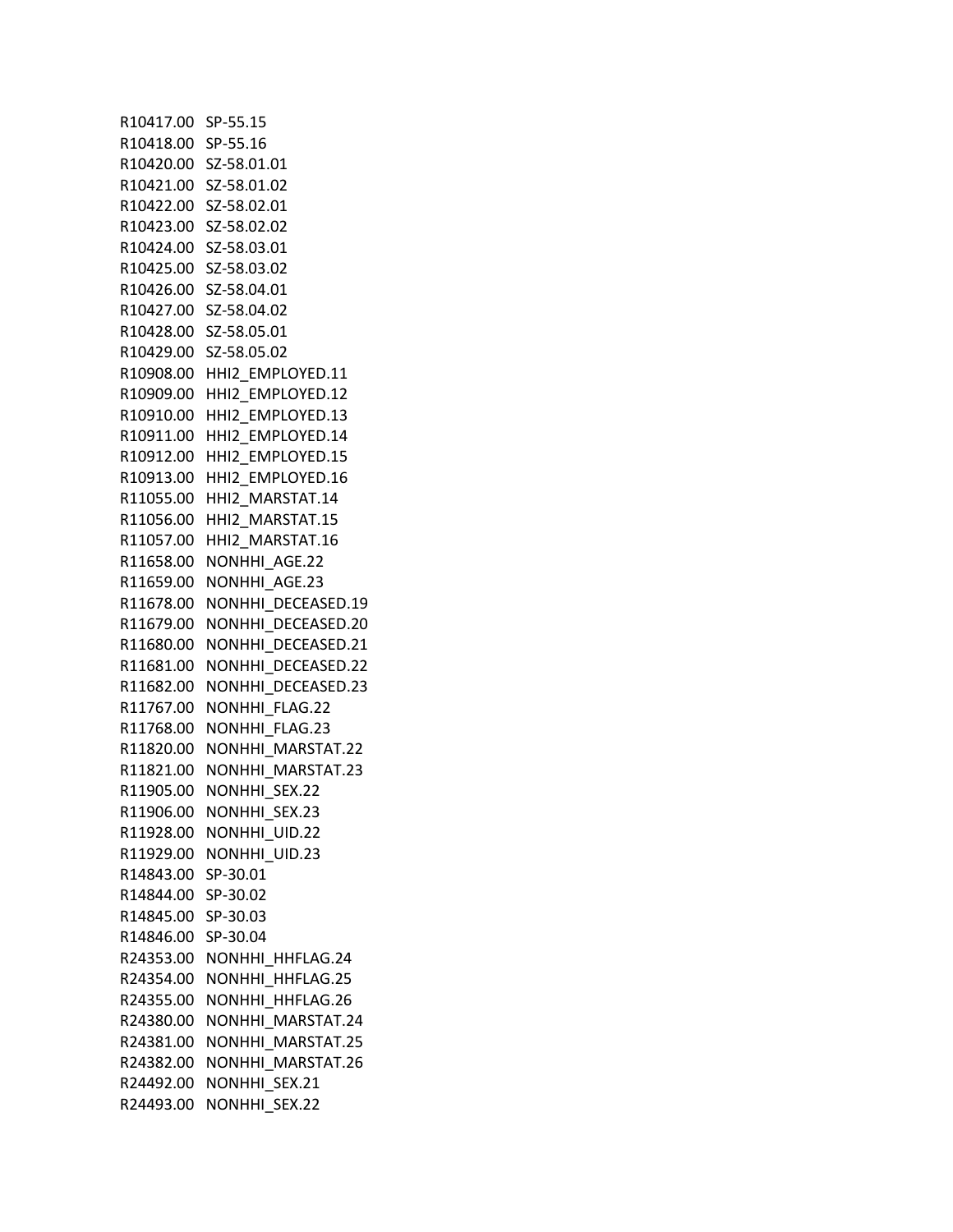R10417.00 SP-55.15
R10418.00 SP-55.16
R10420.00 SZ-58.01.01
R10421.00 SZ-58.01.02
R10422.00 SZ-58.02.01
R10423.00 SZ-58.02.02
R10424.00 SZ-58.03.01
R10425.00 SZ-58.03.02
R10426.00 SZ-58.04.01
R10427.00 SZ-58.04.02
R10428.00 SZ-58.05.01
R10429.00 SZ-58.05.02
R10908.00 HHI2_EMPLOYED.11
R10909.00 HHI2_EMPLOYED.12
R10910.00 HHI2_EMPLOYED.13
R10911.00 HHI2_EMPLOYED.14
R10912.00 HHI2_EMPLOYED.15
R10913.00 HHI2_EMPLOYED.16
R11055.00 HHI2_MARSTAT.14
R11056.00 HHI2_MARSTAT.15
R11057.00 HHI2_MARSTAT.16
R11658.00 NONHHI_AGE.22
R11659.00 NONHHI_AGE.23
R11678.00 NONHHI_DECEASED.19
R11679.00 NONHHI_DECEASED.20
R11680.00 NONHHI_DECEASED.21
R11681.00 NONHHI_DECEASED.22
R11682.00 NONHHI_DECEASED.23
R11767.00 NONHHI_FLAG.22
R11768.00 NONHHI_FLAG.23
R11820.00 NONHHI_MARSTAT.22
R11821.00 NONHHI_MARSTAT.23
R11905.00 NONHHI_SEX.22
R11906.00 NONHHI_SEX.23
R11928.00 NONHHI_UID.22
R11929.00 NONHHI_UID.23
R14843.00 SP-30.01
R14844.00 SP-30.02
R14845.00 SP-30.03
R14846.00 SP-30.04
R24353.00 NONHHI_HHFLAG.24
R24354.00 NONHHI_HHFLAG.25
R24355.00 NONHHI_HHFLAG.26
R24380.00 NONHHI_MARSTAT.24
R24381.00 NONHHI_MARSTAT.25
R24382.00 NONHHI_MARSTAT.26
R24492.00 NONHHI_SEX.21
R24493.00 NONHHI_SEX.22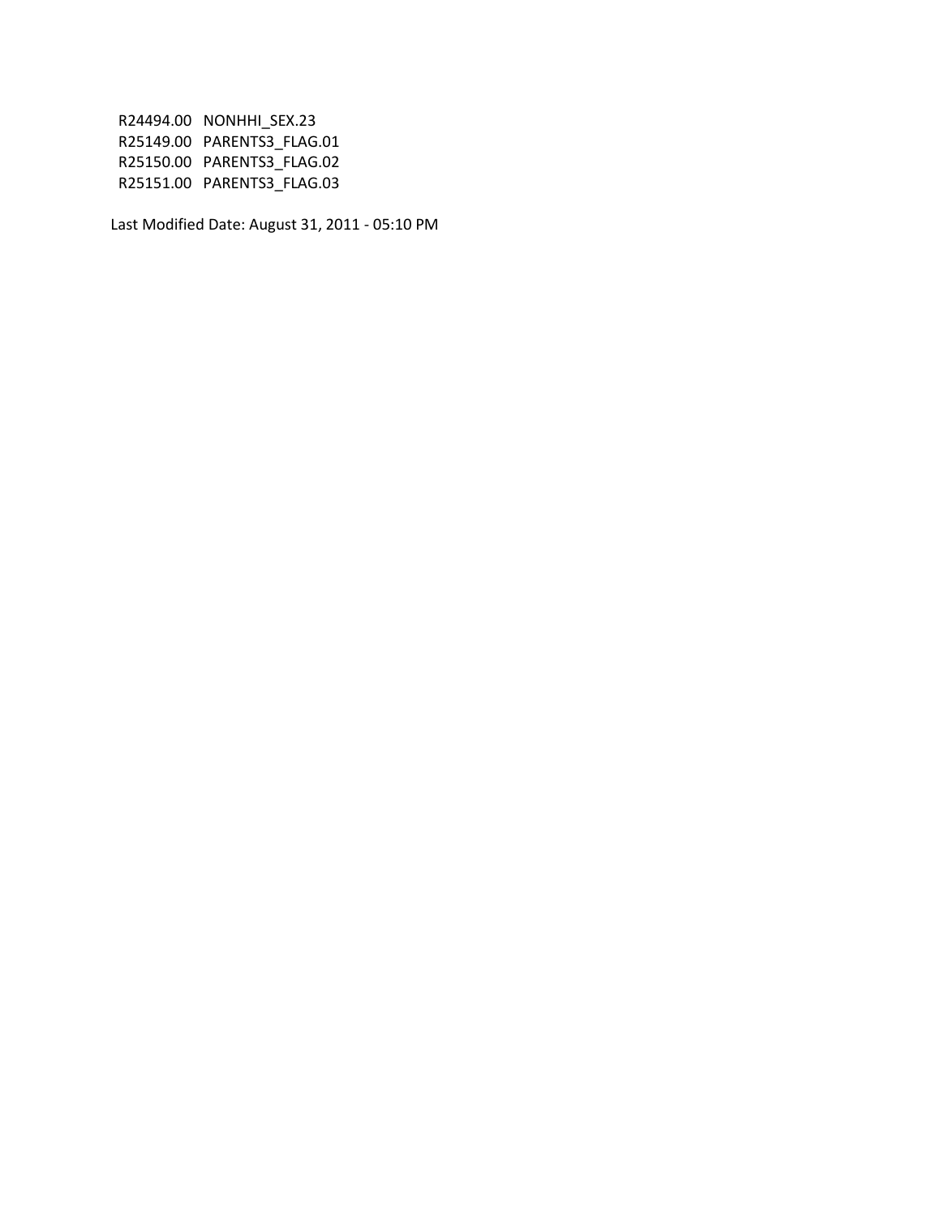R24494.00 NONHHI_SEX.23
R25149.00 PARENTS3_FLAG.01
R25150.00 PARENTS3_FLAG.02
R25151.00 PARENTS3_FLAG.03

Last Modified Date: August 31, 2011 - 05:10 PM